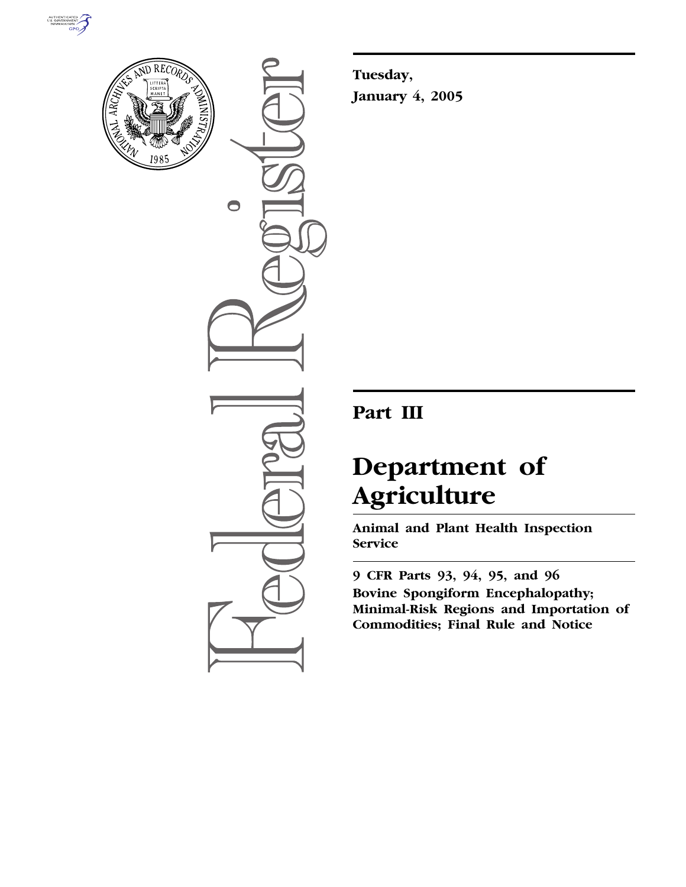**Tuesday,**

**January 4, 2005**

# Part III

# Department of Agriculture

**Animal and Plant Health Inspection Service**

**9 CFR Parts 93, 94, 95, and 96**

**Bovine Spongiform Encephalopathy; Minimal-Risk Regions and Importation of Commodities; Final Rule and Notice**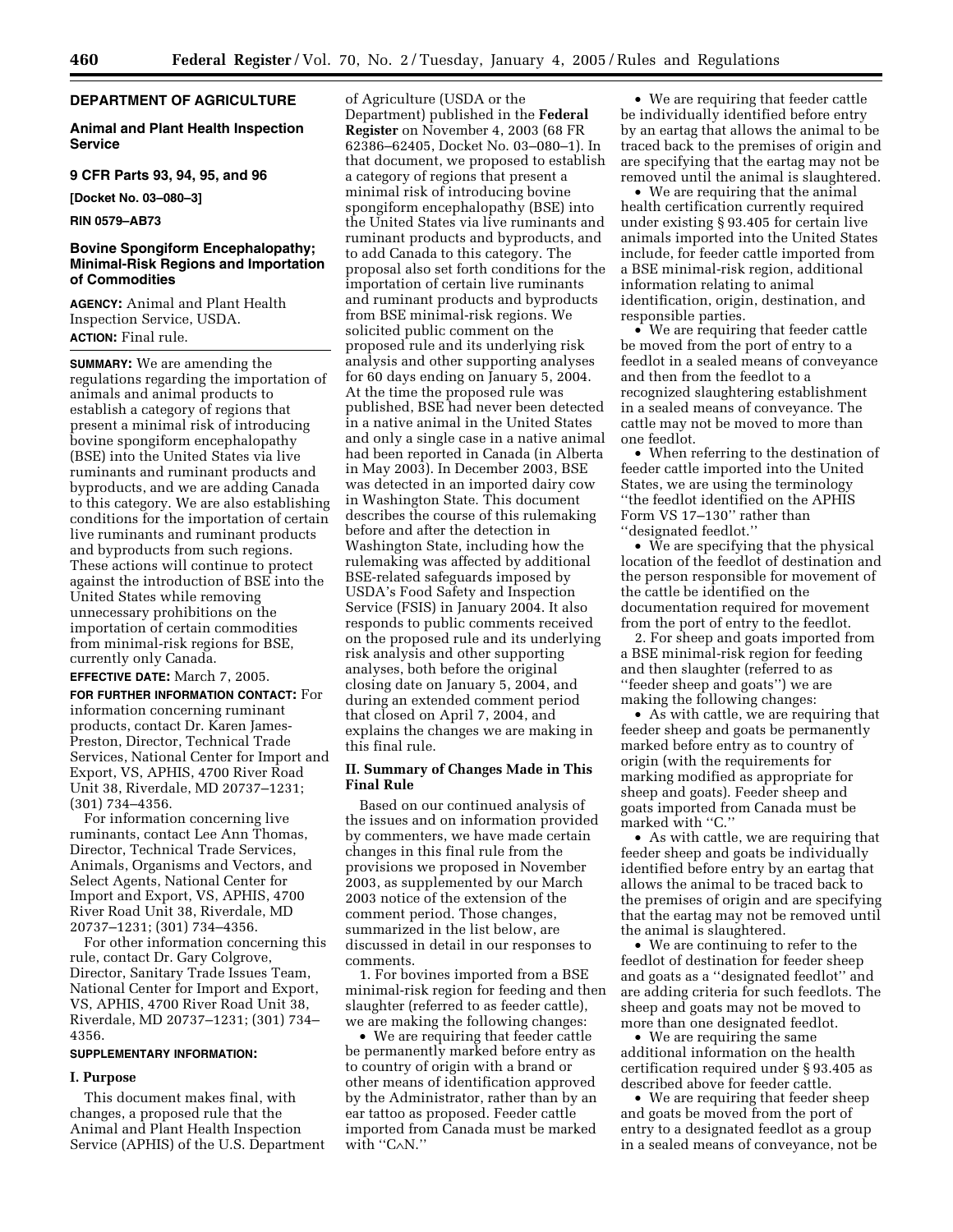**DEPARTMENT OF AGRICULTURE**

**Animal and Plant Health Inspection Service**

**9 CFR Parts 93, 94, 95, and 96**

**[Docket No. 03–080–3]**

**RIN 0579–AB73**

## Bovine Spongiform Encephalopathy; Minimal-Risk Regions and Importation of Commodities

**AGENCY:** Animal and Plant Health Inspection Service, USDA.

**ACTION:** Final rule.

**SUMMARY:** We are amending the regulations regarding the importation of animals and animal products to establish a category of regions that present a minimal risk of introducing bovine spongiform encephalopathy (BSE) into the United States via live ruminants and ruminant products and byproducts, and we are adding Canada to this category. We are also establishing conditions for the importation of certain live ruminants and ruminant products and byproducts from such regions. These actions will continue to protect against the introduction of BSE into the United States while removing unnecessary prohibitions on the importation of certain commodities from minimal-risk regions for BSE, currently only Canada.

**EFFECTIVE DATE:** March 7, 2005.

**FOR FURTHER INFORMATION CONTACT:** For information concerning ruminant products, contact Dr. Karen James-Preston, Director, Technical Trade Services, National Center for Import and Export, VS, APHIS, 4700 River Road Unit 38, Riverdale, MD 20737–1231; (301) 734–4356.

For information concerning live ruminants, contact Lee Ann Thomas, Director, Technical Trade Services, Animals, Organisms and Vectors, and Select Agents, National Center for Import and Export, VS, APHIS, 4700 River Road Unit 38, Riverdale, MD 20737–1231; (301) 734–4356.

For other information concerning this rule, contact Dr. Gary Colgrove, Director, Sanitary Trade Issues Team, National Center for Import and Export, VS, APHIS, 4700 River Road Unit 38, Riverdale, MD 20737–1231; (301) 734–4356.

**SUPPLEMENTARY INFORMATION:**

### I. Purpose

This document makes final, with changes, a proposed rule that the Animal and Plant Health Inspection Service (APHIS) of the U.S. Department of Agriculture (USDA or the Department) published in the **Federal Register** on November 4, 2003 (68 FR 62386–62405, Docket No. 03–080–1). In that document, we proposed to establish a category of regions that present a minimal risk of introducing bovine spongiform encephalopathy (BSE) into the United States via live ruminants and ruminant products and byproducts, and to add Canada to this category. The proposal also set forth conditions for the importation of certain live ruminants and ruminant products and byproducts from BSE minimal-risk regions. We solicited public comment on the proposed rule and its underlying risk analysis and other supporting analyses for 60 days ending on January 5, 2004. At the time the proposed rule was published, BSE had never been detected in a native animal in the United States and only a single case in a native animal had been reported in Canada (in Alberta in May 2003). In December 2003, BSE was detected in an imported dairy cow in Washington State. This document describes the course of this rulemaking before and after the detection in Washington State, including how the rulemaking was affected by additional BSE-related safeguards imposed by USDA's Food Safety and Inspection Service (FSIS) in January 2004. It also responds to public comments received on the proposed rule and its underlying risk analysis and other supporting analyses, both before the original closing date on January 5, 2004, and during an extended comment period that closed on April 7, 2004, and explains the changes we are making in this final rule.

### II. Summary of Changes Made in This Final Rule

Based on our continued analysis of the issues and on information provided by commenters, we have made certain changes in this final rule from the provisions we proposed in November 2003, as supplemented by our March 2003 notice of the extension of the comment period. Those changes, summarized in the list below, are discussed in detail in our responses to comments.

1. For bovines imported from a BSE minimal-risk region for feeding and then slaughter (referred to as feeder cattle), we are making the following changes:

- We are requiring that feeder cattle be permanently marked before entry as to country of origin with a brand or other means of identification approved by the Administrator, rather than by an ear tattoo as proposed. Feeder cattle imported from Canada must be marked with "C^N."
- We are requiring that feeder cattle be individually identified before entry by an eartag that allows the animal to be traced back to the premises of origin and are specifying that the eartag may not be removed until the animal is slaughtered.
- We are requiring that the animal health certification currently required under existing § 93.405 for certain live animals imported into the United States include, for feeder cattle imported from a BSE minimal-risk region, additional information relating to animal identification, origin, destination, and responsible parties.
- We are requiring that feeder cattle be moved from the port of entry to a feedlot in a sealed means of conveyance and then from the feedlot to a recognized slaughtering establishment in a sealed means of conveyance. The cattle may not be moved to more than one feedlot.
- When referring to the destination of feeder cattle imported into the United States, we are using the terminology "the feedlot identified on the APHIS Form VS 17–130" rather than "designated feedlot."
- We are specifying that the physical location of the feedlot of destination and the person responsible for movement of the cattle be identified on the documentation required for movement from the port of entry to the feedlot.

2. For sheep and goats imported from a BSE minimal-risk region for feeding and then slaughter (referred to as "feeder sheep and goats") we are making the following changes:

- As with cattle, we are requiring that feeder sheep and goats be permanently marked before entry as to country of origin (with the requirements for marking modified as appropriate for sheep and goats). Feeder sheep and goats imported from Canada must be marked with "C."
- As with cattle, we are requiring that feeder sheep and goats be individually identified before entry by an eartag that allows the animal to be traced back to the premises of origin and are specifying that the eartag may not be removed until the animal is slaughtered.
- We are continuing to refer to the feedlot of destination for feeder sheep and goats as a "designated feedlot" and are adding criteria for such feedlots. The sheep and goats may not be moved to more than one designated feedlot.
- We are requiring the same additional information on the health certification required under § 93.405 as described above for feeder cattle.
- We are requiring that feeder sheep and goats be moved from the port of entry to a designated feedlot as a group in a sealed means of conveyance, not be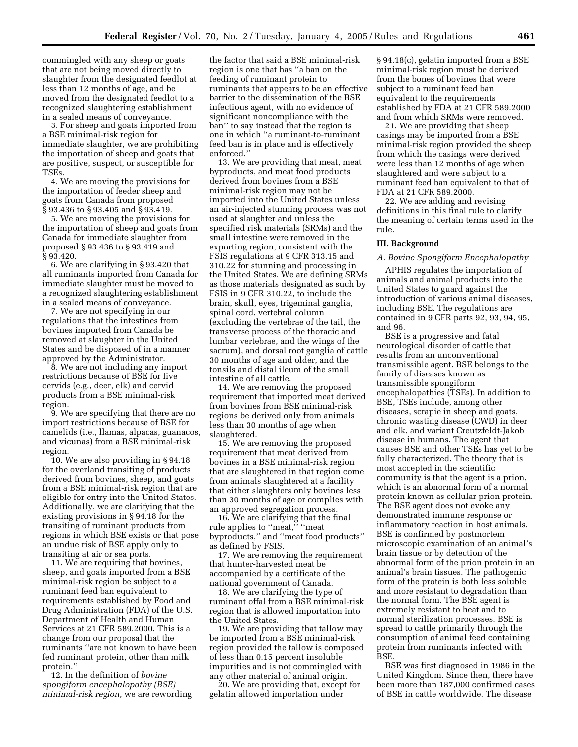commingled with any sheep or goats that are not being moved directly to slaughter from the designated feedlot at less than 12 months of age, and be moved from the designated feedlot to a recognized slaughtering establishment in a sealed means of conveyance.

3. For sheep and goats imported from a BSE minimal-risk region for immediate slaughter, we are prohibiting the importation of sheep and goats that are positive, suspect, or susceptible for TSEs.

4. We are moving the provisions for the importation of feeder sheep and goats from Canada from proposed § 93.436 to § 93.405 and § 93.419.

5. We are moving the provisions for the importation of sheep and goats from Canada for immediate slaughter from proposed § 93.436 to § 93.419 and § 93.420.

6. We are clarifying in § 93.420 that all ruminants imported from Canada for immediate slaughter must be moved to a recognized slaughtering establishment in a sealed means of conveyance.

7. We are not specifying in our regulations that the intestines from bovines imported from Canada be removed at slaughter in the United States and be disposed of in a manner approved by the Administrator.

8. We are not including any import restrictions because of BSE for live cervids (e.g., deer, elk) and cervid products from a BSE minimal-risk region.

9. We are specifying that there are no import restrictions because of BSE for camelids (i.e., llamas, alpacas, guanacos, and vicunas) from a BSE minimal-risk region.

10. We are also providing in § 94.18 for the overland transiting of products derived from bovines, sheep, and goats from a BSE minimal-risk region that are eligible for entry into the United States. Additionally, we are clarifying that the existing provisions in § 94.18 for the transiting of ruminant products from regions in which BSE exists or that pose an undue risk of BSE apply only to transiting at air or sea ports.

11. We are requiring that bovines, sheep, and goats imported from a BSE minimal-risk region be subject to a ruminant feed ban equivalent to requirements established by Food and Drug Administration (FDA) of the U.S. Department of Health and Human Services at 21 CFR 589.2000. This is a change from our proposal that the ruminants ''are not known to have been fed ruminant protein, other than milk protein.''

12. In the definition of *bovine spongiform encephalopathy (BSE) minimal-risk region,* we are rewording the factor that said a BSE minimal-risk region is one that has ''a ban on the feeding of ruminant protein to ruminants that appears to be an effective barrier to the dissemination of the BSE infectious agent, with no evidence of significant noncompliance with the ban'' to say instead that the region is one in which ''a ruminant-to-ruminant feed ban is in place and is effectively enforced.''

13. We are providing that meat, meat byproducts, and meat food products derived from bovines from a BSE minimal-risk region may not be imported into the United States unless an air-injected stunning process was not used at slaughter and unless the specified risk materials (SRMs) and the small intestine were removed in the exporting region, consistent with the FSIS regulations at 9 CFR 313.15 and 310.22 for stunning and processing in the United States. We are defining SRMs as those materials designated as such by FSIS in 9 CFR 310.22, to include the brain, skull, eyes, trigeminal ganglia, spinal cord, vertebral column (excluding the vertebrae of the tail, the transverse process of the thoracic and lumbar vertebrae, and the wings of the sacrum), and dorsal root ganglia of cattle 30 months of age and older, and the tonsils and distal ileum of the small intestine of all cattle.

14. We are removing the proposed requirement that imported meat derived from bovines from BSE minimal-risk regions be derived only from animals less than 30 months of age when slaughtered.

15. We are removing the proposed requirement that meat derived from bovines in a BSE minimal-risk region that are slaughtered in that region come from animals slaughtered at a facility that either slaughters only bovines less than 30 months of age or complies with an approved segregation process.

16. We are clarifying that the final rule applies to ''meat,'' ''meat byproducts,'' and ''meat food products'' as defined by FSIS.

17. We are removing the requirement that hunter-harvested meat be accompanied by a certificate of the national government of Canada.

18. We are clarifying the type of ruminant offal from a BSE minimal-risk region that is allowed importation into the United States.

19. We are providing that tallow may be imported from a BSE minimal-risk region provided the tallow is composed of less than 0.15 percent insoluble impurities and is not commingled with any other material of animal origin.

20. We are providing that, except for gelatin allowed importation under § 94.18(c), gelatin imported from a BSE minimal-risk region must be derived from the bones of bovines that were subject to a ruminant feed ban equivalent to the requirements established by FDA at 21 CFR 589.2000 and from which SRMs were removed.

21. We are providing that sheep casings may be imported from a BSE minimal-risk region provided the sheep from which the casings were derived were less than 12 months of age when slaughtered and were subject to a ruminant feed ban equivalent to that of FDA at 21 CFR 589.2000.

22. We are adding and revising definitions in this final rule to clarify the meaning of certain terms used in the rule.

## III. Background

### *A. Bovine Spongiform Encephalopathy*

APHIS regulates the importation of animals and animal products into the United States to guard against the introduction of various animal diseases, including BSE. The regulations are contained in 9 CFR parts 92, 93, 94, 95, and 96.

BSE is a progressive and fatal neurological disorder of cattle that results from an unconventional transmissible agent. BSE belongs to the family of diseases known as transmissible spongiform encephalopathies (TSEs). In addition to BSE, TSEs include, among other diseases, scrapie in sheep and goats, chronic wasting disease (CWD) in deer and elk, and variant Creutzfeldt-Jakob disease in humans. The agent that causes BSE and other TSEs has yet to be fully characterized. The theory that is most accepted in the scientific community is that the agent is a prion, which is an abnormal form of a normal protein known as cellular prion protein. The BSE agent does not evoke any demonstrated immune response or inflammatory reaction in host animals. BSE is confirmed by postmortem microscopic examination of an animal's brain tissue or by detection of the abnormal form of the prion protein in an animal's brain tissues. The pathogenic form of the protein is both less soluble and more resistant to degradation than the normal form. The BSE agent is extremely resistant to heat and to normal sterilization processes. BSE is spread to cattle primarily through the consumption of animal feed containing protein from ruminants infected with BSE.

BSE was first diagnosed in 1986 in the United Kingdom. Since then, there have been more than 187,000 confirmed cases of BSE in cattle worldwide. The disease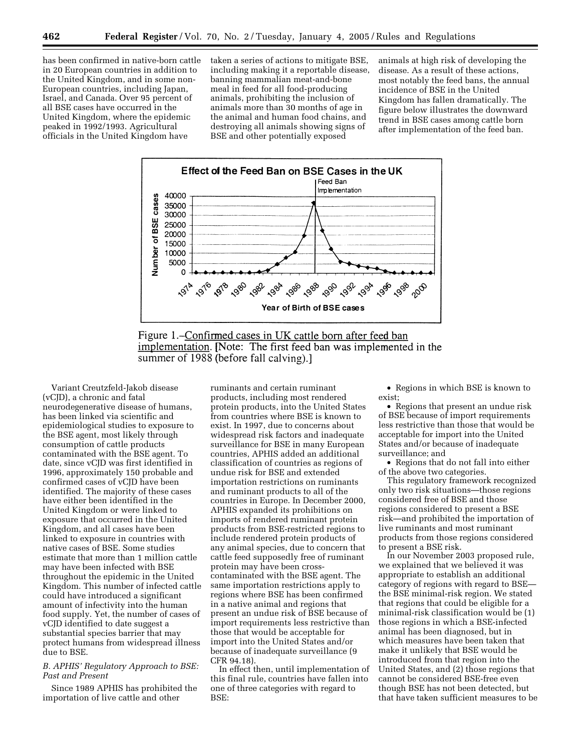has been confirmed in native-born cattle in 20 European countries in addition to the United Kingdom, and in some non-European countries, including Japan, Israel, and Canada. Over 95 percent of all BSE cases have occurred in the United Kingdom, where the epidemic peaked in 1992/1993. Agricultural officials in the United Kingdom have taken a series of actions to mitigate BSE, including making it a reportable disease, banning mammalian meat-and-bone meal in feed for all food-producing animals, prohibiting the inclusion of animals more than 30 months of age in the animal and human food chains, and destroying all animals showing signs of BSE and other potentially exposed animals at high risk of developing the disease. As a result of these actions, most notably the feed bans, the annual incidence of BSE in the United Kingdom has fallen dramatically. The figure below illustrates the downward trend in BSE cases among cattle born after implementation of the feed ban.

Figure 1.–Confirmed cases in UK cattle born after feed ban implementation. [Note: The first feed ban was implemented in the summer of 1988 (before fall calving).]

Variant Creutzfeld-Jakob disease (vCJD), a chronic and fatal neurodegenerative disease of humans, has been linked via scientific and epidemiological studies to exposure to the BSE agent, most likely through consumption of cattle products contaminated with the BSE agent. To date, since vCJD was first identified in 1996, approximately 150 probable and confirmed cases of vCJD have been identified. The majority of these cases have either been identified in the United Kingdom or were linked to exposure that occurred in the United Kingdom, and all cases have been linked to exposure in countries with native cases of BSE. Some studies estimate that more than 1 million cattle may have been infected with BSE throughout the epidemic in the United Kingdom. This number of infected cattle could have introduced a significant amount of infectivity into the human food supply. Yet, the number of cases of vCJD identified to date suggest a substantial species barrier that may protect humans from widespread illness due to BSE.

*B. APHIS' Regulatory Approach to BSE: Past and Present*

Since 1989 APHIS has prohibited the importation of live cattle and other ruminants and certain ruminant products, including most rendered protein products, into the United States from countries where BSE is known to exist. In 1997, due to concerns about widespread risk factors and inadequate surveillance for BSE in many European countries, APHIS added an additional classification of countries as regions of undue risk for BSE and extended importation restrictions on ruminants and ruminant products to all of the countries in Europe. In December 2000, APHIS expanded its prohibitions on imports of rendered ruminant protein products from BSE-restricted regions to include rendered protein products of any animal species, due to concern that cattle feed supposedly free of ruminant protein may have been cross-contaminated with the BSE agent. The same importation restrictions apply to regions where BSE has been confirmed in a native animal and regions that present an undue risk of BSE because of import requirements less restrictive than those that would be acceptable for import into the United States and/or because of inadequate surveillance (9 CFR 94.18).

In effect then, until implementation of this final rule, countries have fallen into one of three categories with regard to BSE:

- Regions in which BSE is known to exist;
- Regions that present an undue risk of BSE because of import requirements less restrictive than those that would be acceptable for import into the United States and/or because of inadequate surveillance; and
- Regions that do not fall into either of the above two categories.

This regulatory framework recognized only two risk situations—those regions considered free of BSE and those regions considered to present a BSE risk—and prohibited the importation of live ruminants and most ruminant products from those regions considered to present a BSE risk.

In our November 2003 proposed rule, we explained that we believed it was appropriate to establish an additional category of regions with regard to BSE—the BSE minimal-risk region. We stated that regions that could be eligible for a minimal-risk classification would be (1) those regions in which a BSE-infected animal has been diagnosed, but in which measures have been taken that make it unlikely that BSE would be introduced from that region into the United States, and (2) those regions that cannot be considered BSE-free even though BSE has not been detected, but that have taken sufficient measures to be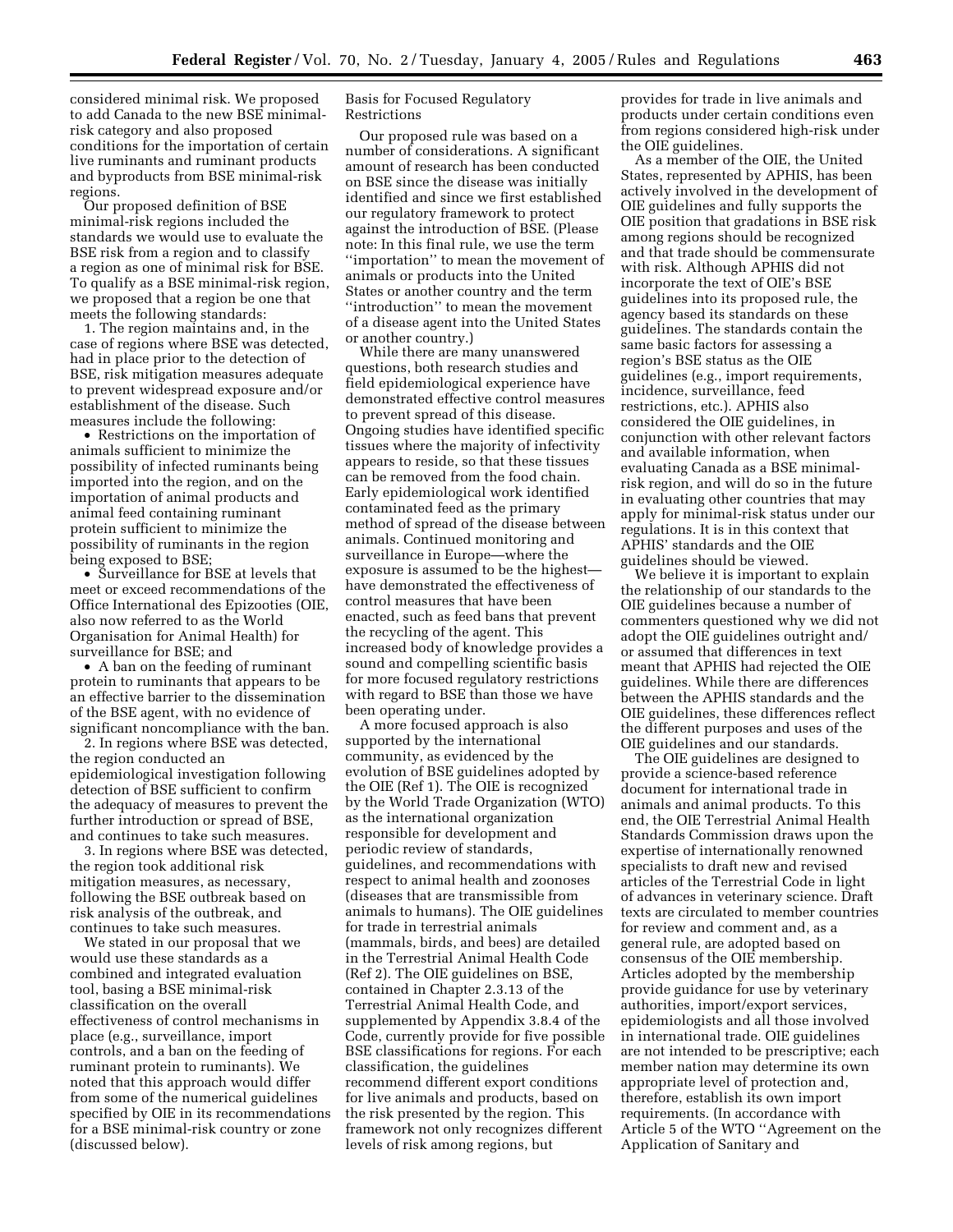considered minimal risk. We proposed to add Canada to the new BSE minimal-risk category and also proposed conditions for the importation of certain live ruminants and ruminant products and byproducts from BSE minimal-risk regions.

Our proposed definition of BSE minimal-risk regions included the standards we would use to evaluate the BSE risk from a region and to classify a region as one of minimal risk for BSE. To qualify as a BSE minimal-risk region, we proposed that a region be one that meets the following standards:

1. The region maintains and, in the case of regions where BSE was detected, had in place prior to the detection of BSE, risk mitigation measures adequate to prevent widespread exposure and/or establishment of the disease. Such measures include the following:

- Restrictions on the importation of animals sufficient to minimize the possibility of infected ruminants being imported into the region, and on the importation of animal products and animal feed containing ruminant protein sufficient to minimize the possibility of ruminants in the region being exposed to BSE;
- Surveillance for BSE at levels that meet or exceed recommendations of the Office International des Epizooties (OIE, also now referred to as the World Organisation for Animal Health) for surveillance for BSE; and
- A ban on the feeding of ruminant protein to ruminants that appears to be an effective barrier to the dissemination of the BSE agent, with no evidence of significant noncompliance with the ban.

2. In regions where BSE was detected, the region conducted an epidemiological investigation following detection of BSE sufficient to confirm the adequacy of measures to prevent the further introduction or spread of BSE, and continues to take such measures.

3. In regions where BSE was detected, the region took additional risk mitigation measures, as necessary, following the BSE outbreak based on risk analysis of the outbreak, and continues to take such measures.

We stated in our proposal that we would use these standards as a combined and integrated evaluation tool, basing a BSE minimal-risk classification on the overall effectiveness of control mechanisms in place (e.g., surveillance, import controls, and a ban on the feeding of ruminant protein to ruminants). We noted that this approach would differ from some of the numerical guidelines specified by OIE in its recommendations for a BSE minimal-risk country or zone (discussed below).

Basis for Focused Regulatory Restrictions

Our proposed rule was based on a number of considerations. A significant amount of research has been conducted on BSE since the disease was initially identified and since we first established our regulatory framework to protect against the introduction of BSE. (Please note: In this final rule, we use the term ''importation'' to mean the movement of animals or products into the United States or another country and the term ''introduction'' to mean the movement of a disease agent into the United States or another country.)

While there are many unanswered questions, both research studies and field epidemiological experience have demonstrated effective control measures to prevent spread of this disease. Ongoing studies have identified specific tissues where the majority of infectivity appears to reside, so that these tissues can be removed from the food chain. Early epidemiological work identified contaminated feed as the primary method of spread of the disease between animals. Continued monitoring and surveillance in Europe—where the exposure is assumed to be the highest—have demonstrated the effectiveness of control measures that have been enacted, such as feed bans that prevent the recycling of the agent. This increased body of knowledge provides a sound and compelling scientific basis for more focused regulatory restrictions with regard to BSE than those we have been operating under.

A more focused approach is also supported by the international community, as evidenced by the evolution of BSE guidelines adopted by the OIE (Ref 1). The OIE is recognized by the World Trade Organization (WTO) as the international organization responsible for development and periodic review of standards, guidelines, and recommendations with respect to animal health and zoonoses (diseases that are transmissible from animals to humans). The OIE guidelines for trade in terrestrial animals (mammals, birds, and bees) are detailed in the Terrestrial Animal Health Code (Ref 2). The OIE guidelines on BSE, contained in Chapter 2.3.13 of the Terrestrial Animal Health Code, and supplemented by Appendix 3.8.4 of the Code, currently provide for five possible BSE classifications for regions. For each classification, the guidelines recommend different export conditions for live animals and products, based on the risk presented by the region. This framework not only recognizes different levels of risk among regions, but provides for trade in live animals and products under certain conditions even from regions considered high-risk under the OIE guidelines.

As a member of the OIE, the United States, represented by APHIS, has been actively involved in the development of OIE guidelines and fully supports the OIE position that gradations in BSE risk among regions should be recognized and that trade should be commensurate with risk. Although APHIS did not incorporate the text of OIE's BSE guidelines into its proposed rule, the agency based its standards on these guidelines. The standards contain the same basic factors for assessing a region's BSE status as the OIE guidelines (e.g., import requirements, incidence, surveillance, feed restrictions, etc.). APHIS also considered the OIE guidelines, in conjunction with other relevant factors and available information, when evaluating Canada as a BSE minimal-risk region, and will do so in the future in evaluating other countries that may apply for minimal-risk status under our regulations. It is in this context that APHIS' standards and the OIE guidelines should be viewed.

We believe it is important to explain the relationship of our standards to the OIE guidelines because a number of commenters questioned why we did not adopt the OIE guidelines outright and/or assumed that differences in text meant that APHIS had rejected the OIE guidelines. While there are differences between the APHIS standards and the OIE guidelines, these differences reflect the different purposes and uses of the OIE guidelines and our standards.

The OIE guidelines are designed to provide a science-based reference document for international trade in animals and animal products. To this end, the OIE Terrestrial Animal Health Standards Commission draws upon the expertise of internationally renowned specialists to draft new and revised articles of the Terrestrial Code in light of advances in veterinary science. Draft texts are circulated to member countries for review and comment and, as a general rule, are adopted based on consensus of the OIE membership. Articles adopted by the membership provide guidance for use by veterinary authorities, import/export services, epidemiologists and all those involved in international trade. OIE guidelines are not intended to be prescriptive; each member nation may determine its own appropriate level of protection and, therefore, establish its own import requirements. (In accordance with Article 5 of the WTO ''Agreement on the Application of Sanitary and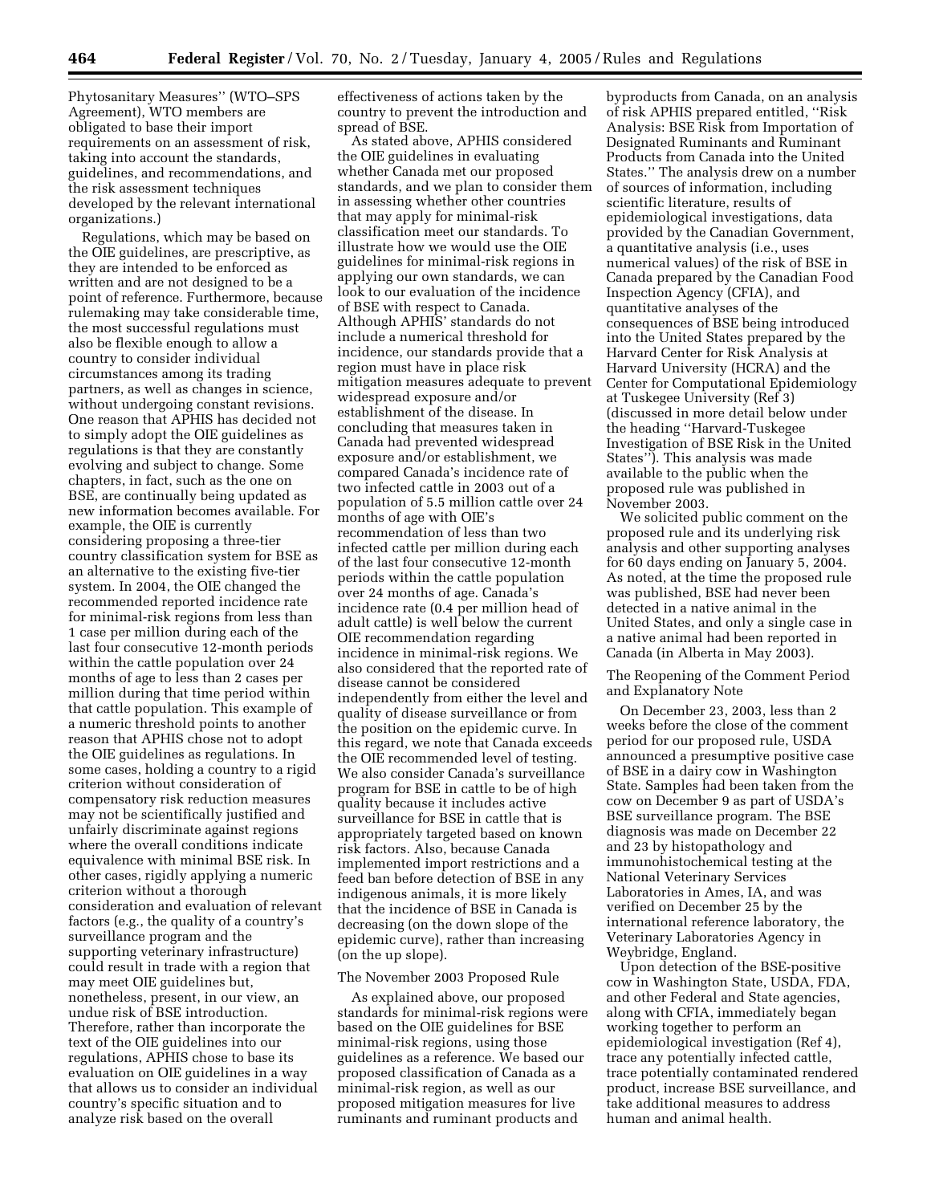Phytosanitary Measures'' (WTO–SPS Agreement), WTO members are obligated to base their import requirements on an assessment of risk, taking into account the standards, guidelines, and recommendations, and the risk assessment techniques developed by the relevant international organizations.)

Regulations, which may be based on the OIE guidelines, are prescriptive, as they are intended to be enforced as written and are not designed to be a point of reference. Furthermore, because rulemaking may take considerable time, the most successful regulations must also be flexible enough to allow a country to consider individual circumstances among its trading partners, as well as changes in science, without undergoing constant revisions. One reason that APHIS has decided not to simply adopt the OIE guidelines as regulations is that they are constantly evolving and subject to change. Some chapters, in fact, such as the one on BSE, are continually being updated as new information becomes available. For example, the OIE is currently considering proposing a three-tier country classification system for BSE as an alternative to the existing five-tier system. In 2004, the OIE changed the recommended reported incidence rate for minimal-risk regions from less than 1 case per million during each of the last four consecutive 12-month periods within the cattle population over 24 months of age to less than 2 cases per million during that time period within that cattle population. This example of a numeric threshold points to another reason that APHIS chose not to adopt the OIE guidelines as regulations. In some cases, holding a country to a rigid criterion without consideration of compensatory risk reduction measures may not be scientifically justified and unfairly discriminate against regions where the overall conditions indicate equivalence with minimal BSE risk. In other cases, rigidly applying a numeric criterion without a thorough consideration and evaluation of relevant factors (e.g., the quality of a country's surveillance program and the supporting veterinary infrastructure) could result in trade with a region that may meet OIE guidelines but, nonetheless, present, in our view, an undue risk of BSE introduction. Therefore, rather than incorporate the text of the OIE guidelines into our regulations, APHIS chose to base its evaluation on OIE guidelines in a way that allows us to consider an individual country's specific situation and to analyze risk based on the overall effectiveness of actions taken by the country to prevent the introduction and spread of BSE.

As stated above, APHIS considered the OIE guidelines in evaluating whether Canada met our proposed standards, and we plan to consider them in assessing whether other countries that may apply for minimal-risk classification meet our standards. To illustrate how we would use the OIE guidelines for minimal-risk regions in applying our own standards, we can look to our evaluation of the incidence of BSE with respect to Canada. Although APHIS' standards do not include a numerical threshold for incidence, our standards provide that a region must have in place risk mitigation measures adequate to prevent widespread exposure and/or establishment of the disease. In concluding that measures taken in Canada had prevented widespread exposure and/or establishment, we compared Canada's incidence rate of two infected cattle in 2003 out of a population of 5.5 million cattle over 24 months of age with OIE's recommendation of less than two infected cattle per million during each of the last four consecutive 12-month periods within the cattle population over 24 months of age. Canada's incidence rate (0.4 per million head of adult cattle) is well below the current OIE recommendation regarding incidence in minimal-risk regions. We also considered that the reported rate of disease cannot be considered independently from either the level and quality of disease surveillance or from the position on the epidemic curve. In this regard, we note that Canada exceeds the OIE recommended level of testing. We also consider Canada's surveillance program for BSE in cattle to be of high quality because it includes active surveillance for BSE in cattle that is appropriately targeted based on known risk factors. Also, because Canada implemented import restrictions and a feed ban before detection of BSE in any indigenous animals, it is more likely that the incidence of BSE in Canada is decreasing (on the down slope of the epidemic curve), rather than increasing (on the up slope).

## The November 2003 Proposed Rule

As explained above, our proposed standards for minimal-risk regions were based on the OIE guidelines for BSE minimal-risk regions, using those guidelines as a reference. We based our proposed classification of Canada as a minimal-risk region, as well as our proposed mitigation measures for live ruminants and ruminant products and byproducts from Canada, on an analysis of risk APHIS prepared entitled, ''Risk Analysis: BSE Risk from Importation of Designated Ruminants and Ruminant Products from Canada into the United States.'' The analysis drew on a number of sources of information, including scientific literature, results of epidemiological investigations, data provided by the Canadian Government, a quantitative analysis (i.e., uses numerical values) of the risk of BSE in Canada prepared by the Canadian Food Inspection Agency (CFIA), and quantitative analyses of the consequences of BSE being introduced into the United States prepared by the Harvard Center for Risk Analysis at Harvard University (HCRA) and the Center for Computational Epidemiology at Tuskegee University (Ref 3) (discussed in more detail below under the heading ''Harvard-Tuskegee Investigation of BSE Risk in the United States''). This analysis was made available to the public when the proposed rule was published in November 2003.

We solicited public comment on the proposed rule and its underlying risk analysis and other supporting analyses for 60 days ending on January 5, 2004. As noted, at the time the proposed rule was published, BSE had never been detected in a native animal in the United States, and only a single case in a native animal had been reported in Canada (in Alberta in May 2003).

## The Reopening of the Comment Period and Explanatory Note

On December 23, 2003, less than 2 weeks before the close of the comment period for our proposed rule, USDA announced a presumptive positive case of BSE in a dairy cow in Washington State. Samples had been taken from the cow on December 9 as part of USDA's BSE surveillance program. The BSE diagnosis was made on December 22 and 23 by histopathology and immunohistochemical testing at the National Veterinary Services Laboratories in Ames, IA, and was verified on December 25 by the international reference laboratory, the Veterinary Laboratories Agency in Weybridge, England.

Upon detection of the BSE-positive cow in Washington State, USDA, FDA, and other Federal and State agencies, along with CFIA, immediately began working together to perform an epidemiological investigation (Ref 4), trace any potentially infected cattle, trace potentially contaminated rendered product, increase BSE surveillance, and take additional measures to address human and animal health.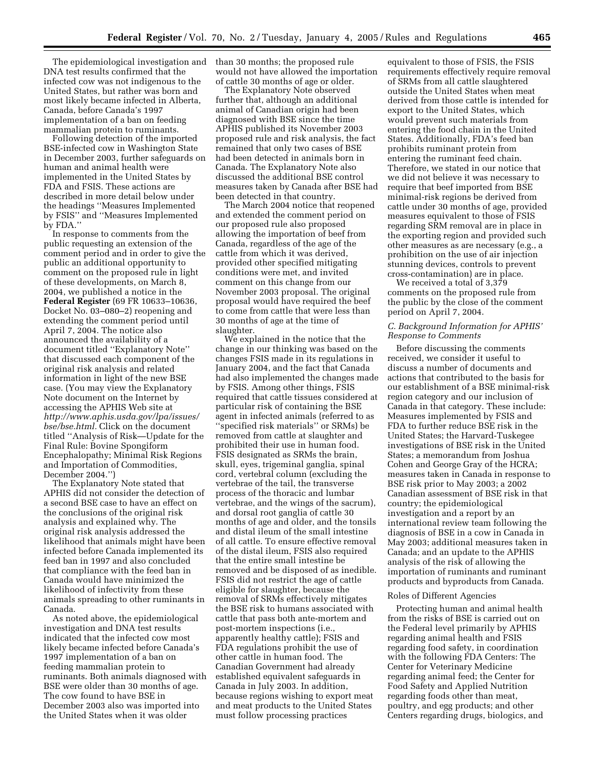The epidemiological investigation and DNA test results confirmed that the infected cow was not indigenous to the United States, but rather was born and most likely became infected in Alberta, Canada, before Canada's 1997 implementation of a ban on feeding mammalian protein to ruminants.

Following detection of the imported BSE-infected cow in Washington State in December 2003, further safeguards on human and animal health were implemented in the United States by FDA and FSIS. These actions are described in more detail below under the headings ''Measures Implemented by FSIS'' and ''Measures Implemented by FDA.''

In response to comments from the public requesting an extension of the comment period and in order to give the public an additional opportunity to comment on the proposed rule in light of these developments, on March 8, 2004, we published a notice in the **Federal Register** (69 FR 10633–10636, Docket No. 03–080–2) reopening and extending the comment period until April 7, 2004. The notice also announced the availability of a document titled ''Explanatory Note'' that discussed each component of the original risk analysis and related information in light of the new BSE case. (You may view the Explanatory Note document on the Internet by accessing the APHIS Web site at *http://www.aphis.usda.gov/lpa/issues/bse/bse.html.* Click on the document titled ''Analysis of Risk—Update for the Final Rule: Bovine Spongiform Encephalopathy; Minimal Risk Regions and Importation of Commodities, December 2004.'')

The Explanatory Note stated that APHIS did not consider the detection of a second BSE case to have an effect on the conclusions of the original risk analysis and explained why. The original risk analysis addressed the likelihood that animals might have been infected before Canada implemented its feed ban in 1997 and also concluded that compliance with the feed ban in Canada would have minimized the likelihood of infectivity from these animals spreading to other ruminants in Canada.

As noted above, the epidemiological investigation and DNA test results indicated that the infected cow most likely became infected before Canada's 1997 implementation of a ban on feeding mammalian protein to ruminants. Both animals diagnosed with BSE were older than 30 months of age. The cow found to have BSE in December 2003 also was imported into the United States when it was older than 30 months; the proposed rule would not have allowed the importation of cattle 30 months of age or older.

The Explanatory Note observed further that, although an additional animal of Canadian origin had been diagnosed with BSE since the time APHIS published its November 2003 proposed rule and risk analysis, the fact remained that only two cases of BSE had been detected in animals born in Canada. The Explanatory Note also discussed the additional BSE control measures taken by Canada after BSE had been detected in that country.

The March 2004 notice that reopened and extended the comment period on our proposed rule also proposed allowing the importation of beef from Canada, regardless of the age of the cattle from which it was derived, provided other specified mitigating conditions were met, and invited comment on this change from our November 2003 proposal. The original proposal would have required the beef to come from cattle that were less than 30 months of age at the time of slaughter.

We explained in the notice that the change in our thinking was based on the changes FSIS made in its regulations in January 2004, and the fact that Canada had also implemented the changes made by FSIS. Among other things, FSIS required that cattle tissues considered at particular risk of containing the BSE agent in infected animals (referred to as ''specified risk materials'' or SRMs) be removed from cattle at slaughter and prohibited their use in human food. FSIS designated as SRMs the brain, skull, eyes, trigeminal ganglia, spinal cord, vertebral column (excluding the vertebrae of the tail, the transverse process of the thoracic and lumbar vertebrae, and the wings of the sacrum), and dorsal root ganglia of cattle 30 months of age and older, and the tonsils and distal ileum of the small intestine of all cattle. To ensure effective removal of the distal ileum, FSIS also required that the entire small intestine be removed and be disposed of as inedible. FSIS did not restrict the age of cattle eligible for slaughter, because the removal of SRMs effectively mitigates the BSE risk to humans associated with cattle that pass both ante-mortem and post-mortem inspections (i.e., apparently healthy cattle); FSIS and FDA regulations prohibit the use of other cattle in human food. The Canadian Government had already established equivalent safeguards in Canada in July 2003. In addition, because regions wishing to export meat and meat products to the United States must follow processing practices equivalent to those of FSIS, the FSIS requirements effectively require removal of SRMs from all cattle slaughtered outside the United States when meat derived from those cattle is intended for export to the United States, which would prevent such materials from entering the food chain in the United States. Additionally, FDA's feed ban prohibits ruminant protein from entering the ruminant feed chain. Therefore, we stated in our notice that we did not believe it was necessary to require that beef imported from BSE minimal-risk regions be derived from cattle under 30 months of age, provided measures equivalent to those of FSIS regarding SRM removal are in place in the exporting region and provided such other measures as are necessary (e.g., a prohibition on the use of air injection stunning devices, controls to prevent cross-contamination) are in place.

We received a total of 3,379 comments on the proposed rule from the public by the close of the comment period on April 7, 2004.

### *C. Background Information for APHIS' Response to Comments*

Before discussing the comments received, we consider it useful to discuss a number of documents and actions that contributed to the basis for our establishment of a BSE minimal-risk region category and our inclusion of Canada in that category. These include: Measures implemented by FSIS and FDA to further reduce BSE risk in the United States; the Harvard-Tuskegee investigations of BSE risk in the United States; a memorandum from Joshua Cohen and George Gray of the HCRA; measures taken in Canada in response to BSE risk prior to May 2003; a 2002 Canadian assessment of BSE risk in that country; the epidemiological investigation and a report by an international review team following the diagnosis of BSE in a cow in Canada in May 2003; additional measures taken in Canada; and an update to the APHIS analysis of the risk of allowing the importation of ruminants and ruminant products and byproducts from Canada.

#### Roles of Different Agencies

Protecting human and animal health from the risks of BSE is carried out on the Federal level primarily by APHIS regarding animal health and FSIS regarding food safety, in coordination with the following FDA Centers: The Center for Veterinary Medicine regarding animal feed; the Center for Food Safety and Applied Nutrition regarding foods other than meat, poultry, and egg products; and other Centers regarding drugs, biologics, and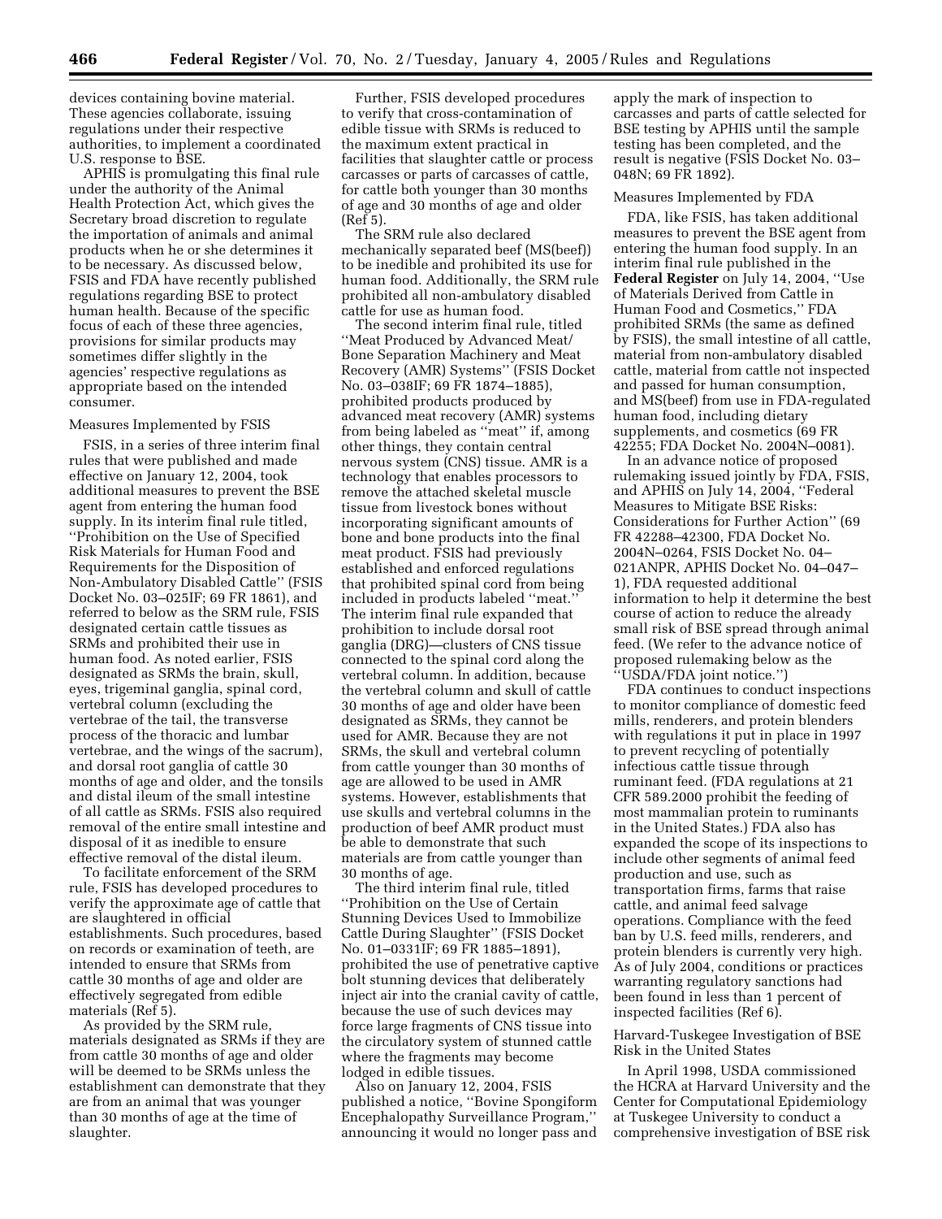devices containing bovine material. These agencies collaborate, issuing regulations under their respective authorities, to implement a coordinated U.S. response to BSE.

APHIS is promulgating this final rule under the authority of the Animal Health Protection Act, which gives the Secretary broad discretion to regulate the importation of animals and animal products when he or she determines it to be necessary. As discussed below, FSIS and FDA have recently published regulations regarding BSE to protect human health. Because of the specific focus of each of these three agencies, provisions for similar products may sometimes differ slightly in the agencies' respective regulations as appropriate based on the intended consumer.

Measures Implemented by FSIS

FSIS, in a series of three interim final rules that were published and made effective on January 12, 2004, took additional measures to prevent the BSE agent from entering the human food supply. In its interim final rule titled, ''Prohibition on the Use of Specified Risk Materials for Human Food and Requirements for the Disposition of Non-Ambulatory Disabled Cattle'' (FSIS Docket No. 03–025IF; 69 FR 1861), and referred to below as the SRM rule, FSIS designated certain cattle tissues as SRMs and prohibited their use in human food. As noted earlier, FSIS designated as SRMs the brain, skull, eyes, trigeminal ganglia, spinal cord, vertebral column (excluding the vertebrae of the tail, the transverse process of the thoracic and lumbar vertebrae, and the wings of the sacrum), and dorsal root ganglia of cattle 30 months of age and older, and the tonsils and distal ileum of the small intestine of all cattle as SRMs. FSIS also required removal of the entire small intestine and disposal of it as inedible to ensure effective removal of the distal ileum.

To facilitate enforcement of the SRM rule, FSIS has developed procedures to verify the approximate age of cattle that are slaughtered in official establishments. Such procedures, based on records or examination of teeth, are intended to ensure that SRMs from cattle 30 months of age and older are effectively segregated from edible materials (Ref 5).

As provided by the SRM rule, materials designated as SRMs if they are from cattle 30 months of age and older will be deemed to be SRMs unless the establishment can demonstrate that they are from an animal that was younger than 30 months of age at the time of slaughter.

Further, FSIS developed procedures to verify that cross-contamination of edible tissue with SRMs is reduced to the maximum extent practical in facilities that slaughter cattle or process carcasses or parts of carcasses of cattle, for cattle both younger than 30 months of age and 30 months of age and older (Ref 5).

The SRM rule also declared mechanically separated beef (MS(beef)) to be inedible and prohibited its use for human food. Additionally, the SRM rule prohibited all non-ambulatory disabled cattle for use as human food.

The second interim final rule, titled ''Meat Produced by Advanced Meat/Bone Separation Machinery and Meat Recovery (AMR) Systems'' (FSIS Docket No. 03–038IF; 69 FR 1874–1885), prohibited products produced by advanced meat recovery (AMR) systems from being labeled as ''meat'' if, among other things, they contain central nervous system (CNS) tissue. AMR is a technology that enables processors to remove the attached skeletal muscle tissue from livestock bones without incorporating significant amounts of bone and bone products into the final meat product. FSIS had previously established and enforced regulations that prohibited spinal cord from being included in products labeled ''meat.'' The interim final rule expanded that prohibition to include dorsal root ganglia (DRG)—clusters of CNS tissue connected to the spinal cord along the vertebral column. In addition, because the vertebral column and skull of cattle 30 months of age and older have been designated as SRMs, they cannot be used for AMR. Because they are not SRMs, the skull and vertebral column from cattle younger than 30 months of age are allowed to be used in AMR systems. However, establishments that use skulls and vertebral columns in the production of beef AMR product must be able to demonstrate that such materials are from cattle younger than 30 months of age.

The third interim final rule, titled ''Prohibition on the Use of Certain Stunning Devices Used to Immobilize Cattle During Slaughter'' (FSIS Docket No. 01–0331IF; 69 FR 1885–1891), prohibited the use of penetrative captive bolt stunning devices that deliberately inject air into the cranial cavity of cattle, because the use of such devices may force large fragments of CNS tissue into the circulatory system of stunned cattle where the fragments may become lodged in edible tissues.

Also on January 12, 2004, FSIS published a notice, ''Bovine Spongiform Encephalopathy Surveillance Program,'' announcing it would no longer pass and apply the mark of inspection to carcasses and parts of cattle selected for BSE testing by APHIS until the sample testing has been completed, and the result is negative (FSIS Docket No. 03–048N; 69 FR 1892).

Measures Implemented by FDA

FDA, like FSIS, has taken additional measures to prevent the BSE agent from entering the human food supply. In an interim final rule published in the **Federal Register** on July 14, 2004, ''Use of Materials Derived from Cattle in Human Food and Cosmetics,'' FDA prohibited SRMs (the same as defined by FSIS), the small intestine of all cattle, material from non-ambulatory disabled cattle, material from cattle not inspected and passed for human consumption, and MS(beef) from use in FDA-regulated human food, including dietary supplements, and cosmetics (69 FR 42255; FDA Docket No. 2004N–0081).

In an advance notice of proposed rulemaking issued jointly by FDA, FSIS, and APHIS on July 14, 2004, ''Federal Measures to Mitigate BSE Risks: Considerations for Further Action'' (69 FR 42288–42300, FDA Docket No. 2004N–0264, FSIS Docket No. 04–021ANPR, APHIS Docket No. 04–047–1), FDA requested additional information to help it determine the best course of action to reduce the already small risk of BSE spread through animal feed. (We refer to the advance notice of proposed rulemaking below as the ''USDA/FDA joint notice.'')

FDA continues to conduct inspections to monitor compliance of domestic feed mills, renderers, and protein blenders with regulations it put in place in 1997 to prevent recycling of potentially infectious cattle tissue through ruminant feed. (FDA regulations at 21 CFR 589.2000 prohibit the feeding of most mammalian protein to ruminants in the United States.) FDA also has expanded the scope of its inspections to include other segments of animal feed production and use, such as transportation firms, farms that raise cattle, and animal feed salvage operations. Compliance with the feed ban by U.S. feed mills, renderers, and protein blenders is currently very high. As of July 2004, conditions or practices warranting regulatory sanctions had been found in less than 1 percent of inspected facilities (Ref 6).

Harvard-Tuskegee Investigation of BSE Risk in the United States

In April 1998, USDA commissioned the HCRA at Harvard University and the Center for Computational Epidemiology at Tuskegee University to conduct a comprehensive investigation of BSE risk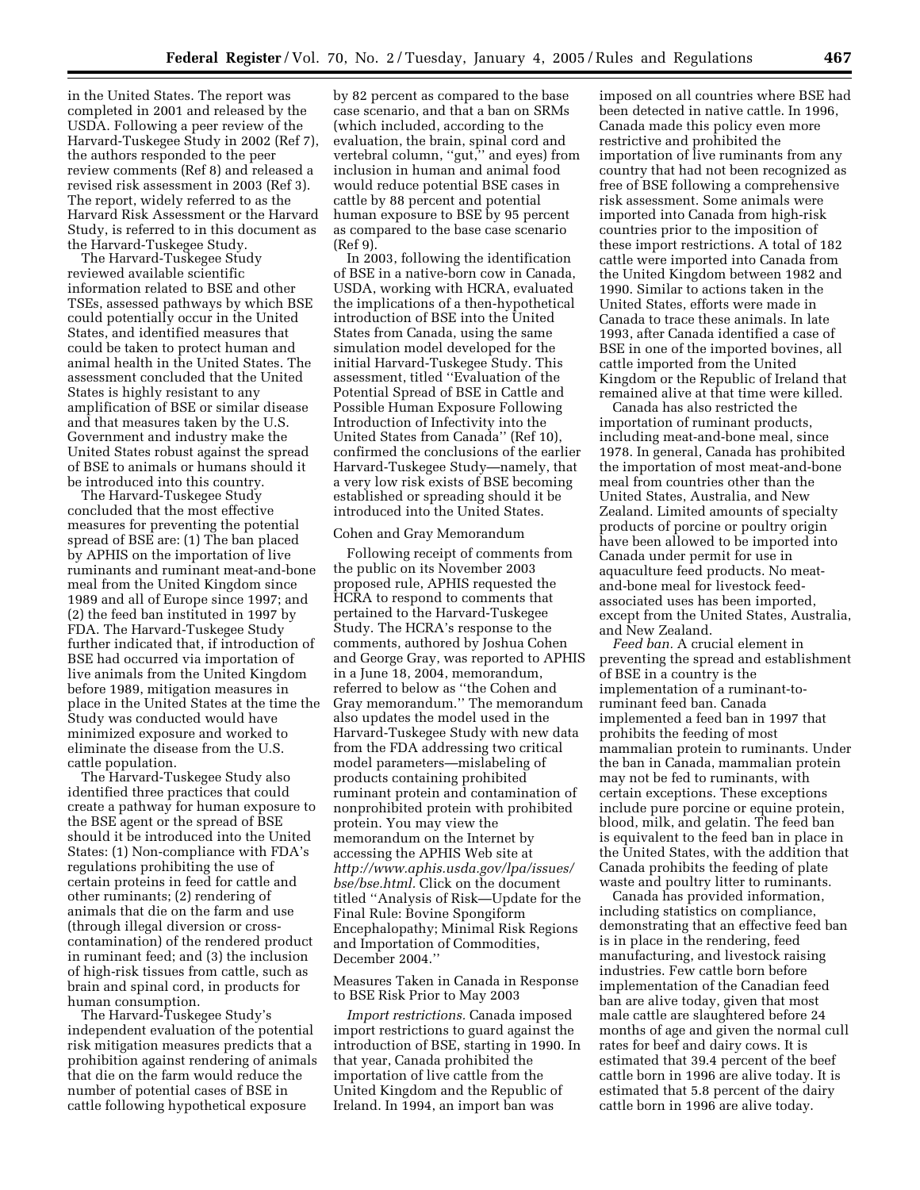in the United States. The report was completed in 2001 and released by the USDA. Following a peer review of the Harvard-Tuskegee Study in 2002 (Ref 7), the authors responded to the peer review comments (Ref 8) and released a revised risk assessment in 2003 (Ref 3). The report, widely referred to as the Harvard Risk Assessment or the Harvard Study, is referred to in this document as the Harvard-Tuskegee Study.

The Harvard-Tuskegee Study reviewed available scientific information related to BSE and other TSEs, assessed pathways by which BSE could potentially occur in the United States, and identified measures that could be taken to protect human and animal health in the United States. The assessment concluded that the United States is highly resistant to any amplification of BSE or similar disease and that measures taken by the U.S. Government and industry make the United States robust against the spread of BSE to animals or humans should it be introduced into this country.

The Harvard-Tuskegee Study concluded that the most effective measures for preventing the potential spread of BSE are: (1) The ban placed by APHIS on the importation of live ruminants and ruminant meat-and-bone meal from the United Kingdom since 1989 and all of Europe since 1997; and (2) the feed ban instituted in 1997 by FDA. The Harvard-Tuskegee Study further indicated that, if introduction of BSE had occurred via importation of live animals from the United Kingdom before 1989, mitigation measures in place in the United States at the time the Study was conducted would have minimized exposure and worked to eliminate the disease from the U.S. cattle population.

The Harvard-Tuskegee Study also identified three practices that could create a pathway for human exposure to the BSE agent or the spread of BSE should it be introduced into the United States: (1) Non-compliance with FDA's regulations prohibiting the use of certain proteins in feed for cattle and other ruminants; (2) rendering of animals that die on the farm and use (through illegal diversion or cross-contamination) of the rendered product in ruminant feed; and (3) the inclusion of high-risk tissues from cattle, such as brain and spinal cord, in products for human consumption.

The Harvard-Tuskegee Study's independent evaluation of the potential risk mitigation measures predicts that a prohibition against rendering of animals that die on the farm would reduce the number of potential cases of BSE in cattle following hypothetical exposure by 82 percent as compared to the base case scenario, and that a ban on SRMs (which included, according to the evaluation, the brain, spinal cord and vertebral column, "gut," and eyes) from inclusion in human and animal food would reduce potential BSE cases in cattle by 88 percent and potential human exposure to BSE by 95 percent as compared to the base case scenario (Ref 9).

In 2003, following the identification of BSE in a native-born cow in Canada, USDA, working with HCRA, evaluated the implications of a then-hypothetical introduction of BSE into the United States from Canada, using the same simulation model developed for the initial Harvard-Tuskegee Study. This assessment, titled "Evaluation of the Potential Spread of BSE in Cattle and Possible Human Exposure Following Introduction of Infectivity into the United States from Canada" (Ref 10), confirmed the conclusions of the earlier Harvard-Tuskegee Study—namely, that a very low risk exists of BSE becoming established or spreading should it be introduced into the United States.

### Cohen and Gray Memorandum

Following receipt of comments from the public on its November 2003 proposed rule, APHIS requested the HCRA to respond to comments that pertained to the Harvard-Tuskegee Study. The HCRA's response to the comments, authored by Joshua Cohen and George Gray, was reported to APHIS in a June 18, 2004, memorandum, referred to below as "the Cohen and Gray memorandum." The memorandum also updates the model used in the Harvard-Tuskegee Study with new data from the FDA addressing two critical model parameters—mislabeling of products containing prohibited ruminant protein and contamination of nonprohibited protein with prohibited protein. You may view the memorandum on the Internet by accessing the APHIS Web site at *http://www.aphis.usda.gov/lpa/issues/bse/bse.html.* Click on the document titled "Analysis of Risk—Update for the Final Rule: Bovine Spongiform Encephalopathy; Minimal Risk Regions and Importation of Commodities, December 2004."

### Measures Taken in Canada in Response to BSE Risk Prior to May 2003

*Import restrictions.* Canada imposed import restrictions to guard against the introduction of BSE, starting in 1990. In that year, Canada prohibited the importation of live cattle from the United Kingdom and the Republic of Ireland. In 1994, an import ban was imposed on all countries where BSE had been detected in native cattle. In 1996, Canada made this policy even more restrictive and prohibited the importation of live ruminants from any country that had not been recognized as free of BSE following a comprehensive risk assessment. Some animals were imported into Canada from high-risk countries prior to the imposition of these import restrictions. A total of 182 cattle were imported into Canada from the United Kingdom between 1982 and 1990. Similar to actions taken in the United States, efforts were made in Canada to trace these animals. In late 1993, after Canada identified a case of BSE in one of the imported bovines, all cattle imported from the United Kingdom or the Republic of Ireland that remained alive at that time were killed.

Canada has also restricted the importation of ruminant products, including meat-and-bone meal, since 1978. In general, Canada has prohibited the importation of most meat-and-bone meal from countries other than the United States, Australia, and New Zealand. Limited amounts of specialty products of porcine or poultry origin have been allowed to be imported into Canada under permit for use in aquaculture feed products. No meat-and-bone meal for livestock feed-associated uses has been imported, except from the United States, Australia, and New Zealand.

*Feed ban.* A crucial element in preventing the spread and establishment of BSE in a country is the implementation of a ruminant-to-ruminant feed ban. Canada implemented a feed ban in 1997 that prohibits the feeding of most mammalian protein to ruminants. Under the ban in Canada, mammalian protein may not be fed to ruminants, with certain exceptions. These exceptions include pure porcine or equine protein, blood, milk, and gelatin. The feed ban is equivalent to the feed ban in place in the United States, with the addition that Canada prohibits the feeding of plate waste and poultry litter to ruminants.

Canada has provided information, including statistics on compliance, demonstrating that an effective feed ban is in place in the rendering, feed manufacturing, and livestock raising industries. Few cattle born before implementation of the Canadian feed ban are alive today, given that most male cattle are slaughtered before 24 months of age and given the normal cull rates for beef and dairy cows. It is estimated that 39.4 percent of the beef cattle born in 1996 are alive today. It is estimated that 5.8 percent of the dairy cattle born in 1996 are alive today.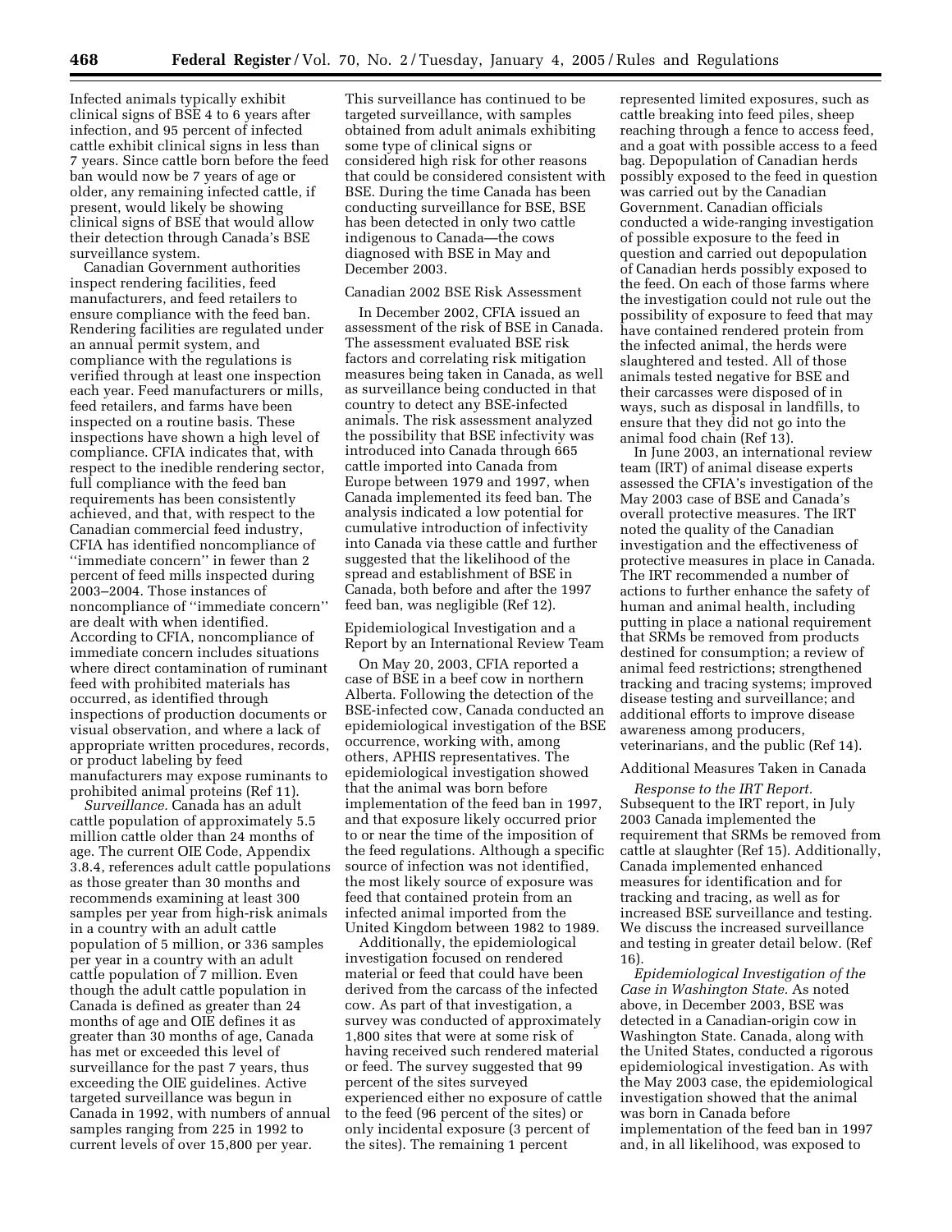Infected animals typically exhibit clinical signs of BSE 4 to 6 years after infection, and 95 percent of infected cattle exhibit clinical signs in less than 7 years. Since cattle born before the feed ban would now be 7 years of age or older, any remaining infected cattle, if present, would likely be showing clinical signs of BSE that would allow their detection through Canada's BSE surveillance system.

Canadian Government authorities inspect rendering facilities, feed manufacturers, and feed retailers to ensure compliance with the feed ban. Rendering facilities are regulated under an annual permit system, and compliance with the regulations is verified through at least one inspection each year. Feed manufacturers or mills, feed retailers, and farms have been inspected on a routine basis. These inspections have shown a high level of compliance. CFIA indicates that, with respect to the inedible rendering sector, full compliance with the feed ban requirements has been consistently achieved, and that, with respect to the Canadian commercial feed industry, CFIA has identified noncompliance of ''immediate concern'' in fewer than 2 percent of feed mills inspected during 2003–2004. Those instances of noncompliance of ''immediate concern'' are dealt with when identified. According to CFIA, noncompliance of immediate concern includes situations where direct contamination of ruminant feed with prohibited materials has occurred, as identified through inspections of production documents or visual observation, and where a lack of appropriate written procedures, records, or product labeling by feed manufacturers may expose ruminants to prohibited animal proteins (Ref 11).

*Surveillance.* Canada has an adult cattle population of approximately 5.5 million cattle older than 24 months of age. The current OIE Code, Appendix 3.8.4, references adult cattle populations as those greater than 30 months and recommends examining at least 300 samples per year from high-risk animals in a country with an adult cattle population of 5 million, or 336 samples per year in a country with an adult cattle population of 7 million. Even though the adult cattle population in Canada is defined as greater than 24 months of age and OIE defines it as greater than 30 months of age, Canada has met or exceeded this level of surveillance for the past 7 years, thus exceeding the OIE guidelines. Active targeted surveillance was begun in Canada in 1992, with numbers of annual samples ranging from 225 in 1992 to current levels of over 15,800 per year. This surveillance has continued to be targeted surveillance, with samples obtained from adult animals exhibiting some type of clinical signs or considered high risk for other reasons that could be considered consistent with BSE. During the time Canada has been conducting surveillance for BSE, BSE has been detected in only two cattle indigenous to Canada—the cows diagnosed with BSE in May and December 2003.

Canadian 2002 BSE Risk Assessment

In December 2002, CFIA issued an assessment of the risk of BSE in Canada. The assessment evaluated BSE risk factors and correlating risk mitigation measures being taken in Canada, as well as surveillance being conducted in that country to detect any BSE-infected animals. The risk assessment analyzed the possibility that BSE infectivity was introduced into Canada through 665 cattle imported into Canada from Europe between 1979 and 1997, when Canada implemented its feed ban. The analysis indicated a low potential for cumulative introduction of infectivity into Canada via these cattle and further suggested that the likelihood of the spread and establishment of BSE in Canada, both before and after the 1997 feed ban, was negligible (Ref 12).

Epidemiological Investigation and a Report by an International Review Team

On May 20, 2003, CFIA reported a case of BSE in a beef cow in northern Alberta. Following the detection of the BSE-infected cow, Canada conducted an epidemiological investigation of the BSE occurrence, working with, among others, APHIS representatives. The epidemiological investigation showed that the animal was born before implementation of the feed ban in 1997, and that exposure likely occurred prior to or near the time of the imposition of the feed regulations. Although a specific source of infection was not identified, the most likely source of exposure was feed that contained protein from an infected animal imported from the United Kingdom between 1982 to 1989.

Additionally, the epidemiological investigation focused on rendered material or feed that could have been derived from the carcass of the infected cow. As part of that investigation, a survey was conducted of approximately 1,800 sites that were at some risk of having received such rendered material or feed. The survey suggested that 99 percent of the sites surveyed experienced either no exposure of cattle to the feed (96 percent of the sites) or only incidental exposure (3 percent of the sites). The remaining 1 percent represented limited exposures, such as cattle breaking into feed piles, sheep reaching through a fence to access feed, and a goat with possible access to a feed bag. Depopulation of Canadian herds possibly exposed to the feed in question was carried out by the Canadian Government. Canadian officials conducted a wide-ranging investigation of possible exposure to the feed in question and carried out depopulation of Canadian herds possibly exposed to the feed. On each of those farms where the investigation could not rule out the possibility of exposure to feed that may have contained rendered protein from the infected animal, the herds were slaughtered and tested. All of those animals tested negative for BSE and their carcasses were disposed of in ways, such as disposal in landfills, to ensure that they did not go into the animal food chain (Ref 13).

In June 2003, an international review team (IRT) of animal disease experts assessed the CFIA's investigation of the May 2003 case of BSE and Canada's overall protective measures. The IRT noted the quality of the Canadian investigation and the effectiveness of protective measures in place in Canada. The IRT recommended a number of actions to further enhance the safety of human and animal health, including putting in place a national requirement that SRMs be removed from products destined for consumption; a review of animal feed restrictions; strengthened tracking and tracing systems; improved disease testing and surveillance; and additional efforts to improve disease awareness among producers, veterinarians, and the public (Ref 14).

Additional Measures Taken in Canada

*Response to the IRT Report.* Subsequent to the IRT report, in July 2003 Canada implemented the requirement that SRMs be removed from cattle at slaughter (Ref 15). Additionally, Canada implemented enhanced measures for identification and for tracking and tracing, as well as for increased BSE surveillance and testing. We discuss the increased surveillance and testing in greater detail below. (Ref 16).

*Epidemiological Investigation of the Case in Washington State.* As noted above, in December 2003, BSE was detected in a Canadian-origin cow in Washington State. Canada, along with the United States, conducted a rigorous epidemiological investigation. As with the May 2003 case, the epidemiological investigation showed that the animal was born in Canada before implementation of the feed ban in 1997 and, in all likelihood, was exposed to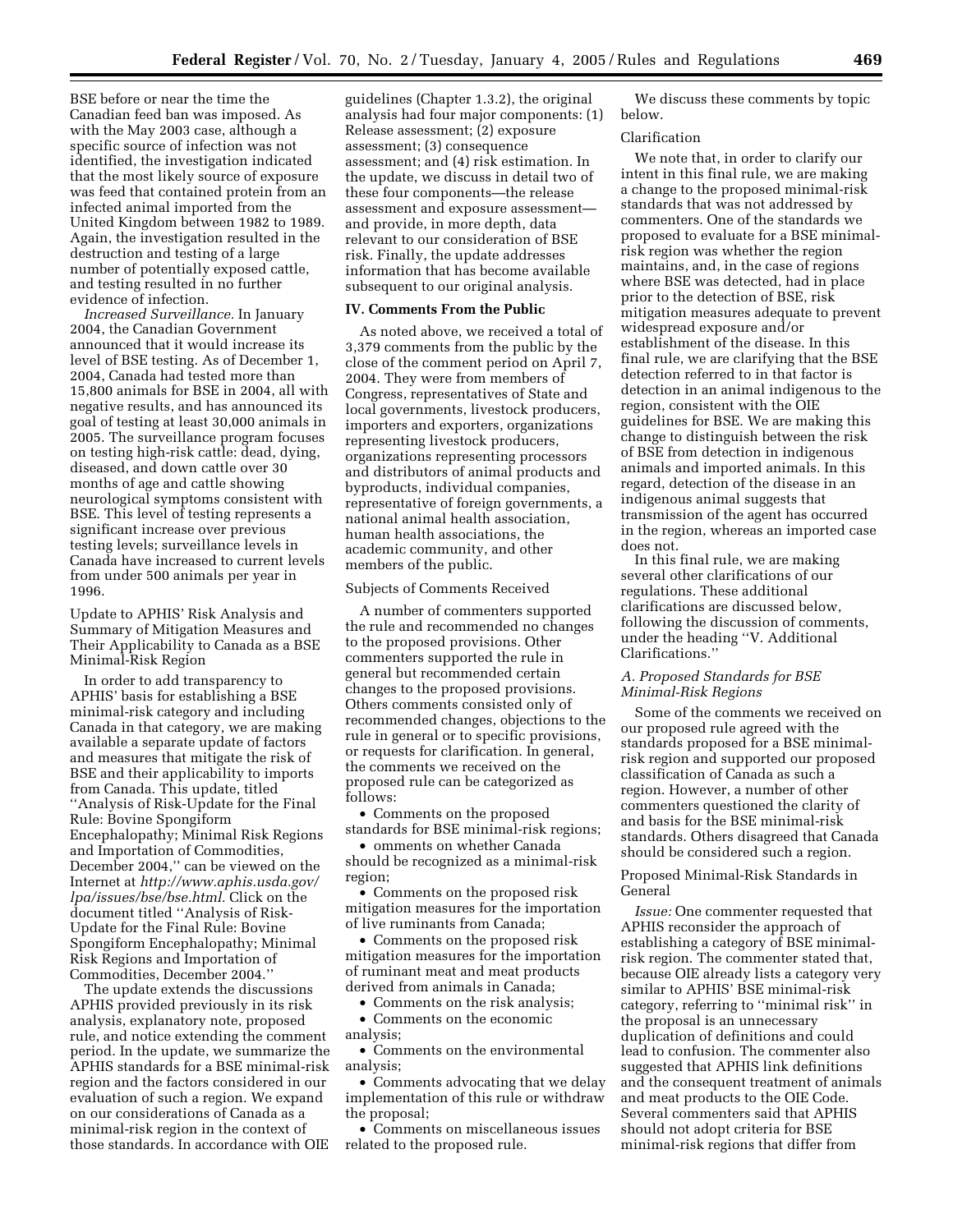BSE before or near the time the Canadian feed ban was imposed. As with the May 2003 case, although a specific source of infection was not identified, the investigation indicated that the most likely source of exposure was feed that contained protein from an infected animal imported from the United Kingdom between 1982 to 1989. Again, the investigation resulted in the destruction and testing of a large number of potentially exposed cattle, and testing resulted in no further evidence of infection.

*Increased Surveillance.* In January 2004, the Canadian Government announced that it would increase its level of BSE testing. As of December 1, 2004, Canada had tested more than 15,800 animals for BSE in 2004, all with negative results, and has announced its goal of testing at least 30,000 animals in 2005. The surveillance program focuses on testing high-risk cattle: dead, dying, diseased, and down cattle over 30 months of age and cattle showing neurological symptoms consistent with BSE. This level of testing represents a significant increase over previous testing levels; surveillance levels in Canada have increased to current levels from under 500 animals per year in 1996.

Update to APHIS' Risk Analysis and Summary of Mitigation Measures and Their Applicability to Canada as a BSE Minimal-Risk Region

In order to add transparency to APHIS' basis for establishing a BSE minimal-risk category and including Canada in that category, we are making available a separate update of factors and measures that mitigate the risk of BSE and their applicability to imports from Canada. This update, titled ''Analysis of Risk-Update for the Final Rule: Bovine Spongiform Encephalopathy; Minimal Risk Regions and Importation of Commodities, December 2004,'' can be viewed on the Internet at *http://www.aphis.usda.gov/lpa/issues/bse/bse.html.* Click on the document titled ''Analysis of Risk-Update for the Final Rule: Bovine Spongiform Encephalopathy; Minimal Risk Regions and Importation of Commodities, December 2004.''

The update extends the discussions APHIS provided previously in its risk analysis, explanatory note, proposed rule, and notice extending the comment period. In the update, we summarize the APHIS standards for a BSE minimal-risk region and the factors considered in our evaluation of such a region. We expand on our considerations of Canada as a minimal-risk region in the context of those standards. In accordance with OIE guidelines (Chapter 1.3.2), the original analysis had four major components: (1) Release assessment; (2) exposure assessment; (3) consequence assessment; and (4) risk estimation. In the update, we discuss in detail two of these four components—the release assessment and exposure assessment—and provide, in more depth, data relevant to our consideration of BSE risk. Finally, the update addresses information that has become available subsequent to our original analysis.

**IV. Comments From the Public**

As noted above, we received a total of 3,379 comments from the public by the close of the comment period on April 7, 2004. They were from members of Congress, representatives of State and local governments, livestock producers, importers and exporters, organizations representing livestock producers, organizations representing processors and distributors of animal products and byproducts, individual companies, representative of foreign governments, a national animal health association, human health associations, the academic community, and other members of the public.

Subjects of Comments Received

A number of commenters supported the rule and recommended no changes to the proposed provisions. Other commenters supported the rule in general but recommended certain changes to the proposed provisions. Others comments consisted only of recommended changes, objections to the rule in general or to specific provisions, or requests for clarification. In general, the comments we received on the proposed rule can be categorized as follows:

- Comments on the proposed standards for BSE minimal-risk regions;
- omments on whether Canada should be recognized as a minimal-risk region;
- Comments on the proposed risk mitigation measures for the importation of live ruminants from Canada;
- Comments on the proposed risk mitigation measures for the importation of ruminant meat and meat products derived from animals in Canada;
- Comments on the risk analysis;
- Comments on the economic analysis;
- Comments on the environmental analysis;
- Comments advocating that we delay implementation of this rule or withdraw the proposal;
- Comments on miscellaneous issues related to the proposed rule.

We discuss these comments by topic below.

Clarification

We note that, in order to clarify our intent in this final rule, we are making a change to the proposed minimal-risk standards that was not addressed by commenters. One of the standards we proposed to evaluate for a BSE minimal-risk region was whether the region maintains, and, in the case of regions where BSE was detected, had in place prior to the detection of BSE, risk mitigation measures adequate to prevent widespread exposure and/or establishment of the disease. In this final rule, we are clarifying that the BSE detection referred to in that factor is detection in an animal indigenous to the region, consistent with the OIE guidelines for BSE. We are making this change to distinguish between the risk of BSE from detection in indigenous animals and imported animals. In this regard, detection of the disease in an indigenous animal suggests that transmission of the agent has occurred in the region, whereas an imported case does not.

In this final rule, we are making several other clarifications of our regulations. These additional clarifications are discussed below, following the discussion of comments, under the heading ''V. Additional Clarifications.''

*A. Proposed Standards for BSE Minimal-Risk Regions*

Some of the comments we received on our proposed rule agreed with the standards proposed for a BSE minimal-risk region and supported our proposed classification of Canada as such a region. However, a number of other commenters questioned the clarity of and basis for the BSE minimal-risk standards. Others disagreed that Canada should be considered such a region.

Proposed Minimal-Risk Standards in General

*Issue:* One commenter requested that APHIS reconsider the approach of establishing a category of BSE minimal-risk region. The commenter stated that, because OIE already lists a category very similar to APHIS' BSE minimal-risk category, referring to ''minimal risk'' in the proposal is an unnecessary duplication of definitions and could lead to confusion. The commenter also suggested that APHIS link definitions and the consequent treatment of animals and meat products to the OIE Code. Several commenters said that APHIS should not adopt criteria for BSE minimal-risk regions that differ from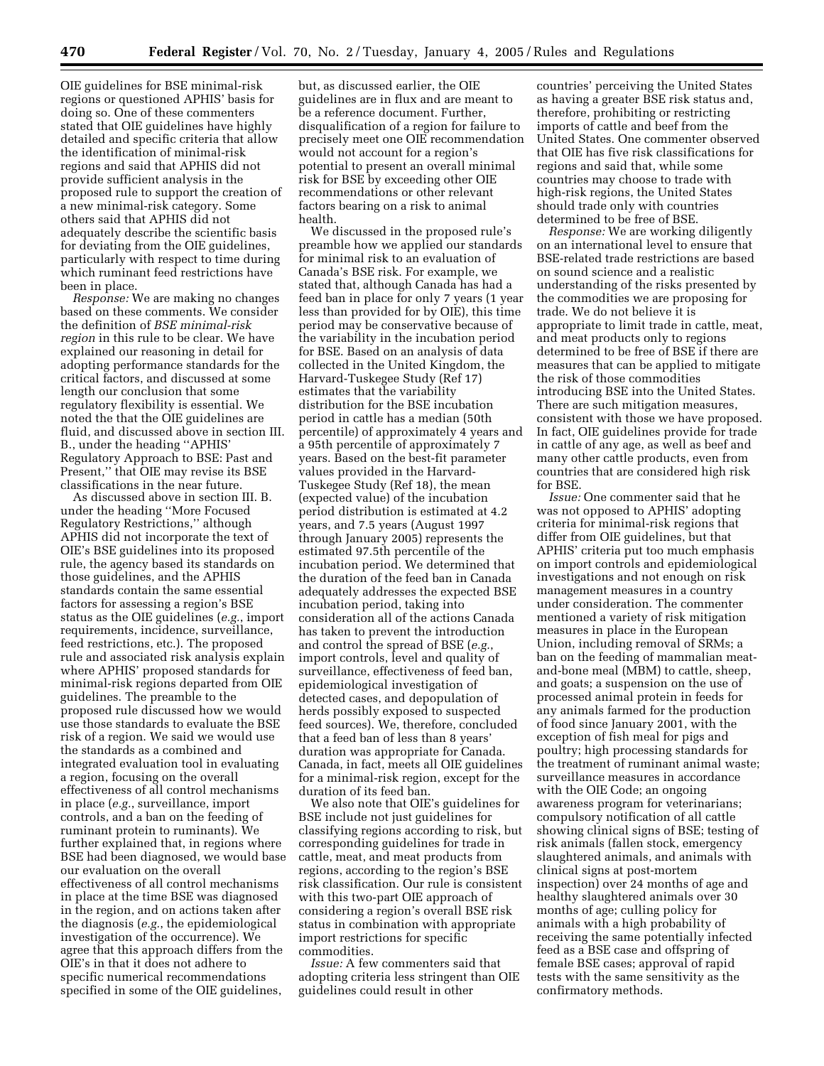OIE guidelines for BSE minimal-risk regions or questioned APHIS' basis for doing so. One of these commenters stated that OIE guidelines have highly detailed and specific criteria that allow the identification of minimal-risk regions and said that APHIS did not provide sufficient analysis in the proposed rule to support the creation of a new minimal-risk category. Some others said that APHIS did not adequately describe the scientific basis for deviating from the OIE guidelines, particularly with respect to time during which ruminant feed restrictions have been in place.

*Response:* We are making no changes based on these comments. We consider the definition of *BSE minimal-risk region* in this rule to be clear. We have explained our reasoning in detail for adopting performance standards for the critical factors, and discussed at some length our conclusion that some regulatory flexibility is essential. We noted the that the OIE guidelines are fluid, and discussed above in section III. B., under the heading ''APHIS' Regulatory Approach to BSE: Past and Present,'' that OIE may revise its BSE classifications in the near future.

As discussed above in section III. B. under the heading ''More Focused Regulatory Restrictions,'' although APHIS did not incorporate the text of OIE's BSE guidelines into its proposed rule, the agency based its standards on those guidelines, and the APHIS standards contain the same essential factors for assessing a region's BSE status as the OIE guidelines (*e.g.*, import requirements, incidence, surveillance, feed restrictions, etc.). The proposed rule and associated risk analysis explain where APHIS' proposed standards for minimal-risk regions departed from OIE guidelines. The preamble to the proposed rule discussed how we would use those standards to evaluate the BSE risk of a region. We said we would use the standards as a combined and integrated evaluation tool in evaluating a region, focusing on the overall effectiveness of all control mechanisms in place (*e.g.*, surveillance, import controls, and a ban on the feeding of ruminant protein to ruminants). We further explained that, in regions where BSE had been diagnosed, we would base our evaluation on the overall effectiveness of all control mechanisms in place at the time BSE was diagnosed in the region, and on actions taken after the diagnosis (*e.g.*, the epidemiological investigation of the occurrence). We agree that this approach differs from the OIE's in that it does not adhere to specific numerical recommendations specified in some of the OIE guidelines, but, as discussed earlier, the OIE guidelines are in flux and are meant to be a reference document. Further, disqualification of a region for failure to precisely meet one OIE recommendation would not account for a region's potential to present an overall minimal risk for BSE by exceeding other OIE recommendations or other relevant factors bearing on a risk to animal health.

We discussed in the proposed rule's preamble how we applied our standards for minimal risk to an evaluation of Canada's BSE risk. For example, we stated that, although Canada has had a feed ban in place for only 7 years (1 year less than provided for by OIE), this time period may be conservative because of the variability in the incubation period for BSE. Based on an analysis of data collected in the United Kingdom, the Harvard-Tuskegee Study (Ref 17) estimates that the variability distribution for the BSE incubation period in cattle has a median (50th percentile) of approximately 4 years and a 95th percentile of approximately 7 years. Based on the best-fit parameter values provided in the Harvard-Tuskegee Study (Ref 18), the mean (expected value) of the incubation period distribution is estimated at 4.2 years, and 7.5 years (August 1997 through January 2005) represents the estimated 97.5th percentile of the incubation period. We determined that the duration of the feed ban in Canada adequately addresses the expected BSE incubation period, taking into consideration all of the actions Canada has taken to prevent the introduction and control the spread of BSE (*e.g.*, import controls, level and quality of surveillance, effectiveness of feed ban, epidemiological investigation of detected cases, and depopulation of herds possibly exposed to suspected feed sources). We, therefore, concluded that a feed ban of less than 8 years' duration was appropriate for Canada. Canada, in fact, meets all OIE guidelines for a minimal-risk region, except for the duration of its feed ban.

We also note that OIE's guidelines for BSE include not just guidelines for classifying regions according to risk, but corresponding guidelines for trade in cattle, meat, and meat products from regions, according to the region's BSE risk classification. Our rule is consistent with this two-part OIE approach of considering a region's overall BSE risk status in combination with appropriate import restrictions for specific commodities.

*Issue:* A few commenters said that adopting criteria less stringent than OIE guidelines could result in other countries' perceiving the United States as having a greater BSE risk status and, therefore, prohibiting or restricting imports of cattle and beef from the United States. One commenter observed that OIE has five risk classifications for regions and said that, while some countries may choose to trade with high-risk regions, the United States should trade only with countries determined to be free of BSE.

*Response:* We are working diligently on an international level to ensure that BSE-related trade restrictions are based on sound science and a realistic understanding of the risks presented by the commodities we are proposing for trade. We do not believe it is appropriate to limit trade in cattle, meat, and meat products only to regions determined to be free of BSE if there are measures that can be applied to mitigate the risk of those commodities introducing BSE into the United States. There are such mitigation measures, consistent with those we have proposed. In fact, OIE guidelines provide for trade in cattle of any age, as well as beef and many other cattle products, even from countries that are considered high risk for BSE.

*Issue:* One commenter said that he was not opposed to APHIS' adopting criteria for minimal-risk regions that differ from OIE guidelines, but that APHIS' criteria put too much emphasis on import controls and epidemiological investigations and not enough on risk management measures in a country under consideration. The commenter mentioned a variety of risk mitigation measures in place in the European Union, including removal of SRMs; a ban on the feeding of mammalian meat-and-bone meal (MBM) to cattle, sheep, and goats; a suspension on the use of processed animal protein in feeds for any animals farmed for the production of food since January 2001, with the exception of fish meal for pigs and poultry; high processing standards for the treatment of ruminant animal waste; surveillance measures in accordance with the OIE Code; an ongoing awareness program for veterinarians; compulsory notification of all cattle showing clinical signs of BSE; testing of risk animals (fallen stock, emergency slaughtered animals, and animals with clinical signs at post-mortem inspection) over 24 months of age and healthy slaughtered animals over 30 months of age; culling policy for animals with a high probability of receiving the same potentially infected feed as a BSE case and offspring of female BSE cases; approval of rapid tests with the same sensitivity as the confirmatory methods.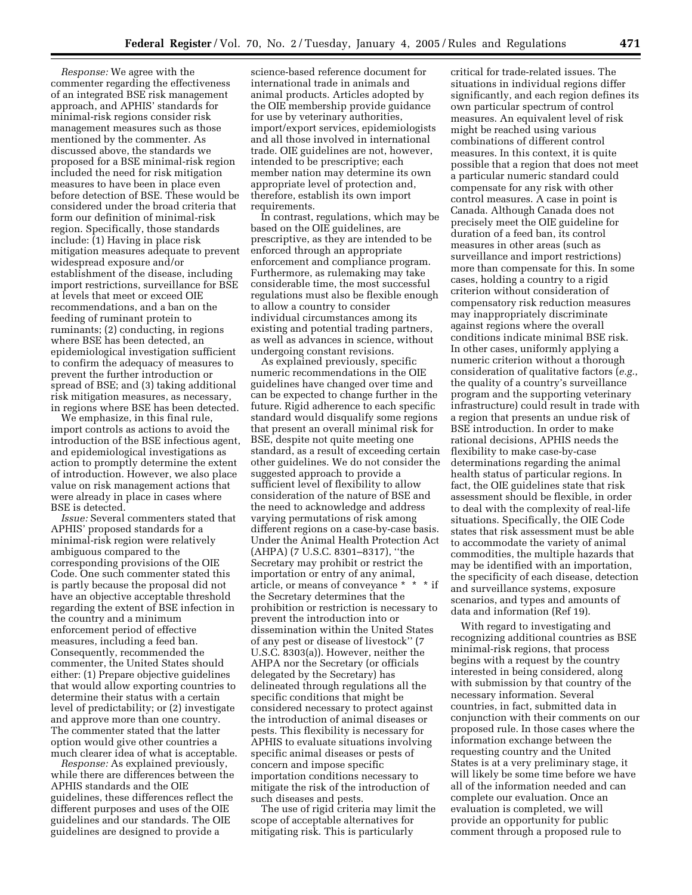*Response:* We agree with the commenter regarding the effectiveness of an integrated BSE risk management approach, and APHIS' standards for minimal-risk regions consider risk management measures such as those mentioned by the commenter. As discussed above, the standards we proposed for a BSE minimal-risk region included the need for risk mitigation measures to have been in place even before detection of BSE. These would be considered under the broad criteria that form our definition of minimal-risk region. Specifically, those standards include: (1) Having in place risk mitigation measures adequate to prevent widespread exposure and/or establishment of the disease, including import restrictions, surveillance for BSE at levels that meet or exceed OIE recommendations, and a ban on the feeding of ruminant protein to ruminants; (2) conducting, in regions where BSE has been detected, an epidemiological investigation sufficient to confirm the adequacy of measures to prevent the further introduction or spread of BSE; and (3) taking additional risk mitigation measures, as necessary, in regions where BSE has been detected.

We emphasize, in this final rule, import controls as actions to avoid the introduction of the BSE infectious agent, and epidemiological investigations as action to promptly determine the extent of introduction. However, we also place value on risk management actions that were already in place in cases where BSE is detected.

*Issue:* Several commenters stated that APHIS' proposed standards for a minimal-risk region were relatively ambiguous compared to the corresponding provisions of the OIE Code. One such commenter stated this is partly because the proposal did not have an objective acceptable threshold regarding the extent of BSE infection in the country and a minimum enforcement period of effective measures, including a feed ban. Consequently, recommended the commenter, the United States should either: (1) Prepare objective guidelines that would allow exporting countries to determine their status with a certain level of predictability; or (2) investigate and approve more than one country. The commenter stated that the latter option would give other countries a much clearer idea of what is acceptable.

*Response:* As explained previously, while there are differences between the APHIS standards and the OIE guidelines, these differences reflect the different purposes and uses of the OIE guidelines and our standards. The OIE guidelines are designed to provide a science-based reference document for international trade in animals and animal products. Articles adopted by the OIE membership provide guidance for use by veterinary authorities, import/export services, epidemiologists and all those involved in international trade. OIE guidelines are not, however, intended to be prescriptive; each member nation may determine its own appropriate level of protection and, therefore, establish its own import requirements.

In contrast, regulations, which may be based on the OIE guidelines, are prescriptive, as they are intended to be enforced through an appropriate enforcement and compliance program. Furthermore, as rulemaking may take considerable time, the most successful regulations must also be flexible enough to allow a country to consider individual circumstances among its existing and potential trading partners, as well as advances in science, without undergoing constant revisions.

As explained previously, specific numeric recommendations in the OIE guidelines have changed over time and can be expected to change further in the future. Rigid adherence to each specific standard would disqualify some regions that present an overall minimal risk for BSE, despite not quite meeting one standard, as a result of exceeding certain other guidelines. We do not consider the suggested approach to provide a sufficient level of flexibility to allow consideration of the nature of BSE and the need to acknowledge and address varying permutations of risk among different regions on a case-by-case basis. Under the Animal Health Protection Act (AHPA) (7 U.S.C. 8301–8317), ''the Secretary may prohibit or restrict the importation or entry of any animal, article, or means of conveyance * * * if the Secretary determines that the prohibition or restriction is necessary to prevent the introduction into or dissemination within the United States of any pest or disease of livestock'' (7 U.S.C. 8303(a)). However, neither the AHPA nor the Secretary (or officials delegated by the Secretary) has delineated through regulations all the specific conditions that might be considered necessary to protect against the introduction of animal diseases or pests. This flexibility is necessary for APHIS to evaluate situations involving specific animal diseases or pests of concern and impose specific importation conditions necessary to mitigate the risk of the introduction of such diseases and pests.

The use of rigid criteria may limit the scope of acceptable alternatives for mitigating risk. This is particularly critical for trade-related issues. The situations in individual regions differ significantly, and each region defines its own particular spectrum of control measures. An equivalent level of risk might be reached using various combinations of different control measures. In this context, it is quite possible that a region that does not meet a particular numeric standard could compensate for any risk with other control measures. A case in point is Canada. Although Canada does not precisely meet the OIE guideline for duration of a feed ban, its control measures in other areas (such as surveillance and import restrictions) more than compensate for this. In some cases, holding a country to a rigid criterion without consideration of compensatory risk reduction measures may inappropriately discriminate against regions where the overall conditions indicate minimal BSE risk. In other cases, uniformly applying a numeric criterion without a thorough consideration of qualitative factors (*e.g.*, the quality of a country's surveillance program and the supporting veterinary infrastructure) could result in trade with a region that presents an undue risk of BSE introduction. In order to make rational decisions, APHIS needs the flexibility to make case-by-case determinations regarding the animal health status of particular regions. In fact, the OIE guidelines state that risk assessment should be flexible, in order to deal with the complexity of real-life situations. Specifically, the OIE Code states that risk assessment must be able to accommodate the variety of animal commodities, the multiple hazards that may be identified with an importation, the specificity of each disease, detection and surveillance systems, exposure scenarios, and types and amounts of data and information (Ref 19).

With regard to investigating and recognizing additional countries as BSE minimal-risk regions, that process begins with a request by the country interested in being considered, along with submission by that country of the necessary information. Several countries, in fact, submitted data in conjunction with their comments on our proposed rule. In those cases where the information exchange between the requesting country and the United States is at a very preliminary stage, it will likely be some time before we have all of the information needed and can complete our evaluation. Once an evaluation is completed, we will provide an opportunity for public comment through a proposed rule to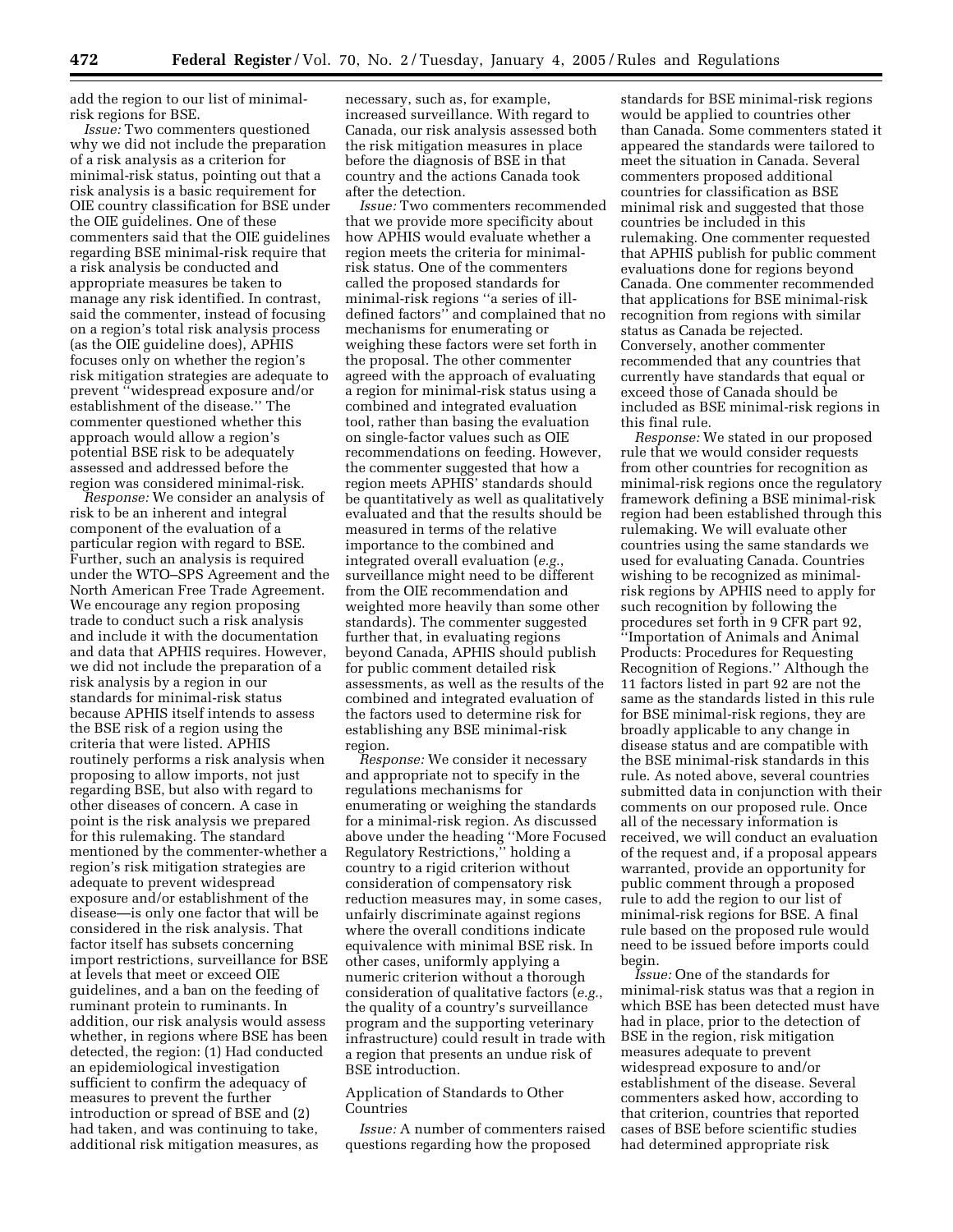add the region to our list of minimal-risk regions for BSE.

*Issue:* Two commenters questioned why we did not include the preparation of a risk analysis as a criterion for minimal-risk status, pointing out that a risk analysis is a basic requirement for OIE country classification for BSE under the OIE guidelines. One of these commenters said that the OIE guidelines regarding BSE minimal-risk require that a risk analysis be conducted and appropriate measures be taken to manage any risk identified. In contrast, said the commenter, instead of focusing on a region's total risk analysis process (as the OIE guideline does), APHIS focuses only on whether the region's risk mitigation strategies are adequate to prevent ''widespread exposure and/or establishment of the disease.'' The commenter questioned whether this approach would allow a region's potential BSE risk to be adequately assessed and addressed before the region was considered minimal-risk.

*Response:* We consider an analysis of risk to be an inherent and integral component of the evaluation of a particular region with regard to BSE. Further, such an analysis is required under the WTO–SPS Agreement and the North American Free Trade Agreement. We encourage any region proposing trade to conduct such a risk analysis and include it with the documentation and data that APHIS requires. However, we did not include the preparation of a risk analysis by a region in our standards for minimal-risk status because APHIS itself intends to assess the BSE risk of a region using the criteria that were listed. APHIS routinely performs a risk analysis when proposing to allow imports, not just regarding BSE, but also with regard to other diseases of concern. A case in point is the risk analysis we prepared for this rulemaking. The standard mentioned by the commenter-whether a region's risk mitigation strategies are adequate to prevent widespread exposure and/or establishment of the disease—is only one factor that will be considered in the risk analysis. That factor itself has subsets concerning import restrictions, surveillance for BSE at levels that meet or exceed OIE guidelines, and a ban on the feeding of ruminant protein to ruminants. In addition, our risk analysis would assess whether, in regions where BSE has been detected, the region: (1) Had conducted an epidemiological investigation sufficient to confirm the adequacy of measures to prevent the further introduction or spread of BSE and (2) had taken, and was continuing to take, additional risk mitigation measures, as necessary, such as, for example, increased surveillance. With regard to Canada, our risk analysis assessed both the risk mitigation measures in place before the diagnosis of BSE in that country and the actions Canada took after the detection.

*Issue:* Two commenters recommended that we provide more specificity about how APHIS would evaluate whether a region meets the criteria for minimal-risk status. One of the commenters called the proposed standards for minimal-risk regions ''a series of ill-defined factors'' and complained that no mechanisms for enumerating or weighing these factors were set forth in the proposal. The other commenter agreed with the approach of evaluating a region for minimal-risk status using a combined and integrated evaluation tool, rather than basing the evaluation on single-factor values such as OIE recommendations on feeding. However, the commenter suggested that how a region meets APHIS' standards should be quantitatively as well as qualitatively evaluated and that the results should be measured in terms of the relative importance to the combined and integrated overall evaluation (*e.g.*, surveillance might need to be different from the OIE recommendation and weighted more heavily than some other standards). The commenter suggested further that, in evaluating regions beyond Canada, APHIS should publish for public comment detailed risk assessments, as well as the results of the combined and integrated evaluation of the factors used to determine risk for establishing any BSE minimal-risk region.

*Response:* We consider it necessary and appropriate not to specify in the regulations mechanisms for enumerating or weighing the standards for a minimal-risk region. As discussed above under the heading ''More Focused Regulatory Restrictions,'' holding a country to a rigid criterion without consideration of compensatory risk reduction measures may, in some cases, unfairly discriminate against regions where the overall conditions indicate equivalence with minimal BSE risk. In other cases, uniformly applying a numeric criterion without a thorough consideration of qualitative factors (*e.g.*, the quality of a country's surveillance program and the supporting veterinary infrastructure) could result in trade with a region that presents an undue risk of BSE introduction.

## Application of Standards to Other Countries

*Issue:* A number of commenters raised questions regarding how the proposed standards for BSE minimal-risk regions would be applied to countries other than Canada. Some commenters stated it appeared the standards were tailored to meet the situation in Canada. Several commenters proposed additional countries for classification as BSE minimal risk and suggested that those countries be included in this rulemaking. One commenter requested that APHIS publish for public comment evaluations done for regions beyond Canada. One commenter recommended that applications for BSE minimal-risk recognition from regions with similar status as Canada be rejected. Conversely, another commenter recommended that any countries that currently have standards that equal or exceed those of Canada should be included as BSE minimal-risk regions in this final rule.

*Response:* We stated in our proposed rule that we would consider requests from other countries for recognition as minimal-risk regions once the regulatory framework defining a BSE minimal-risk region had been established through this rulemaking. We will evaluate other countries using the same standards we used for evaluating Canada. Countries wishing to be recognized as minimal-risk regions by APHIS need to apply for such recognition by following the procedures set forth in 9 CFR part 92, ''Importation of Animals and Animal Products: Procedures for Requesting Recognition of Regions.'' Although the 11 factors listed in part 92 are not the same as the standards listed in this rule for BSE minimal-risk regions, they are broadly applicable to any change in disease status and are compatible with the BSE minimal-risk standards in this rule. As noted above, several countries submitted data in conjunction with their comments on our proposed rule. Once all of the necessary information is received, we will conduct an evaluation of the request and, if a proposal appears warranted, provide an opportunity for public comment through a proposed rule to add the region to our list of minimal-risk regions for BSE. A final rule based on the proposed rule would need to be issued before imports could begin.

*Issue:* One of the standards for minimal-risk status was that a region in which BSE has been detected must have had in place, prior to the detection of BSE in the region, risk mitigation measures adequate to prevent widespread exposure to and/or establishment of the disease. Several commenters asked how, according to that criterion, countries that reported cases of BSE before scientific studies had determined appropriate risk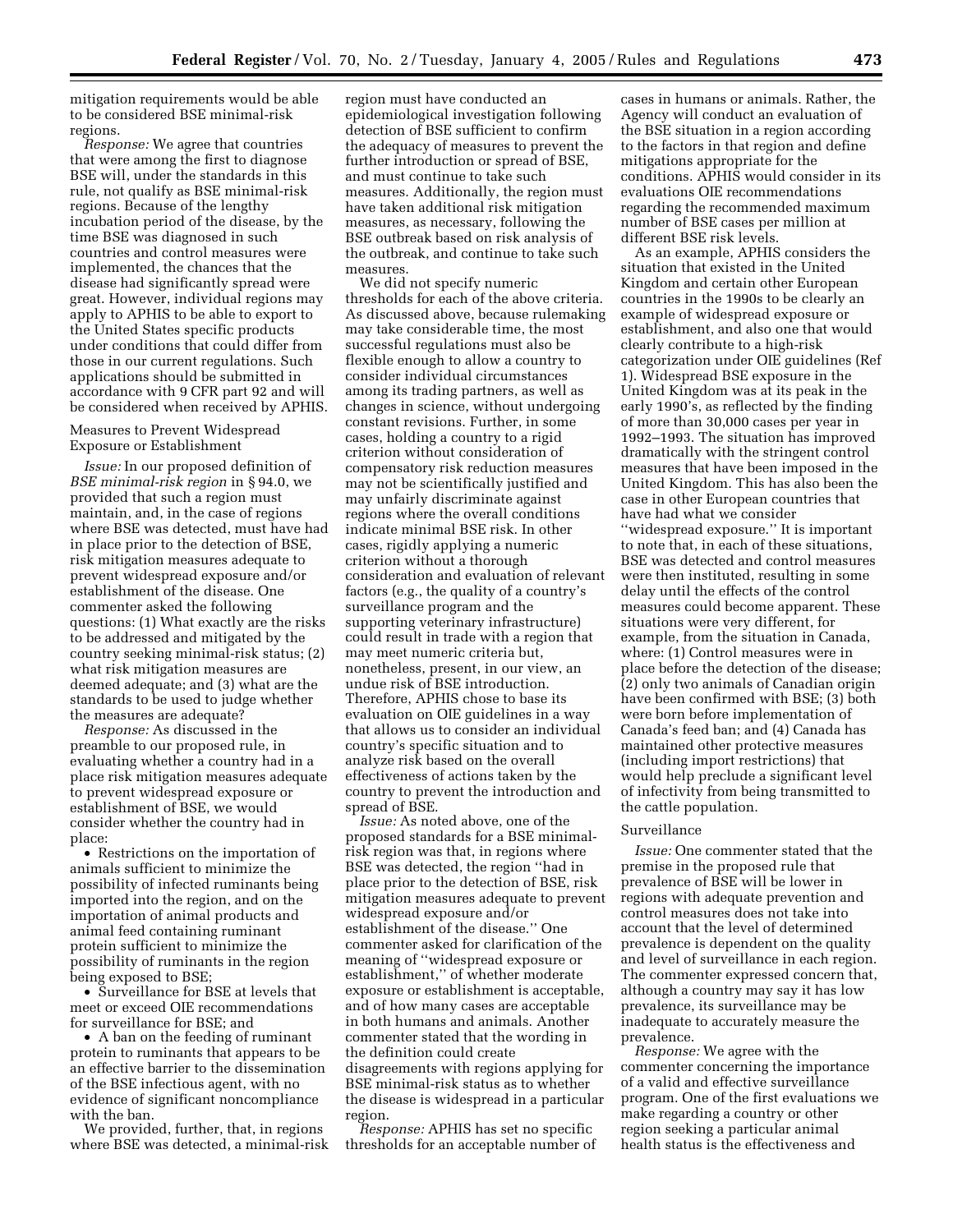mitigation requirements would be able to be considered BSE minimal-risk regions.

*Response:* We agree that countries that were among the first to diagnose BSE will, under the standards in this rule, not qualify as BSE minimal-risk regions. Because of the lengthy incubation period of the disease, by the time BSE was diagnosed in such countries and control measures were implemented, the chances that the disease had significantly spread were great. However, individual regions may apply to APHIS to be able to export to the United States specific products under conditions that could differ from those in our current regulations. Such applications should be submitted in accordance with 9 CFR part 92 and will be considered when received by APHIS.

Measures to Prevent Widespread Exposure or Establishment

*Issue:* In our proposed definition of *BSE minimal-risk region* in § 94.0, we provided that such a region must maintain, and, in the case of regions where BSE was detected, must have had in place prior to the detection of BSE, risk mitigation measures adequate to prevent widespread exposure and/or establishment of the disease. One commenter asked the following questions: (1) What exactly are the risks to be addressed and mitigated by the country seeking minimal-risk status; (2) what risk mitigation measures are deemed adequate; and (3) what are the standards to be used to judge whether the measures are adequate?

*Response:* As discussed in the preamble to our proposed rule, in evaluating whether a country had in a place risk mitigation measures adequate to prevent widespread exposure or establishment of BSE, we would consider whether the country had in place:

- Restrictions on the importation of animals sufficient to minimize the possibility of infected ruminants being imported into the region, and on the importation of animal products and animal feed containing ruminant protein sufficient to minimize the possibility of ruminants in the region being exposed to BSE;
- Surveillance for BSE at levels that meet or exceed OIE recommendations for surveillance for BSE; and
- A ban on the feeding of ruminant protein to ruminants that appears to be an effective barrier to the dissemination of the BSE infectious agent, with no evidence of significant noncompliance with the ban.

We provided, further, that, in regions where BSE was detected, a minimal-risk region must have conducted an epidemiological investigation following detection of BSE sufficient to confirm the adequacy of measures to prevent the further introduction or spread of BSE, and must continue to take such measures. Additionally, the region must have taken additional risk mitigation measures, as necessary, following the BSE outbreak based on risk analysis of the outbreak, and continue to take such measures.

We did not specify numeric thresholds for each of the above criteria. As discussed above, because rulemaking may take considerable time, the most successful regulations must also be flexible enough to allow a country to consider individual circumstances among its trading partners, as well as changes in science, without undergoing constant revisions. Further, in some cases, holding a country to a rigid criterion without consideration of compensatory risk reduction measures may not be scientifically justified and may unfairly discriminate against regions where the overall conditions indicate minimal BSE risk. In other cases, rigidly applying a numeric criterion without a thorough consideration and evaluation of relevant factors (e.g., the quality of a country's surveillance program and the supporting veterinary infrastructure) could result in trade with a region that may meet numeric criteria but, nonetheless, present, in our view, an undue risk of BSE introduction. Therefore, APHIS chose to base its evaluation on OIE guidelines in a way that allows us to consider an individual country's specific situation and to analyze risk based on the overall effectiveness of actions taken by the country to prevent the introduction and spread of BSE.

*Issue:* As noted above, one of the proposed standards for a BSE minimal-risk region was that, in regions where BSE was detected, the region "had in place prior to the detection of BSE, risk mitigation measures adequate to prevent widespread exposure and/or establishment of the disease." One commenter asked for clarification of the meaning of "widespread exposure or establishment," of whether moderate exposure or establishment is acceptable, and of how many cases are acceptable in both humans and animals. Another commenter stated that the wording in the definition could create disagreements with regions applying for BSE minimal-risk status as to whether the disease is widespread in a particular region.

*Response:* APHIS has set no specific thresholds for an acceptable number of cases in humans or animals. Rather, the Agency will conduct an evaluation of the BSE situation in a region according to the factors in that region and define mitigations appropriate for the conditions. APHIS would consider in its evaluations OIE recommendations regarding the recommended maximum number of BSE cases per million at different BSE risk levels.

As an example, APHIS considers the situation that existed in the United Kingdom and certain other European countries in the 1990s to be clearly an example of widespread exposure or establishment, and also one that would clearly contribute to a high-risk categorization under OIE guidelines (Ref 1). Widespread BSE exposure in the United Kingdom was at its peak in the early 1990's, as reflected by the finding of more than 30,000 cases per year in 1992–1993. The situation has improved dramatically with the stringent control measures that have been imposed in the United Kingdom. This has also been the case in other European countries that have had what we consider "widespread exposure." It is important to note that, in each of these situations, BSE was detected and control measures were then instituted, resulting in some delay until the effects of the control measures could become apparent. These situations were very different, for example, from the situation in Canada, where: (1) Control measures were in place before the detection of the disease; (2) only two animals of Canadian origin have been confirmed with BSE; (3) both were born before implementation of Canada's feed ban; and (4) Canada has maintained other protective measures (including import restrictions) that would help preclude a significant level of infectivity from being transmitted to the cattle population.

Surveillance

*Issue:* One commenter stated that the premise in the proposed rule that prevalence of BSE will be lower in regions with adequate prevention and control measures does not take into account that the level of determined prevalence is dependent on the quality and level of surveillance in each region. The commenter expressed concern that, although a country may say it has low prevalence, its surveillance may be inadequate to accurately measure the prevalence.

*Response:* We agree with the commenter concerning the importance of a valid and effective surveillance program. One of the first evaluations we make regarding a country or other region seeking a particular animal health status is the effectiveness and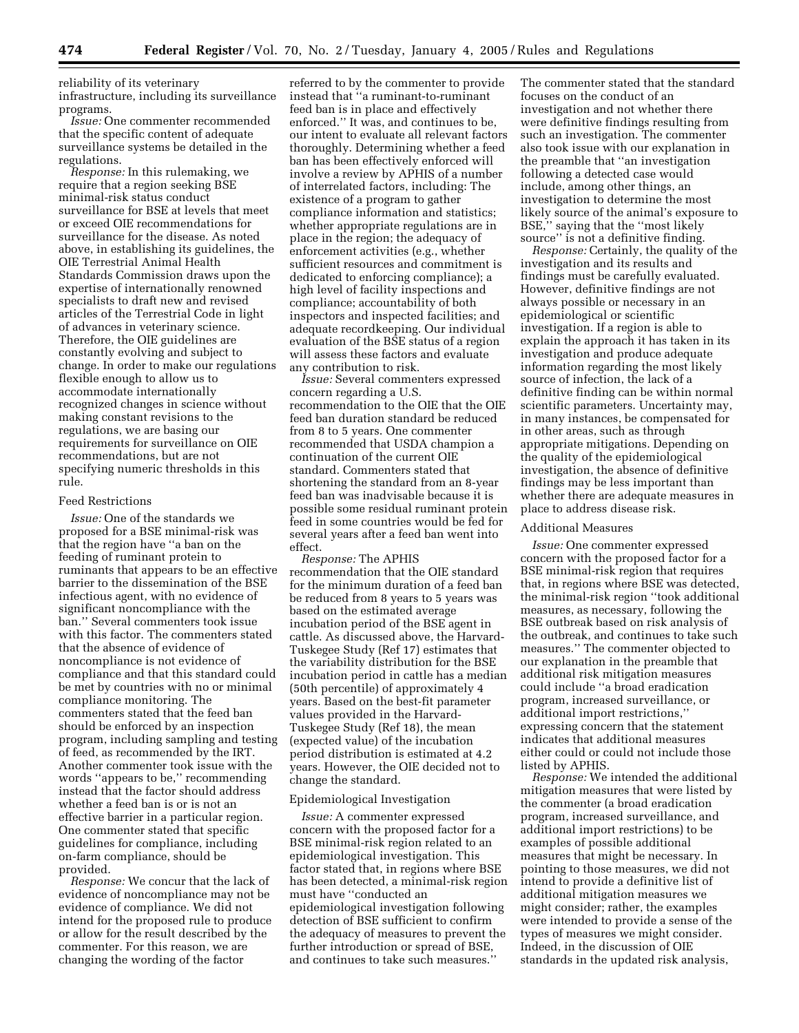reliability of its veterinary infrastructure, including its surveillance programs.

*Issue:* One commenter recommended that the specific content of adequate surveillance systems be detailed in the regulations.

*Response:* In this rulemaking, we require that a region seeking BSE minimal-risk status conduct surveillance for BSE at levels that meet or exceed OIE recommendations for surveillance for the disease. As noted above, in establishing its guidelines, the OIE Terrestrial Animal Health Standards Commission draws upon the expertise of internationally renowned specialists to draft new and revised articles of the Terrestrial Code in light of advances in veterinary science. Therefore, the OIE guidelines are constantly evolving and subject to change. In order to make our regulations flexible enough to allow us to accommodate internationally recognized changes in science without making constant revisions to the regulations, we are basing our requirements for surveillance on OIE recommendations, but are not specifying numeric thresholds in this rule.

Feed Restrictions

*Issue:* One of the standards we proposed for a BSE minimal-risk was that the region have ''a ban on the feeding of ruminant protein to ruminants that appears to be an effective barrier to the dissemination of the BSE infectious agent, with no evidence of significant noncompliance with the ban.'' Several commenters took issue with this factor. The commenters stated that the absence of evidence of noncompliance is not evidence of compliance and that this standard could be met by countries with no or minimal compliance monitoring. The commenters stated that the feed ban should be enforced by an inspection program, including sampling and testing of feed, as recommended by the IRT. Another commenter took issue with the words ''appears to be,'' recommending instead that the factor should address whether a feed ban is or is not an effective barrier in a particular region. One commenter stated that specific guidelines for compliance, including on-farm compliance, should be provided.

*Response:* We concur that the lack of evidence of noncompliance may not be evidence of compliance. We did not intend for the proposed rule to produce or allow for the result described by the commenter. For this reason, we are changing the wording of the factor referred to by the commenter to provide instead that ''a ruminant-to-ruminant feed ban is in place and effectively enforced.'' It was, and continues to be, our intent to evaluate all relevant factors thoroughly. Determining whether a feed ban has been effectively enforced will involve a review by APHIS of a number of interrelated factors, including: The existence of a program to gather compliance information and statistics; whether appropriate regulations are in place in the region; the adequacy of enforcement activities (e.g., whether sufficient resources and commitment is dedicated to enforcing compliance); a high level of facility inspections and compliance; accountability of both inspectors and inspected facilities; and adequate recordkeeping. Our individual evaluation of the BSE status of a region will assess these factors and evaluate any contribution to risk.

*Issue:* Several commenters expressed concern regarding a U.S. recommendation to the OIE that the OIE feed ban duration standard be reduced from 8 to 5 years. One commenter recommended that USDA champion a continuation of the current OIE standard. Commenters stated that shortening the standard from an 8-year feed ban was inadvisable because it is possible some residual ruminant protein feed in some countries would be fed for several years after a feed ban went into effect.

*Response:* The APHIS recommendation that the OIE standard for the minimum duration of a feed ban be reduced from 8 years to 5 years was based on the estimated average incubation period of the BSE agent in cattle. As discussed above, the Harvard-Tuskegee Study (Ref 17) estimates that the variability distribution for the BSE incubation period in cattle has a median (50th percentile) of approximately 4 years. Based on the best-fit parameter values provided in the Harvard-Tuskegee Study (Ref 18), the mean (expected value) of the incubation period distribution is estimated at 4.2 years. However, the OIE decided not to change the standard.

Epidemiological Investigation

*Issue:* A commenter expressed concern with the proposed factor for a BSE minimal-risk region related to an epidemiological investigation. This factor stated that, in regions where BSE has been detected, a minimal-risk region must have ''conducted an epidemiological investigation following detection of BSE sufficient to confirm the adequacy of measures to prevent the further introduction or spread of BSE, and continues to take such measures.'' The commenter stated that the standard focuses on the conduct of an investigation and not whether there were definitive findings resulting from such an investigation. The commenter also took issue with our explanation in the preamble that ''an investigation following a detected case would include, among other things, an investigation to determine the most likely source of the animal's exposure to BSE,'' saying that the ''most likely source'' is not a definitive finding.

*Response:* Certainly, the quality of the investigation and its results and findings must be carefully evaluated. However, definitive findings are not always possible or necessary in an epidemiological or scientific investigation. If a region is able to explain the approach it has taken in its investigation and produce adequate information regarding the most likely source of infection, the lack of a definitive finding can be within normal scientific parameters. Uncertainty may, in many instances, be compensated for in other areas, such as through appropriate mitigations. Depending on the quality of the epidemiological investigation, the absence of definitive findings may be less important than whether there are adequate measures in place to address disease risk.

Additional Measures

*Issue:* One commenter expressed concern with the proposed factor for a BSE minimal-risk region that requires that, in regions where BSE was detected, the minimal-risk region ''took additional measures, as necessary, following the BSE outbreak based on risk analysis of the outbreak, and continues to take such measures.'' The commenter objected to our explanation in the preamble that additional risk mitigation measures could include ''a broad eradication program, increased surveillance, or additional import restrictions,'' expressing concern that the statement indicates that additional measures either could or could not include those listed by APHIS.

*Response:* We intended the additional mitigation measures that were listed by the commenter (a broad eradication program, increased surveillance, and additional import restrictions) to be examples of possible additional measures that might be necessary. In pointing to those measures, we did not intend to provide a definitive list of additional mitigation measures we might consider; rather, the examples were intended to provide a sense of the types of measures we might consider. Indeed, in the discussion of OIE standards in the updated risk analysis,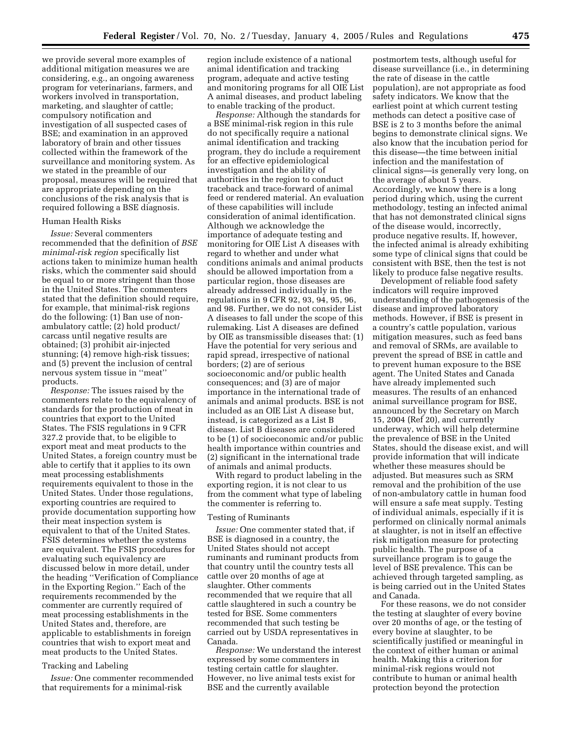we provide several more examples of additional mitigation measures we are considering, e.g., an ongoing awareness program for veterinarians, farmers, and workers involved in transportation, marketing, and slaughter of cattle; compulsory notification and investigation of all suspected cases of BSE; and examination in an approved laboratory of brain and other tissues collected within the framework of the surveillance and monitoring system. As we stated in the preamble of our proposal, measures will be required that are appropriate depending on the conclusions of the risk analysis that is required following a BSE diagnosis.

Human Health Risks

*Issue:* Several commenters recommended that the definition of *BSE minimal-risk region* specifically list actions taken to minimize human health risks, which the commenter said should be equal to or more stringent than those in the United States. The commenters stated that the definition should require, for example, that minimal-risk regions do the following: (1) Ban use of non-ambulatory cattle; (2) hold product/carcass until negative results are obtained; (3) prohibit air-injected stunning; (4) remove high-risk tissues; and (5) prevent the inclusion of central nervous system tissue in ''meat'' products.

*Response:* The issues raised by the commenters relate to the equivalency of standards for the production of meat in countries that export to the United States. The FSIS regulations in 9 CFR 327.2 provide that, to be eligible to export meat and meat products to the United States, a foreign country must be able to certify that it applies to its own meat processing establishments requirements equivalent to those in the United States. Under those regulations, exporting countries are required to provide documentation supporting how their meat inspection system is equivalent to that of the United States. FSIS determines whether the systems are equivalent. The FSIS procedures for evaluating such equivalency are discussed below in more detail, under the heading ''Verification of Compliance in the Exporting Region.'' Each of the requirements recommended by the commenter are currently required of meat processing establishments in the United States and, therefore, are applicable to establishments in foreign countries that wish to export meat and meat products to the United States.

Tracking and Labeling

*Issue:* One commenter recommended that requirements for a minimal-risk region include existence of a national animal identification and tracking program, adequate and active testing and monitoring programs for all OIE List A animal diseases, and product labeling to enable tracking of the product.

*Response:* Although the standards for a BSE minimal-risk region in this rule do not specifically require a national animal identification and tracking program, they do include a requirement for an effective epidemiological investigation and the ability of authorities in the region to conduct traceback and trace-forward of animal feed or rendered material. An evaluation of these capabilities will include consideration of animal identification. Although we acknowledge the importance of adequate testing and monitoring for OIE List A diseases with regard to whether and under what conditions animals and animal products should be allowed importation from a particular region, those diseases are already addressed individually in the regulations in 9 CFR 92, 93, 94, 95, 96, and 98. Further, we do not consider List A diseases to fall under the scope of this rulemaking. List A diseases are defined by OIE as transmissible diseases that: (1) Have the potential for very serious and rapid spread, irrespective of national borders; (2) are of serious socioeconomic and/or public health consequences; and (3) are of major importance in the international trade of animals and animal products. BSE is not included as an OIE List A disease but, instead, is categorized as a List B disease. List B diseases are considered to be (1) of socioeconomic and/or public health importance within countries and (2) significant in the international trade of animals and animal products.

With regard to product labeling in the exporting region, it is not clear to us from the comment what type of labeling the commenter is referring to.

Testing of Ruminants

*Issue:* One commenter stated that, if BSE is diagnosed in a country, the United States should not accept ruminants and ruminant products from that country until the country tests all cattle over 20 months of age at slaughter. Other comments recommended that we require that all cattle slaughtered in such a country be tested for BSE. Some commenters recommended that such testing be carried out by USDA representatives in Canada.

*Response:* We understand the interest expressed by some commenters in testing certain cattle for slaughter. However, no live animal tests exist for BSE and the currently available postmortem tests, although useful for disease surveillance (i.e., in determining the rate of disease in the cattle population), are not appropriate as food safety indicators. We know that the earliest point at which current testing methods can detect a positive case of BSE is 2 to 3 months before the animal begins to demonstrate clinical signs. We also know that the incubation period for this disease—the time between initial infection and the manifestation of clinical signs—is generally very long, on the average of about 5 years. Accordingly, we know there is a long period during which, using the current methodology, testing an infected animal that has not demonstrated clinical signs of the disease would, incorrectly, produce negative results. If, however, the infected animal is already exhibiting some type of clinical signs that could be consistent with BSE, then the test is not likely to produce false negative results.

Development of reliable food safety indicators will require improved understanding of the pathogenesis of the disease and improved laboratory methods. However, if BSE is present in a country's cattle population, various mitigation measures, such as feed bans and removal of SRMs, are available to prevent the spread of BSE in cattle and to prevent human exposure to the BSE agent. The United States and Canada have already implemented such measures. The results of an enhanced animal surveillance program for BSE, announced by the Secretary on March 15, 2004 (Ref 20), and currently underway, which will help determine the prevalence of BSE in the United States, should the disease exist, and will provide information that will indicate whether these measures should be adjusted. But measures such as SRM removal and the prohibition of the use of non-ambulatory cattle in human food will ensure a safe meat supply. Testing of individual animals, especially if it is performed on clinically normal animals at slaughter, is not in itself an effective risk mitigation measure for protecting public health. The purpose of a surveillance program is to gauge the level of BSE prevalence. This can be achieved through targeted sampling, as is being carried out in the United States and Canada.

For these reasons, we do not consider the testing at slaughter of every bovine over 20 months of age, or the testing of every bovine at slaughter, to be scientifically justified or meaningful in the context of either human or animal health. Making this a criterion for minimal-risk regions would not contribute to human or animal health protection beyond the protection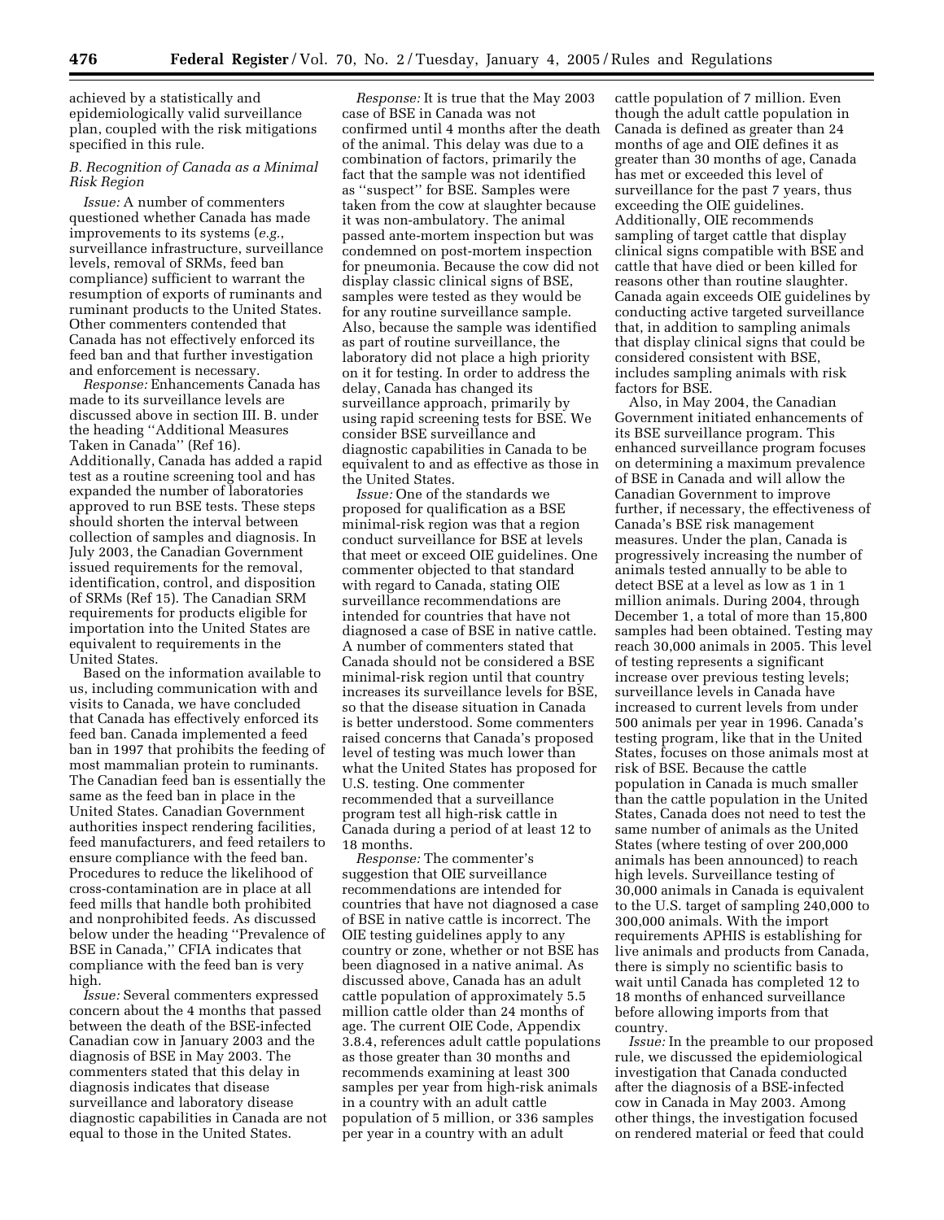achieved by a statistically and epidemiologically valid surveillance plan, coupled with the risk mitigations specified in this rule.

### B. Recognition of Canada as a Minimal Risk Region

*Issue:* A number of commenters questioned whether Canada has made improvements to its systems (*e.g.*, surveillance infrastructure, surveillance levels, removal of SRMs, feed ban compliance) sufficient to warrant the resumption of exports of ruminants and ruminant products to the United States. Other commenters contended that Canada has not effectively enforced its feed ban and that further investigation and enforcement is necessary.

*Response:* Enhancements Canada has made to its surveillance levels are discussed above in section III. B. under the heading ''Additional Measures Taken in Canada'' (Ref 16). Additionally, Canada has added a rapid test as a routine screening tool and has expanded the number of laboratories approved to run BSE tests. These steps should shorten the interval between collection of samples and diagnosis. In July 2003, the Canadian Government issued requirements for the removal, identification, control, and disposition of SRMs (Ref 15). The Canadian SRM requirements for products eligible for importation into the United States are equivalent to requirements in the United States.

Based on the information available to us, including communication with and visits to Canada, we have concluded that Canada has effectively enforced its feed ban. Canada implemented a feed ban in 1997 that prohibits the feeding of most mammalian protein to ruminants. The Canadian feed ban is essentially the same as the feed ban in place in the United States. Canadian Government authorities inspect rendering facilities, feed manufacturers, and feed retailers to ensure compliance with the feed ban. Procedures to reduce the likelihood of cross-contamination are in place at all feed mills that handle both prohibited and nonprohibited feeds. As discussed below under the heading ''Prevalence of BSE in Canada,'' CFIA indicates that compliance with the feed ban is very high.

*Issue:* Several commenters expressed concern about the 4 months that passed between the death of the BSE-infected Canadian cow in January 2003 and the diagnosis of BSE in May 2003. The commenters stated that this delay in diagnosis indicates that disease surveillance and laboratory disease diagnostic capabilities in Canada are not equal to those in the United States.

*Response:* It is true that the May 2003 case of BSE in Canada was not confirmed until 4 months after the death of the animal. This delay was due to a combination of factors, primarily the fact that the sample was not identified as ''suspect'' for BSE. Samples were taken from the cow at slaughter because it was non-ambulatory. The animal passed ante-mortem inspection but was condemned on post-mortem inspection for pneumonia. Because the cow did not display classic clinical signs of BSE, samples were tested as they would be for any routine surveillance sample. Also, because the sample was identified as part of routine surveillance, the laboratory did not place a high priority on it for testing. In order to address the delay, Canada has changed its surveillance approach, primarily by using rapid screening tests for BSE. We consider BSE surveillance and diagnostic capabilities in Canada to be equivalent to and as effective as those in the United States.

*Issue:* One of the standards we proposed for qualification as a BSE minimal-risk region was that a region conduct surveillance for BSE at levels that meet or exceed OIE guidelines. One commenter objected to that standard with regard to Canada, stating OIE surveillance recommendations are intended for countries that have not diagnosed a case of BSE in native cattle. A number of commenters stated that Canada should not be considered a BSE minimal-risk region until that country increases its surveillance levels for BSE, so that the disease situation in Canada is better understood. Some commenters raised concerns that Canada's proposed level of testing was much lower than what the United States has proposed for U.S. testing. One commenter recommended that a surveillance program test all high-risk cattle in Canada during a period of at least 12 to 18 months.

*Response:* The commenter's suggestion that OIE surveillance recommendations are intended for countries that have not diagnosed a case of BSE in native cattle is incorrect. The OIE testing guidelines apply to any country or zone, whether or not BSE has been diagnosed in a native animal. As discussed above, Canada has an adult cattle population of approximately 5.5 million cattle older than 24 months of age. The current OIE Code, Appendix 3.8.4, references adult cattle populations as those greater than 30 months and recommends examining at least 300 samples per year from high-risk animals in a country with an adult cattle population of 5 million, or 336 samples per year in a country with an adult cattle population of 7 million. Even though the adult cattle population in Canada is defined as greater than 24 months of age and OIE defines it as greater than 30 months of age, Canada has met or exceeded this level of surveillance for the past 7 years, thus exceeding the OIE guidelines. Additionally, OIE recommends sampling of target cattle that display clinical signs compatible with BSE and cattle that have died or been killed for reasons other than routine slaughter. Canada again exceeds OIE guidelines by conducting active targeted surveillance that, in addition to sampling animals that display clinical signs that could be considered consistent with BSE, includes sampling animals with risk factors for BSE.

Also, in May 2004, the Canadian Government initiated enhancements of its BSE surveillance program. This enhanced surveillance program focuses on determining a maximum prevalence of BSE in Canada and will allow the Canadian Government to improve further, if necessary, the effectiveness of Canada's BSE risk management measures. Under the plan, Canada is progressively increasing the number of animals tested annually to be able to detect BSE at a level as low as 1 in 1 million animals. During 2004, through December 1, a total of more than 15,800 samples had been obtained. Testing may reach 30,000 animals in 2005. This level of testing represents a significant increase over previous testing levels; surveillance levels in Canada have increased to current levels from under 500 animals per year in 1996. Canada's testing program, like that in the United States, focuses on those animals most at risk of BSE. Because the cattle population in Canada is much smaller than the cattle population in the United States, Canada does not need to test the same number of animals as the United States (where testing of over 200,000 animals has been announced) to reach high levels. Surveillance testing of 30,000 animals in Canada is equivalent to the U.S. target of sampling 240,000 to 300,000 animals. With the import requirements APHIS is establishing for live animals and products from Canada, there is simply no scientific basis to wait until Canada has completed 12 to 18 months of enhanced surveillance before allowing imports from that country.

*Issue:* In the preamble to our proposed rule, we discussed the epidemiological investigation that Canada conducted after the diagnosis of a BSE-infected cow in Canada in May 2003. Among other things, the investigation focused on rendered material or feed that could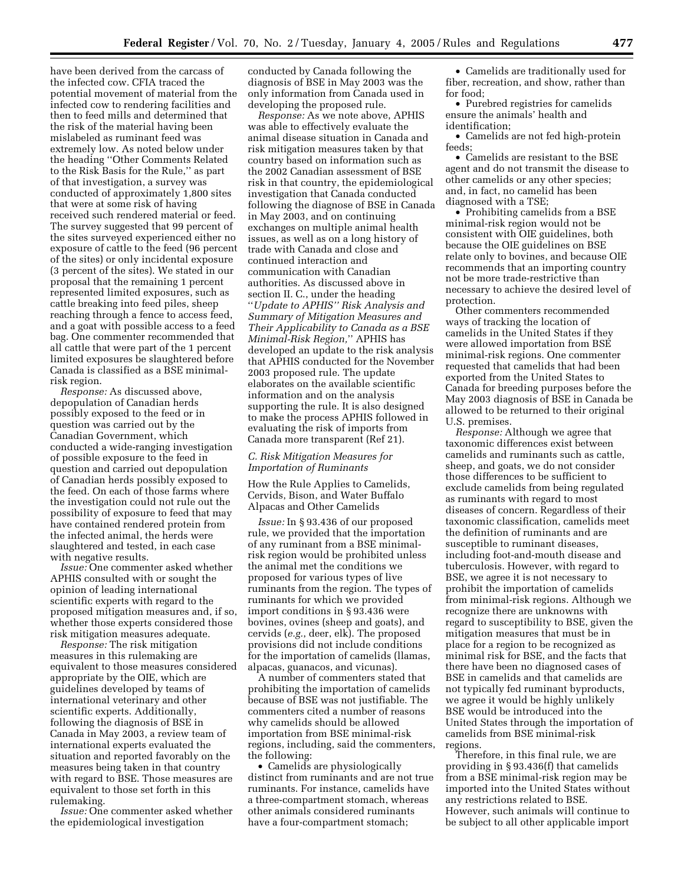have been derived from the carcass of the infected cow. CFIA traced the potential movement of material from the infected cow to rendering facilities and then to feed mills and determined that the risk of the material having been mislabeled as ruminant feed was extremely low. As noted below under the heading ''Other Comments Related to the Risk Basis for the Rule,'' as part of that investigation, a survey was conducted of approximately 1,800 sites that were at some risk of having received such rendered material or feed. The survey suggested that 99 percent of the sites surveyed experienced either no exposure of cattle to the feed (96 percent of the sites) or only incidental exposure (3 percent of the sites). We stated in our proposal that the remaining 1 percent represented limited exposures, such as cattle breaking into feed piles, sheep reaching through a fence to access feed, and a goat with possible access to a feed bag. One commenter recommended that all cattle that were part of the 1 percent limited exposures be slaughtered before Canada is classified as a BSE minimal-risk region.

*Response:* As discussed above, depopulation of Canadian herds possibly exposed to the feed or in question was carried out by the Canadian Government, which conducted a wide-ranging investigation of possible exposure to the feed in question and carried out depopulation of Canadian herds possibly exposed to the feed. On each of those farms where the investigation could not rule out the possibility of exposure to feed that may have contained rendered protein from the infected animal, the herds were slaughtered and tested, in each case with negative results.

*Issue:* One commenter asked whether APHIS consulted with or sought the opinion of leading international scientific experts with regard to the proposed mitigation measures and, if so, whether those experts considered those risk mitigation measures adequate.

*Response:* The risk mitigation measures in this rulemaking are equivalent to those measures considered appropriate by the OIE, which are guidelines developed by teams of international veterinary and other scientific experts. Additionally, following the diagnosis of BSE in Canada in May 2003, a review team of international experts evaluated the situation and reported favorably on the measures being taken in that country with regard to BSE. Those measures are equivalent to those set forth in this rulemaking.

*Issue:* One commenter asked whether the epidemiological investigation conducted by Canada following the diagnosis of BSE in May 2003 was the only information from Canada used in developing the proposed rule.

*Response:* As we note above, APHIS was able to effectively evaluate the animal disease situation in Canada and risk mitigation measures taken by that country based on information such as the 2002 Canadian assessment of BSE risk in that country, the epidemiological investigation that Canada conducted following the diagnose of BSE in Canada in May 2003, and on continuing exchanges on multiple animal health issues, as well as on a long history of trade with Canada and close and continued interaction and communication with Canadian authorities. As discussed above in section II. C., under the heading ''*Update to APHIS'' Risk Analysis and Summary of Mitigation Measures and Their Applicability to Canada as a BSE Minimal-Risk Region,*'' APHIS has developed an update to the risk analysis that APHIS conducted for the November 2003 proposed rule. The update elaborates on the available scientific information and on the analysis supporting the rule. It is also designed to make the process APHIS followed in evaluating the risk of imports from Canada more transparent (Ref 21).

### *C. Risk Mitigation Measures for Importation of Ruminants*

How the Rule Applies to Camelids, Cervids, Bison, and Water Buffalo

Alpacas and Other Camelids

*Issue:* In § 93.436 of our proposed rule, we provided that the importation of any ruminant from a BSE minimal-risk region would be prohibited unless the animal met the conditions we proposed for various types of live ruminants from the region. The types of ruminants for which we provided import conditions in § 93.436 were bovines, ovines (sheep and goats), and cervids (*e.g.*, deer, elk). The proposed provisions did not include conditions for the importation of camelids (llamas, alpacas, guanacos, and vicunas).

A number of commenters stated that prohibiting the importation of camelids because of BSE was not justifiable. The commenters cited a number of reasons why camelids should be allowed importation from BSE minimal-risk regions, including, said the commenters, the following:

- Camelids are physiologically distinct from ruminants and are not true ruminants. For instance, camelids have a three-compartment stomach, whereas other animals considered ruminants have a four-compartment stomach;
- Camelids are traditionally used for fiber, recreation, and show, rather than for food;
- Purebred registries for camelids ensure the animals' health and identification;
- Camelids are not fed high-protein feeds;
- Camelids are resistant to the BSE agent and do not transmit the disease to other camelids or any other species; and, in fact, no camelid has been diagnosed with a TSE;
- Prohibiting camelids from a BSE minimal-risk region would not be consistent with OIE guidelines, both because the OIE guidelines on BSE relate only to bovines, and because OIE recommends that an importing country not be more trade-restrictive than necessary to achieve the desired level of protection.

Other commenters recommended ways of tracking the location of camelids in the United States if they were allowed importation from BSE minimal-risk regions. One commenter requested that camelids that had been exported from the United States to Canada for breeding purposes before the May 2003 diagnosis of BSE in Canada be allowed to be returned to their original U.S. premises.

*Response:* Although we agree that taxonomic differences exist between camelids and ruminants such as cattle, sheep, and goats, we do not consider those differences to be sufficient to exclude camelids from being regulated as ruminants with regard to most diseases of concern. Regardless of their taxonomic classification, camelids meet the definition of ruminants and are susceptible to ruminant diseases, including foot-and-mouth disease and tuberculosis. However, with regard to BSE, we agree it is not necessary to prohibit the importation of camelids from minimal-risk regions. Although we recognize there are unknowns with regard to susceptibility to BSE, given the mitigation measures that must be in place for a region to be recognized as minimal risk for BSE, and the facts that there have been no diagnosed cases of BSE in camelids and that camelids are not typically fed ruminant byproducts, we agree it would be highly unlikely BSE would be introduced into the United States through the importation of camelids from BSE minimal-risk regions.

Therefore, in this final rule, we are providing in § 93.436(f) that camelids from a BSE minimal-risk region may be imported into the United States without any restrictions related to BSE. However, such animals will continue to be subject to all other applicable import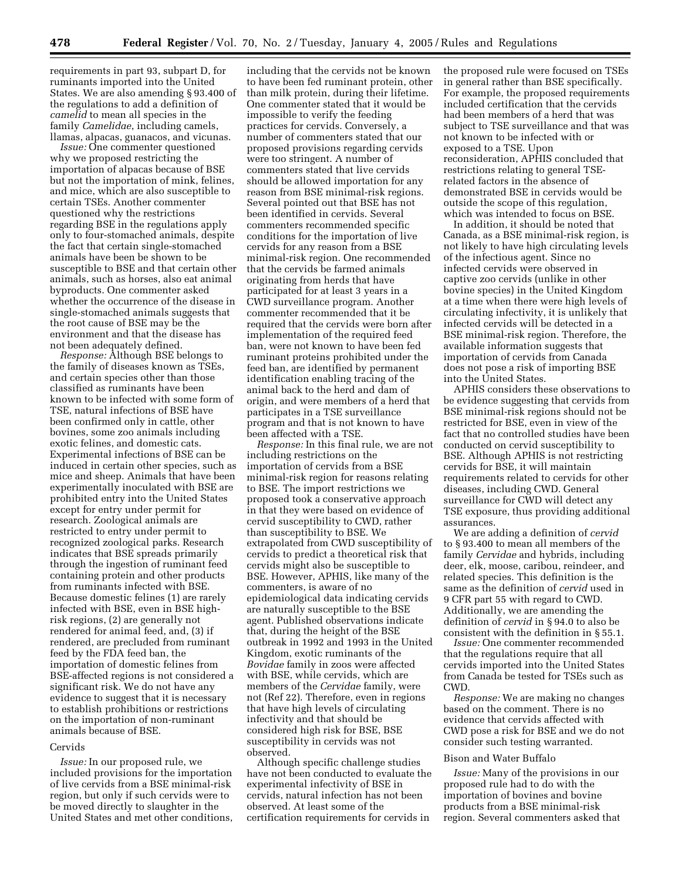requirements in part 93, subpart D, for ruminants imported into the United States. We are also amending § 93.400 of the regulations to add a definition of *camelid* to mean all species in the family *Camelidae*, including camels, llamas, alpacas, guanacos, and vicunas.

*Issue:* One commenter questioned why we proposed restricting the importation of alpacas because of BSE but not the importation of mink, felines, and mice, which are also susceptible to certain TSEs. Another commenter questioned why the restrictions regarding BSE in the regulations apply only to four-stomached animals, despite the fact that certain single-stomached animals have been be shown to be susceptible to BSE and that certain other animals, such as horses, also eat animal byproducts. One commenter asked whether the occurrence of the disease in single-stomached animals suggests that the root cause of BSE may be the environment and that the disease has not been adequately defined.

*Response:* Although BSE belongs to the family of diseases known as TSEs, and certain species other than those classified as ruminants have been known to be infected with some form of TSE, natural infections of BSE have been confirmed only in cattle, other bovines, some zoo animals including exotic felines, and domestic cats. Experimental infections of BSE can be induced in certain other species, such as mice and sheep. Animals that have been experimentally inoculated with BSE are prohibited entry into the United States except for entry under permit for research. Zoological animals are restricted to entry under permit to recognized zoological parks. Research indicates that BSE spreads primarily through the ingestion of ruminant feed containing protein and other products from ruminants infected with BSE. Because domestic felines (1) are rarely infected with BSE, even in BSE high-risk regions, (2) are generally not rendered for animal feed, and, (3) if rendered, are precluded from ruminant feed by the FDA feed ban, the importation of domestic felines from BSE-affected regions is not considered a significant risk. We do not have any evidence to suggest that it is necessary to establish prohibitions or restrictions on the importation of non-ruminant animals because of BSE.

Cervids

*Issue:* In our proposed rule, we included provisions for the importation of live cervids from a BSE minimal-risk region, but only if such cervids were to be moved directly to slaughter in the United States and met other conditions, including that the cervids not be known to have been fed ruminant protein, other than milk protein, during their lifetime. One commenter stated that it would be impossible to verify the feeding practices for cervids. Conversely, a number of commenters stated that our proposed provisions regarding cervids were too stringent. A number of commenters stated that live cervids should be allowed importation for any reason from BSE minimal-risk regions. Several pointed out that BSE has not been identified in cervids. Several commenters recommended specific conditions for the importation of live cervids for any reason from a BSE minimal-risk region. One recommended that the cervids be farmed animals originating from herds that have participated for at least 3 years in a CWD surveillance program. Another commenter recommended that it be required that the cervids were born after implementation of the required feed ban, were not known to have been fed ruminant proteins prohibited under the feed ban, are identified by permanent identification enabling tracing of the animal back to the herd and dam of origin, and were members of a herd that participates in a TSE surveillance program and that is not known to have been affected with a TSE.

*Response:* In this final rule, we are not including restrictions on the importation of cervids from a BSE minimal-risk region for reasons relating to BSE. The import restrictions we proposed took a conservative approach in that they were based on evidence of cervid susceptibility to CWD, rather than susceptibility to BSE. We extrapolated from CWD susceptibility of cervids to predict a theoretical risk that cervids might also be susceptible to BSE. However, APHIS, like many of the commenters, is aware of no epidemiological data indicating cervids are naturally susceptible to the BSE agent. Published observations indicate that, during the height of the BSE outbreak in 1992 and 1993 in the United Kingdom, exotic ruminants of the *Bovidae* family in zoos were affected with BSE, while cervids, which are members of the *Cervidae* family, were not (Ref 22). Therefore, even in regions that have high levels of circulating infectivity and that should be considered high risk for BSE, BSE susceptibility in cervids was not observed.

Although specific challenge studies have not been conducted to evaluate the experimental infectivity of BSE in cervids, natural infection has not been observed. At least some of the certification requirements for cervids in the proposed rule were focused on TSEs in general rather than BSE specifically. For example, the proposed requirements included certification that the cervids had been members of a herd that was subject to TSE surveillance and that was not known to be infected with or exposed to a TSE. Upon reconsideration, APHIS concluded that restrictions relating to general TSE-related factors in the absence of demonstrated BSE in cervids would be outside the scope of this regulation, which was intended to focus on BSE.

In addition, it should be noted that Canada, as a BSE minimal-risk region, is not likely to have high circulating levels of the infectious agent. Since no infected cervids were observed in captive zoo cervids (unlike in other bovine species) in the United Kingdom at a time when there were high levels of circulating infectivity, it is unlikely that infected cervids will be detected in a BSE minimal-risk region. Therefore, the available information suggests that importation of cervids from Canada does not pose a risk of importing BSE into the United States.

APHIS considers these observations to be evidence suggesting that cervids from BSE minimal-risk regions should not be restricted for BSE, even in view of the fact that no controlled studies have been conducted on cervid susceptibility to BSE. Although APHIS is not restricting cervids for BSE, it will maintain requirements related to cervids for other diseases, including CWD. General surveillance for CWD will detect any TSE exposure, thus providing additional assurances.

We are adding a definition of *cervid* to § 93.400 to mean all members of the family *Cervidae* and hybrids, including deer, elk, moose, caribou, reindeer, and related species. This definition is the same as the definition of *cervid* used in 9 CFR part 55 with regard to CWD. Additionally, we are amending the definition of *cervid* in § 94.0 to also be consistent with the definition in § 55.1.

*Issue:* One commenter recommended that the regulations require that all cervids imported into the United States from Canada be tested for TSEs such as CWD.

*Response:* We are making no changes based on the comment. There is no evidence that cervids affected with CWD pose a risk for BSE and we do not consider such testing warranted.

Bison and Water Buffalo

*Issue:* Many of the provisions in our proposed rule had to do with the importation of bovines and bovine products from a BSE minimal-risk region. Several commenters asked that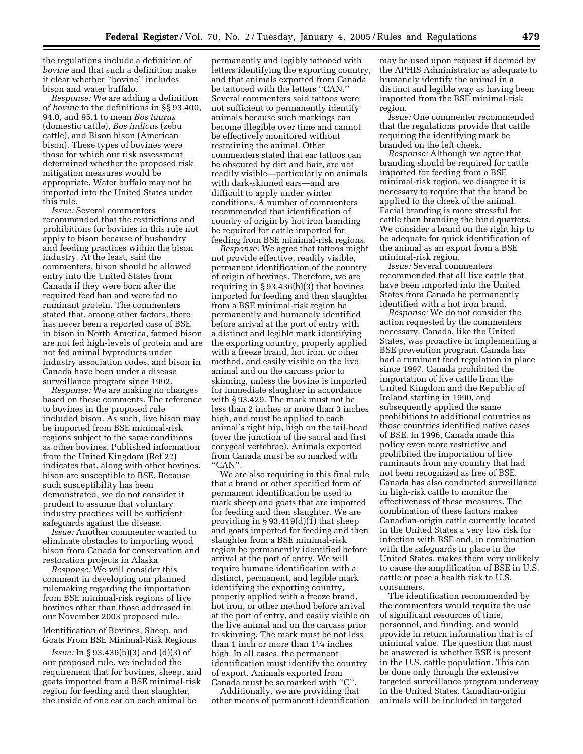the regulations include a definition of *bovine* and that such a definition make it clear whether "bovine" includes bison and water buffalo.

*Response:* We are adding a definition of *bovine* to the definitions in §§ 93.400, 94.0, and 95.1 to mean *Bos taurus* (domestic cattle), *Bos indicus* (zebu cattle), and Bison bison (American bison). These types of bovines were those for which our risk assessment determined whether the proposed risk mitigation measures would be appropriate. Water buffalo may not be imported into the United States under this rule.

*Issue:* Several commenters recommended that the restrictions and prohibitions for bovines in this rule not apply to bison because of husbandry and feeding practices within the bison industry. At the least, said the commenters, bison should be allowed entry into the United States from Canada if they were born after the required feed ban and were fed no ruminant protein. The commenters stated that, among other factors, there has never been a reported case of BSE in bison in North America, farmed bison are not fed high-levels of protein and are not fed animal byproducts under industry association codes, and bison in Canada have been under a disease surveillance program since 1992.

*Response:* We are making no changes based on these comments. The reference to bovines in the proposed rule included bison. As such, live bison may be imported from BSE minimal-risk regions subject to the same conditions as other bovines. Published information from the United Kingdom (Ref 22) indicates that, along with other bovines, bison are susceptible to BSE. Because such susceptibility has been demonstrated, we do not consider it prudent to assume that voluntary industry practices will be sufficient safeguards against the disease.

*Issue:* Another commenter wanted to eliminate obstacles to importing wood bison from Canada for conservation and restoration projects in Alaska.

*Response:* We will consider this comment in developing our planned rulemaking regarding the importation from BSE minimal-risk regions of live bovines other than those addressed in our November 2003 proposed rule.

Identification of Bovines, Sheep, and Goats From BSE Minimal-Risk Regions

*Issue:* In § 93.436(b)(3) and (d)(3) of our proposed rule, we included the requirement that for bovines, sheep, and goats imported from a BSE minimal-risk region for feeding and then slaughter, the inside of one ear on each animal be permanently and legibly tattooed with letters identifying the exporting country, and that animals exported from Canada be tattooed with the letters "CAN." Several commenters said tattoos were not sufficient to permanently identify animals because such markings can become illegible over time and cannot be effectively monitored without restraining the animal. Other commenters stated that ear tattoos can be obscured by dirt and hair, are not readily visible—particularly on animals with dark-skinned ears—and are difficult to apply under winter conditions. A number of commenters recommended that identification of country of origin by hot iron branding be required for cattle imported for feeding from BSE minimal-risk regions.

*Response:* We agree that tattoos might not provide effective, readily visible, permanent identification of the country of origin of bovines. Therefore, we are requiring in § 93.436(b)(3) that bovines imported for feeding and then slaughter from a BSE minimal-risk region be permanently and humanely identified before arrival at the port of entry with a distinct and legible mark identifying the exporting country, properly applied with a freeze brand, hot iron, or other method, and easily visible on the live animal and on the carcass prior to skinning, unless the bovine is imported for immediate slaughter in accordance with § 93.429. The mark must not be less than 2 inches or more than 3 inches high, and must be applied to each animal's right hip, high on the tail-head (over the junction of the sacral and first cocygeal vertebrae). Animals exported from Canada must be so marked with "CAN".

We are also requiring in this final rule that a brand or other specified form of permanent identification be used to mark sheep and goats that are imported for feeding and then slaughter. We are providing in § 93.419(d)(1) that sheep and goats imported for feeding and then slaughter from a BSE minimal-risk region be permanently identified before arrival at the port of entry. We will require humane identification with a distinct, permanent, and legible mark identifying the exporting country, properly applied with a freeze brand, hot iron, or other method before arrival at the port of entry, and easily visible on the live animal and on the carcass prior to skinning. The mark must be not less than 1 inch or more than 1¼ inches high. In all cases, the permanent identification must identify the country of export. Animals exported from Canada must be so marked with "C".

Additionally, we are providing that other means of permanent identification may be used upon request if deemed by the APHIS Administrator as adequate to humanely identify the animal in a distinct and legible way as having been imported from the BSE minimal-risk region.

*Issue:* One commenter recommended that the regulations provide that cattle requiring the identifying mark be branded on the left cheek.

*Response:* Although we agree that branding should be required for cattle imported for feeding from a BSE minimal-risk region, we disagree it is necessary to require that the brand be applied to the cheek of the animal. Facial branding is more stressful for cattle than branding the hind quarters. We consider a brand on the right hip to be adequate for quick identification of the animal as an export from a BSE minimal-risk region.

*Issue:* Several commenters recommended that all live cattle that have been imported into the United States from Canada be permanently identified with a hot iron brand.

*Response:* We do not consider the action requested by the commenters necessary. Canada, like the United States, was proactive in implementing a BSE prevention program. Canada has had a ruminant feed regulation in place since 1997. Canada prohibited the importation of live cattle from the United Kingdom and the Republic of Ireland starting in 1990, and subsequently applied the same prohibitions to additional countries as those countries identified native cases of BSE. In 1996, Canada made this policy even more restrictive and prohibited the importation of live ruminants from any country that had not been recognized as free of BSE. Canada has also conducted surveillance in high-risk cattle to monitor the effectiveness of these measures. The combination of these factors makes Canadian-origin cattle currently located in the United States a very low risk for infection with BSE and, in combination with the safeguards in place in the United States, makes them very unlikely to cause the amplification of BSE in U.S. cattle or pose a health risk to U.S. consumers.

The identification recommended by the commenters would require the use of significant resources of time, personnel, and funding, and would provide in return information that is of minimal value. The question that must be answered is whether BSE is present in the U.S. cattle population. This can be done only through the extensive targeted surveillance program underway in the United States. Canadian-origin animals will be included in targeted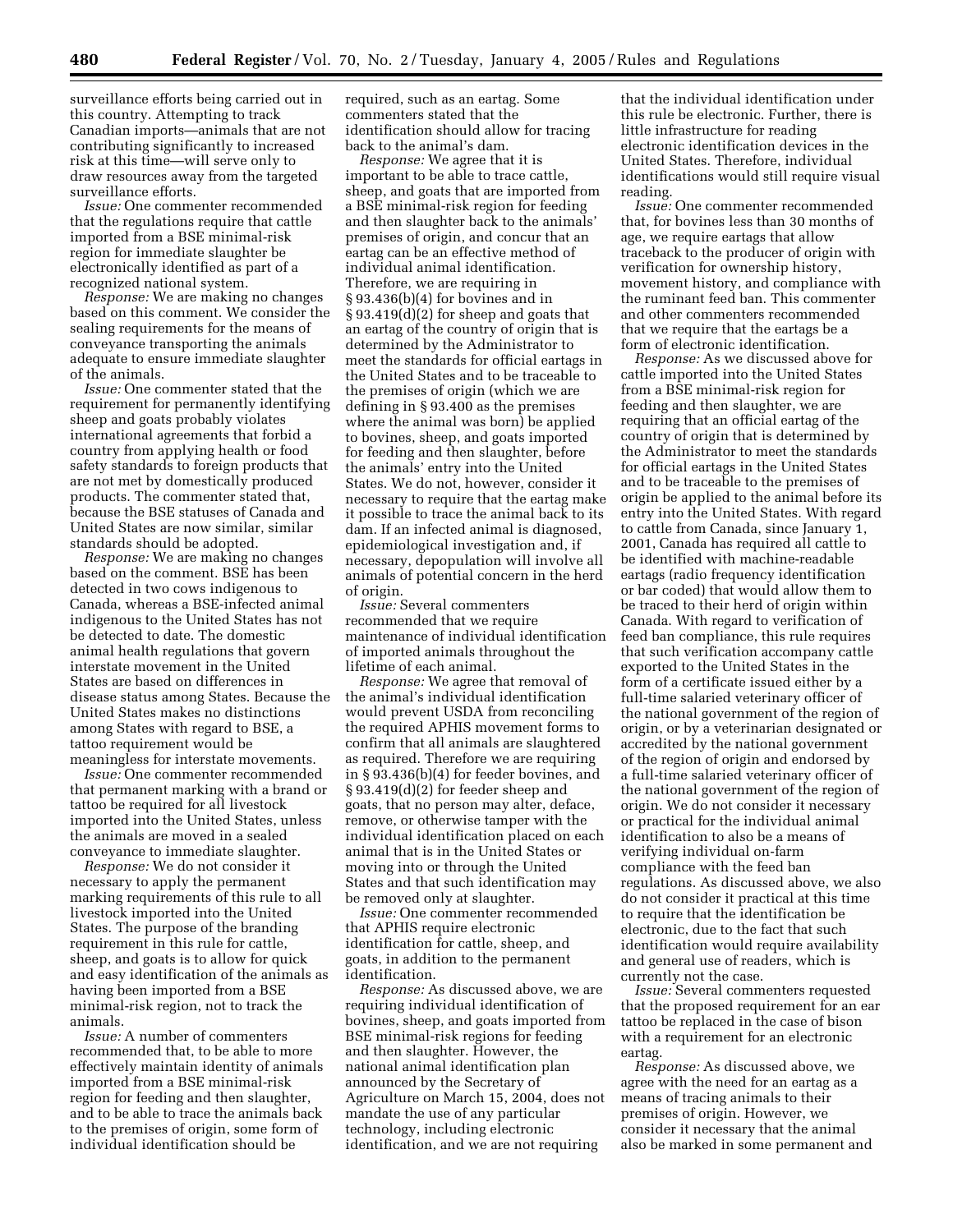surveillance efforts being carried out in this country. Attempting to track Canadian imports—animals that are not contributing significantly to increased risk at this time—will serve only to draw resources away from the targeted surveillance efforts.

*Issue:* One commenter recommended that the regulations require that cattle imported from a BSE minimal-risk region for immediate slaughter be electronically identified as part of a recognized national system.

*Response:* We are making no changes based on this comment. We consider the sealing requirements for the means of conveyance transporting the animals adequate to ensure immediate slaughter of the animals.

*Issue:* One commenter stated that the requirement for permanently identifying sheep and goats probably violates international agreements that forbid a country from applying health or food safety standards to foreign products that are not met by domestically produced products. The commenter stated that, because the BSE statuses of Canada and United States are now similar, similar standards should be adopted.

*Response:* We are making no changes based on the comment. BSE has been detected in two cows indigenous to Canada, whereas a BSE-infected animal indigenous to the United States has not be detected to date. The domestic animal health regulations that govern interstate movement in the United States are based on differences in disease status among States. Because the United States makes no distinctions among States with regard to BSE, a tattoo requirement would be meaningless for interstate movements.

*Issue:* One commenter recommended that permanent marking with a brand or tattoo be required for all livestock imported into the United States, unless the animals are moved in a sealed conveyance to immediate slaughter.

*Response:* We do not consider it necessary to apply the permanent marking requirements of this rule to all livestock imported into the United States. The purpose of the branding requirement in this rule for cattle, sheep, and goats is to allow for quick and easy identification of the animals as having been imported from a BSE minimal-risk region, not to track the animals.

*Issue:* A number of commenters recommended that, to be able to more effectively maintain identity of animals imported from a BSE minimal-risk region for feeding and then slaughter, and to be able to trace the animals back to the premises of origin, some form of individual identification should be required, such as an eartag. Some commenters stated that the identification should allow for tracing back to the animal's dam.

*Response:* We agree that it is important to be able to trace cattle, sheep, and goats that are imported from a BSE minimal-risk region for feeding and then slaughter back to the animals' premises of origin, and concur that an eartag can be an effective method of individual animal identification. Therefore, we are requiring in § 93.436(b)(4) for bovines and in § 93.419(d)(2) for sheep and goats that an eartag of the country of origin that is determined by the Administrator to meet the standards for official eartags in the United States and to be traceable to the premises of origin (which we are defining in § 93.400 as the premises where the animal was born) be applied to bovines, sheep, and goats imported for feeding and then slaughter, before the animals' entry into the United States. We do not, however, consider it necessary to require that the eartag make it possible to trace the animal back to its dam. If an infected animal is diagnosed, epidemiological investigation and, if necessary, depopulation will involve all animals of potential concern in the herd of origin.

*Issue:* Several commenters recommended that we require maintenance of individual identification of imported animals throughout the lifetime of each animal.

*Response:* We agree that removal of the animal's individual identification would prevent USDA from reconciling the required APHIS movement forms to confirm that all animals are slaughtered as required. Therefore we are requiring in § 93.436(b)(4) for feeder bovines, and § 93.419(d)(2) for feeder sheep and goats, that no person may alter, deface, remove, or otherwise tamper with the individual identification placed on each animal that is in the United States or moving into or through the United States and that such identification may be removed only at slaughter.

*Issue:* One commenter recommended that APHIS require electronic identification for cattle, sheep, and goats, in addition to the permanent identification.

*Response:* As discussed above, we are requiring individual identification of bovines, sheep, and goats imported from BSE minimal-risk regions for feeding and then slaughter. However, the national animal identification plan announced by the Secretary of Agriculture on March 15, 2004, does not mandate the use of any particular technology, including electronic identification, and we are not requiring that the individual identification under this rule be electronic. Further, there is little infrastructure for reading electronic identification devices in the United States. Therefore, individual identifications would still require visual reading.

*Issue:* One commenter recommended that, for bovines less than 30 months of age, we require eartags that allow traceback to the producer of origin with verification for ownership history, movement history, and compliance with the ruminant feed ban. This commenter and other commenters recommended that we require that the eartags be a form of electronic identification.

*Response:* As we discussed above for cattle imported into the United States from a BSE minimal-risk region for feeding and then slaughter, we are requiring that an official eartag of the country of origin that is determined by the Administrator to meet the standards for official eartags in the United States and to be traceable to the premises of origin be applied to the animal before its entry into the United States. With regard to cattle from Canada, since January 1, 2001, Canada has required all cattle to be identified with machine-readable eartags (radio frequency identification or bar coded) that would allow them to be traced to their herd of origin within Canada. With regard to verification of feed ban compliance, this rule requires that such verification accompany cattle exported to the United States in the form of a certificate issued either by a full-time salaried veterinary officer of the national government of the region of origin, or by a veterinarian designated or accredited by the national government of the region of origin and endorsed by a full-time salaried veterinary officer of the national government of the region of origin. We do not consider it necessary or practical for the individual animal identification to also be a means of verifying individual on-farm compliance with the feed ban regulations. As discussed above, we also do not consider it practical at this time to require that the identification be electronic, due to the fact that such identification would require availability and general use of readers, which is currently not the case.

*Issue:* Several commenters requested that the proposed requirement for an ear tattoo be replaced in the case of bison with a requirement for an electronic eartag.

*Response:* As discussed above, we agree with the need for an eartag as a means of tracing animals to their premises of origin. However, we consider it necessary that the animal also be marked in some permanent and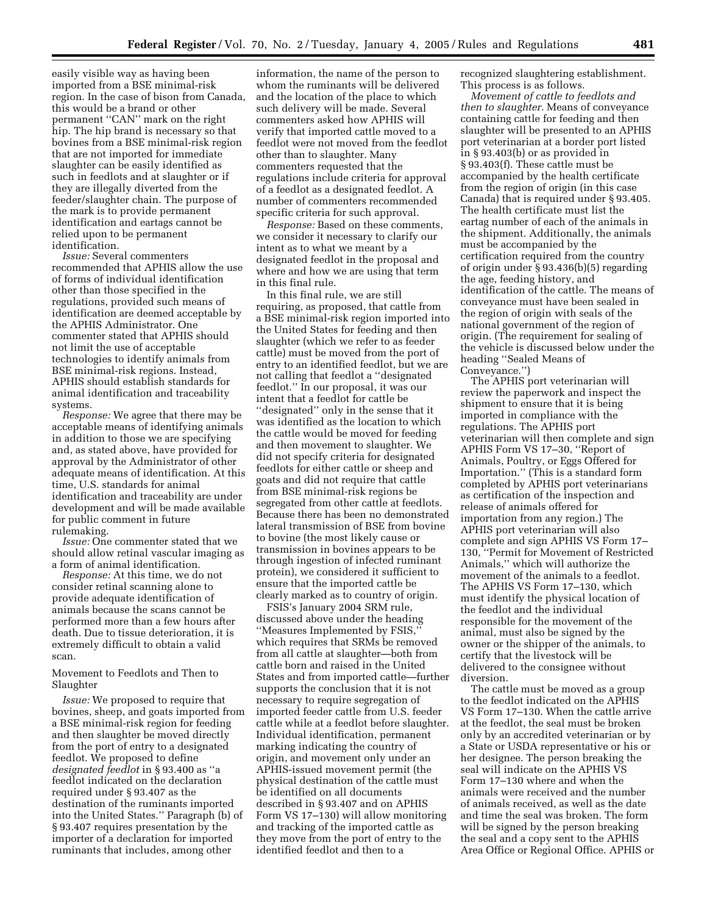easily visible way as having been imported from a BSE minimal-risk region. In the case of bison from Canada, this would be a brand or other permanent ''CAN'' mark on the right hip. The hip brand is necessary so that bovines from a BSE minimal-risk region that are not imported for immediate slaughter can be easily identified as such in feedlots and at slaughter or if they are illegally diverted from the feeder/slaughter chain. The purpose of the mark is to provide permanent identification and eartags cannot be relied upon to be permanent identification.

*Issue:* Several commenters recommended that APHIS allow the use of forms of individual identification other than those specified in the regulations, provided such means of identification are deemed acceptable by the APHIS Administrator. One commenter stated that APHIS should not limit the use of acceptable technologies to identify animals from BSE minimal-risk regions. Instead, APHIS should establish standards for animal identification and traceability systems.

*Response:* We agree that there may be acceptable means of identifying animals in addition to those we are specifying and, as stated above, have provided for approval by the Administrator of other adequate means of identification. At this time, U.S. standards for animal identification and traceability are under development and will be made available for public comment in future rulemaking.

*Issue:* One commenter stated that we should allow retinal vascular imaging as a form of animal identification.

*Response:* At this time, we do not consider retinal scanning alone to provide adequate identification of animals because the scans cannot be performed more than a few hours after death. Due to tissue deterioration, it is extremely difficult to obtain a valid scan.

Movement to Feedlots and Then to Slaughter

*Issue:* We proposed to require that bovines, sheep, and goats imported from a BSE minimal-risk region for feeding and then slaughter be moved directly from the port of entry to a designated feedlot. We proposed to define *designated feedlot* in § 93.400 as ''a feedlot indicated on the declaration required under § 93.407 as the destination of the ruminants imported into the United States.'' Paragraph (b) of § 93.407 requires presentation by the importer of a declaration for imported ruminants that includes, among other information, the name of the person to whom the ruminants will be delivered and the location of the place to which such delivery will be made. Several commenters asked how APHIS will verify that imported cattle moved to a feedlot were not moved from the feedlot other than to slaughter. Many commenters requested that the regulations include criteria for approval of a feedlot as a designated feedlot. A number of commenters recommended specific criteria for such approval.

*Response:* Based on these comments, we consider it necessary to clarify our intent as to what we meant by a designated feedlot in the proposal and where and how we are using that term in this final rule.

In this final rule, we are still requiring, as proposed, that cattle from a BSE minimal-risk region imported into the United States for feeding and then slaughter (which we refer to as feeder cattle) must be moved from the port of entry to an identified feedlot, but we are not calling that feedlot a ''designated feedlot.'' In our proposal, it was our intent that a feedlot for cattle be ''designated'' only in the sense that it was identified as the location to which the cattle would be moved for feeding and then movement to slaughter. We did not specify criteria for designated feedlots for either cattle or sheep and goats and did not require that cattle from BSE minimal-risk regions be segregated from other cattle at feedlots. Because there has been no demonstrated lateral transmission of BSE from bovine to bovine (the most likely cause or transmission in bovines appears to be through ingestion of infected ruminant protein), we considered it sufficient to ensure that the imported cattle be clearly marked as to country of origin.

FSIS's January 2004 SRM rule, discussed above under the heading ''Measures Implemented by FSIS,'' which requires that SRMs be removed from all cattle at slaughter—both from cattle born and raised in the United States and from imported cattle—further supports the conclusion that it is not necessary to require segregation of imported feeder cattle from U.S. feeder cattle while at a feedlot before slaughter. Individual identification, permanent marking indicating the country of origin, and movement only under an APHIS-issued movement permit (the physical destination of the cattle must be identified on all documents described in § 93.407 and on APHIS Form VS 17–130) will allow monitoring and tracking of the imported cattle as they move from the port of entry to the identified feedlot and then to a recognized slaughtering establishment. This process is as follows.

*Movement of cattle to feedlots and then to slaughter.* Means of conveyance containing cattle for feeding and then slaughter will be presented to an APHIS port veterinarian at a border port listed in § 93.403(b) or as provided in § 93.403(f). These cattle must be accompanied by the health certificate from the region of origin (in this case Canada) that is required under § 93.405. The health certificate must list the eartag number of each of the animals in the shipment. Additionally, the animals must be accompanied by the certification required from the country of origin under § 93.436(b)(5) regarding the age, feeding history, and identification of the cattle. The means of conveyance must have been sealed in the region of origin with seals of the national government of the region of origin. (The requirement for sealing of the vehicle is discussed below under the heading ''Sealed Means of Conveyance.'')

The APHIS port veterinarian will review the paperwork and inspect the shipment to ensure that it is being imported in compliance with the regulations. The APHIS port veterinarian will then complete and sign APHIS Form VS 17–30, ''Report of Animals, Poultry, or Eggs Offered for Importation.'' (This is a standard form completed by APHIS port veterinarians as certification of the inspection and release of animals offered for importation from any region.) The APHIS port veterinarian will also complete and sign APHIS VS Form 17–130, ''Permit for Movement of Restricted Animals,'' which will authorize the movement of the animals to a feedlot. The APHIS VS Form 17–130, which must identify the physical location of the feedlot and the individual responsible for the movement of the animal, must also be signed by the owner or the shipper of the animals, to certify that the livestock will be delivered to the consignee without diversion.

The cattle must be moved as a group to the feedlot indicated on the APHIS VS Form 17–130. When the cattle arrive at the feedlot, the seal must be broken only by an accredited veterinarian or by a State or USDA representative or his or her designee. The person breaking the seal will indicate on the APHIS VS Form 17–130 where and when the animals were received and the number of animals received, as well as the date and time the seal was broken. The form will be signed by the person breaking the seal and a copy sent to the APHIS Area Office or Regional Office. APHIS or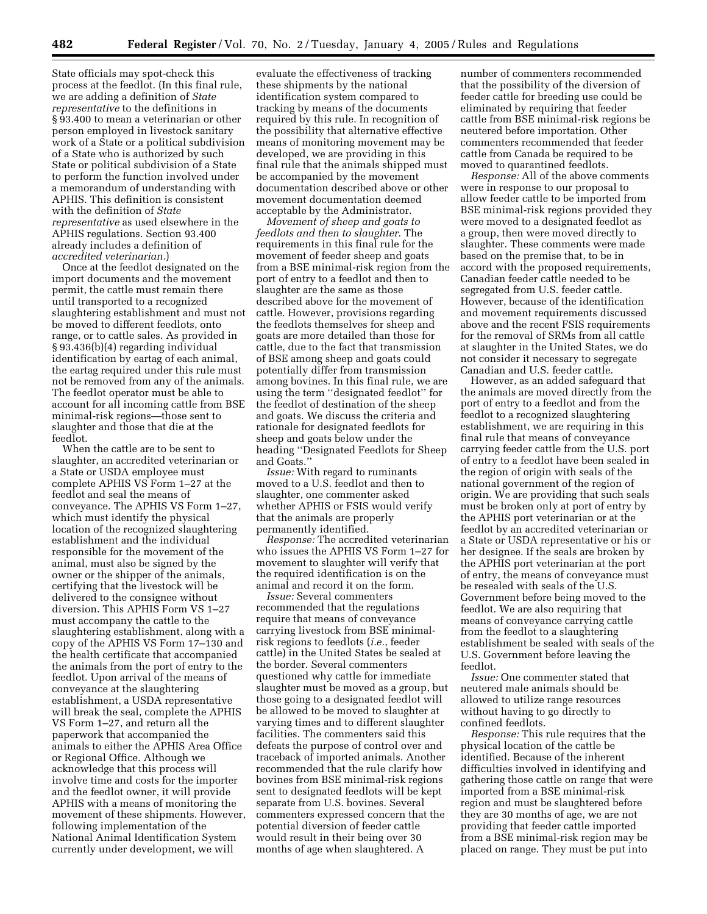State officials may spot-check this process at the feedlot. (In this final rule, we are adding a definition of *State representative* to the definitions in § 93.400 to mean a veterinarian or other person employed in livestock sanitary work of a State or a political subdivision of a State who is authorized by such State or political subdivision of a State to perform the function involved under a memorandum of understanding with APHIS. This definition is consistent with the definition of *State representative* as used elsewhere in the APHIS regulations. Section 93.400 already includes a definition of *accredited veterinarian*.)

Once at the feedlot designated on the import documents and the movement permit, the cattle must remain there until transported to a recognized slaughtering establishment and must not be moved to different feedlots, onto range, or to cattle sales. As provided in § 93.436(b)(4) regarding individual identification by eartag of each animal, the eartag required under this rule must not be removed from any of the animals. The feedlot operator must be able to account for all incoming cattle from BSE minimal-risk regions—those sent to slaughter and those that die at the feedlot.

When the cattle are to be sent to slaughter, an accredited veterinarian or a State or USDA employee must complete APHIS VS Form 1–27 at the feedlot and seal the means of conveyance. The APHIS VS Form 1–27, which must identify the physical location of the recognized slaughtering establishment and the individual responsible for the movement of the animal, must also be signed by the owner or the shipper of the animals, certifying that the livestock will be delivered to the consignee without diversion. This APHIS Form VS 1–27 must accompany the cattle to the slaughtering establishment, along with a copy of the APHIS VS Form 17–130 and the health certificate that accompanied the animals from the port of entry to the feedlot. Upon arrival of the means of conveyance at the slaughtering establishment, a USDA representative will break the seal, complete the APHIS VS Form 1–27, and return all the paperwork that accompanied the animals to either the APHIS Area Office or Regional Office. Although we acknowledge that this process will involve time and costs for the importer and the feedlot owner, it will provide APHIS with a means of monitoring the movement of these shipments. However, following implementation of the National Animal Identification System currently under development, we will evaluate the effectiveness of tracking these shipments by the national identification system compared to tracking by means of the documents required by this rule. In recognition of the possibility that alternative effective means of monitoring movement may be developed, we are providing in this final rule that the animals shipped must be accompanied by the movement documentation described above or other movement documentation deemed acceptable by the Administrator.

*Movement of sheep and goats to feedlots and then to slaughter.* The requirements in this final rule for the movement of feeder sheep and goats from a BSE minimal-risk region from the port of entry to a feedlot and then to slaughter are the same as those described above for the movement of cattle. However, provisions regarding the feedlots themselves for sheep and goats are more detailed than those for cattle, due to the fact that transmission of BSE among sheep and goats could potentially differ from transmission among bovines. In this final rule, we are using the term ''designated feedlot'' for the feedlot of destination of the sheep and goats. We discuss the criteria and rationale for designated feedlots for sheep and goats below under the heading ''Designated Feedlots for Sheep and Goats.''

*Issue:* With regard to ruminants moved to a U.S. feedlot and then to slaughter, one commenter asked whether APHIS or FSIS would verify that the animals are properly permanently identified.

*Response:* The accredited veterinarian who issues the APHIS VS Form 1–27 for movement to slaughter will verify that the required identification is on the animal and record it on the form.

*Issue:* Several commenters recommended that the regulations require that means of conveyance carrying livestock from BSE minimal-risk regions to feedlots (*i.e.*, feeder cattle) in the United States be sealed at the border. Several commenters questioned why cattle for immediate slaughter must be moved as a group, but those going to a designated feedlot will be allowed to be moved to slaughter at varying times and to different slaughter facilities. The commenters said this defeats the purpose of control over and traceback of imported animals. Another recommended that the rule clarify how bovines from BSE minimal-risk regions sent to designated feedlots will be kept separate from U.S. bovines. Several commenters expressed concern that the potential diversion of feeder cattle would result in their being over 30 months of age when slaughtered. A number of commenters recommended that the possibility of the diversion of feeder cattle for breeding use could be eliminated by requiring that feeder cattle from BSE minimal-risk regions be neutered before importation. Other commenters recommended that feeder cattle from Canada be required to be moved to quarantined feedlots.

*Response:* All of the above comments were in response to our proposal to allow feeder cattle to be imported from BSE minimal-risk regions provided they were moved to a designated feedlot as a group, then were moved directly to slaughter. These comments were made based on the premise that, to be in accord with the proposed requirements, Canadian feeder cattle needed to be segregated from U.S. feeder cattle. However, because of the identification and movement requirements discussed above and the recent FSIS requirements for the removal of SRMs from all cattle at slaughter in the United States, we do not consider it necessary to segregate Canadian and U.S. feeder cattle.

However, as an added safeguard that the animals are moved directly from the port of entry to a feedlot and from the feedlot to a recognized slaughtering establishment, we are requiring in this final rule that means of conveyance carrying feeder cattle from the U.S. port of entry to a feedlot have been sealed in the region of origin with seals of the national government of the region of origin. We are providing that such seals must be broken only at port of entry by the APHIS port veterinarian or at the feedlot by an accredited veterinarian or a State or USDA representative or his or her designee. If the seals are broken by the APHIS port veterinarian at the port of entry, the means of conveyance must be resealed with seals of the U.S. Government before being moved to the feedlot. We are also requiring that means of conveyance carrying cattle from the feedlot to a slaughtering establishment be sealed with seals of the U.S. Government before leaving the feedlot.

*Issue:* One commenter stated that neutered male animals should be allowed to utilize range resources without having to go directly to confined feedlots.

*Response:* This rule requires that the physical location of the cattle be identified. Because of the inherent difficulties involved in identifying and gathering those cattle on range that were imported from a BSE minimal-risk region and must be slaughtered before they are 30 months of age, we are not providing that feeder cattle imported from a BSE minimal-risk region may be placed on range. They must be put into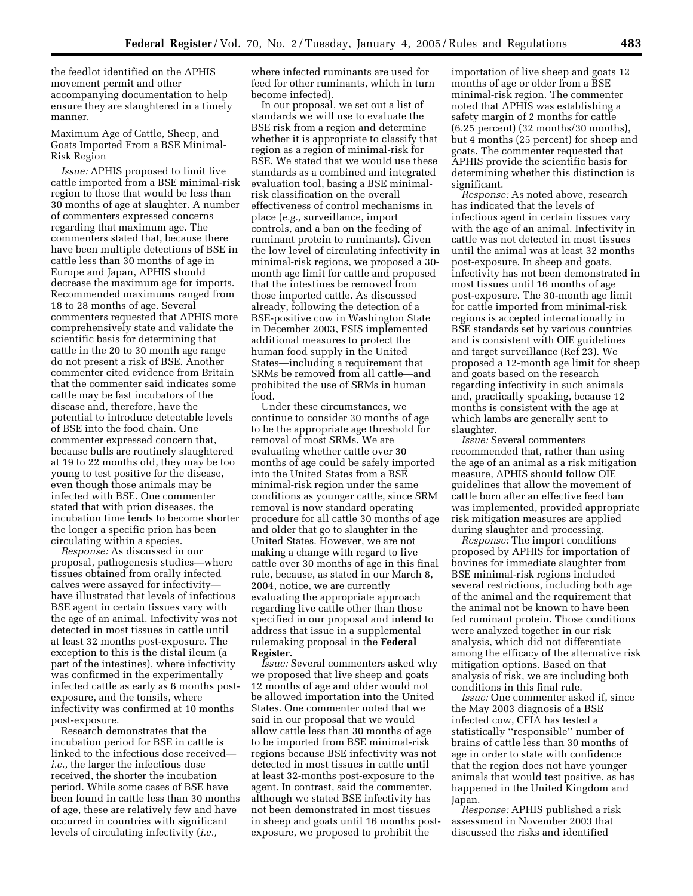the feedlot identified on the APHIS movement permit and other accompanying documentation to help ensure they are slaughtered in a timely manner.

Maximum Age of Cattle, Sheep, and Goats Imported From a BSE Minimal-Risk Region

*Issue:* APHIS proposed to limit live cattle imported from a BSE minimal-risk region to those that would be less than 30 months of age at slaughter. A number of commenters expressed concerns regarding that maximum age. The commenters stated that, because there have been multiple detections of BSE in cattle less than 30 months of age in Europe and Japan, APHIS should decrease the maximum age for imports. Recommended maximums ranged from 18 to 28 months of age. Several commenters requested that APHIS more comprehensively state and validate the scientific basis for determining that cattle in the 20 to 30 month age range do not present a risk of BSE. Another commenter cited evidence from Britain that the commenter said indicates some cattle may be fast incubators of the disease and, therefore, have the potential to introduce detectable levels of BSE into the food chain. One commenter expressed concern that, because bulls are routinely slaughtered at 19 to 22 months old, they may be too young to test positive for the disease, even though those animals may be infected with BSE. One commenter stated that with prion diseases, the incubation time tends to become shorter the longer a specific prion has been circulating within a species.

*Response:* As discussed in our proposal, pathogenesis studies—where tissues obtained from orally infected calves were assayed for infectivity—have illustrated that levels of infectious BSE agent in certain tissues vary with the age of an animal. Infectivity was not detected in most tissues in cattle until at least 32 months post-exposure. The exception to this is the distal ileum (a part of the intestines), where infectivity was confirmed in the experimentally infected cattle as early as 6 months post-exposure, and the tonsils, where infectivity was confirmed at 10 months post-exposure.

Research demonstrates that the incubation period for BSE in cattle is linked to the infectious dose received—*i.e.,* the larger the infectious dose received, the shorter the incubation period. While some cases of BSE have been found in cattle less than 30 months of age, these are relatively few and have occurred in countries with significant levels of circulating infectivity (*i.e.,* where infected ruminants are used for feed for other ruminants, which in turn become infected).

In our proposal, we set out a list of standards we will use to evaluate the BSE risk from a region and determine whether it is appropriate to classify that region as a region of minimal-risk for BSE. We stated that we would use these standards as a combined and integrated evaluation tool, basing a BSE minimal-risk classification on the overall effectiveness of control mechanisms in place (*e.g.,* surveillance, import controls, and a ban on the feeding of ruminant protein to ruminants). Given the low level of circulating infectivity in minimal-risk regions, we proposed a 30-month age limit for cattle and proposed that the intestines be removed from those imported cattle. As discussed already, following the detection of a BSE-positive cow in Washington State in December 2003, FSIS implemented additional measures to protect the human food supply in the United States—including a requirement that SRMs be removed from all cattle—and prohibited the use of SRMs in human food.

Under these circumstances, we continue to consider 30 months of age to be the appropriate age threshold for removal of most SRMs. We are evaluating whether cattle over 30 months of age could be safely imported into the United States from a BSE minimal-risk region under the same conditions as younger cattle, since SRM removal is now standard operating procedure for all cattle 30 months of age and older that go to slaughter in the United States. However, we are not making a change with regard to live cattle over 30 months of age in this final rule, because, as stated in our March 8, 2004, notice, we are currently evaluating the appropriate approach regarding live cattle other than those specified in our proposal and intend to address that issue in a supplemental rulemaking proposal in the **Federal Register.**

*Issue:* Several commenters asked why we proposed that live sheep and goats 12 months of age and older would not be allowed importation into the United States. One commenter noted that we said in our proposal that we would allow cattle less than 30 months of age to be imported from BSE minimal-risk regions because BSE infectivity was not detected in most tissues in cattle until at least 32-months post-exposure to the agent. In contrast, said the commenter, although we stated BSE infectivity has not been demonstrated in most tissues in sheep and goats until 16 months post-exposure, we proposed to prohibit the importation of live sheep and goats 12 months of age or older from a BSE minimal-risk region. The commenter noted that APHIS was establishing a safety margin of 2 months for cattle (6.25 percent) (32 months/30 months), but 4 months (25 percent) for sheep and goats. The commenter requested that APHIS provide the scientific basis for determining whether this distinction is significant.

*Response:* As noted above, research has indicated that the levels of infectious agent in certain tissues vary with the age of an animal. Infectivity in cattle was not detected in most tissues until the animal was at least 32 months post-exposure. In sheep and goats, infectivity has not been demonstrated in most tissues until 16 months of age post-exposure. The 30-month age limit for cattle imported from minimal-risk regions is accepted internationally in BSE standards set by various countries and is consistent with OIE guidelines and target surveillance (Ref 23). We proposed a 12-month age limit for sheep and goats based on the research regarding infectivity in such animals and, practically speaking, because 12 months is consistent with the age at which lambs are generally sent to slaughter.

*Issue:* Several commenters recommended that, rather than using the age of an animal as a risk mitigation measure, APHIS should follow OIE guidelines that allow the movement of cattle born after an effective feed ban was implemented, provided appropriate risk mitigation measures are applied during slaughter and processing.

*Response:* The import conditions proposed by APHIS for importation of bovines for immediate slaughter from BSE minimal-risk regions included several restrictions, including both age of the animal and the requirement that the animal not be known to have been fed ruminant protein. Those conditions were analyzed together in our risk analysis, which did not differentiate among the efficacy of the alternative risk mitigation options. Based on that analysis of risk, we are including both conditions in this final rule.

*Issue:* One commenter asked if, since the May 2003 diagnosis of a BSE infected cow, CFIA has tested a statistically "responsible" number of brains of cattle less than 30 months of age in order to state with confidence that the region does not have younger animals that would test positive, as has happened in the United Kingdom and Japan.

*Response:* APHIS published a risk assessment in November 2003 that discussed the risks and identified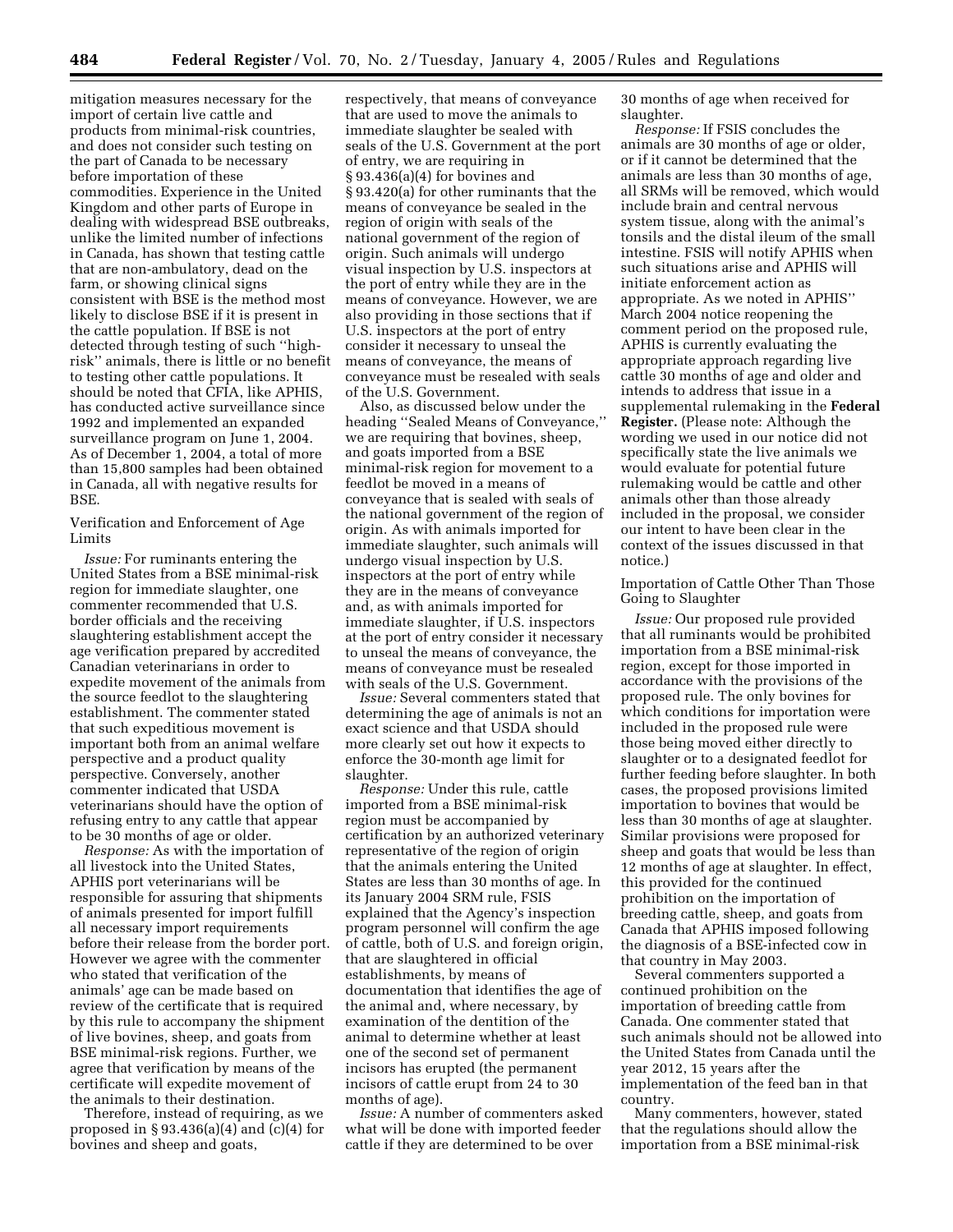mitigation measures necessary for the import of certain live cattle and products from minimal-risk countries, and does not consider such testing on the part of Canada to be necessary before importation of these commodities. Experience in the United Kingdom and other parts of Europe in dealing with widespread BSE outbreaks, unlike the limited number of infections in Canada, has shown that testing cattle that are non-ambulatory, dead on the farm, or showing clinical signs consistent with BSE is the method most likely to disclose BSE if it is present in the cattle population. If BSE is not detected through testing of such ''high-risk'' animals, there is little or no benefit to testing other cattle populations. It should be noted that CFIA, like APHIS, has conducted active surveillance since 1992 and implemented an expanded surveillance program on June 1, 2004. As of December 1, 2004, a total of more than 15,800 samples had been obtained in Canada, all with negative results for BSE.

Verification and Enforcement of Age Limits

*Issue:* For ruminants entering the United States from a BSE minimal-risk region for immediate slaughter, one commenter recommended that U.S. border officials and the receiving slaughtering establishment accept the age verification prepared by accredited Canadian veterinarians in order to expedite movement of the animals from the source feedlot to the slaughtering establishment. The commenter stated that such expeditious movement is important both from an animal welfare perspective and a product quality perspective. Conversely, another commenter indicated that USDA veterinarians should have the option of refusing entry to any cattle that appear to be 30 months of age or older.

*Response:* As with the importation of all livestock into the United States, APHIS port veterinarians will be responsible for assuring that shipments of animals presented for import fulfill all necessary import requirements before their release from the border port. However we agree with the commenter who stated that verification of the animals' age can be made based on review of the certificate that is required by this rule to accompany the shipment of live bovines, sheep, and goats from BSE minimal-risk regions. Further, we agree that verification by means of the certificate will expedite movement of the animals to their destination.

Therefore, instead of requiring, as we proposed in § 93.436(a)(4) and (c)(4) for bovines and sheep and goats, respectively, that means of conveyance that are used to move the animals to immediate slaughter be sealed with seals of the U.S. Government at the port of entry, we are requiring in § 93.436(a)(4) for bovines and § 93.420(a) for other ruminants that the means of conveyance be sealed in the region of origin with seals of the national government of the region of origin. Such animals will undergo visual inspection by U.S. inspectors at the port of entry while they are in the means of conveyance. However, we are also providing in those sections that if U.S. inspectors at the port of entry consider it necessary to unseal the means of conveyance, the means of conveyance must be resealed with seals of the U.S. Government.

Also, as discussed below under the heading ''Sealed Means of Conveyance,'' we are requiring that bovines, sheep, and goats imported from a BSE minimal-risk region for movement to a feedlot be moved in a means of conveyance that is sealed with seals of the national government of the region of origin. As with animals imported for immediate slaughter, such animals will undergo visual inspection by U.S. inspectors at the port of entry while they are in the means of conveyance and, as with animals imported for immediate slaughter, if U.S. inspectors at the port of entry consider it necessary to unseal the means of conveyance, the means of conveyance must be resealed with seals of the U.S. Government.

*Issue:* Several commenters stated that determining the age of animals is not an exact science and that USDA should more clearly set out how it expects to enforce the 30-month age limit for slaughter.

*Response:* Under this rule, cattle imported from a BSE minimal-risk region must be accompanied by certification by an authorized veterinary representative of the region of origin that the animals entering the United States are less than 30 months of age. In its January 2004 SRM rule, FSIS explained that the Agency's inspection program personnel will confirm the age of cattle, both of U.S. and foreign origin, that are slaughtered in official establishments, by means of documentation that identifies the age of the animal and, where necessary, by examination of the dentition of the animal to determine whether at least one of the second set of permanent incisors has erupted (the permanent incisors of cattle erupt from 24 to 30 months of age).

*Issue:* A number of commenters asked what will be done with imported feeder cattle if they are determined to be over 30 months of age when received for slaughter.

*Response:* If FSIS concludes the animals are 30 months of age or older, or if it cannot be determined that the animals are less than 30 months of age, all SRMs will be removed, which would include brain and central nervous system tissue, along with the animal's tonsils and the distal ileum of the small intestine. FSIS will notify APHIS when such situations arise and APHIS will initiate enforcement action as appropriate. As we noted in APHIS'' March 2004 notice reopening the comment period on the proposed rule, APHIS is currently evaluating the appropriate approach regarding live cattle 30 months of age and older and intends to address that issue in a supplemental rulemaking in the **Federal Register.** (Please note: Although the wording we used in our notice did not specifically state the live animals we would evaluate for potential future rulemaking would be cattle and other animals other than those already included in the proposal, we consider our intent to have been clear in the context of the issues discussed in that notice.)

Importation of Cattle Other Than Those Going to Slaughter

*Issue:* Our proposed rule provided that all ruminants would be prohibited importation from a BSE minimal-risk region, except for those imported in accordance with the provisions of the proposed rule. The only bovines for which conditions for importation were included in the proposed rule were those being moved either directly to slaughter or to a designated feedlot for further feeding before slaughter. In both cases, the proposed provisions limited importation to bovines that would be less than 30 months of age at slaughter. Similar provisions were proposed for sheep and goats that would be less than 12 months of age at slaughter. In effect, this provided for the continued prohibition on the importation of breeding cattle, sheep, and goats from Canada that APHIS imposed following the diagnosis of a BSE-infected cow in that country in May 2003.

Several commenters supported a continued prohibition on the importation of breeding cattle from Canada. One commenter stated that such animals should not be allowed into the United States from Canada until the year 2012, 15 years after the implementation of the feed ban in that country.

Many commenters, however, stated that the regulations should allow the importation from a BSE minimal-risk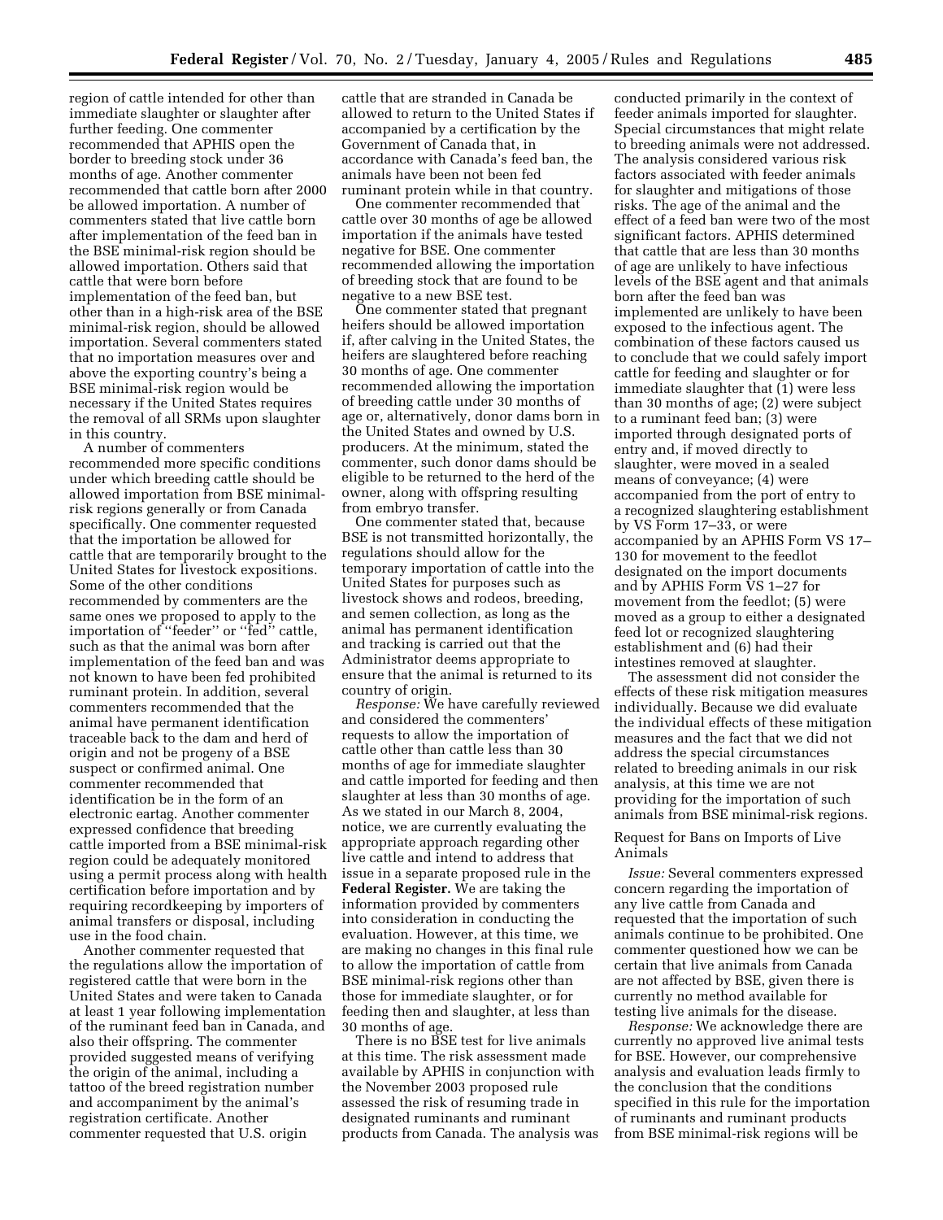region of cattle intended for other than immediate slaughter or slaughter after further feeding. One commenter recommended that APHIS open the border to breeding stock under 36 months of age. Another commenter recommended that cattle born after 2000 be allowed importation. A number of commenters stated that live cattle born after implementation of the feed ban in the BSE minimal-risk region should be allowed importation. Others said that cattle that were born before implementation of the feed ban, but other than in a high-risk area of the BSE minimal-risk region, should be allowed importation. Several commenters stated that no importation measures over and above the exporting country's being a BSE minimal-risk region would be necessary if the United States requires the removal of all SRMs upon slaughter in this country.

A number of commenters recommended more specific conditions under which breeding cattle should be allowed importation from BSE minimal-risk regions generally or from Canada specifically. One commenter requested that the importation be allowed for cattle that are temporarily brought to the United States for livestock expositions. Some of the other conditions recommended by commenters are the same ones we proposed to apply to the importation of "feeder" or "fed" cattle, such as that the animal was born after implementation of the feed ban and was not known to have been fed prohibited ruminant protein. In addition, several commenters recommended that the animal have permanent identification traceable back to the dam and herd of origin and not be progeny of a BSE suspect or confirmed animal. One commenter recommended that identification be in the form of an electronic eartag. Another commenter expressed confidence that breeding cattle imported from a BSE minimal-risk region could be adequately monitored using a permit process along with health certification before importation and by requiring recordkeeping by importers of animal transfers or disposal, including use in the food chain.

Another commenter requested that the regulations allow the importation of registered cattle that were born in the United States and were taken to Canada at least 1 year following implementation of the ruminant feed ban in Canada, and also their offspring. The commenter provided suggested means of verifying the origin of the animal, including a tattoo of the breed registration number and accompaniment by the animal's registration certificate. Another commenter requested that U.S. origin cattle that are stranded in Canada be allowed to return to the United States if accompanied by a certification by the Government of Canada that, in accordance with Canada's feed ban, the animals have been not been fed ruminant protein while in that country.

One commenter recommended that cattle over 30 months of age be allowed importation if the animals have tested negative for BSE. One commenter recommended allowing the importation of breeding stock that are found to be negative to a new BSE test.

One commenter stated that pregnant heifers should be allowed importation if, after calving in the United States, the heifers are slaughtered before reaching 30 months of age. One commenter recommended allowing the importation of breeding cattle under 30 months of age or, alternatively, donor dams born in the United States and owned by U.S. producers. At the minimum, stated the commenter, such donor dams should be eligible to be returned to the herd of the owner, along with offspring resulting from embryo transfer.

One commenter stated that, because BSE is not transmitted horizontally, the regulations should allow for the temporary importation of cattle into the United States for purposes such as livestock shows and rodeos, breeding, and semen collection, as long as the animal has permanent identification and tracking is carried out that the Administrator deems appropriate to ensure that the animal is returned to its country of origin.

*Response:* We have carefully reviewed and considered the commenters' requests to allow the importation of cattle other than cattle less than 30 months of age for immediate slaughter and cattle imported for feeding and then slaughter at less than 30 months of age. As we stated in our March 8, 2004, notice, we are currently evaluating the appropriate approach regarding other live cattle and intend to address that issue in a separate proposed rule in the **Federal Register.** We are taking the information provided by commenters into consideration in conducting the evaluation. However, at this time, we are making no changes in this final rule to allow the importation of cattle from BSE minimal-risk regions other than those for immediate slaughter, or for feeding then and slaughter, at less than 30 months of age.

There is no BSE test for live animals at this time. The risk assessment made available by APHIS in conjunction with the November 2003 proposed rule assessed the risk of resuming trade in designated ruminants and ruminant products from Canada. The analysis was conducted primarily in the context of feeder animals imported for slaughter. Special circumstances that might relate to breeding animals were not addressed. The analysis considered various risk factors associated with feeder animals for slaughter and mitigations of those risks. The age of the animal and the effect of a feed ban were two of the most significant factors. APHIS determined that cattle that are less than 30 months of age are unlikely to have infectious levels of the BSE agent and that animals born after the feed ban was implemented are unlikely to have been exposed to the infectious agent. The combination of these factors caused us to conclude that we could safely import cattle for feeding and slaughter or for immediate slaughter that (1) were less than 30 months of age; (2) were subject to a ruminant feed ban; (3) were imported through designated ports of entry and, if moved directly to slaughter, were moved in a sealed means of conveyance; (4) were accompanied from the port of entry to a recognized slaughtering establishment by VS Form 17–33, or were accompanied by an APHIS Form VS 17–130 for movement to the feedlot designated on the import documents and by APHIS Form VS 1–27 for movement from the feedlot; (5) were moved as a group to either a designated feed lot or recognized slaughtering establishment and (6) had their intestines removed at slaughter.

The assessment did not consider the effects of these risk mitigation measures individually. Because we did evaluate the individual effects of these mitigation measures and the fact that we did not address the special circumstances related to breeding animals in our risk analysis, at this time we are not providing for the importation of such animals from BSE minimal-risk regions.

### Request for Bans on Imports of Live Animals

*Issue:* Several commenters expressed concern regarding the importation of any live cattle from Canada and requested that the importation of such animals continue to be prohibited. One commenter questioned how we can be certain that live animals from Canada are not affected by BSE, given there is currently no method available for testing live animals for the disease.

*Response:* We acknowledge there are currently no approved live animal tests for BSE. However, our comprehensive analysis and evaluation leads firmly to the conclusion that the conditions specified in this rule for the importation of ruminants and ruminant products from BSE minimal-risk regions will be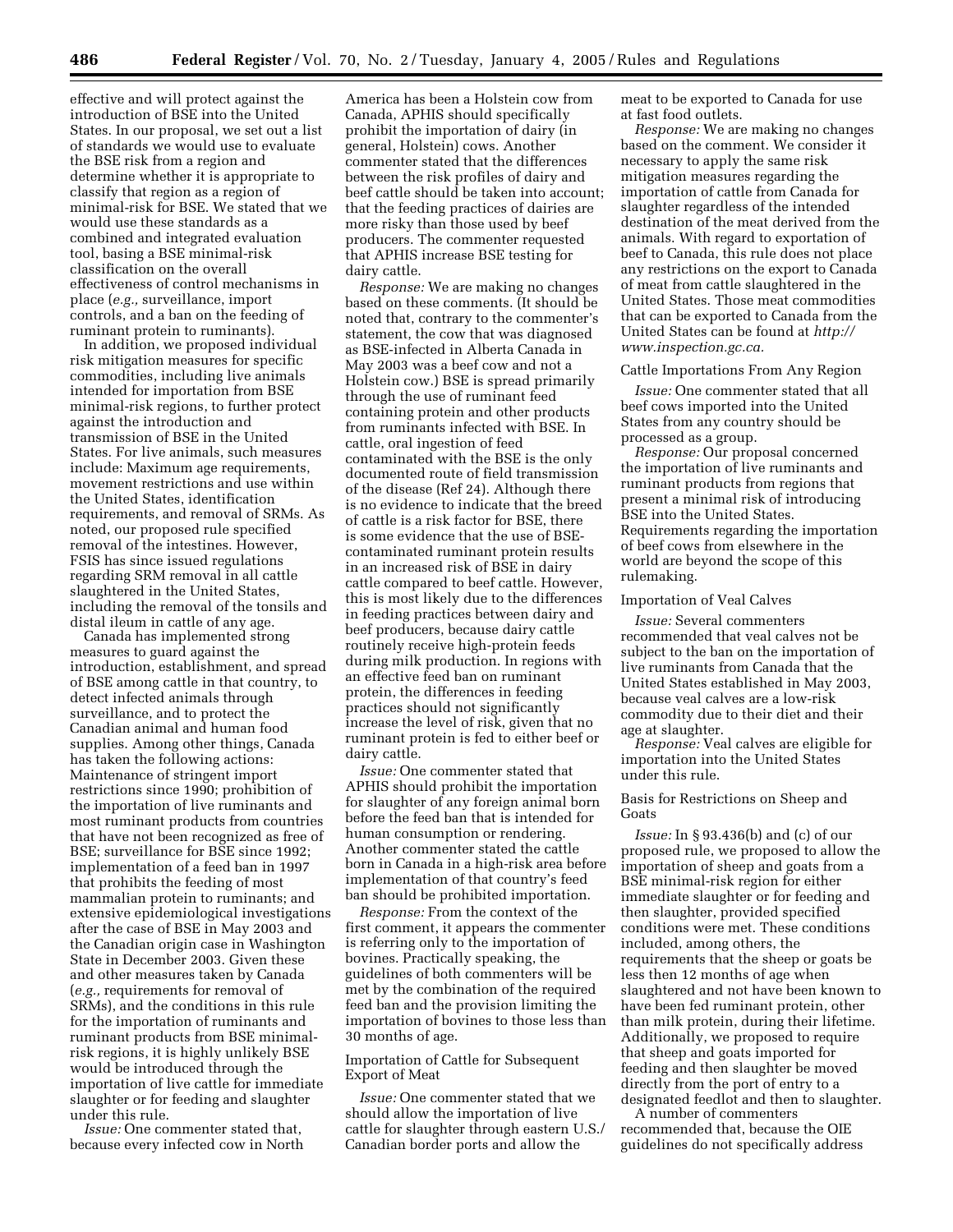effective and will protect against the introduction of BSE into the United States. In our proposal, we set out a list of standards we would use to evaluate the BSE risk from a region and determine whether it is appropriate to classify that region as a region of minimal-risk for BSE. We stated that we would use these standards as a combined and integrated evaluation tool, basing a BSE minimal-risk classification on the overall effectiveness of control mechanisms in place (*e.g.,* surveillance, import controls, and a ban on the feeding of ruminant protein to ruminants).

In addition, we proposed individual risk mitigation measures for specific commodities, including live animals intended for importation from BSE minimal-risk regions, to further protect against the introduction and transmission of BSE in the United States. For live animals, such measures include: Maximum age requirements, movement restrictions and use within the United States, identification requirements, and removal of SRMs. As noted, our proposed rule specified removal of the intestines. However, FSIS has since issued regulations regarding SRM removal in all cattle slaughtered in the United States, including the removal of the tonsils and distal ileum in cattle of any age.

Canada has implemented strong measures to guard against the introduction, establishment, and spread of BSE among cattle in that country, to detect infected animals through surveillance, and to protect the Canadian animal and human food supplies. Among other things, Canada has taken the following actions: Maintenance of stringent import restrictions since 1990; prohibition of the importation of live ruminants and most ruminant products from countries that have not been recognized as free of BSE; surveillance for BSE since 1992; implementation of a feed ban in 1997 that prohibits the feeding of most mammalian protein to ruminants; and extensive epidemiological investigations after the case of BSE in May 2003 and the Canadian origin case in Washington State in December 2003. Given these and other measures taken by Canada (*e.g.,* requirements for removal of SRMs), and the conditions in this rule for the importation of ruminants and ruminant products from BSE minimal-risk regions, it is highly unlikely BSE would be introduced through the importation of live cattle for immediate slaughter or for feeding and slaughter under this rule.

*Issue:* One commenter stated that, because every infected cow in North America has been a Holstein cow from Canada, APHIS should specifically prohibit the importation of dairy (in general, Holstein) cows. Another commenter stated that the differences between the risk profiles of dairy and beef cattle should be taken into account; that the feeding practices of dairies are more risky than those used by beef producers. The commenter requested that APHIS increase BSE testing for dairy cattle.

*Response:* We are making no changes based on these comments. (It should be noted that, contrary to the commenter's statement, the cow that was diagnosed as BSE-infected in Alberta Canada in May 2003 was a beef cow and not a Holstein cow.) BSE is spread primarily through the use of ruminant feed containing protein and other products from ruminants infected with BSE. In cattle, oral ingestion of feed contaminated with the BSE is the only documented route of field transmission of the disease (Ref 24). Although there is no evidence to indicate that the breed of cattle is a risk factor for BSE, there is some evidence that the use of BSE-contaminated ruminant protein results in an increased risk of BSE in dairy cattle compared to beef cattle. However, this is most likely due to the differences in feeding practices between dairy and beef producers, because dairy cattle routinely receive high-protein feeds during milk production. In regions with an effective feed ban on ruminant protein, the differences in feeding practices should not significantly increase the level of risk, given that no ruminant protein is fed to either beef or dairy cattle.

*Issue:* One commenter stated that APHIS should prohibit the importation for slaughter of any foreign animal born before the feed ban that is intended for human consumption or rendering. Another commenter stated the cattle born in Canada in a high-risk area before implementation of that country's feed ban should be prohibited importation.

*Response:* From the context of the first comment, it appears the commenter is referring only to the importation of bovines. Practically speaking, the guidelines of both commenters will be met by the combination of the required feed ban and the provision limiting the importation of bovines to those less than 30 months of age.

### Importation of Cattle for Subsequent Export of Meat

*Issue:* One commenter stated that we should allow the importation of live cattle for slaughter through eastern U.S./Canadian border ports and allow the meat to be exported to Canada for use at fast food outlets.

*Response:* We are making no changes based on the comment. We consider it necessary to apply the same risk mitigation measures regarding the importation of cattle from Canada for slaughter regardless of the intended destination of the meat derived from the animals. With regard to exportation of beef to Canada, this rule does not place any restrictions on the export to Canada of meat from cattle slaughtered in the United States. Those meat commodities that can be exported to Canada from the United States can be found at *http://www.inspection.gc.ca.*

### Cattle Importations From Any Region

*Issue:* One commenter stated that all beef cows imported into the United States from any country should be processed as a group.

*Response:* Our proposal concerned the importation of live ruminants and ruminant products from regions that present a minimal risk of introducing BSE into the United States. Requirements regarding the importation of beef cows from elsewhere in the world are beyond the scope of this rulemaking.

### Importation of Veal Calves

*Issue:* Several commenters recommended that veal calves not be subject to the ban on the importation of live ruminants from Canada that the United States established in May 2003, because veal calves are a low-risk commodity due to their diet and their age at slaughter.

*Response:* Veal calves are eligible for importation into the United States under this rule.

### Basis for Restrictions on Sheep and Goats

*Issue:* In § 93.436(b) and (c) of our proposed rule, we proposed to allow the importation of sheep and goats from a BSE minimal-risk region for either immediate slaughter or for feeding and then slaughter, provided specified conditions were met. These conditions included, among others, the requirements that the sheep or goats be less then 12 months of age when slaughtered and not have been known to have been fed ruminant protein, other than milk protein, during their lifetime. Additionally, we proposed to require that sheep and goats imported for feeding and then slaughter be moved directly from the port of entry to a designated feedlot and then to slaughter.

A number of commenters recommended that, because the OIE guidelines do not specifically address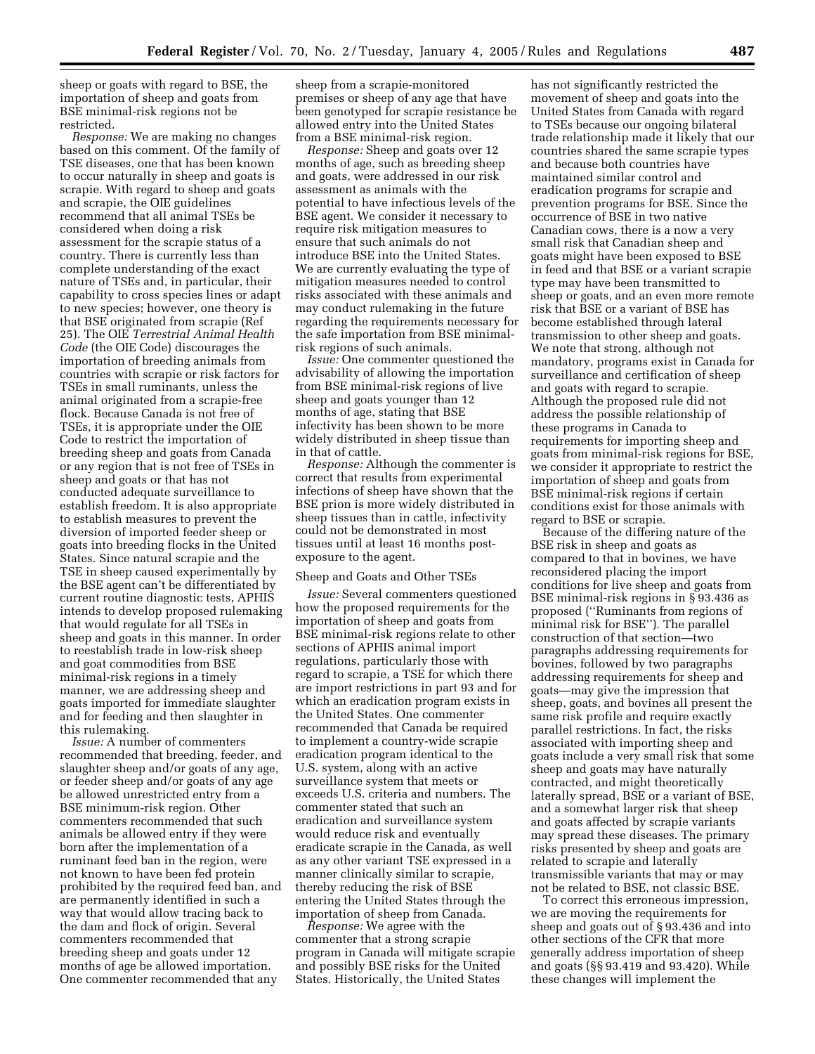sheep or goats with regard to BSE, the importation of sheep and goats from BSE minimal-risk regions not be restricted.

*Response:* We are making no changes based on this comment. Of the family of TSE diseases, one that has been known to occur naturally in sheep and goats is scrapie. With regard to sheep and goats and scrapie, the OIE guidelines recommend that all animal TSEs be considered when doing a risk assessment for the scrapie status of a country. There is currently less than complete understanding of the exact nature of TSEs and, in particular, their capability to cross species lines or adapt to new species; however, one theory is that BSE originated from scrapie (Ref 25). The OIE *Terrestrial Animal Health Code* (the OIE Code) discourages the importation of breeding animals from countries with scrapie or risk factors for TSEs in small ruminants, unless the animal originated from a scrapie-free flock. Because Canada is not free of TSEs, it is appropriate under the OIE Code to restrict the importation of breeding sheep and goats from Canada or any region that is not free of TSEs in sheep and goats or that has not conducted adequate surveillance to establish freedom. It is also appropriate to establish measures to prevent the diversion of imported feeder sheep or goats into breeding flocks in the United States. Since natural scrapie and the TSE in sheep caused experimentally by the BSE agent can't be differentiated by current routine diagnostic tests, APHIS intends to develop proposed rulemaking that would regulate for all TSEs in sheep and goats in this manner. In order to reestablish trade in low-risk sheep and goat commodities from BSE minimal-risk regions in a timely manner, we are addressing sheep and goats imported for immediate slaughter and for feeding and then slaughter in this rulemaking.

*Issue:* A number of commenters recommended that breeding, feeder, and slaughter sheep and/or goats of any age, or feeder sheep and/or goats of any age be allowed unrestricted entry from a BSE minimum-risk region. Other commenters recommended that such animals be allowed entry if they were born after the implementation of a ruminant feed ban in the region, were not known to have been fed protein prohibited by the required feed ban, and are permanently identified in such a way that would allow tracing back to the dam and flock of origin. Several commenters recommended that breeding sheep and goats under 12 months of age be allowed importation. One commenter recommended that any sheep from a scrapie-monitored premises or sheep of any age that have been genotyped for scrapie resistance be allowed entry into the United States from a BSE minimal-risk region.

*Response:* Sheep and goats over 12 months of age, such as breeding sheep and goats, were addressed in our risk assessment as animals with the potential to have infectious levels of the BSE agent. We consider it necessary to require risk mitigation measures to ensure that such animals do not introduce BSE into the United States. We are currently evaluating the type of mitigation measures needed to control risks associated with these animals and may conduct rulemaking in the future regarding the requirements necessary for the safe importation from BSE minimal-risk regions of such animals.

*Issue:* One commenter questioned the advisability of allowing the importation from BSE minimal-risk regions of live sheep and goats younger than 12 months of age, stating that BSE infectivity has been shown to be more widely distributed in sheep tissue than in that of cattle.

*Response:* Although the commenter is correct that results from experimental infections of sheep have shown that the BSE prion is more widely distributed in sheep tissues than in cattle, infectivity could not be demonstrated in most tissues until at least 16 months post-exposure to the agent.

Sheep and Goats and Other TSEs

*Issue:* Several commenters questioned how the proposed requirements for the importation of sheep and goats from BSE minimal-risk regions relate to other sections of APHIS animal import regulations, particularly those with regard to scrapie, a TSE for which there are import restrictions in part 93 and for which an eradication program exists in the United States. One commenter recommended that Canada be required to implement a country-wide scrapie eradication program identical to the U.S. system, along with an active surveillance system that meets or exceeds U.S. criteria and numbers. The commenter stated that such an eradication and surveillance system would reduce risk and eventually eradicate scrapie in the Canada, as well as any other variant TSE expressed in a manner clinically similar to scrapie, thereby reducing the risk of BSE entering the United States through the importation of sheep from Canada.

*Response:* We agree with the commenter that a strong scrapie program in Canada will mitigate scrapie and possibly BSE risks for the United States. Historically, the United States has not significantly restricted the movement of sheep and goats into the United States from Canada with regard to TSEs because our ongoing bilateral trade relationship made it likely that our countries shared the same scrapie types and because both countries have maintained similar control and eradication programs for scrapie and prevention programs for BSE. Since the occurrence of BSE in two native Canadian cows, there is a now a very small risk that Canadian sheep and goats might have been exposed to BSE in feed and that BSE or a variant scrapie type may have been transmitted to sheep or goats, and an even more remote risk that BSE or a variant of BSE has become established through lateral transmission to other sheep and goats. We note that strong, although not mandatory, programs exist in Canada for surveillance and certification of sheep and goats with regard to scrapie. Although the proposed rule did not address the possible relationship of these programs in Canada to requirements for importing sheep and goats from minimal-risk regions for BSE, we consider it appropriate to restrict the importation of sheep and goats from BSE minimal-risk regions if certain conditions exist for those animals with regard to BSE or scrapie.

Because of the differing nature of the BSE risk in sheep and goats as compared to that in bovines, we have reconsidered placing the import conditions for live sheep and goats from BSE minimal-risk regions in § 93.436 as proposed (''Ruminants from regions of minimal risk for BSE''). The parallel construction of that section—two paragraphs addressing requirements for bovines, followed by two paragraphs addressing requirements for sheep and goats—may give the impression that sheep, goats, and bovines all present the same risk profile and require exactly parallel restrictions. In fact, the risks associated with importing sheep and goats include a very small risk that some sheep and goats may have naturally contracted, and might theoretically laterally spread, BSE or a variant of BSE, and a somewhat larger risk that sheep and goats affected by scrapie variants may spread these diseases. The primary risks presented by sheep and goats are related to scrapie and laterally transmissible variants that may or may not be related to BSE, not classic BSE.

To correct this erroneous impression, we are moving the requirements for sheep and goats out of § 93.436 and into other sections of the CFR that more generally address importation of sheep and goats (§§ 93.419 and 93.420). While these changes will implement the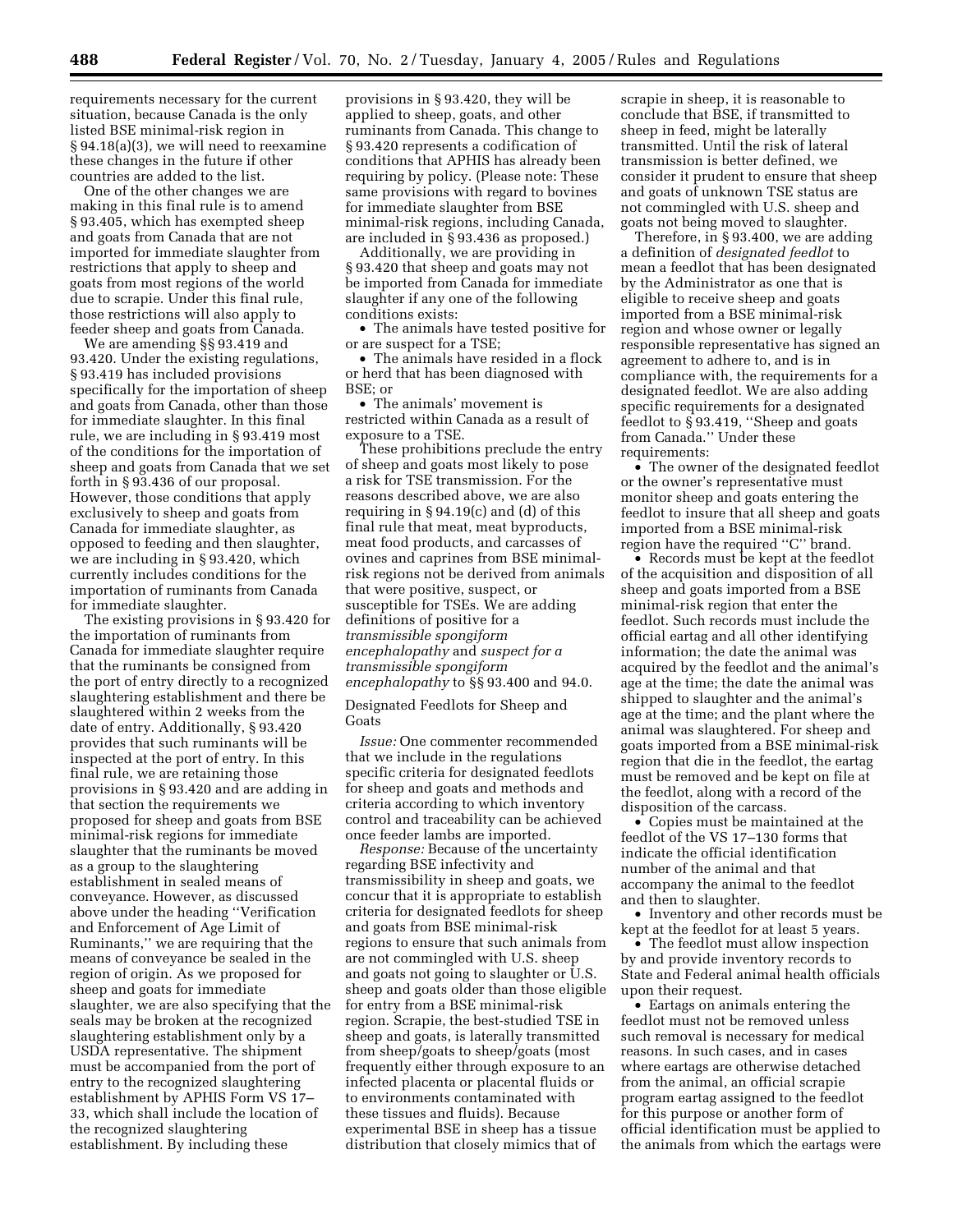requirements necessary for the current situation, because Canada is the only listed BSE minimal-risk region in § 94.18(a)(3), we will need to reexamine these changes in the future if other countries are added to the list.

One of the other changes we are making in this final rule is to amend § 93.405, which has exempted sheep and goats from Canada that are not imported for immediate slaughter from restrictions that apply to sheep and goats from most regions of the world due to scrapie. Under this final rule, those restrictions will also apply to feeder sheep and goats from Canada.

We are amending §§ 93.419 and 93.420. Under the existing regulations, § 93.419 has included provisions specifically for the importation of sheep and goats from Canada, other than those for immediate slaughter. In this final rule, we are including in § 93.419 most of the conditions for the importation of sheep and goats from Canada that we set forth in § 93.436 of our proposal. However, those conditions that apply exclusively to sheep and goats from Canada for immediate slaughter, as opposed to feeding and then slaughter, we are including in § 93.420, which currently includes conditions for the importation of ruminants from Canada for immediate slaughter.

The existing provisions in § 93.420 for the importation of ruminants from Canada for immediate slaughter require that the ruminants be consigned from the port of entry directly to a recognized slaughtering establishment and there be slaughtered within 2 weeks from the date of entry. Additionally, § 93.420 provides that such ruminants will be inspected at the port of entry. In this final rule, we are retaining those provisions in § 93.420 and are adding in that section the requirements we proposed for sheep and goats from BSE minimal-risk regions for immediate slaughter that the ruminants be moved as a group to the slaughtering establishment in sealed means of conveyance. However, as discussed above under the heading ''Verification and Enforcement of Age Limit of Ruminants,'' we are requiring that the means of conveyance be sealed in the region of origin. As we proposed for sheep and goats for immediate slaughter, we are also specifying that the seals may be broken at the recognized slaughtering establishment only by a USDA representative. The shipment must be accompanied from the port of entry to the recognized slaughtering establishment by APHIS Form VS 17–33, which shall include the location of the recognized slaughtering establishment. By including these provisions in § 93.420, they will be applied to sheep, goats, and other ruminants from Canada. This change to § 93.420 represents a codification of conditions that APHIS has already been requiring by policy. (Please note: These same provisions with regard to bovines for immediate slaughter from BSE minimal-risk regions, including Canada, are included in § 93.436 as proposed.)

Additionally, we are providing in § 93.420 that sheep and goats may not be imported from Canada for immediate slaughter if any one of the following conditions exists:

- The animals have tested positive for or are suspect for a TSE;
- The animals have resided in a flock or herd that has been diagnosed with BSE; or
- The animals' movement is restricted within Canada as a result of exposure to a TSE.

These prohibitions preclude the entry of sheep and goats most likely to pose a risk for TSE transmission. For the reasons described above, we are also requiring in § 94.19(c) and (d) of this final rule that meat, meat byproducts, meat food products, and carcasses of ovines and caprines from BSE minimal-risk regions not be derived from animals that were positive, suspect, or susceptible for TSEs. We are adding definitions of positive for a *transmissible spongiform encephalopathy* and *suspect for a transmissible spongiform encephalopathy* to §§ 93.400 and 94.0.

## Designated Feedlots for Sheep and Goats

*Issue:* One commenter recommended that we include in the regulations specific criteria for designated feedlots for sheep and goats and methods and criteria according to which inventory control and traceability can be achieved once feeder lambs are imported.

*Response:* Because of the uncertainty regarding BSE infectivity and transmissibility in sheep and goats, we concur that it is appropriate to establish criteria for designated feedlots for sheep and goats from BSE minimal-risk regions to ensure that such animals from are not commingled with U.S. sheep and goats not going to slaughter or U.S. sheep and goats older than those eligible for entry from a BSE minimal-risk region. Scrapie, the best-studied TSE in sheep and goats, is laterally transmitted from sheep/goats to sheep/goats (most frequently either through exposure to an infected placenta or placental fluids or to environments contaminated with these tissues and fluids). Because experimental BSE in sheep has a tissue distribution that closely mimics that of scrapie in sheep, it is reasonable to conclude that BSE, if transmitted to sheep in feed, might be laterally transmitted. Until the risk of lateral transmission is better defined, we consider it prudent to ensure that sheep and goats of unknown TSE status are not commingled with U.S. sheep and goats not being moved to slaughter.

Therefore, in § 93.400, we are adding a definition of *designated feedlot* to mean a feedlot that has been designated by the Administrator as one that is eligible to receive sheep and goats imported from a BSE minimal-risk region and whose owner or legally responsible representative has signed an agreement to adhere to, and is in compliance with, the requirements for a designated feedlot. We are also adding specific requirements for a designated feedlot to § 93.419, ''Sheep and goats from Canada.'' Under these requirements:

- The owner of the designated feedlot or the owner's representative must monitor sheep and goats entering the feedlot to insure that all sheep and goats imported from a BSE minimal-risk region have the required ''C'' brand.
- Records must be kept at the feedlot of the acquisition and disposition of all sheep and goats imported from a BSE minimal-risk region that enter the feedlot. Such records must include the official eartag and all other identifying information; the date the animal was acquired by the feedlot and the animal's age at the time; the date the animal was shipped to slaughter and the animal's age at the time; and the plant where the animal was slaughtered. For sheep and goats imported from a BSE minimal-risk region that die in the feedlot, the eartag must be removed and be kept on file at the feedlot, along with a record of the disposition of the carcass.
- Copies must be maintained at the feedlot of the VS 17–130 forms that indicate the official identification number of the animal and that accompany the animal to the feedlot and then to slaughter.
- Inventory and other records must be kept at the feedlot for at least 5 years.
- The feedlot must allow inspection by and provide inventory records to State and Federal animal health officials upon their request.
- Eartags on animals entering the feedlot must not be removed unless such removal is necessary for medical reasons. In such cases, and in cases where eartags are otherwise detached from the animal, an official scrapie program eartag assigned to the feedlot for this purpose or another form of official identification must be applied to the animals from which the eartags were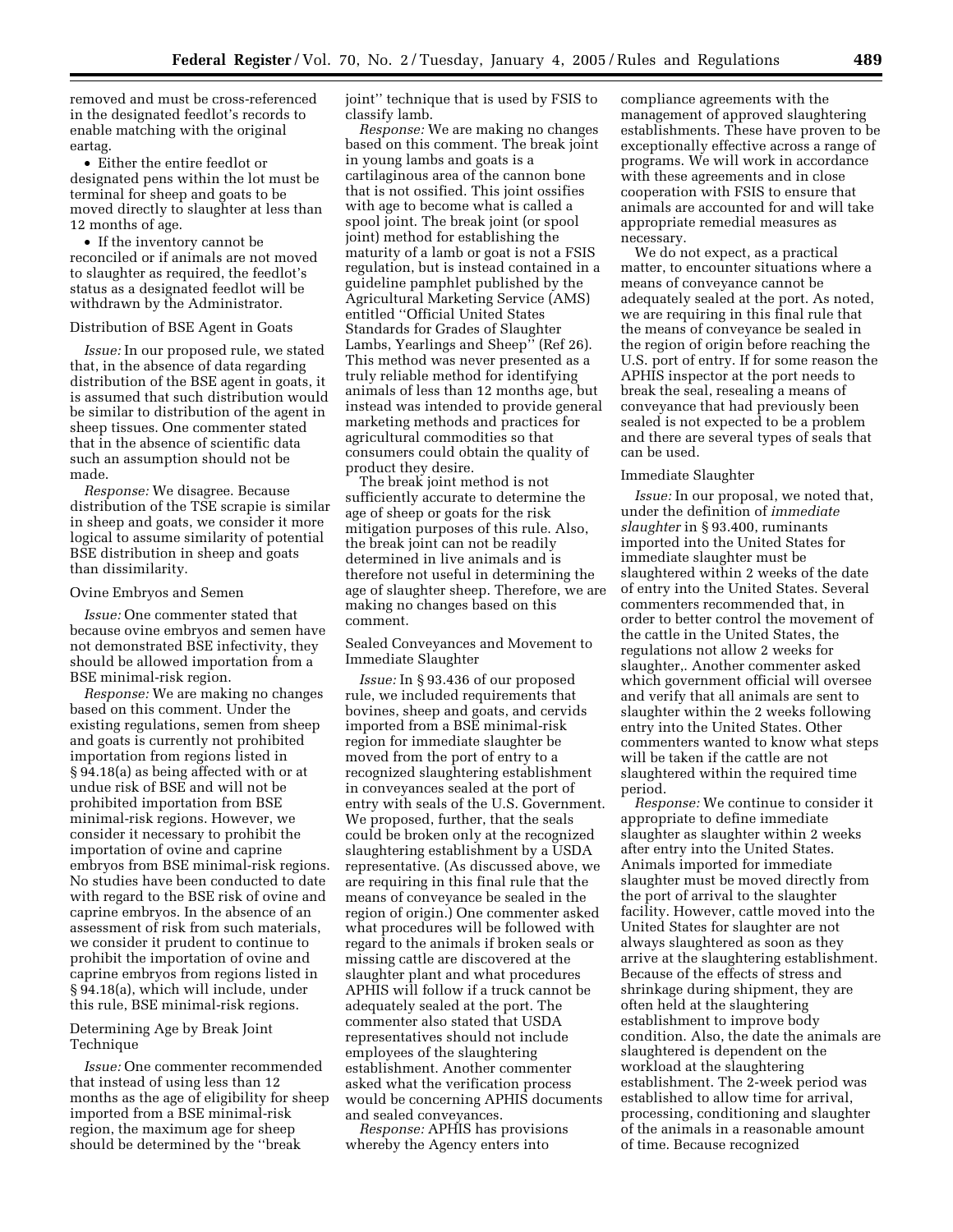removed and must be cross-referenced in the designated feedlot's records to enable matching with the original eartag.

- Either the entire feedlot or designated pens within the lot must be terminal for sheep and goats to be moved directly to slaughter at less than 12 months of age.
- If the inventory cannot be reconciled or if animals are not moved to slaughter as required, the feedlot's status as a designated feedlot will be withdrawn by the Administrator.

Distribution of BSE Agent in Goats

*Issue:* In our proposed rule, we stated that, in the absence of data regarding distribution of the BSE agent in goats, it is assumed that such distribution would be similar to distribution of the agent in sheep tissues. One commenter stated that in the absence of scientific data such an assumption should not be made.

*Response:* We disagree. Because distribution of the TSE scrapie is similar in sheep and goats, we consider it more logical to assume similarity of potential BSE distribution in sheep and goats than dissimilarity.

Ovine Embryos and Semen

*Issue:* One commenter stated that because ovine embryos and semen have not demonstrated BSE infectivity, they should be allowed importation from a BSE minimal-risk region.

*Response:* We are making no changes based on this comment. Under the existing regulations, semen from sheep and goats is currently not prohibited importation from regions listed in § 94.18(a) as being affected with or at undue risk of BSE and will not be prohibited importation from BSE minimal-risk regions. However, we consider it necessary to prohibit the importation of ovine and caprine embryos from BSE minimal-risk regions. No studies have been conducted to date with regard to the BSE risk of ovine and caprine embryos. In the absence of an assessment of risk from such materials, we consider it prudent to continue to prohibit the importation of ovine and caprine embryos from regions listed in § 94.18(a), which will include, under this rule, BSE minimal-risk regions.

Determining Age by Break Joint Technique

*Issue:* One commenter recommended that instead of using less than 12 months as the age of eligibility for sheep imported from a BSE minimal-risk region, the maximum age for sheep should be determined by the ''break joint'' technique that is used by FSIS to classify lamb.

*Response:* We are making no changes based on this comment. The break joint in young lambs and goats is a cartilaginous area of the cannon bone that is not ossified. This joint ossifies with age to become what is called a spool joint. The break joint (or spool joint) method for establishing the maturity of a lamb or goat is not a FSIS regulation, but is instead contained in a guideline pamphlet published by the Agricultural Marketing Service (AMS) entitled ''Official United States Standards for Grades of Slaughter Lambs, Yearlings and Sheep'' (Ref 26). This method was never presented as a truly reliable method for identifying animals of less than 12 months age, but instead was intended to provide general marketing methods and practices for agricultural commodities so that consumers could obtain the quality of product they desire.

The break joint method is not sufficiently accurate to determine the age of sheep or goats for the risk mitigation purposes of this rule. Also, the break joint can not be readily determined in live animals and is therefore not useful in determining the age of slaughter sheep. Therefore, we are making no changes based on this comment.

Sealed Conveyances and Movement to Immediate Slaughter

*Issue:* In § 93.436 of our proposed rule, we included requirements that bovines, sheep and goats, and cervids imported from a BSE minimal-risk region for immediate slaughter be moved from the port of entry to a recognized slaughtering establishment in conveyances sealed at the port of entry with seals of the U.S. Government. We proposed, further, that the seals could be broken only at the recognized slaughtering establishment by a USDA representative. (As discussed above, we are requiring in this final rule that the means of conveyance be sealed in the region of origin.) One commenter asked what procedures will be followed with regard to the animals if broken seals or missing cattle are discovered at the slaughter plant and what procedures APHIS will follow if a truck cannot be adequately sealed at the port. The commenter also stated that USDA representatives should not include employees of the slaughtering establishment. Another commenter asked what the verification process would be concerning APHIS documents and sealed conveyances.

*Response:* APHIS has provisions whereby the Agency enters into compliance agreements with the management of approved slaughtering establishments. These have proven to be exceptionally effective across a range of programs. We will work in accordance with these agreements and in close cooperation with FSIS to ensure that animals are accounted for and will take appropriate remedial measures as necessary.

We do not expect, as a practical matter, to encounter situations where a means of conveyance cannot be adequately sealed at the port. As noted, we are requiring in this final rule that the means of conveyance be sealed in the region of origin before reaching the U.S. port of entry. If for some reason the APHIS inspector at the port needs to break the seal, resealing a means of conveyance that had previously been sealed is not expected to be a problem and there are several types of seals that can be used.

Immediate Slaughter

*Issue:* In our proposal, we noted that, under the definition of *immediate slaughter* in § 93.400, ruminants imported into the United States for immediate slaughter must be slaughtered within 2 weeks of the date of entry into the United States. Several commenters recommended that, in order to better control the movement of the cattle in the United States, the regulations not allow 2 weeks for slaughter,. Another commenter asked which government official will oversee and verify that all animals are sent to slaughter within the 2 weeks following entry into the United States. Other commenters wanted to know what steps will be taken if the cattle are not slaughtered within the required time period.

*Response:* We continue to consider it appropriate to define immediate slaughter as slaughter within 2 weeks after entry into the United States. Animals imported for immediate slaughter must be moved directly from the port of arrival to the slaughter facility. However, cattle moved into the United States for slaughter are not always slaughtered as soon as they arrive at the slaughtering establishment. Because of the effects of stress and shrinkage during shipment, they are often held at the slaughtering establishment to improve body condition. Also, the date the animals are slaughtered is dependent on the workload at the slaughtering establishment. The 2-week period was established to allow time for arrival, processing, conditioning and slaughter of the animals in a reasonable amount of time. Because recognized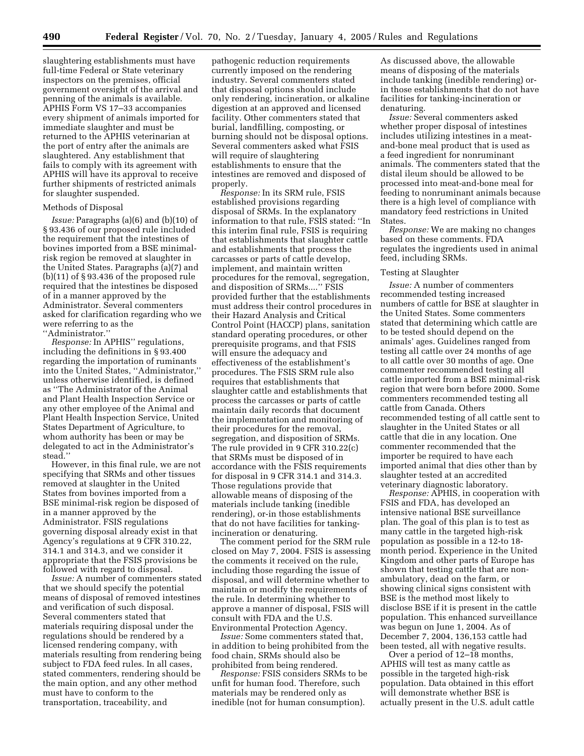slaughtering establishments must have full-time Federal or State veterinary inspectors on the premises, official government oversight of the arrival and penning of the animals is available. APHIS Form VS 17–33 accompanies every shipment of animals imported for immediate slaughter and must be returned to the APHIS veterinarian at the port of entry after the animals are slaughtered. Any establishment that fails to comply with its agreement with APHIS will have its approval to receive further shipments of restricted animals for slaughter suspended.

### Methods of Disposal

*Issue:* Paragraphs (a)(6) and (b)(10) of § 93.436 of our proposed rule included the requirement that the intestines of bovines imported from a BSE minimal-risk region be removed at slaughter in the United States. Paragraphs (a)(7) and (b)(11) of § 93.436 of the proposed rule required that the intestines be disposed of in a manner approved by the Administrator. Several commenters asked for clarification regarding who we were referring to as the ''Administrator.''

*Response:* In APHIS'' regulations, including the definitions in § 93.400 regarding the importation of ruminants into the United States, ''Administrator,'' unless otherwise identified, is defined as ''The Administrator of the Animal and Plant Health Inspection Service or any other employee of the Animal and Plant Health Inspection Service, United States Department of Agriculture, to whom authority has been or may be delegated to act in the Administrator's stead.''

However, in this final rule, we are not specifying that SRMs and other tissues removed at slaughter in the United States from bovines imported from a BSE minimal-risk region be disposed of in a manner approved by the Administrator. FSIS regulations governing disposal already exist in that Agency's regulations at 9 CFR 310.22, 314.1 and 314.3, and we consider it appropriate that the FSIS provisions be followed with regard to disposal.

*Issue:* A number of commenters stated that we should specify the potential means of disposal of removed intestines and verification of such disposal. Several commenters stated that materials requiring disposal under the regulations should be rendered by a licensed rendering company, with materials resulting from rendering being subject to FDA feed rules. In all cases, stated commenters, rendering should be the main option, and any other method must have to conform to the transportation, traceability, and pathogenic reduction requirements currently imposed on the rendering industry. Several commenters stated that disposal options should include only rendering, incineration, or alkaline digestion at an approved and licensed facility. Other commenters stated that burial, landfilling, composting, or burning should not be disposal options. Several commenters asked what FSIS will require of slaughtering establishments to ensure that the intestines are removed and disposed of properly.

*Response:* In its SRM rule, FSIS established provisions regarding disposal of SRMs. In the explanatory information to that rule, FSIS stated: ''In this interim final rule, FSIS is requiring that establishments that slaughter cattle and establishments that process the carcasses or parts of cattle develop, implement, and maintain written procedures for the removal, segregation, and disposition of SRMs....'' FSIS provided further that the establishments must address their control procedures in their Hazard Analysis and Critical Control Point (HACCP) plans, sanitation standard operating procedures, or other prerequisite programs, and that FSIS will ensure the adequacy and effectiveness of the establishment's procedures. The FSIS SRM rule also requires that establishments that slaughter cattle and establishments that process the carcasses or parts of cattle maintain daily records that document the implementation and monitoring of their procedures for the removal, segregation, and disposition of SRMs. The rule provided in 9 CFR 310.22(c) that SRMs must be disposed of in accordance with the FSIS requirements for disposal in 9 CFR 314.1 and 314.3. Those regulations provide that allowable means of disposing of the materials include tanking (inedible rendering), or-in those establishments that do not have facilities for tanking-incineration or denaturing.

The comment period for the SRM rule closed on May 7, 2004. FSIS is assessing the comments it received on the rule, including those regarding the issue of disposal, and will determine whether to maintain or modify the requirements of the rule. In determining whether to approve a manner of disposal, FSIS will consult with FDA and the U.S. Environmental Protection Agency.

*Issue:* Some commenters stated that, in addition to being prohibited from the food chain, SRMs should also be prohibited from being rendered.

*Response:* FSIS considers SRMs to be unfit for human food. Therefore, such materials may be rendered only as inedible (not for human consumption). As discussed above, the allowable means of disposing of the materials include tanking (inedible rendering) or-in those establishments that do not have facilities for tanking-incineration or denaturing.

*Issue:* Several commenters asked whether proper disposal of intestines includes utilizing intestines in a meat-and-bone meal product that is used as a feed ingredient for nonruminant animals. The commenters stated that the distal ileum should be allowed to be processed into meat-and-bone meal for feeding to nonruminant animals because there is a high level of compliance with mandatory feed restrictions in United States.

*Response:* We are making no changes based on these comments. FDA regulates the ingredients used in animal feed, including SRMs.

### Testing at Slaughter

*Issue:* A number of commenters recommended testing increased numbers of cattle for BSE at slaughter in the United States. Some commenters stated that determining which cattle are to be tested should depend on the animals' ages. Guidelines ranged from testing all cattle over 24 months of age to all cattle over 30 months of age. One commenter recommended testing all cattle imported from a BSE minimal-risk region that were born before 2000. Some commenters recommended testing all cattle from Canada. Others recommended testing of all cattle sent to slaughter in the United States or all cattle that die in any location. One commenter recommended that the importer be required to have each imported animal that dies other than by slaughter tested at an accredited veterinary diagnostic laboratory.

*Response:* APHIS, in cooperation with FSIS and FDA, has developed an intensive national BSE surveillance plan. The goal of this plan is to test as many cattle in the targeted high-risk population as possible in a 12-to 18-month period. Experience in the United Kingdom and other parts of Europe has shown that testing cattle that are non-ambulatory, dead on the farm, or showing clinical signs consistent with BSE is the method most likely to disclose BSE if it is present in the cattle population. This enhanced surveillance was begun on June 1, 2004. As of December 7, 2004, 136,153 cattle had been tested, all with negative results.

Over a period of 12–18 months, APHIS will test as many cattle as possible in the targeted high-risk population. Data obtained in this effort will demonstrate whether BSE is actually present in the U.S. adult cattle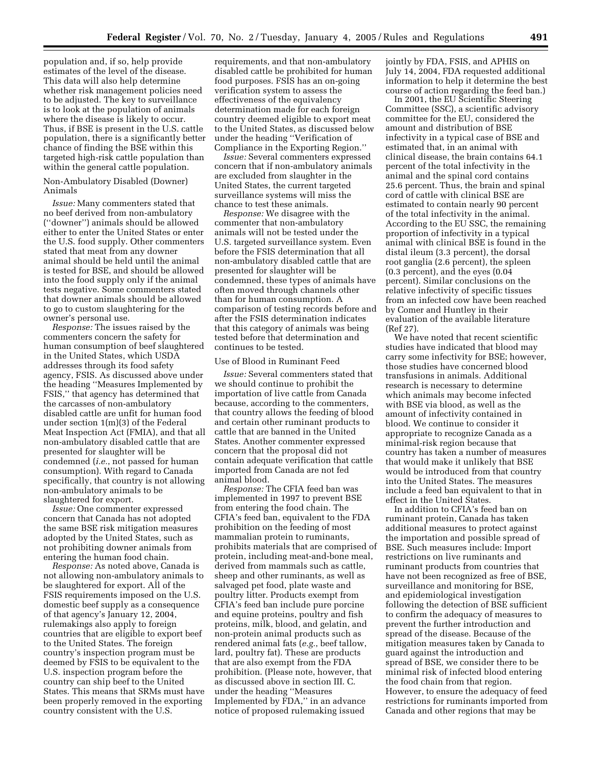population and, if so, help provide estimates of the level of the disease. This data will also help determine whether risk management policies need to be adjusted. The key to surveillance is to look at the population of animals where the disease is likely to occur. Thus, if BSE is present in the U.S. cattle population, there is a significantly better chance of finding the BSE within this targeted high-risk cattle population than within the general cattle population.

Non-Ambulatory Disabled (Downer) Animals

*Issue:* Many commenters stated that no beef derived from non-ambulatory (''downer'') animals should be allowed either to enter the United States or enter the U.S. food supply. Other commenters stated that meat from any downer animal should be held until the animal is tested for BSE, and should be allowed into the food supply only if the animal tests negative. Some commenters stated that downer animals should be allowed to go to custom slaughtering for the owner's personal use.

*Response:* The issues raised by the commenters concern the safety for human consumption of beef slaughtered in the United States, which USDA addresses through its food safety agency, FSIS. As discussed above under the heading ''Measures Implemented by FSIS,'' that agency has determined that the carcasses of non-ambulatory disabled cattle are unfit for human food under section 1(m)(3) of the Federal Meat Inspection Act (FMIA), and that all non-ambulatory disabled cattle that are presented for slaughter will be condemned (*i.e.*, not passed for human consumption). With regard to Canada specifically, that country is not allowing non-ambulatory animals to be slaughtered for export.

*Issue:* One commenter expressed concern that Canada has not adopted the same BSE risk mitigation measures adopted by the United States, such as not prohibiting downer animals from entering the human food chain.

*Response:* As noted above, Canada is not allowing non-ambulatory animals to be slaughtered for export. All of the FSIS requirements imposed on the U.S. domestic beef supply as a consequence of that agency's January 12, 2004, rulemakings also apply to foreign countries that are eligible to export beef to the United States. The foreign country's inspection program must be deemed by FSIS to be equivalent to the U.S. inspection program before the country can ship beef to the United States. This means that SRMs must have been properly removed in the exporting country consistent with the U.S. requirements, and that non-ambulatory disabled cattle be prohibited for human food purposes. FSIS has an on-going verification system to assess the effectiveness of the equivalency determination made for each foreign country deemed eligible to export meat to the United States, as discussed below under the heading ''Verification of Compliance in the Exporting Region.''

*Issue:* Several commenters expressed concern that if non-ambulatory animals are excluded from slaughter in the United States, the current targeted surveillance systems will miss the chance to test these animals.

*Response:* We disagree with the commenter that non-ambulatory animals will not be tested under the U.S. targeted surveillance system. Even before the FSIS determination that all non-ambulatory disabled cattle that are presented for slaughter will be condemned, these types of animals have often moved through channels other than for human consumption. A comparison of testing records before and after the FSIS determination indicates that this category of animals was being tested before that determination and continues to be tested.

Use of Blood in Ruminant Feed

*Issue:* Several commenters stated that we should continue to prohibit the importation of live cattle from Canada because, according to the commenters, that country allows the feeding of blood and certain other ruminant products to cattle that are banned in the United States. Another commenter expressed concern that the proposal did not contain adequate verification that cattle imported from Canada are not fed animal blood.

*Response:* The CFIA feed ban was implemented in 1997 to prevent BSE from entering the food chain. The CFIA's feed ban, equivalent to the FDA prohibition on the feeding of most mammalian protein to ruminants, prohibits materials that are comprised of protein, including meat-and-bone meal, derived from mammals such as cattle, sheep and other ruminants, as well as salvaged pet food, plate waste and poultry litter. Products exempt from CFIA's feed ban include pure porcine and equine proteins, poultry and fish proteins, milk, blood, and gelatin, and non-protein animal products such as rendered animal fats (*e.g.*, beef tallow, lard, poultry fat). These are products that are also exempt from the FDA prohibition. (Please note, however, that as discussed above in section III. C. under the heading ''Measures Implemented by FDA,'' in an advance notice of proposed rulemaking issued jointly by FDA, FSIS, and APHIS on July 14, 2004, FDA requested additional information to help it determine the best course of action regarding the feed ban.)

In 2001, the EU Scientific Steering Committee (SSC), a scientific advisory committee for the EU, considered the amount and distribution of BSE infectivity in a typical case of BSE and estimated that, in an animal with clinical disease, the brain contains 64.1 percent of the total infectivity in the animal and the spinal cord contains 25.6 percent. Thus, the brain and spinal cord of cattle with clinical BSE are estimated to contain nearly 90 percent of the total infectivity in the animal. According to the EU SSC, the remaining proportion of infectivity in a typical animal with clinical BSE is found in the distal ileum (3.3 percent), the dorsal root ganglia (2.6 percent), the spleen (0.3 percent), and the eyes (0.04 percent). Similar conclusions on the relative infectivity of specific tissues from an infected cow have been reached by Comer and Huntley in their evaluation of the available literature (Ref 27).

We have noted that recent scientific studies have indicated that blood may carry some infectivity for BSE; however, those studies have concerned blood transfusions in animals. Additional research is necessary to determine which animals may become infected with BSE via blood, as well as the amount of infectivity contained in blood. We continue to consider it appropriate to recognize Canada as a minimal-risk region because that country has taken a number of measures that would make it unlikely that BSE would be introduced from that country into the United States. The measures include a feed ban equivalent to that in effect in the United States.

In addition to CFIA's feed ban on ruminant protein, Canada has taken additional measures to protect against the importation and possible spread of BSE. Such measures include: Import restrictions on live ruminants and ruminant products from countries that have not been recognized as free of BSE, surveillance and monitoring for BSE, and epidemiological investigation following the detection of BSE sufficient to confirm the adequacy of measures to prevent the further introduction and spread of the disease. Because of the mitigation measures taken by Canada to guard against the introduction and spread of BSE, we consider there to be minimal risk of infected blood entering the food chain from that region. However, to ensure the adequacy of feed restrictions for ruminants imported from Canada and other regions that may be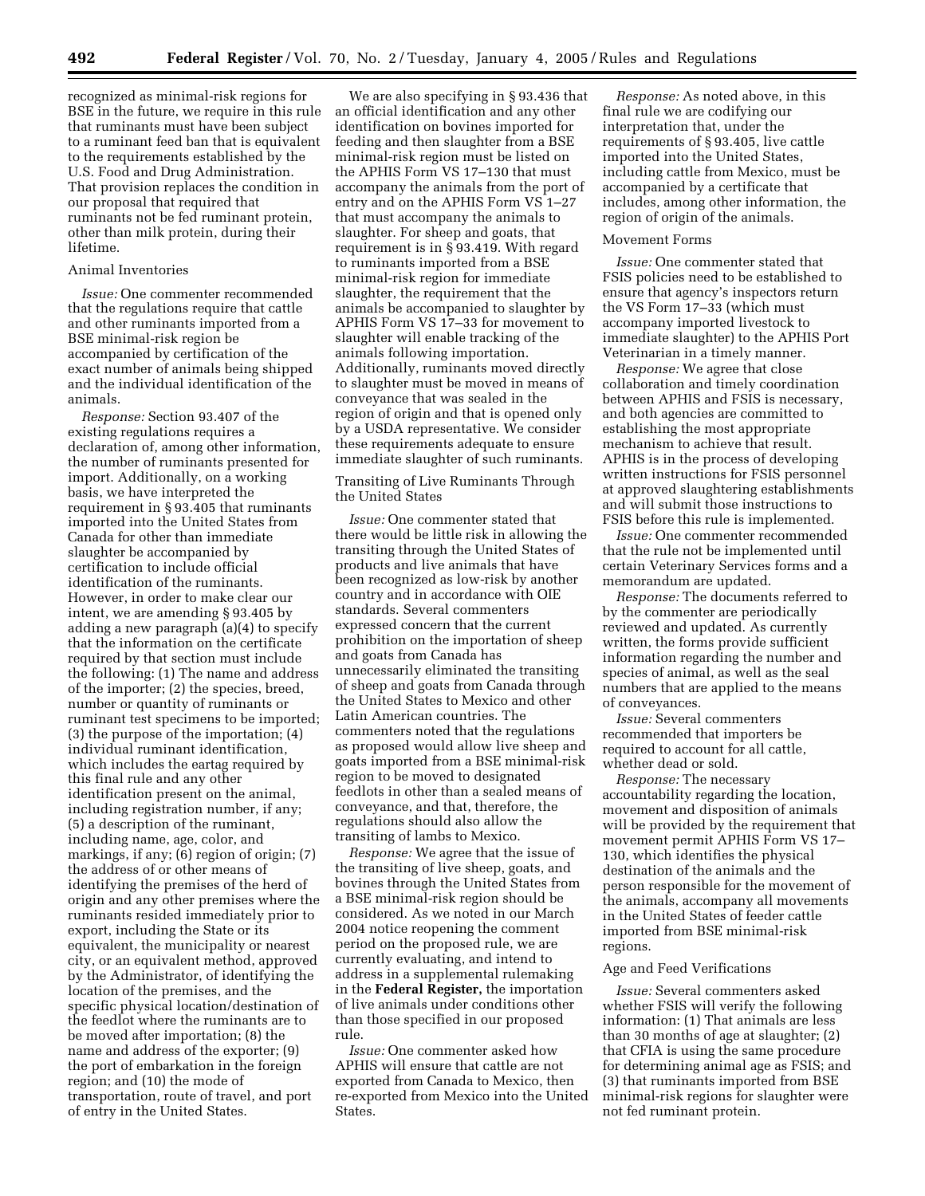recognized as minimal-risk regions for BSE in the future, we require in this rule that ruminants must have been subject to a ruminant feed ban that is equivalent to the requirements established by the U.S. Food and Drug Administration. That provision replaces the condition in our proposal that required that ruminants not be fed ruminant protein, other than milk protein, during their lifetime.

Animal Inventories

*Issue:* One commenter recommended that the regulations require that cattle and other ruminants imported from a BSE minimal-risk region be accompanied by certification of the exact number of animals being shipped and the individual identification of the animals.

*Response:* Section 93.407 of the existing regulations requires a declaration of, among other information, the number of ruminants presented for import. Additionally, on a working basis, we have interpreted the requirement in § 93.405 that ruminants imported into the United States from Canada for other than immediate slaughter be accompanied by certification to include official identification of the ruminants. However, in order to make clear our intent, we are amending § 93.405 by adding a new paragraph (a)(4) to specify that the information on the certificate required by that section must include the following: (1) The name and address of the importer; (2) the species, breed, number or quantity of ruminants or ruminant test specimens to be imported; (3) the purpose of the importation; (4) individual ruminant identification, which includes the eartag required by this final rule and any other identification present on the animal, including registration number, if any; (5) a description of the ruminant, including name, age, color, and markings, if any; (6) region of origin; (7) the address of or other means of identifying the premises of the herd of origin and any other premises where the ruminants resided immediately prior to export, including the State or its equivalent, the municipality or nearest city, or an equivalent method, approved by the Administrator, of identifying the location of the premises, and the specific physical location/destination of the feedlot where the ruminants are to be moved after importation; (8) the name and address of the exporter; (9) the port of embarkation in the foreign region; and (10) the mode of transportation, route of travel, and port of entry in the United States.

We are also specifying in § 93.436 that an official identification and any other identification on bovines imported for feeding and then slaughter from a BSE minimal-risk region must be listed on the APHIS Form VS 17–130 that must accompany the animals from the port of entry and on the APHIS Form VS 1–27 that must accompany the animals to slaughter. For sheep and goats, that requirement is in § 93.419. With regard to ruminants imported from a BSE minimal-risk region for immediate slaughter, the requirement that the animals be accompanied to slaughter by APHIS Form VS 17–33 for movement to slaughter will enable tracking of the animals following importation. Additionally, ruminants moved directly to slaughter must be moved in means of conveyance that was sealed in the region of origin and that is opened only by a USDA representative. We consider these requirements adequate to ensure immediate slaughter of such ruminants.

Transiting of Live Ruminants Through the United States

*Issue:* One commenter stated that there would be little risk in allowing the transiting through the United States of products and live animals that have been recognized as low-risk by another country and in accordance with OIE standards. Several commenters expressed concern that the current prohibition on the importation of sheep and goats from Canada has unnecessarily eliminated the transiting of sheep and goats from Canada through the United States to Mexico and other Latin American countries. The commenters noted that the regulations as proposed would allow live sheep and goats imported from a BSE minimal-risk region to be moved to designated feedlots in other than a sealed means of conveyance, and that, therefore, the regulations should also allow the transiting of lambs to Mexico.

*Response:* We agree that the issue of the transiting of live sheep, goats, and bovines through the United States from a BSE minimal-risk region should be considered. As we noted in our March 2004 notice reopening the comment period on the proposed rule, we are currently evaluating, and intend to address in a supplemental rulemaking in the **Federal Register,** the importation of live animals under conditions other than those specified in our proposed rule.

*Issue:* One commenter asked how APHIS will ensure that cattle are not exported from Canada to Mexico, then re-exported from Mexico into the United States.

*Response:* As noted above, in this final rule we are codifying our interpretation that, under the requirements of § 93.405, live cattle imported into the United States, including cattle from Mexico, must be accompanied by a certificate that includes, among other information, the region of origin of the animals.

Movement Forms

*Issue:* One commenter stated that FSIS policies need to be established to ensure that agency's inspectors return the VS Form 17–33 (which must accompany imported livestock to immediate slaughter) to the APHIS Port Veterinarian in a timely manner.

*Response:* We agree that close collaboration and timely coordination between APHIS and FSIS is necessary, and both agencies are committed to establishing the most appropriate mechanism to achieve that result. APHIS is in the process of developing written instructions for FSIS personnel at approved slaughtering establishments and will submit those instructions to FSIS before this rule is implemented.

*Issue:* One commenter recommended that the rule not be implemented until certain Veterinary Services forms and a memorandum are updated.

*Response:* The documents referred to by the commenter are periodically reviewed and updated. As currently written, the forms provide sufficient information regarding the number and species of animal, as well as the seal numbers that are applied to the means of conveyances.

*Issue:* Several commenters recommended that importers be required to account for all cattle, whether dead or sold.

*Response:* The necessary accountability regarding the location, movement and disposition of animals will be provided by the requirement that movement permit APHIS Form VS 17–130, which identifies the physical destination of the animals and the person responsible for the movement of the animals, accompany all movements in the United States of feeder cattle imported from BSE minimal-risk regions.

Age and Feed Verifications

*Issue:* Several commenters asked whether FSIS will verify the following information: (1) That animals are less than 30 months of age at slaughter; (2) that CFIA is using the same procedure for determining animal age as FSIS; and (3) that ruminants imported from BSE minimal-risk regions for slaughter were not fed ruminant protein.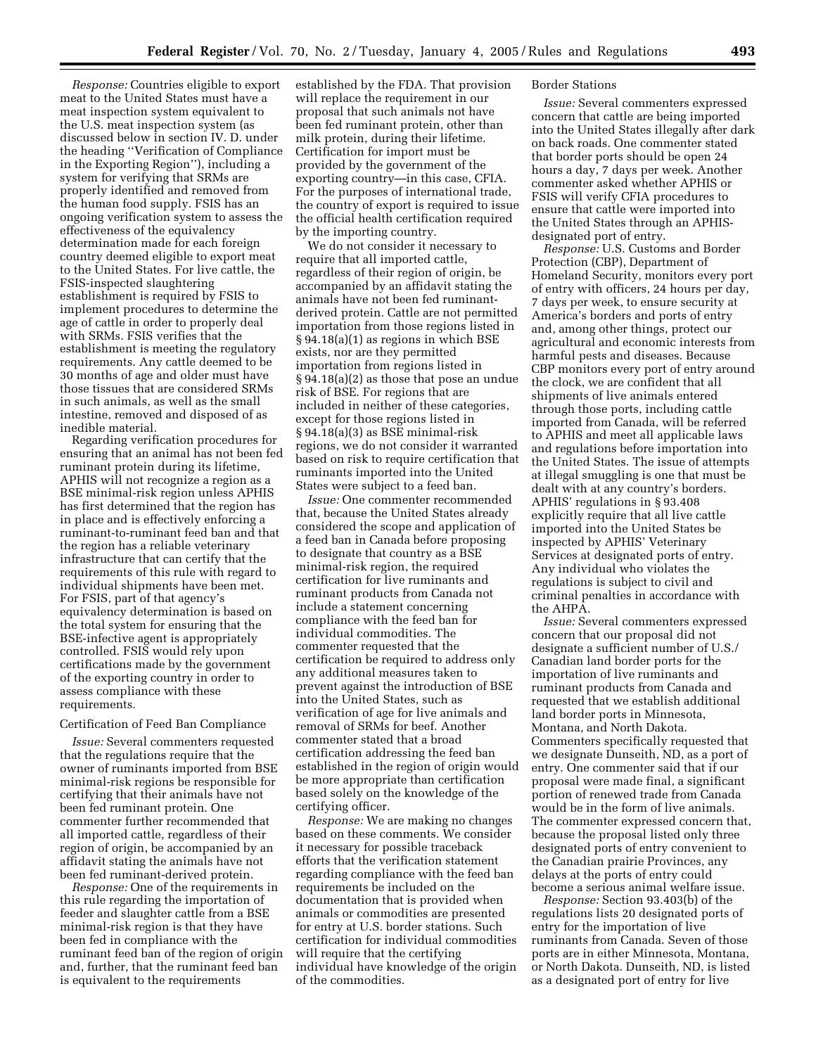*Response:* Countries eligible to export meat to the United States must have a meat inspection system equivalent to the U.S. meat inspection system (as discussed below in section IV. D. under the heading ''Verification of Compliance in the Exporting Region''), including a system for verifying that SRMs are properly identified and removed from the human food supply. FSIS has an ongoing verification system to assess the effectiveness of the equivalency determination made for each foreign country deemed eligible to export meat to the United States. For live cattle, the FSIS-inspected slaughtering establishment is required by FSIS to implement procedures to determine the age of cattle in order to properly deal with SRMs. FSIS verifies that the establishment is meeting the regulatory requirements. Any cattle deemed to be 30 months of age and older must have those tissues that are considered SRMs in such animals, as well as the small intestine, removed and disposed of as inedible material.

Regarding verification procedures for ensuring that an animal has not been fed ruminant protein during its lifetime, APHIS will not recognize a region as a BSE minimal-risk region unless APHIS has first determined that the region has in place and is effectively enforcing a ruminant-to-ruminant feed ban and that the region has a reliable veterinary infrastructure that can certify that the requirements of this rule with regard to individual shipments have been met. For FSIS, part of that agency's equivalency determination is based on the total system for ensuring that the BSE-infective agent is appropriately controlled. FSIS would rely upon certifications made by the government of the exporting country in order to assess compliance with these requirements.

Certification of Feed Ban Compliance

*Issue:* Several commenters requested that the regulations require that the owner of ruminants imported from BSE minimal-risk regions be responsible for certifying that their animals have not been fed ruminant protein. One commenter further recommended that all imported cattle, regardless of their region of origin, be accompanied by an affidavit stating the animals have not been fed ruminant-derived protein.

*Response:* One of the requirements in this rule regarding the importation of feeder and slaughter cattle from a BSE minimal-risk region is that they have been fed in compliance with the ruminant feed ban of the region of origin and, further, that the ruminant feed ban is equivalent to the requirements established by the FDA. That provision will replace the requirement in our proposal that such animals not have been fed ruminant protein, other than milk protein, during their lifetime. Certification for import must be provided by the government of the exporting country—in this case, CFIA. For the purposes of international trade, the country of export is required to issue the official health certification required by the importing country.

We do not consider it necessary to require that all imported cattle, regardless of their region of origin, be accompanied by an affidavit stating the animals have not been fed ruminant-derived protein. Cattle are not permitted importation from those regions listed in § 94.18(a)(1) as regions in which BSE exists, nor are they permitted importation from regions listed in § 94.18(a)(2) as those that pose an undue risk of BSE. For regions that are included in neither of these categories, except for those regions listed in § 94.18(a)(3) as BSE minimal-risk regions, we do not consider it warranted based on risk to require certification that ruminants imported into the United States were subject to a feed ban.

*Issue:* One commenter recommended that, because the United States already considered the scope and application of a feed ban in Canada before proposing to designate that country as a BSE minimal-risk region, the required certification for live ruminants and ruminant products from Canada not include a statement concerning compliance with the feed ban for individual commodities. The commenter requested that the certification be required to address only any additional measures taken to prevent against the introduction of BSE into the United States, such as verification of age for live animals and removal of SRMs for beef. Another commenter stated that a broad certification addressing the feed ban established in the region of origin would be more appropriate than certification based solely on the knowledge of the certifying officer.

*Response:* We are making no changes based on these comments. We consider it necessary for possible traceback efforts that the verification statement regarding compliance with the feed ban requirements be included on the documentation that is provided when animals or commodities are presented for entry at U.S. border stations. Such certification for individual commodities will require that the certifying individual have knowledge of the origin of the commodities.

Border Stations

*Issue:* Several commenters expressed concern that cattle are being imported into the United States illegally after dark on back roads. One commenter stated that border ports should be open 24 hours a day, 7 days per week. Another commenter asked whether APHIS or FSIS will verify CFIA procedures to ensure that cattle were imported into the United States through an APHIS-designated port of entry.

*Response:* U.S. Customs and Border Protection (CBP), Department of Homeland Security, monitors every port of entry with officers, 24 hours per day, 7 days per week, to ensure security at America's borders and ports of entry and, among other things, protect our agricultural and economic interests from harmful pests and diseases. Because CBP monitors every port of entry around the clock, we are confident that all shipments of live animals entered through those ports, including cattle imported from Canada, will be referred to APHIS and meet all applicable laws and regulations before importation into the United States. The issue of attempts at illegal smuggling is one that must be dealt with at any country's borders. APHIS' regulations in § 93.408 explicitly require that all live cattle imported into the United States be inspected by APHIS' Veterinary Services at designated ports of entry. Any individual who violates the regulations is subject to civil and criminal penalties in accordance with the AHPA.

*Issue:* Several commenters expressed concern that our proposal did not designate a sufficient number of U.S./Canadian land border ports for the importation of live ruminants and ruminant products from Canada and requested that we establish additional land border ports in Minnesota, Montana, and North Dakota. Commenters specifically requested that we designate Dunseith, ND, as a port of entry. One commenter said that if our proposal were made final, a significant portion of renewed trade from Canada would be in the form of live animals. The commenter expressed concern that, because the proposal listed only three designated ports of entry convenient to the Canadian prairie Provinces, any delays at the ports of entry could become a serious animal welfare issue.

*Response:* Section 93.403(b) of the regulations lists 20 designated ports of entry for the importation of live ruminants from Canada. Seven of those ports are in either Minnesota, Montana, or North Dakota. Dunseith, ND, is listed as a designated port of entry for live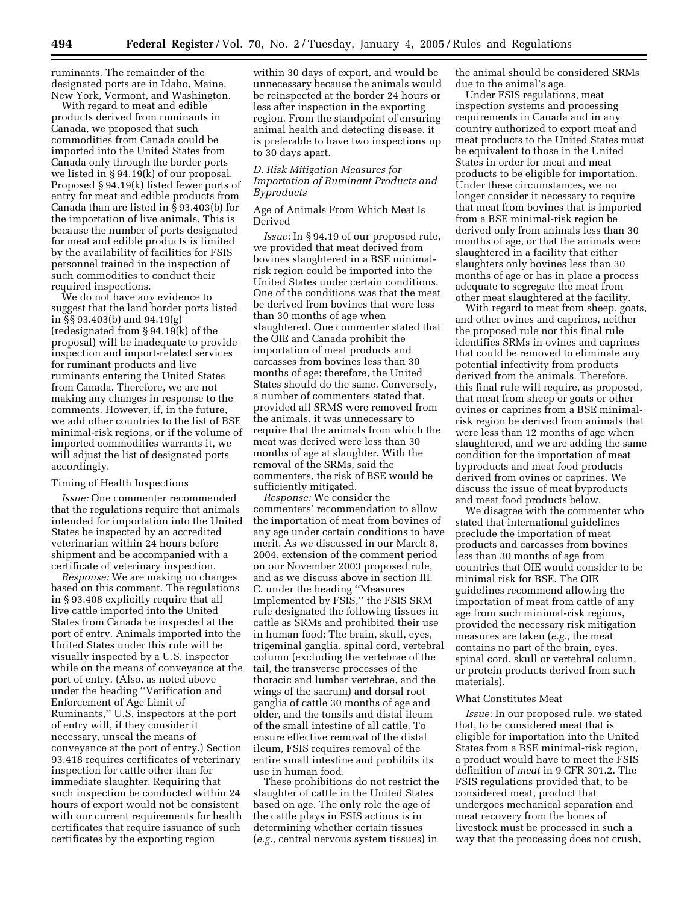ruminants. The remainder of the designated ports are in Idaho, Maine, New York, Vermont, and Washington.

With regard to meat and edible products derived from ruminants in Canada, we proposed that such commodities from Canada could be imported into the United States from Canada only through the border ports we listed in § 94.19(k) of our proposal. Proposed § 94.19(k) listed fewer ports of entry for meat and edible products from Canada than are listed in § 93.403(b) for the importation of live animals. This is because the number of ports designated for meat and edible products is limited by the availability of facilities for FSIS personnel trained in the inspection of such commodities to conduct their required inspections.

We do not have any evidence to suggest that the land border ports listed in §§ 93.403(b) and 94.19(g) (redesignated from § 94.19(k) of the proposal) will be inadequate to provide inspection and import-related services for ruminant products and live ruminants entering the United States from Canada. Therefore, we are not making any changes in response to the comments. However, if, in the future, we add other countries to the list of BSE minimal-risk regions, or if the volume of imported commodities warrants it, we will adjust the list of designated ports accordingly.

Timing of Health Inspections

*Issue:* One commenter recommended that the regulations require that animals intended for importation into the United States be inspected by an accredited veterinarian within 24 hours before shipment and be accompanied with a certificate of veterinary inspection.

*Response:* We are making no changes based on this comment. The regulations in § 93.408 explicitly require that all live cattle imported into the United States from Canada be inspected at the port of entry. Animals imported into the United States under this rule will be visually inspected by a U.S. inspector while on the means of conveyance at the port of entry. (Also, as noted above under the heading "Verification and Enforcement of Age Limit of Ruminants," U.S. inspectors at the port of entry will, if they consider it necessary, unseal the means of conveyance at the port of entry.) Section 93.418 requires certificates of veterinary inspection for cattle other than for immediate slaughter. Requiring that such inspection be conducted within 24 hours of export would not be consistent with our current requirements for health certificates that require issuance of such certificates by the exporting region within 30 days of export, and would be unnecessary because the animals would be reinspected at the border 24 hours or less after inspection in the exporting region. From the standpoint of ensuring animal health and detecting disease, it is preferable to have two inspections up to 30 days apart.

*D. Risk Mitigation Measures for Importation of Ruminant Products and Byproducts*

Age of Animals From Which Meat Is Derived

*Issue:* In § 94.19 of our proposed rule, we provided that meat derived from bovines slaughtered in a BSE minimal-risk region could be imported into the United States under certain conditions. One of the conditions was that the meat be derived from bovines that were less than 30 months of age when slaughtered. One commenter stated that the OIE and Canada prohibit the importation of meat products and carcasses from bovines less than 30 months of age; therefore, the United States should do the same. Conversely, a number of commenters stated that, provided all SRMS were removed from the animals, it was unnecessary to require that the animals from which the meat was derived were less than 30 months of age at slaughter. With the removal of the SRMs, said the commenters, the risk of BSE would be sufficiently mitigated.

*Response:* We consider the commenters' recommendation to allow the importation of meat from bovines of any age under certain conditions to have merit. As we discussed in our March 8, 2004, extension of the comment period on our November 2003 proposed rule, and as we discuss above in section III. C. under the heading "Measures Implemented by FSIS," the FSIS SRM rule designated the following tissues in cattle as SRMs and prohibited their use in human food: The brain, skull, eyes, trigeminal ganglia, spinal cord, vertebral column (excluding the vertebrae of the tail, the transverse processes of the thoracic and lumbar vertebrae, and the wings of the sacrum) and dorsal root ganglia of cattle 30 months of age and older, and the tonsils and distal ileum of the small intestine of all cattle. To ensure effective removal of the distal ileum, FSIS requires removal of the entire small intestine and prohibits its use in human food.

These prohibitions do not restrict the slaughter of cattle in the United States based on age. The only role the age of the cattle plays in FSIS actions is in determining whether certain tissues (*e.g.,* central nervous system tissues) in the animal should be considered SRMs due to the animal's age.

Under FSIS regulations, meat inspection systems and processing requirements in Canada and in any country authorized to export meat and meat products to the United States must be equivalent to those in the United States in order for meat and meat products to be eligible for importation. Under these circumstances, we no longer consider it necessary to require that meat from bovines that is imported from a BSE minimal-risk region be derived only from animals less than 30 months of age, or that the animals were slaughtered in a facility that either slaughters only bovines less than 30 months of age or has in place a process adequate to segregate the meat from other meat slaughtered at the facility.

With regard to meat from sheep, goats, and other ovines and caprines, neither the proposed rule nor this final rule identifies SRMs in ovines and caprines that could be removed to eliminate any potential infectivity from products derived from the animals. Therefore, this final rule will require, as proposed, that meat from sheep or goats or other ovines or caprines from a BSE minimal-risk region be derived from animals that were less than 12 months of age when slaughtered, and we are adding the same condition for the importation of meat byproducts and meat food products derived from ovines or caprines. We discuss the issue of meat byproducts and meat food products below.

We disagree with the commenter who stated that international guidelines preclude the importation of meat products and carcasses from bovines less than 30 months of age from countries that OIE would consider to be minimal risk for BSE. The OIE guidelines recommend allowing the importation of meat from cattle of any age from such minimal-risk regions, provided the necessary risk mitigation measures are taken (*e.g.,* the meat contains no part of the brain, eyes, spinal cord, skull or vertebral column, or protein products derived from such materials).

What Constitutes Meat

*Issue:* In our proposed rule, we stated that, to be considered meat that is eligible for importation into the United States from a BSE minimal-risk region, a product would have to meet the FSIS definition of *meat* in 9 CFR 301.2. The FSIS regulations provided that, to be considered meat, product that undergoes mechanical separation and meat recovery from the bones of livestock must be processed in such a way that the processing does not crush,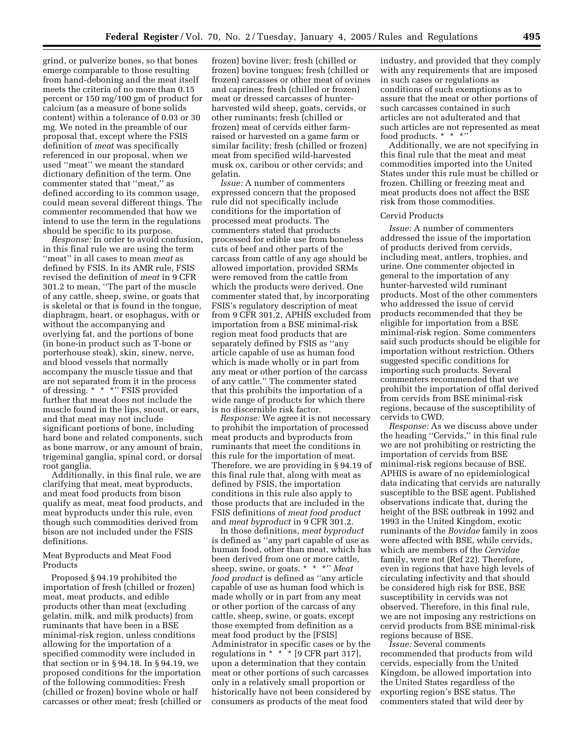grind, or pulverize bones, so that bones emerge comparable to those resulting from hand-deboning and the meat itself meets the criteria of no more than 0.15 percent or 150 mg/100 gm of product for calcium (as a measure of bone solids content) within a tolerance of 0.03 or 30 mg. We noted in the preamble of our proposal that, except where the FSIS definition of *meat* was specifically referenced in our proposal, when we used ''meat'' we meant the standard dictionary definition of the term. One commenter stated that ''meat,'' as defined according to its common usage, could mean several different things. The commenter recommended that how we intend to use the term in the regulations should be specific to its purpose.

*Response:* In order to avoid confusion, in this final rule we are using the term ''meat'' in all cases to mean *meat* as defined by FSIS. In its AMR rule, FSIS revised the definition of *meat* in 9 CFR 301.2 to mean, ''The part of the muscle of any cattle, sheep, swine, or goats that is skeletal or that is found in the tongue, diaphragm, heart, or esophagus, with or without the accompanying and overlying fat, and the portions of bone (in bone-in product such as T-bone or porterhouse steak), skin, sinew, nerve, and blood vessels that normally accompany the muscle tissue and that are not separated from it in the process of dressing. * * *'' FSIS provided further that meat does not include the muscle found in the lips, snout, or ears, and that meat may not include significant portions of bone, including hard bone and related components, such as bone marrow, or any amount of brain, trigeminal ganglia, spinal cord, or dorsal root ganglia.

Additionally, in this final rule, we are clarifying that meat, meat byproducts, and meat food products from bison qualify as meat, meat food products, and meat byproducts under this rule, even though such commodities derived from bison are not included under the FSIS definitions.

### Meat Byproducts and Meat Food Products

Proposed § 94.19 prohibited the importation of fresh (chilled or frozen) meat, meat products, and edible products other than meat (excluding gelatin, milk, and milk products) from ruminants that have been in a BSE minimal-risk region, unless conditions allowing for the importation of a specified commodity were included in that section or in § 94.18. In § 94.19, we proposed conditions for the importation of the following commodities: Fresh (chilled or frozen) bovine whole or half carcasses or other meat; fresh (chilled or frozen) bovine liver; fresh (chilled or frozen) bovine tongues; fresh (chilled or frozen) carcasses or other meat of ovines and caprines; fresh (chilled or frozen) meat or dressed carcasses of hunter-harvested wild sheep, goats, cervids, or other ruminants; fresh (chilled or frozen) meat of cervids either farm-raised or harvested on a game farm or similar facility; fresh (chilled or frozen) meat from specified wild-harvested musk ox, caribou or other cervids; and gelatin.

*Issue:* A number of commenters expressed concern that the proposed rule did not specifically include conditions for the importation of processed meat products. The commenters stated that products processed for edible use from boneless cuts of beef and other parts of the carcass from cattle of any age should be allowed importation, provided SRMs were removed from the cattle from which the products were derived. One commenter stated that, by incorporating FSIS's regulatory description of meat from 9 CFR 301.2, APHIS excluded from importation from a BSE minimal-risk region meat food products that are separately defined by FSIS as ''any article capable of use as human food which is made wholly or in part from any meat or other portion of the carcass of any cattle.'' The commenter stated that this prohibits the importation of a wide range of products for which there is no discernible risk factor.

*Response:* We agree it is not necessary to prohibit the importation of processed meat products and byproducts from ruminants that meet the conditions in this rule for the importation of meat. Therefore, we are providing in § 94.19 of this final rule that, along with meat as defined by FSIS, the importation conditions in this rule also apply to those products that are included in the FSIS definitions of *meat food product* and *meat byproduct* in 9 CFR 301.2.

In those definitions, *meat byproduct* is defined as ''any part capable of use as human food, other than meat, which has been derived from one or more cattle, sheep, swine, or goats. * * *'' *Meat food product* is defined as ''any article capable of use as human food which is made wholly or in part from any meat or other portion of the carcass of any cattle, sheep, swine, or goats, except those exempted from definition as a meat food product by the [FSIS] Administrator in specific cases or by the regulations in * * * [9 CFR part 317], upon a determination that they contain meat or other portions of such carcasses only in a relatively small proportion or historically have not been considered by consumers as products of the meat food industry, and provided that they comply with any requirements that are imposed in such cases or regulations as conditions of such exemptions as to assure that the meat or other portions of such carcasses contained in such articles are not adulterated and that such articles are not represented as meat food products. * * *''

Additionally, we are not specifying in this final rule that the meat and meat commodities imported into the United States under this rule must be chilled or frozen. Chilling or freezing meat and meat products does not affect the BSE risk from those commodities.

### Cervid Products

*Issue:* A number of commenters addressed the issue of the importation of products derived from cervids, including meat, antlers, trophies, and urine. One commenter objected in general to the importation of any hunter-harvested wild ruminant products. Most of the other commenters who addressed the issue of cervid products recommended that they be eligible for importation from a BSE minimal-risk region. Some commenters said such products should be eligible for importation without restriction. Others suggested specific conditions for importing such products. Several commenters recommended that we prohibit the importation of offal derived from cervids from BSE minimal-risk regions, because of the susceptibility of cervids to CWD.

*Response:* As we discuss above under the heading ''Cervids,'' in this final rule we are not prohibiting or restricting the importation of cervids from BSE minimal-risk regions because of BSE. APHIS is aware of no epidemiological data indicating that cervids are naturally susceptible to the BSE agent. Published observations indicate that, during the height of the BSE outbreak in 1992 and 1993 in the United Kingdom, exotic ruminants of the *Bovidae* family in zoos were affected with BSE, while cervids, which are members of the *Cervidae* family, were not (Ref 22). Therefore, even in regions that have high levels of circulating infectivity and that should be considered high risk for BSE, BSE susceptibility in cervids was not observed. Therefore, in this final rule, we are not imposing any restrictions on cervid products from BSE minimal-risk regions because of BSE.

*Issue:* Several comments recommended that products from wild cervids, especially from the United Kingdom, be allowed importation into the United States regardless of the exporting region's BSE status. The commenters stated that wild deer by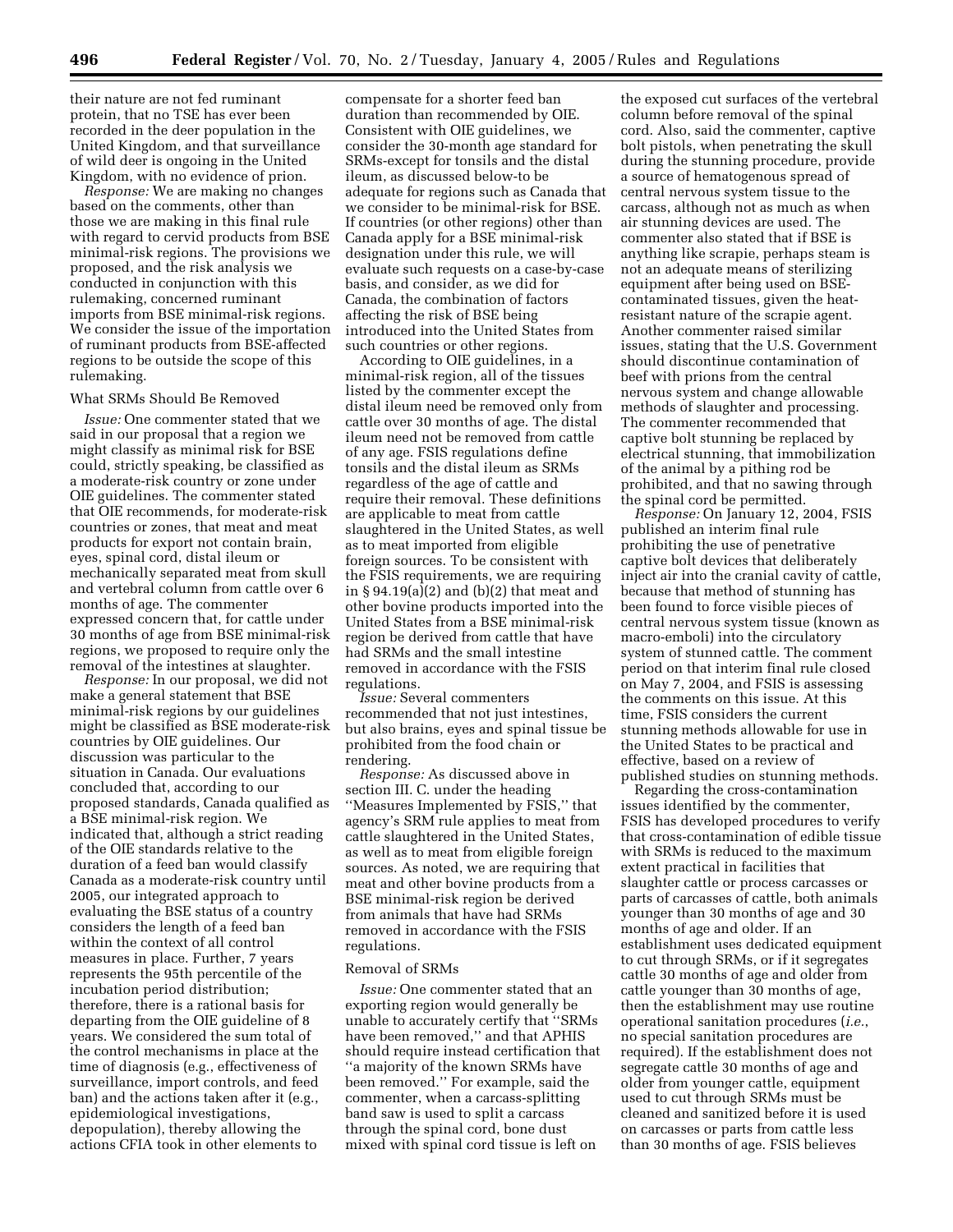their nature are not fed ruminant protein, that no TSE has ever been recorded in the deer population in the United Kingdom, and that surveillance of wild deer is ongoing in the United Kingdom, with no evidence of prion.

*Response:* We are making no changes based on the comments, other than those we are making in this final rule with regard to cervid products from BSE minimal-risk regions. The provisions we proposed, and the risk analysis we conducted in conjunction with this rulemaking, concerned ruminant imports from BSE minimal-risk regions. We consider the issue of the importation of ruminant products from BSE-affected regions to be outside the scope of this rulemaking.

What SRMs Should Be Removed

*Issue:* One commenter stated that we said in our proposal that a region we might classify as minimal risk for BSE could, strictly speaking, be classified as a moderate-risk country or zone under OIE guidelines. The commenter stated that OIE recommends, for moderate-risk countries or zones, that meat and meat products for export not contain brain, eyes, spinal cord, distal ileum or mechanically separated meat from skull and vertebral column from cattle over 6 months of age. The commenter expressed concern that, for cattle under 30 months of age from BSE minimal-risk regions, we proposed to require only the removal of the intestines at slaughter.

*Response:* In our proposal, we did not make a general statement that BSE minimal-risk regions by our guidelines might be classified as BSE moderate-risk countries by OIE guidelines. Our discussion was particular to the situation in Canada. Our evaluations concluded that, according to our proposed standards, Canada qualified as a BSE minimal-risk region. We indicated that, although a strict reading of the OIE standards relative to the duration of a feed ban would classify Canada as a moderate-risk country until 2005, our integrated approach to evaluating the BSE status of a country considers the length of a feed ban within the context of all control measures in place. Further, 7 years represents the 95th percentile of the incubation period distribution; therefore, there is a rational basis for departing from the OIE guideline of 8 years. We considered the sum total of the control mechanisms in place at the time of diagnosis (e.g., effectiveness of surveillance, import controls, and feed ban) and the actions taken after it (e.g., epidemiological investigations, depopulation), thereby allowing the actions CFIA took in other elements to compensate for a shorter feed ban duration than recommended by OIE. Consistent with OIE guidelines, we consider the 30-month age standard for SRMs-except for tonsils and the distal ileum, as discussed below-to be adequate for regions such as Canada that we consider to be minimal-risk for BSE. If countries (or other regions) other than Canada apply for a BSE minimal-risk designation under this rule, we will evaluate such requests on a case-by-case basis, and consider, as we did for Canada, the combination of factors affecting the risk of BSE being introduced into the United States from such countries or other regions.

According to OIE guidelines, in a minimal-risk region, all of the tissues listed by the commenter except the distal ileum need be removed only from cattle over 30 months of age. The distal ileum need not be removed from cattle of any age. FSIS regulations define tonsils and the distal ileum as SRMs regardless of the age of cattle and require their removal. These definitions are applicable to meat from cattle slaughtered in the United States, as well as to meat imported from eligible foreign sources. To be consistent with the FSIS requirements, we are requiring in § 94.19(a)(2) and (b)(2) that meat and other bovine products imported into the United States from a BSE minimal-risk region be derived from cattle that have had SRMs and the small intestine removed in accordance with the FSIS regulations.

*Issue:* Several commenters recommended that not just intestines, but also brains, eyes and spinal tissue be prohibited from the food chain or rendering.

*Response:* As discussed above in section III. C. under the heading ''Measures Implemented by FSIS,'' that agency's SRM rule applies to meat from cattle slaughtered in the United States, as well as to meat from eligible foreign sources. As noted, we are requiring that meat and other bovine products from a BSE minimal-risk region be derived from animals that have had SRMs removed in accordance with the FSIS regulations.

Removal of SRMs

*Issue:* One commenter stated that an exporting region would generally be unable to accurately certify that ''SRMs have been removed,'' and that APHIS should require instead certification that ''a majority of the known SRMs have been removed.'' For example, said the commenter, when a carcass-splitting band saw is used to split a carcass through the spinal cord, bone dust mixed with spinal cord tissue is left on the exposed cut surfaces of the vertebral column before removal of the spinal cord. Also, said the commenter, captive bolt pistols, when penetrating the skull during the stunning procedure, provide a source of hematogenous spread of central nervous system tissue to the carcass, although not as much as when air stunning devices are used. The commenter also stated that if BSE is anything like scrapie, perhaps steam is not an adequate means of sterilizing equipment after being used on BSE-contaminated tissues, given the heat-resistant nature of the scrapie agent. Another commenter raised similar issues, stating that the U.S. Government should discontinue contamination of beef with prions from the central nervous system and change allowable methods of slaughter and processing. The commenter recommended that captive bolt stunning be replaced by electrical stunning, that immobilization of the animal by a pithing rod be prohibited, and that no sawing through the spinal cord be permitted.

*Response:* On January 12, 2004, FSIS published an interim final rule prohibiting the use of penetrative captive bolt devices that deliberately inject air into the cranial cavity of cattle, because that method of stunning has been found to force visible pieces of central nervous system tissue (known as macro-emboli) into the circulatory system of stunned cattle. The comment period on that interim final rule closed on May 7, 2004, and FSIS is assessing the comments on this issue. At this time, FSIS considers the current stunning methods allowable for use in the United States to be practical and effective, based on a review of published studies on stunning methods.

Regarding the cross-contamination issues identified by the commenter, FSIS has developed procedures to verify that cross-contamination of edible tissue with SRMs is reduced to the maximum extent practical in facilities that slaughter cattle or process carcasses or parts of carcasses of cattle, both animals younger than 30 months of age and 30 months of age and older. If an establishment uses dedicated equipment to cut through SRMs, or if it segregates cattle 30 months of age and older from cattle younger than 30 months of age, then the establishment may use routine operational sanitation procedures (*i.e.*, no special sanitation procedures are required). If the establishment does not segregate cattle 30 months of age and older from younger cattle, equipment used to cut through SRMs must be cleaned and sanitized before it is used on carcasses or parts from cattle less than 30 months of age. FSIS believes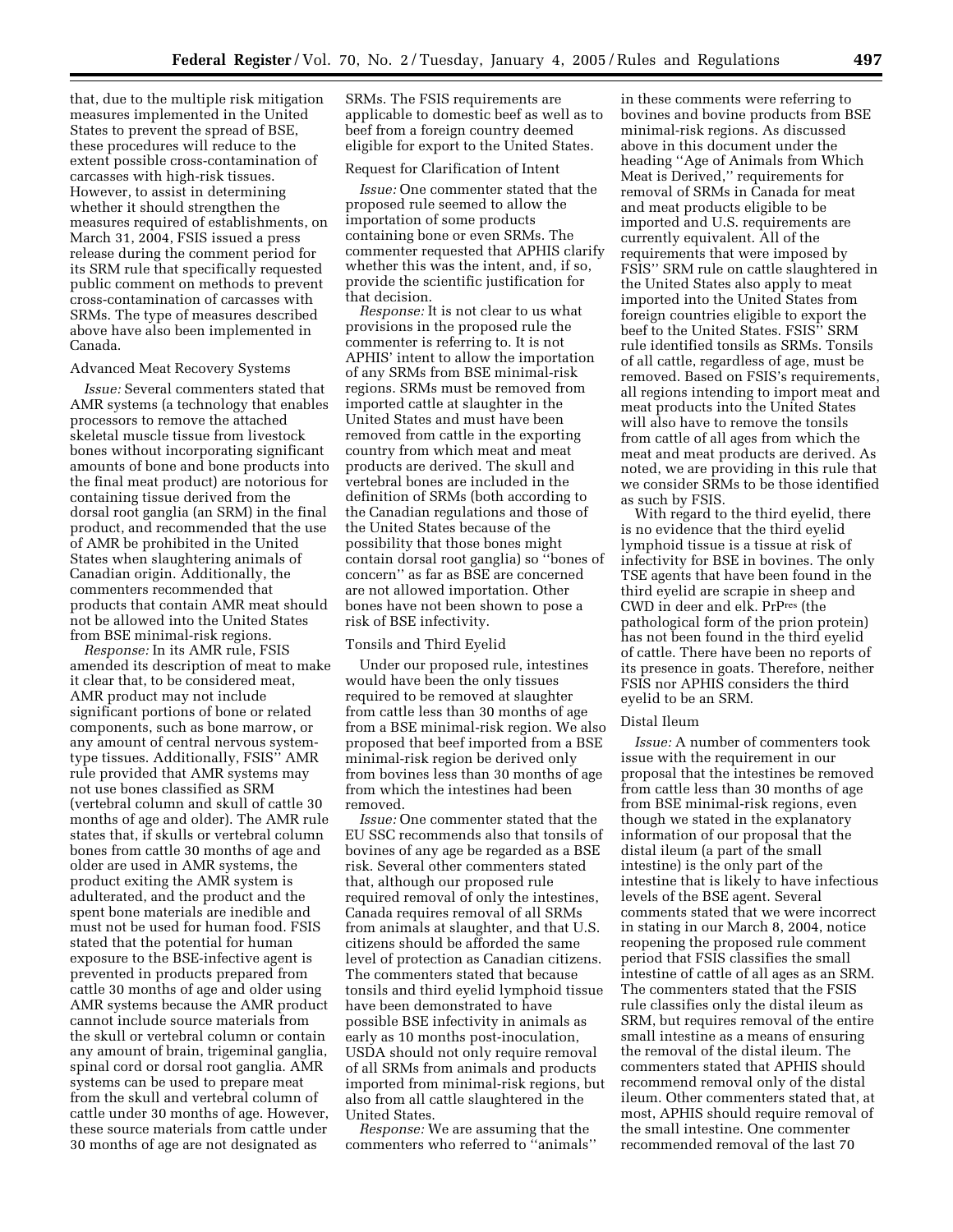that, due to the multiple risk mitigation measures implemented in the United States to prevent the spread of BSE, these procedures will reduce to the extent possible cross-contamination of carcasses with high-risk tissues. However, to assist in determining whether it should strengthen the measures required of establishments, on March 31, 2004, FSIS issued a press release during the comment period for its SRM rule that specifically requested public comment on methods to prevent cross-contamination of carcasses with SRMs. The type of measures described above have also been implemented in Canada.

Advanced Meat Recovery Systems

*Issue:* Several commenters stated that AMR systems (a technology that enables processors to remove the attached skeletal muscle tissue from livestock bones without incorporating significant amounts of bone and bone products into the final meat product) are notorious for containing tissue derived from the dorsal root ganglia (an SRM) in the final product, and recommended that the use of AMR be prohibited in the United States when slaughtering animals of Canadian origin. Additionally, the commenters recommended that products that contain AMR meat should not be allowed into the United States from BSE minimal-risk regions.

*Response:* In its AMR rule, FSIS amended its description of meat to make it clear that, to be considered meat, AMR product may not include significant portions of bone or related components, such as bone marrow, or any amount of central nervous system-type tissues. Additionally, FSIS'' AMR rule provided that AMR systems may not use bones classified as SRM (vertebral column and skull of cattle 30 months of age and older). The AMR rule states that, if skulls or vertebral column bones from cattle 30 months of age and older are used in AMR systems, the product exiting the AMR system is adulterated, and the product and the spent bone materials are inedible and must not be used for human food. FSIS stated that the potential for human exposure to the BSE-infective agent is prevented in products prepared from cattle 30 months of age and older using AMR systems because the AMR product cannot include source materials from the skull or vertebral column or contain any amount of brain, trigeminal ganglia, spinal cord or dorsal root ganglia. AMR systems can be used to prepare meat from the skull and vertebral column of cattle under 30 months of age. However, these source materials from cattle under 30 months of age are not designated as SRMs. The FSIS requirements are applicable to domestic beef as well as to beef from a foreign country deemed eligible for export to the United States.

Request for Clarification of Intent

*Issue:* One commenter stated that the proposed rule seemed to allow the importation of some products containing bone or even SRMs. The commenter requested that APHIS clarify whether this was the intent, and, if so, provide the scientific justification for that decision.

*Response:* It is not clear to us what provisions in the proposed rule the commenter is referring to. It is not APHIS' intent to allow the importation of any SRMs from BSE minimal-risk regions. SRMs must be removed from imported cattle at slaughter in the United States and must have been removed from cattle in the exporting country from which meat and meat products are derived. The skull and vertebral bones are included in the definition of SRMs (both according to the Canadian regulations and those of the United States because of the possibility that those bones might contain dorsal root ganglia) so ''bones of concern'' as far as BSE are concerned are not allowed importation. Other bones have not been shown to pose a risk of BSE infectivity.

Tonsils and Third Eyelid

Under our proposed rule, intestines would have been the only tissues required to be removed at slaughter from cattle less than 30 months of age from a BSE minimal-risk region. We also proposed that beef imported from a BSE minimal-risk region be derived only from bovines less than 30 months of age from which the intestines had been removed.

*Issue:* One commenter stated that the EU SSC recommends also that tonsils of bovines of any age be regarded as a BSE risk. Several other commenters stated that, although our proposed rule required removal of only the intestines, Canada requires removal of all SRMs from animals at slaughter, and that U.S. citizens should be afforded the same level of protection as Canadian citizens. The commenters stated that because tonsils and third eyelid lymphoid tissue have been demonstrated to have possible BSE infectivity in animals as early as 10 months post-inoculation, USDA should not only require removal of all SRMs from animals and products imported from minimal-risk regions, but also from all cattle slaughtered in the United States.

*Response:* We are assuming that the commenters who referred to ''animals'' in these comments were referring to bovines and bovine products from BSE minimal-risk regions. As discussed above in this document under the heading ''Age of Animals from Which Meat is Derived,'' requirements for removal of SRMs in Canada for meat and meat products eligible to be imported and U.S. requirements are currently equivalent. All of the requirements that were imposed by FSIS'' SRM rule on cattle slaughtered in the United States also apply to meat imported into the United States from foreign countries eligible to export the beef to the United States. FSIS'' SRM rule identified tonsils as SRMs. Tonsils of all cattle, regardless of age, must be removed. Based on FSIS's requirements, all regions intending to import meat and meat products into the United States will also have to remove the tonsils from cattle of all ages from which the meat and meat products are derived. As noted, we are providing in this rule that we consider SRMs to be those identified as such by FSIS.

With regard to the third eyelid, there is no evidence that the third eyelid lymphoid tissue is a tissue at risk of infectivity for BSE in bovines. The only TSE agents that have been found in the third eyelid are scrapie in sheep and CWD in deer and elk. $PrP^{res}$ (the pathological form of the prion protein) has not been found in the third eyelid of cattle. There have been no reports of its presence in goats. Therefore, neither FSIS nor APHIS considers the third eyelid to be an SRM.

Distal Ileum

*Issue:* A number of commenters took issue with the requirement in our proposal that the intestines be removed from cattle less than 30 months of age from BSE minimal-risk regions, even though we stated in the explanatory information of our proposal that the distal ileum (a part of the small intestine) is the only part of the intestine that is likely to have infectious levels of the BSE agent. Several comments stated that we were incorrect in stating in our March 8, 2004, notice reopening the proposed rule comment period that FSIS classifies the small intestine of cattle of all ages as an SRM. The commenters stated that the FSIS rule classifies only the distal ileum as SRM, but requires removal of the entire small intestine as a means of ensuring the removal of the distal ileum. The commenters stated that APHIS should recommend removal only of the distal ileum. Other commenters stated that, at most, APHIS should require removal of the small intestine. One commenter recommended removal of the last 70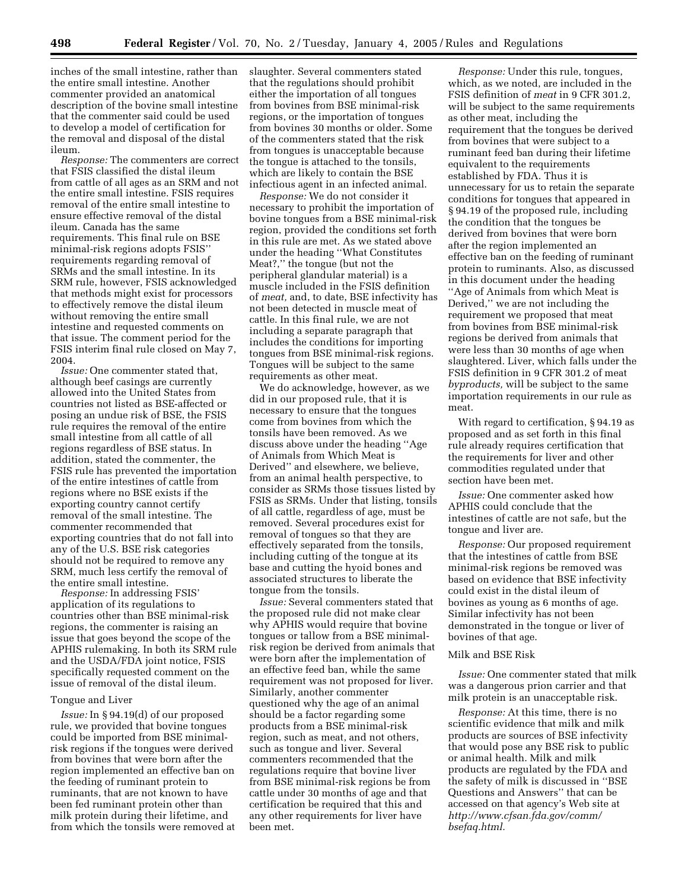inches of the small intestine, rather than the entire small intestine. Another commenter provided an anatomical description of the bovine small intestine that the commenter said could be used to develop a model of certification for the removal and disposal of the distal ileum.

*Response:* The commenters are correct that FSIS classified the distal ileum from cattle of all ages as an SRM and not the entire small intestine. FSIS requires removal of the entire small intestine to ensure effective removal of the distal ileum. Canada has the same requirements. This final rule on BSE minimal-risk regions adopts FSIS' requirements regarding removal of SRMs and the small intestine. In its SRM rule, however, FSIS acknowledged that methods might exist for processors to effectively remove the distal ileum without removing the entire small intestine and requested comments on that issue. The comment period for the FSIS interim final rule closed on May 7, 2004.

*Issue:* One commenter stated that, although beef casings are currently allowed into the United States from countries not listed as BSE-affected or posing an undue risk of BSE, the FSIS rule requires the removal of the entire small intestine from all cattle of all regions regardless of BSE status. In addition, stated the commenter, the FSIS rule has prevented the importation of the entire intestines of cattle from regions where no BSE exists if the exporting country cannot certify removal of the small intestine. The commenter recommended that exporting countries that do not fall into any of the U.S. BSE risk categories should not be required to remove any SRM, much less certify the removal of the entire small intestine.

*Response:* In addressing FSIS' application of its regulations to countries other than BSE minimal-risk regions, the commenter is raising an issue that goes beyond the scope of the APHIS rulemaking. In both its SRM rule and the USDA/FDA joint notice, FSIS specifically requested comment on the issue of removal of the distal ileum.

## Tongue and Liver

*Issue:* In § 94.19(d) of our proposed rule, we provided that bovine tongues could be imported from BSE minimal-risk regions if the tongues were derived from bovines that were born after the region implemented an effective ban on the feeding of ruminant protein to ruminants, that are not known to have been fed ruminant protein other than milk protein during their lifetime, and from which the tonsils were removed at slaughter. Several commenters stated that the regulations should prohibit either the importation of all tongues from bovines from BSE minimal-risk regions, or the importation of tongues from bovines 30 months or older. Some of the commenters stated that the risk from tongues is unacceptable because the tongue is attached to the tonsils, which are likely to contain the BSE infectious agent in an infected animal.

*Response:* We do not consider it necessary to prohibit the importation of bovine tongues from a BSE minimal-risk region, provided the conditions set forth in this rule are met. As we stated above under the heading "What Constitutes Meat?," the tongue (but not the peripheral glandular material) is a muscle included in the FSIS definition of *meat,* and, to date, BSE infectivity has not been detected in muscle meat of cattle. In this final rule, we are not including a separate paragraph that includes the conditions for importing tongues from BSE minimal-risk regions. Tongues will be subject to the same requirements as other meat.

We do acknowledge, however, as we did in our proposed rule, that it is necessary to ensure that the tongues come from bovines from which the tonsils have been removed. As we discuss above under the heading "Age of Animals from Which Meat is Derived" and elsewhere, we believe, from an animal health perspective, to consider as SRMs those tissues listed by FSIS as SRMs. Under that listing, tonsils of all cattle, regardless of age, must be removed. Several procedures exist for removal of tongues so that they are effectively separated from the tonsils, including cutting of the tongue at its base and cutting the hyoid bones and associated structures to liberate the tongue from the tonsils.

*Issue:* Several commenters stated that the proposed rule did not make clear why APHIS would require that bovine tongues or tallow from a BSE minimal-risk region be derived from animals that were born after the implementation of an effective feed ban, while the same requirement was not proposed for liver. Similarly, another commenter questioned why the age of an animal should be a factor regarding some products from a BSE minimal-risk region, such as meat, and not others, such as tongue and liver. Several commenters recommended that the regulations require that bovine liver from BSE minimal-risk regions be from cattle under 30 months of age and that certification be required that this and any other requirements for liver have been met.

*Response:* Under this rule, tongues, which, as we noted, are included in the FSIS definition of *meat* in 9 CFR 301.2, will be subject to the same requirements as other meat, including the requirement that the tongues be derived from bovines that were subject to a ruminant feed ban during their lifetime equivalent to the requirements established by FDA. Thus it is unnecessary for us to retain the separate conditions for tongues that appeared in § 94.19 of the proposed rule, including the condition that the tongues be derived from bovines that were born after the region implemented an effective ban on the feeding of ruminant protein to ruminants. Also, as discussed in this document under the heading "Age of Animals from which Meat is Derived," we are not including the requirement we proposed that meat from bovines from BSE minimal-risk regions be derived from animals that were less than 30 months of age when slaughtered. Liver, which falls under the FSIS definition in 9 CFR 301.2 of meat *byproducts,* will be subject to the same importation requirements in our rule as meat.

With regard to certification, § 94.19 as proposed and as set forth in this final rule already requires certification that the requirements for liver and other commodities regulated under that section have been met.

*Issue:* One commenter asked how APHIS could conclude that the intestines of cattle are not safe, but the tongue and liver are.

*Response:* Our proposed requirement that the intestines of cattle from BSE minimal-risk regions be removed was based on evidence that BSE infectivity could exist in the distal ileum of bovines as young as 6 months of age. Similar infectivity has not been demonstrated in the tongue or liver of bovines of that age.

## Milk and BSE Risk

*Issue:* One commenter stated that milk was a dangerous prion carrier and that milk protein is an unacceptable risk.

*Response:* At this time, there is no scientific evidence that milk and milk products are sources of BSE infectivity that would pose any BSE risk to public or animal health. Milk and milk products are regulated by the FDA and the safety of milk is discussed in "BSE Questions and Answers" that can be accessed on that agency's Web site at *http://www.cfsan.fda.gov/comm/bsefaq.html.*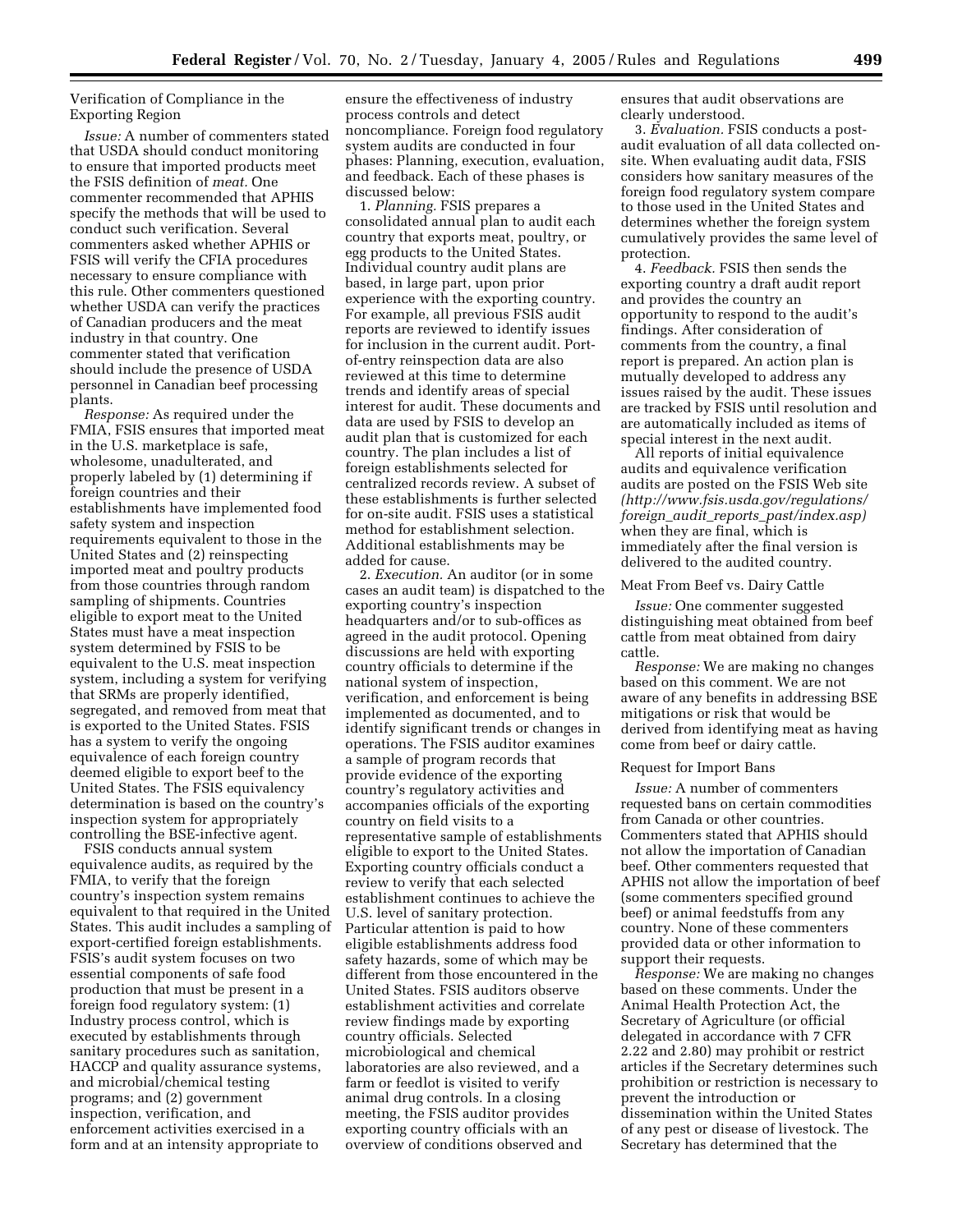### Verification of Compliance in the Exporting Region

*Issue:* A number of commenters stated that USDA should conduct monitoring to ensure that imported products meet the FSIS definition of *meat.* One commenter recommended that APHIS specify the methods that will be used to conduct such verification. Several commenters asked whether APHIS or FSIS will verify the CFIA procedures necessary to ensure compliance with this rule. Other commenters questioned whether USDA can verify the practices of Canadian producers and the meat industry in that country. One commenter stated that verification should include the presence of USDA personnel in Canadian beef processing plants.

*Response:* As required under the FMIA, FSIS ensures that imported meat in the U.S. marketplace is safe, wholesome, unadulterated, and properly labeled by (1) determining if foreign countries and their establishments have implemented food safety system and inspection requirements equivalent to those in the United States and (2) reinspecting imported meat and poultry products from those countries through random sampling of shipments. Countries eligible to export meat to the United States must have a meat inspection system determined by FSIS to be equivalent to the U.S. meat inspection system, including a system for verifying that SRMs are properly identified, segregated, and removed from meat that is exported to the United States. FSIS has a system to verify the ongoing equivalence of each foreign country deemed eligible to export beef to the United States. The FSIS equivalency determination is based on the country's inspection system for appropriately controlling the BSE-infective agent.

FSIS conducts annual system equivalence audits, as required by the FMIA, to verify that the foreign country's inspection system remains equivalent to that required in the United States. This audit includes a sampling of export-certified foreign establishments. FSIS's audit system focuses on two essential components of safe food production that must be present in a foreign food regulatory system: (1) Industry process control, which is executed by establishments through sanitary procedures such as sanitation, HACCP and quality assurance systems, and microbial/chemical testing programs; and (2) government inspection, verification, and enforcement activities exercised in a form and at an intensity appropriate to ensure the effectiveness of industry process controls and detect noncompliance. Foreign food regulatory system audits are conducted in four phases: Planning, execution, evaluation, and feedback. Each of these phases is discussed below:

1. *Planning.* FSIS prepares a consolidated annual plan to audit each country that exports meat, poultry, or egg products to the United States. Individual country audit plans are based, in large part, upon prior experience with the exporting country. For example, all previous FSIS audit reports are reviewed to identify issues for inclusion in the current audit. Port-of-entry reinspection data are also reviewed at this time to determine trends and identify areas of special interest for audit. These documents and data are used by FSIS to develop an audit plan that is customized for each country. The plan includes a list of foreign establishments selected for centralized records review. A subset of these establishments is further selected for on-site audit. FSIS uses a statistical method for establishment selection. Additional establishments may be added for cause.

2. *Execution.* An auditor (or in some cases an audit team) is dispatched to the exporting country's inspection headquarters and/or to sub-offices as agreed in the audit protocol. Opening discussions are held with exporting country officials to determine if the national system of inspection, verification, and enforcement is being implemented as documented, and to identify significant trends or changes in operations. The FSIS auditor examines a sample of program records that provide evidence of the exporting country's regulatory activities and accompanies officials of the exporting country on field visits to a representative sample of establishments eligible to export to the United States. Exporting country officials conduct a review to verify that each selected establishment continues to achieve the U.S. level of sanitary protection. Particular attention is paid to how eligible establishments address food safety hazards, some of which may be different from those encountered in the United States. FSIS auditors observe establishment activities and correlate review findings made by exporting country officials. Selected microbiological and chemical laboratories are also reviewed, and a farm or feedlot is visited to verify animal drug controls. In a closing meeting, the FSIS auditor provides exporting country officials with an overview of conditions observed and ensures that audit observations are clearly understood.

3. *Evaluation.* FSIS conducts a post-audit evaluation of all data collected on-site. When evaluating audit data, FSIS considers how sanitary measures of the foreign food regulatory system compare to those used in the United States and determines whether the foreign system cumulatively provides the same level of protection.

4. *Feedback.* FSIS then sends the exporting country a draft audit report and provides the country an opportunity to respond to the audit's findings. After consideration of comments from the country, a final report is prepared. An action plan is mutually developed to address any issues raised by the audit. These issues are tracked by FSIS until resolution and are automatically included as items of special interest in the next audit.

All reports of initial equivalence audits and equivalence verification audits are posted on the FSIS Web site *(http://www.fsis.usda.gov/regulations/foreign_audit_reports_past/index.asp)* when they are final, which is immediately after the final version is delivered to the audited country.

### Meat From Beef vs. Dairy Cattle

*Issue:* One commenter suggested distinguishing meat obtained from beef cattle from meat obtained from dairy cattle.

*Response:* We are making no changes based on this comment. We are not aware of any benefits in addressing BSE mitigations or risk that would be derived from identifying meat as having come from beef or dairy cattle.

### Request for Import Bans

*Issue:* A number of commenters requested bans on certain commodities from Canada or other countries. Commenters stated that APHIS should not allow the importation of Canadian beef. Other commenters requested that APHIS not allow the importation of beef (some commenters specified ground beef) or animal feedstuffs from any country. None of these commenters provided data or other information to support their requests.

*Response:* We are making no changes based on these comments. Under the Animal Health Protection Act, the Secretary of Agriculture (or official delegated in accordance with 7 CFR 2.22 and 2.80) may prohibit or restrict articles if the Secretary determines such prohibition or restriction is necessary to prevent the introduction or dissemination within the United States of any pest or disease of livestock. The Secretary has determined that the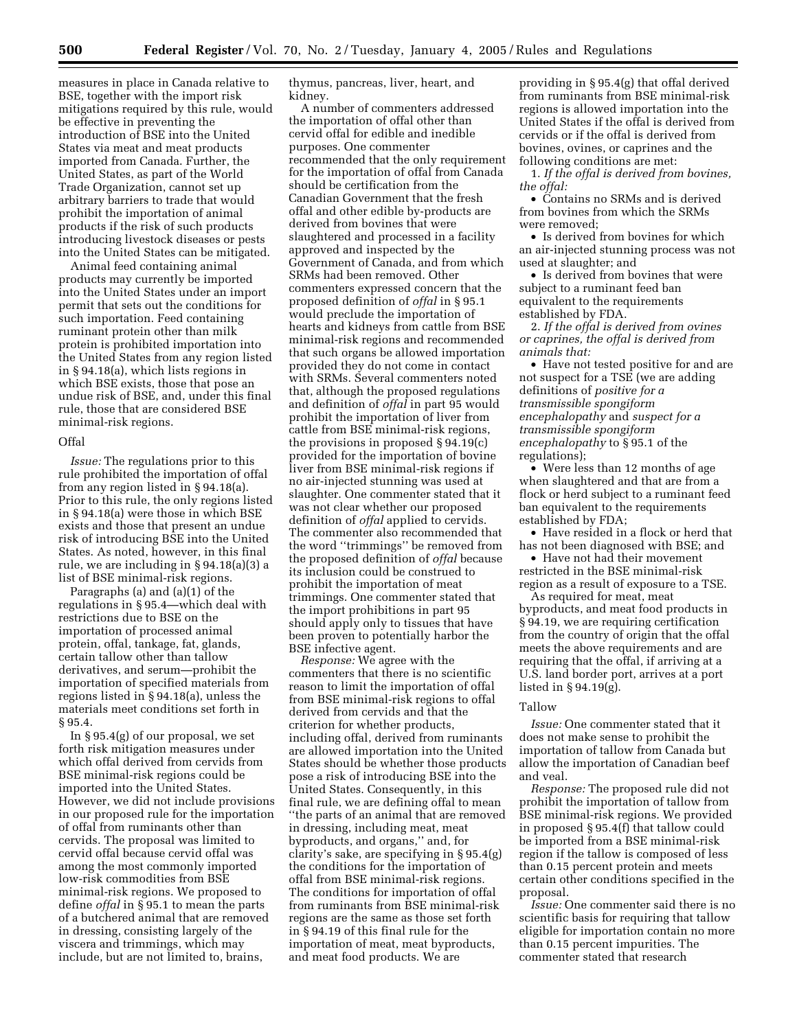measures in place in Canada relative to BSE, together with the import risk mitigations required by this rule, would be effective in preventing the introduction of BSE into the United States via meat and meat products imported from Canada. Further, the United States, as part of the World Trade Organization, cannot set up arbitrary barriers to trade that would prohibit the importation of animal products if the risk of such products introducing livestock diseases or pests into the United States can be mitigated.

Animal feed containing animal products may currently be imported into the United States under an import permit that sets out the conditions for such importation. Feed containing ruminant protein other than milk protein is prohibited importation into the United States from any region listed in § 94.18(a), which lists regions in which BSE exists, those that pose an undue risk of BSE, and, under this final rule, those that are considered BSE minimal-risk regions.

### Offal

*Issue:* The regulations prior to this rule prohibited the importation of offal from any region listed in § 94.18(a). Prior to this rule, the only regions listed in § 94.18(a) were those in which BSE exists and those that present an undue risk of introducing BSE into the United States. As noted, however, in this final rule, we are including in § 94.18(a)(3) a list of BSE minimal-risk regions.

Paragraphs (a) and (a)(1) of the regulations in § 95.4—which deal with restrictions due to BSE on the importation of processed animal protein, offal, tankage, fat, glands, certain tallow other than tallow derivatives, and serum—prohibit the importation of specified materials from regions listed in § 94.18(a), unless the materials meet conditions set forth in § 95.4.

In § 95.4(g) of our proposal, we set forth risk mitigation measures under which offal derived from cervids from BSE minimal-risk regions could be imported into the United States. However, we did not include provisions in our proposed rule for the importation of offal from ruminants other than cervids. The proposal was limited to cervid offal because cervid offal was among the most commonly imported low-risk commodities from BSE minimal-risk regions. We proposed to define *offal* in § 95.1 to mean the parts of a butchered animal that are removed in dressing, consisting largely of the viscera and trimmings, which may include, but are not limited to, brains, thymus, pancreas, liver, heart, and kidney.

A number of commenters addressed the importation of offal other than cervid offal for edible and inedible purposes. One commenter recommended that the only requirement for the importation of offal from Canada should be certification from the Canadian Government that the fresh offal and other edible by-products are derived from bovines that were slaughtered and processed in a facility approved and inspected by the Government of Canada, and from which SRMs had been removed. Other commenters expressed concern that the proposed definition of *offal* in § 95.1 would preclude the importation of hearts and kidneys from cattle from BSE minimal-risk regions and recommended that such organs be allowed importation provided they do not come in contact with SRMs. Several commenters noted that, although the proposed regulations and definition of *offal* in part 95 would prohibit the importation of liver from cattle from BSE minimal-risk regions, the provisions in proposed § 94.19(c) provided for the importation of bovine liver from BSE minimal-risk regions if no air-injected stunning was used at slaughter. One commenter stated that it was not clear whether our proposed definition of *offal* applied to cervids. The commenter also recommended that the word "trimmings" be removed from the proposed definition of *offal* because its inclusion could be construed to prohibit the importation of meat trimmings. One commenter stated that the import prohibitions in part 95 should apply only to tissues that have been proven to potentially harbor the BSE infective agent.

*Response:* We agree with the commenters that there is no scientific reason to limit the importation of offal from BSE minimal-risk regions to offal derived from cervids and that the criterion for whether products, including offal, derived from ruminants are allowed importation into the United States should be whether those products pose a risk of introducing BSE into the United States. Consequently, in this final rule, we are defining offal to mean "the parts of an animal that are removed in dressing, including meat, meat byproducts, and organs," and, for clarity's sake, are specifying in § 95.4(g) the conditions for the importation of offal from BSE minimal-risk regions. The conditions for importation of offal from ruminants from BSE minimal-risk regions are the same as those set forth in § 94.19 of this final rule for the importation of meat, meat byproducts, and meat food products. We are providing in § 95.4(g) that offal derived from ruminants from BSE minimal-risk regions is allowed importation into the United States if the offal is derived from cervids or if the offal is derived from bovines, ovines, or caprines and the following conditions are met:

1. *If the offal is derived from bovines, the offal:*

- Contains no SRMs and is derived from bovines from which the SRMs were removed;
- Is derived from bovines for which an air-injected stunning process was not used at slaughter; and
- Is derived from bovines that were subject to a ruminant feed ban equivalent to the requirements established by FDA.

2. *If the offal is derived from ovines or caprines, the offal is derived from animals that:*

- Have not tested positive for and are not suspect for a TSE (we are adding definitions of *positive for a transmissible spongiform encephalopathy* and *suspect for a transmissible spongiform encephalopathy* to § 95.1 of the regulations);
- Were less than 12 months of age when slaughtered and that are from a flock or herd subject to a ruminant feed ban equivalent to the requirements established by FDA;
- Have resided in a flock or herd that has not been diagnosed with BSE; and
- Have not had their movement restricted in the BSE minimal-risk region as a result of exposure to a TSE.

As required for meat, meat byproducts, and meat food products in § 94.19, we are requiring certification from the country of origin that the offal meets the above requirements and are requiring that the offal, if arriving at a U.S. land border port, arrives at a port listed in § 94.19(g).

### Tallow

*Issue:* One commenter stated that it does not make sense to prohibit the importation of tallow from Canada but allow the importation of Canadian beef and veal.

*Response:* The proposed rule did not prohibit the importation of tallow from BSE minimal-risk regions. We provided in proposed § 95.4(f) that tallow could be imported from a BSE minimal-risk region if the tallow is composed of less than 0.15 percent protein and meets certain other conditions specified in the proposal.

*Issue:* One commenter said there is no scientific basis for requiring that tallow eligible for importation contain no more than 0.15 percent impurities. The commenter stated that research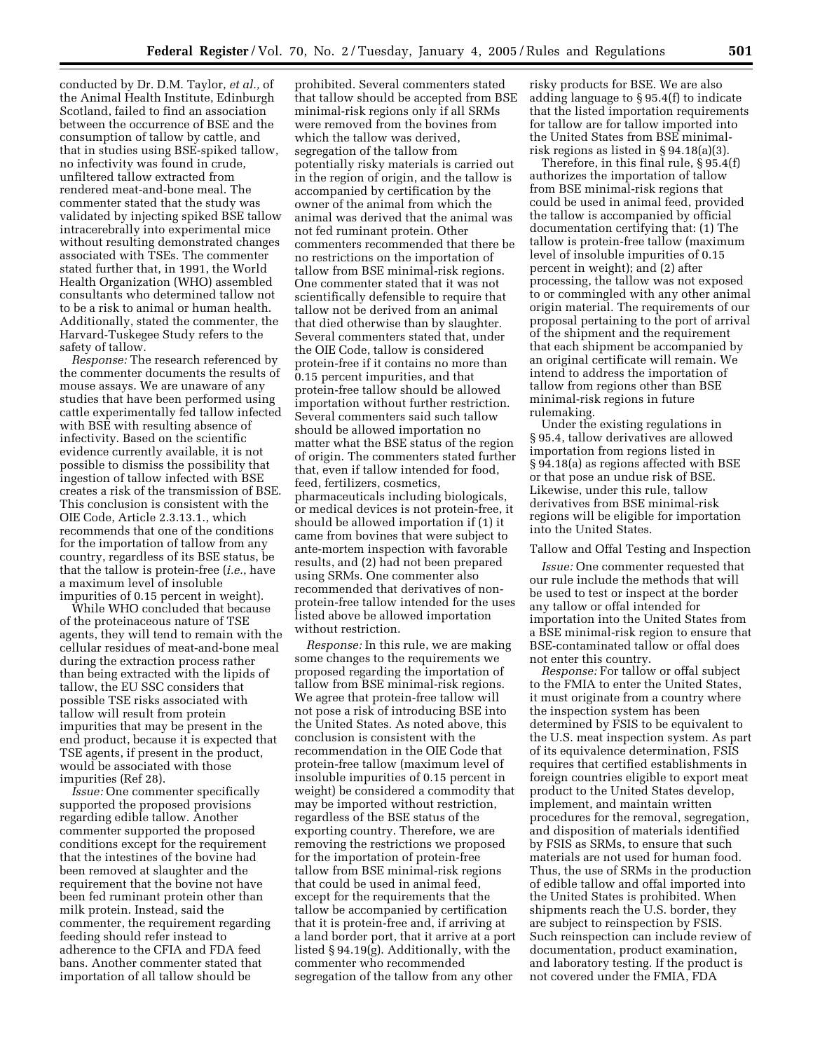conducted by Dr. D.M. Taylor, *et al.,* of the Animal Health Institute, Edinburgh Scotland, failed to find an association between the occurrence of BSE and the consumption of tallow by cattle, and that in studies using BSE-spiked tallow, no infectivity was found in crude, unfiltered tallow extracted from rendered meat-and-bone meal. The commenter stated that the study was validated by injecting spiked BSE tallow intracerebrally into experimental mice without resulting demonstrated changes associated with TSEs. The commenter stated further that, in 1991, the World Health Organization (WHO) assembled consultants who determined tallow not to be a risk to animal or human health. Additionally, stated the commenter, the Harvard-Tuskegee Study refers to the safety of tallow.

*Response:* The research referenced by the commenter documents the results of mouse assays. We are unaware of any studies that have been performed using cattle experimentally fed tallow infected with BSE with resulting absence of infectivity. Based on the scientific evidence currently available, it is not possible to dismiss the possibility that ingestion of tallow infected with BSE creates a risk of the transmission of BSE. This conclusion is consistent with the OIE Code, Article 2.3.13.1., which recommends that one of the conditions for the importation of tallow from any country, regardless of its BSE status, be that the tallow is protein-free (*i.e.*, have a maximum level of insoluble impurities of 0.15 percent in weight).

While WHO concluded that because of the proteinaceous nature of TSE agents, they will tend to remain with the cellular residues of meat-and-bone meal during the extraction process rather than being extracted with the lipids of tallow, the EU SSC considers that possible TSE risks associated with tallow will result from protein impurities that may be present in the end product, because it is expected that TSE agents, if present in the product, would be associated with those impurities (Ref 28).

*Issue:* One commenter specifically supported the proposed provisions regarding edible tallow. Another commenter supported the proposed conditions except for the requirement that the intestines of the bovine had been removed at slaughter and the requirement that the bovine not have been fed ruminant protein other than milk protein. Instead, said the commenter, the requirement regarding feeding should refer instead to adherence to the CFIA and FDA feed bans. Another commenter stated that importation of all tallow should be prohibited. Several commenters stated that tallow should be accepted from BSE minimal-risk regions only if all SRMs were removed from the bovines from which the tallow was derived, segregation of the tallow from potentially risky materials is carried out in the region of origin, and the tallow is accompanied by certification by the owner of the animal from which the animal was derived that the animal was not fed ruminant protein. Other commenters recommended that there be no restrictions on the importation of tallow from BSE minimal-risk regions. One commenter stated that it was not scientifically defensible to require that tallow not be derived from an animal that died otherwise than by slaughter. Several commenters stated that, under the OIE Code, tallow is considered protein-free if it contains no more than 0.15 percent impurities, and that protein-free tallow should be allowed importation without further restriction. Several commenters said such tallow should be allowed importation no matter what the BSE status of the region of origin. The commenters stated further that, even if tallow intended for food, feed, fertilizers, cosmetics, pharmaceuticals including biologicals, or medical devices is not protein-free, it should be allowed importation if (1) it came from bovines that were subject to ante-mortem inspection with favorable results, and (2) had not been prepared using SRMs. One commenter also recommended that derivatives of non-protein-free tallow intended for the uses listed above be allowed importation without restriction.

*Response:* In this rule, we are making some changes to the requirements we proposed regarding the importation of tallow from BSE minimal-risk regions. We agree that protein-free tallow will not pose a risk of introducing BSE into the United States. As noted above, this conclusion is consistent with the recommendation in the OIE Code that protein-free tallow (maximum level of insoluble impurities of 0.15 percent in weight) be considered a commodity that may be imported without restriction, regardless of the BSE status of the exporting country. Therefore, we are removing the restrictions we proposed for the importation of protein-free tallow from BSE minimal-risk regions that could be used in animal feed, except for the requirements that the tallow be accompanied by certification that it is protein-free and, if arriving at a land border port, that it arrive at a port listed § 94.19(g). Additionally, with the commenter who recommended segregation of the tallow from any other risky products for BSE. We are also adding language to § 95.4(f) to indicate that the listed importation requirements for tallow are for tallow imported into the United States from BSE minimal-risk regions as listed in § 94.18(a)(3).

Therefore, in this final rule, § 95.4(f) authorizes the importation of tallow from BSE minimal-risk regions that could be used in animal feed, provided the tallow is accompanied by official documentation certifying that: (1) The tallow is protein-free tallow (maximum level of insoluble impurities of 0.15 percent in weight); and (2) after processing, the tallow was not exposed to or commingled with any other animal origin material. The requirements of our proposal pertaining to the port of arrival of the shipment and the requirement that each shipment be accompanied by an original certificate will remain. We intend to address the importation of tallow from regions other than BSE minimal-risk regions in future rulemaking.

Under the existing regulations in § 95.4, tallow derivatives are allowed importation from regions listed in § 94.18(a) as regions affected with BSE or that pose an undue risk of BSE. Likewise, under this rule, tallow derivatives from BSE minimal-risk regions will be eligible for importation into the United States.

## Tallow and Offal Testing and Inspection

*Issue:* One commenter requested that our rule include the methods that will be used to test or inspect at the border any tallow or offal intended for importation into the United States from a BSE minimal-risk region to ensure that BSE-contaminated tallow or offal does not enter this country.

*Response:* For tallow or offal subject to the FMIA to enter the United States, it must originate from a country where the inspection system has been determined by FSIS to be equivalent to the U.S. meat inspection system. As part of its equivalence determination, FSIS requires that certified establishments in foreign countries eligible to export meat product to the United States develop, implement, and maintain written procedures for the removal, segregation, and disposition of materials identified by FSIS as SRMs, to ensure that such materials are not used for human food. Thus, the use of SRMs in the production of edible tallow and offal imported into the United States is prohibited. When shipments reach the U.S. border, they are subject to reinspection by FSIS. Such reinspection can include review of documentation, product examination, and laboratory testing. If the product is not covered under the FMIA, FDA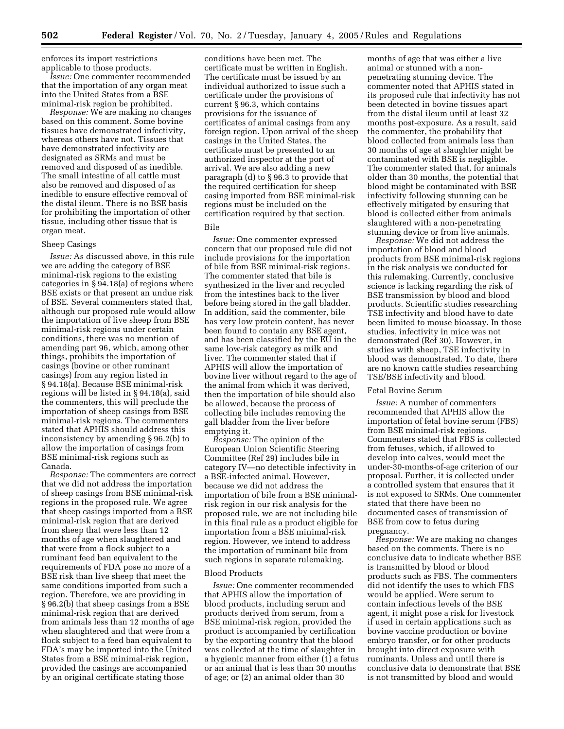enforces its import restrictions applicable to those products.

*Issue:* One commenter recommended that the importation of any organ meat into the United States from a BSE minimal-risk region be prohibited.

*Response:* We are making no changes based on this comment. Some bovine tissues have demonstrated infectivity, whereas others have not. Tissues that have demonstrated infectivity are designated as SRMs and must be removed and disposed of as inedible. The small intestine of all cattle must also be removed and disposed of as inedible to ensure effective removal of the distal ileum. There is no BSE basis for prohibiting the importation of other tissue, including other tissue that is organ meat.

### Sheep Casings

*Issue:* As discussed above, in this rule we are adding the category of BSE minimal-risk regions to the existing categories in § 94.18(a) of regions where BSE exists or that present an undue risk of BSE. Several commenters stated that, although our proposed rule would allow the importation of live sheep from BSE minimal-risk regions under certain conditions, there was no mention of amending part 96, which, among other things, prohibits the importation of casings (bovine or other ruminant casings) from any region listed in § 94.18(a). Because BSE minimal-risk regions will be listed in § 94.18(a), said the commenters, this will preclude the importation of sheep casings from BSE minimal-risk regions. The commenters stated that APHIS should address this inconsistency by amending § 96.2(b) to allow the importation of casings from BSE minimal-risk regions such as Canada.

*Response:* The commenters are correct that we did not address the importation of sheep casings from BSE minimal-risk regions in the proposed rule. We agree that sheep casings imported from a BSE minimal-risk region that are derived from sheep that were less than 12 months of age when slaughtered and that were from a flock subject to a ruminant feed ban equivalent to the requirements of FDA pose no more of a BSE risk than live sheep that meet the same conditions imported from such a region. Therefore, we are providing in § 96.2(b) that sheep casings from a BSE minimal-risk region that are derived from animals less than 12 months of age when slaughtered and that were from a flock subject to a feed ban equivalent to FDA's may be imported into the United States from a BSE minimal-risk region, provided the casings are accompanied by an original certificate stating those conditions have been met. The certificate must be written in English. The certificate must be issued by an individual authorized to issue such a certificate under the provisions of current § 96.3, which contains provisions for the issuance of certificates of animal casings from any foreign region. Upon arrival of the sheep casings in the United States, the certificate must be presented to an authorized inspector at the port of arrival. We are also adding a new paragraph (d) to § 96.3 to provide that the required certification for sheep casing imported from BSE minimal-risk regions must be included on the certification required by that section.

### Bile

*Issue:* One commenter expressed concern that our proposed rule did not include provisions for the importation of bile from BSE minimal-risk regions. The commenter stated that bile is synthesized in the liver and recycled from the intestines back to the liver before being stored in the gall bladder. In addition, said the commenter, bile has very low protein content, has never been found to contain any BSE agent, and has been classified by the EU in the same low-risk category as milk and liver. The commenter stated that if APHIS will allow the importation of bovine liver without regard to the age of the animal from which it was derived, then the importation of bile should also be allowed, because the process of collecting bile includes removing the gall bladder from the liver before emptying it.

*Response:* The opinion of the European Union Scientific Steering Committee (Ref 29) includes bile in category IV—no detectible infectivity in a BSE-infected animal. However, because we did not address the importation of bile from a BSE minimal-risk region in our risk analysis for the proposed rule, we are not including bile in this final rule as a product eligible for importation from a BSE minimal-risk region. However, we intend to address the importation of ruminant bile from such regions in separate rulemaking.

### Blood Products

*Issue:* One commenter recommended that APHIS allow the importation of blood products, including serum and products derived from serum, from a BSE minimal-risk region, provided the product is accompanied by certification by the exporting country that the blood was collected at the time of slaughter in a hygienic manner from either (1) a fetus or an animal that is less than 30 months of age; or (2) an animal older than 30 months of age that was either a live animal or stunned with a non-penetrating stunning device. The commenter noted that APHIS stated in its proposed rule that infectivity has not been detected in bovine tissues apart from the distal ileum until at least 32 months post-exposure. As a result, said the commenter, the probability that blood collected from animals less than 30 months of age at slaughter might be contaminated with BSE is negligible. The commenter stated that, for animals older than 30 months, the potential that blood might be contaminated with BSE infectivity following stunning can be effectively mitigated by ensuring that blood is collected either from animals slaughtered with a non-penetrating stunning device or from live animals.

*Response:* We did not address the importation of blood and blood products from BSE minimal-risk regions in the risk analysis we conducted for this rulemaking. Currently, conclusive science is lacking regarding the risk of BSE transmission by blood and blood products. Scientific studies researching TSE infectivity and blood have to date been limited to mouse bioassay. In those studies, infectivity in mice was not demonstrated (Ref 30). However, in studies with sheep, TSE infectivity in blood was demonstrated. To date, there are no known cattle studies researching TSE/BSE infectivity and blood.

### Fetal Bovine Serum

*Issue:* A number of commenters recommended that APHIS allow the importation of fetal bovine serum (FBS) from BSE minimal-risk regions. Commenters stated that FBS is collected from fetuses, which, if allowed to develop into calves, would meet the under-30-months-of-age criterion of our proposal. Further, it is collected under a controlled system that ensures that it is not exposed to SRMs. One commenter stated that there have been no documented cases of transmission of BSE from cow to fetus during pregnancy.

*Response:* We are making no changes based on the comments. There is no conclusive data to indicate whether BSE is transmitted by blood or blood products such as FBS. The commenters did not identify the uses to which FBS would be applied. Were serum to contain infectious levels of the BSE agent, it might pose a risk for livestock if used in certain applications such as bovine vaccine production or bovine embryo transfer, or for other products brought into direct exposure with ruminants. Unless and until there is conclusive data to demonstrate that BSE is not transmitted by blood and would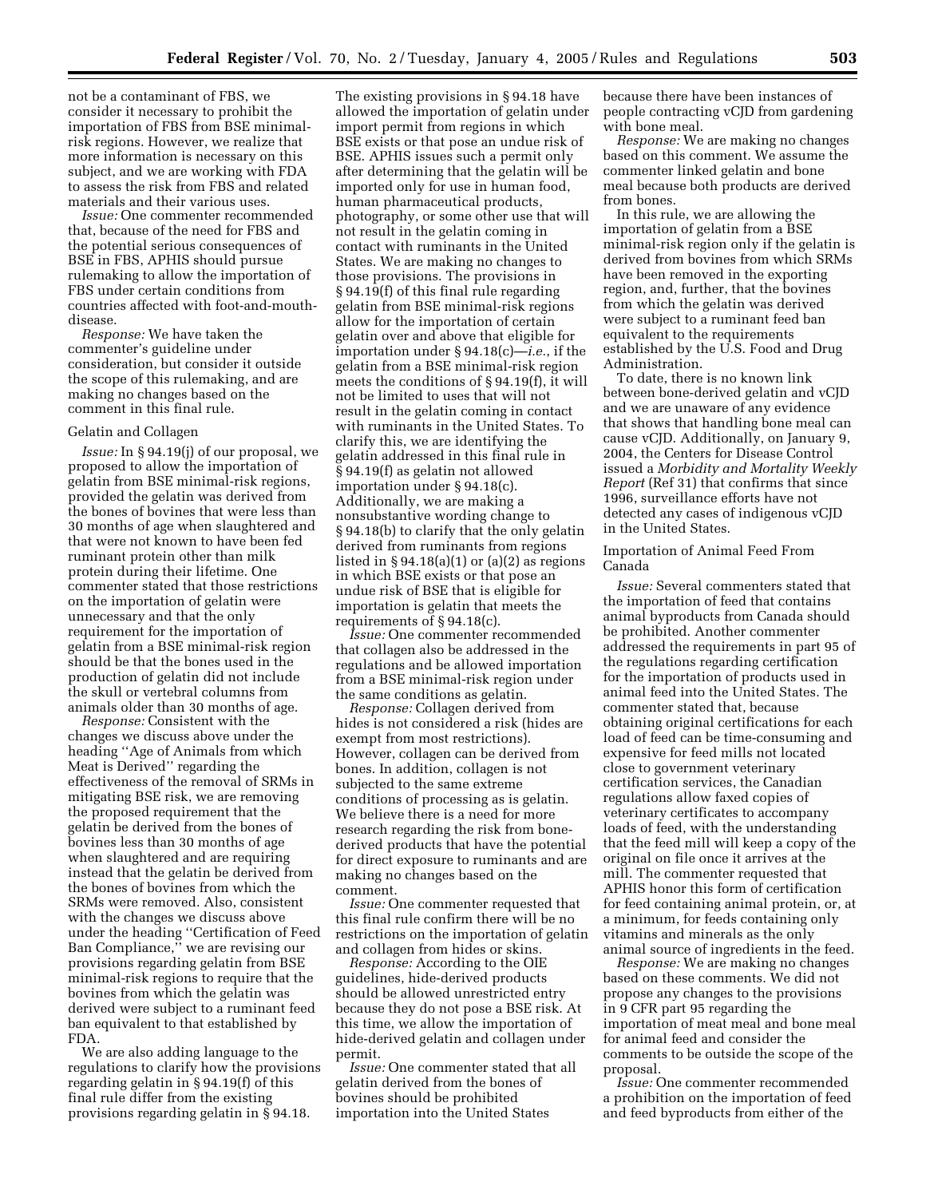not be a contaminant of FBS, we consider it necessary to prohibit the importation of FBS from BSE minimal-risk regions. However, we realize that more information is necessary on this subject, and we are working with FDA to assess the risk from FBS and related materials and their various uses.

*Issue:* One commenter recommended that, because of the need for FBS and the potential serious consequences of BSE in FBS, APHIS should pursue rulemaking to allow the importation of FBS under certain conditions from countries affected with foot-and-mouth-disease.

*Response:* We have taken the commenter's guideline under consideration, but consider it outside the scope of this rulemaking, and are making no changes based on the comment in this final rule.

### Gelatin and Collagen

*Issue:* In § 94.19(j) of our proposal, we proposed to allow the importation of gelatin from BSE minimal-risk regions, provided the gelatin was derived from the bones of bovines that were less than 30 months of age when slaughtered and that were not known to have been fed ruminant protein other than milk protein during their lifetime. One commenter stated that those restrictions on the importation of gelatin were unnecessary and that the only requirement for the importation of gelatin from a BSE minimal-risk region should be that the bones used in the production of gelatin did not include the skull or vertebral columns from animals older than 30 months of age.

*Response:* Consistent with the changes we discuss above under the heading "Age of Animals from which Meat is Derived" regarding the effectiveness of the removal of SRMs in mitigating BSE risk, we are removing the proposed requirement that the gelatin be derived from the bones of bovines less than 30 months of age when slaughtered and are requiring instead that the gelatin be derived from the bones of bovines from which the SRMs were removed. Also, consistent with the changes we discuss above under the heading "Certification of Feed Ban Compliance," we are revising our provisions regarding gelatin from BSE minimal-risk regions to require that the bovines from which the gelatin was derived were subject to a ruminant feed ban equivalent to that established by FDA.

We are also adding language to the regulations to clarify how the provisions regarding gelatin in § 94.19(f) of this final rule differ from the existing provisions regarding gelatin in § 94.18.

The existing provisions in § 94.18 have allowed the importation of gelatin under import permit from regions in which BSE exists or that pose an undue risk of BSE. APHIS issues such a permit only after determining that the gelatin will be imported only for use in human food, human pharmaceutical products, photography, or some other use that will not result in the gelatin coming in contact with ruminants in the United States. We are making no changes to those provisions. The provisions in § 94.19(f) of this final rule regarding gelatin from BSE minimal-risk regions allow for the importation of certain gelatin over and above that eligible for importation under § 94.18(c)—*i.e.*, if the gelatin from a BSE minimal-risk region meets the conditions of § 94.19(f), it will not be limited to uses that will not result in the gelatin coming in contact with ruminants in the United States. To clarify this, we are identifying the gelatin addressed in this final rule in § 94.19(f) as gelatin not allowed importation under § 94.18(c). Additionally, we are making a nonsubstantive wording change to § 94.18(b) to clarify that the only gelatin derived from ruminants from regions listed in § 94.18(a)(1) or (a)(2) as regions in which BSE exists or that pose an undue risk of BSE that is eligible for importation is gelatin that meets the requirements of § 94.18(c).

*Issue:* One commenter recommended that collagen also be addressed in the regulations and be allowed importation from a BSE minimal-risk region under the same conditions as gelatin.

*Response:* Collagen derived from hides is not considered a risk (hides are exempt from most restrictions). However, collagen can be derived from bones. In addition, collagen is not subjected to the same extreme conditions of processing as is gelatin. We believe there is a need for more research regarding the risk from bone-derived products that have the potential for direct exposure to ruminants and are making no changes based on the comment.

*Issue:* One commenter requested that this final rule confirm there will be no restrictions on the importation of gelatin and collagen from hides or skins.

*Response:* According to the OIE guidelines, hide-derived products should be allowed unrestricted entry because they do not pose a BSE risk. At this time, we allow the importation of hide-derived gelatin and collagen under permit.

*Issue:* One commenter stated that all gelatin derived from the bones of bovines should be prohibited importation into the United States because there have been instances of people contracting vCJD from gardening with bone meal.

*Response:* We are making no changes based on this comment. We assume the commenter linked gelatin and bone meal because both products are derived from bones.

In this rule, we are allowing the importation of gelatin from a BSE minimal-risk region only if the gelatin is derived from bovines from which SRMs have been removed in the exporting region, and, further, that the bovines from which the gelatin was derived were subject to a ruminant feed ban equivalent to the requirements established by the U.S. Food and Drug Administration.

To date, there is no known link between bone-derived gelatin and vCJD and we are unaware of any evidence that shows that handling bone meal can cause vCJD. Additionally, on January 9, 2004, the Centers for Disease Control issued a *Morbidity and Mortality Weekly Report* (Ref 31) that confirms that since 1996, surveillance efforts have not detected any cases of indigenous vCJD in the United States.

### Importation of Animal Feed From Canada

*Issue:* Several commenters stated that the importation of feed that contains animal byproducts from Canada should be prohibited. Another commenter addressed the requirements in part 95 of the regulations regarding certification for the importation of products used in animal feed into the United States. The commenter stated that, because obtaining original certifications for each load of feed can be time-consuming and expensive for feed mills not located close to government veterinary certification services, the Canadian regulations allow faxed copies of veterinary certificates to accompany loads of feed, with the understanding that the feed mill will keep a copy of the original on file once it arrives at the mill. The commenter requested that APHIS honor this form of certification for feed containing animal protein, or, at a minimum, for feeds containing only vitamins and minerals as the only animal source of ingredients in the feed.

*Response:* We are making no changes based on these comments. We did not propose any changes to the provisions in 9 CFR part 95 regarding the importation of meat meal and bone meal for animal feed and consider the comments to be outside the scope of the proposal.

*Issue:* One commenter recommended a prohibition on the importation of feed and feed byproducts from either of the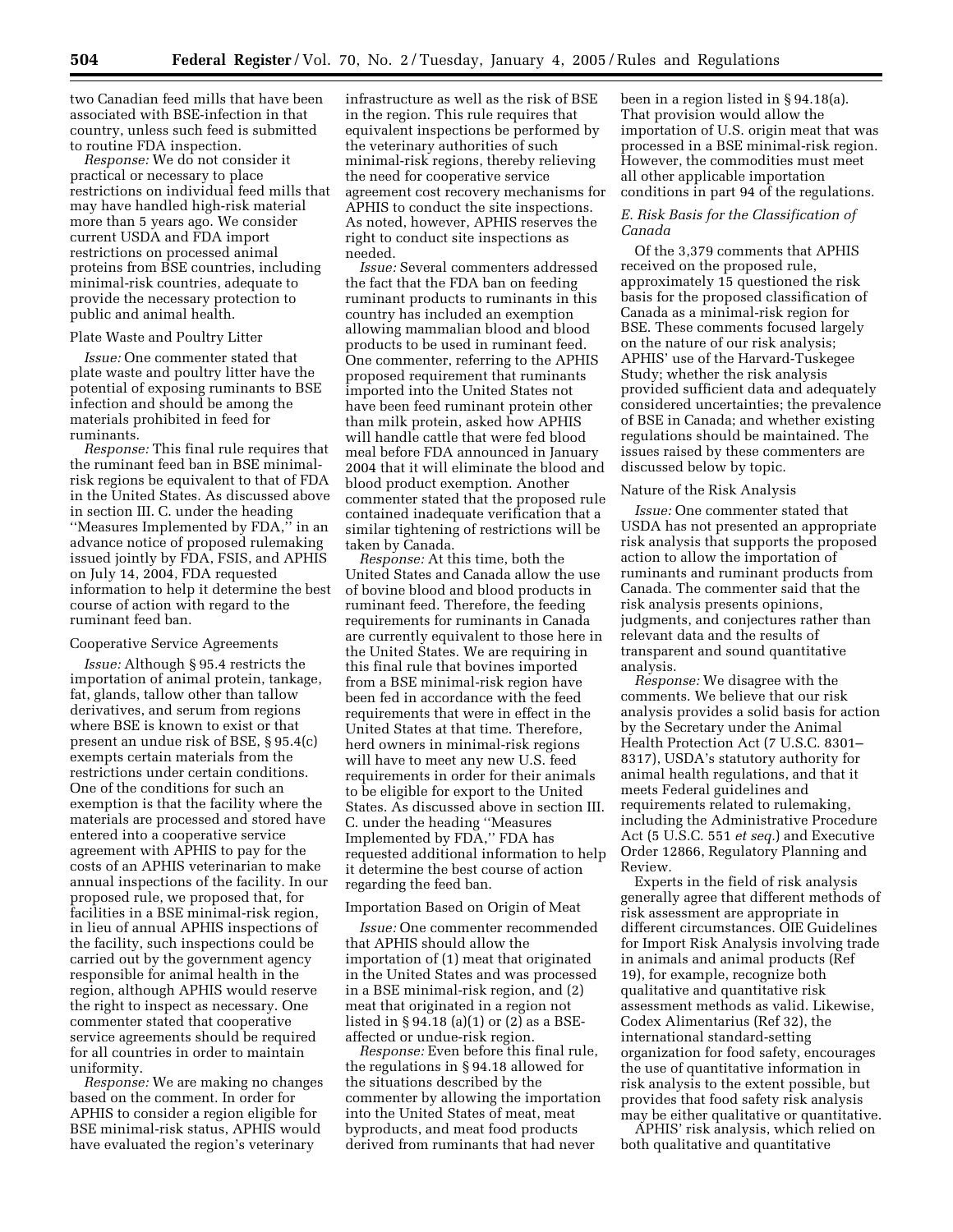two Canadian feed mills that have been associated with BSE-infection in that country, unless such feed is submitted to routine FDA inspection.

*Response:* We do not consider it practical or necessary to place restrictions on individual feed mills that may have handled high-risk material more than 5 years ago. We consider current USDA and FDA import restrictions on processed animal proteins from BSE countries, including minimal-risk countries, adequate to provide the necessary protection to public and animal health.

Plate Waste and Poultry Litter

*Issue:* One commenter stated that plate waste and poultry litter have the potential of exposing ruminants to BSE infection and should be among the materials prohibited in feed for ruminants.

*Response:* This final rule requires that the ruminant feed ban in BSE minimal-risk regions be equivalent to that of FDA in the United States. As discussed above in section III. C. under the heading ''Measures Implemented by FDA,'' in an advance notice of proposed rulemaking issued jointly by FDA, FSIS, and APHIS on July 14, 2004, FDA requested information to help it determine the best course of action with regard to the ruminant feed ban.

Cooperative Service Agreements

*Issue:* Although § 95.4 restricts the importation of animal protein, tankage, fat, glands, tallow other than tallow derivatives, and serum from regions where BSE is known to exist or that present an undue risk of BSE, § 95.4(c) exempts certain materials from the restrictions under certain conditions. One of the conditions for such an exemption is that the facility where the materials are processed and stored have entered into a cooperative service agreement with APHIS to pay for the costs of an APHIS veterinarian to make annual inspections of the facility. In our proposed rule, we proposed that, for facilities in a BSE minimal-risk region, in lieu of annual APHIS inspections of the facility, such inspections could be carried out by the government agency responsible for animal health in the region, although APHIS would reserve the right to inspect as necessary. One commenter stated that cooperative service agreements should be required for all countries in order to maintain uniformity.

*Response:* We are making no changes based on the comment. In order for APHIS to consider a region eligible for BSE minimal-risk status, APHIS would have evaluated the region's veterinary infrastructure as well as the risk of BSE in the region. This rule requires that equivalent inspections be performed by the veterinary authorities of such minimal-risk regions, thereby relieving the need for cooperative service agreement cost recovery mechanisms for APHIS to conduct the site inspections. As noted, however, APHIS reserves the right to conduct site inspections as needed.

*Issue:* Several commenters addressed the fact that the FDA ban on feeding ruminant products to ruminants in this country has included an exemption allowing mammalian blood and blood products to be used in ruminant feed. One commenter, referring to the APHIS proposed requirement that ruminants imported into the United States not have been feed ruminant protein other than milk protein, asked how APHIS will handle cattle that were fed blood meal before FDA announced in January 2004 that it will eliminate the blood and blood product exemption. Another commenter stated that the proposed rule contained inadequate verification that a similar tightening of restrictions will be taken by Canada.

*Response:* At this time, both the United States and Canada allow the use of bovine blood and blood products in ruminant feed. Therefore, the feeding requirements for ruminants in Canada are currently equivalent to those here in the United States. We are requiring in this final rule that bovines imported from a BSE minimal-risk region have been fed in accordance with the feed requirements that were in effect in the United States at that time. Therefore, herd owners in minimal-risk regions will have to meet any new U.S. feed requirements in order for their animals to be eligible for export to the United States. As discussed above in section III. C. under the heading ''Measures Implemented by FDA,'' FDA has requested additional information to help it determine the best course of action regarding the feed ban.

Importation Based on Origin of Meat

*Issue:* One commenter recommended that APHIS should allow the importation of (1) meat that originated in the United States and was processed in a BSE minimal-risk region, and (2) meat that originated in a region not listed in § 94.18 (a)(1) or (2) as a BSE-affected or undue-risk region.

*Response:* Even before this final rule, the regulations in § 94.18 allowed for the situations described by the commenter by allowing the importation into the United States of meat, meat byproducts, and meat food products derived from ruminants that had never been in a region listed in § 94.18(a). That provision would allow the importation of U.S. origin meat that was processed in a BSE minimal-risk region. However, the commodities must meet all other applicable importation conditions in part 94 of the regulations.

### *E. Risk Basis for the Classification of Canada*

Of the 3,379 comments that APHIS received on the proposed rule, approximately 15 questioned the risk basis for the proposed classification of Canada as a minimal-risk region for BSE. These comments focused largely on the nature of our risk analysis; APHIS' use of the Harvard-Tuskegee Study; whether the risk analysis provided sufficient data and adequately considered uncertainties; the prevalence of BSE in Canada; and whether existing regulations should be maintained. The issues raised by these commenters are discussed below by topic.

Nature of the Risk Analysis

*Issue:* One commenter stated that USDA has not presented an appropriate risk analysis that supports the proposed action to allow the importation of ruminants and ruminant products from Canada. The commenter said that the risk analysis presents opinions, judgments, and conjectures rather than relevant data and the results of transparent and sound quantitative analysis.

*Response:* We disagree with the comments. We believe that our risk analysis provides a solid basis for action by the Secretary under the Animal Health Protection Act (7 U.S.C. 8301–8317), USDA's statutory authority for animal health regulations, and that it meets Federal guidelines and requirements related to rulemaking, including the Administrative Procedure Act (5 U.S.C. 551 *et seq.*) and Executive Order 12866, Regulatory Planning and Review.

Experts in the field of risk analysis generally agree that different methods of risk assessment are appropriate in different circumstances. OIE Guidelines for Import Risk Analysis involving trade in animals and animal products (Ref 19), for example, recognize both qualitative and quantitative risk assessment methods as valid. Likewise, Codex Alimentarius (Ref 32), the international standard-setting organization for food safety, encourages the use of quantitative information in risk analysis to the extent possible, but provides that food safety risk analysis may be either qualitative or quantitative.

APHIS' risk analysis, which relied on both qualitative and quantitative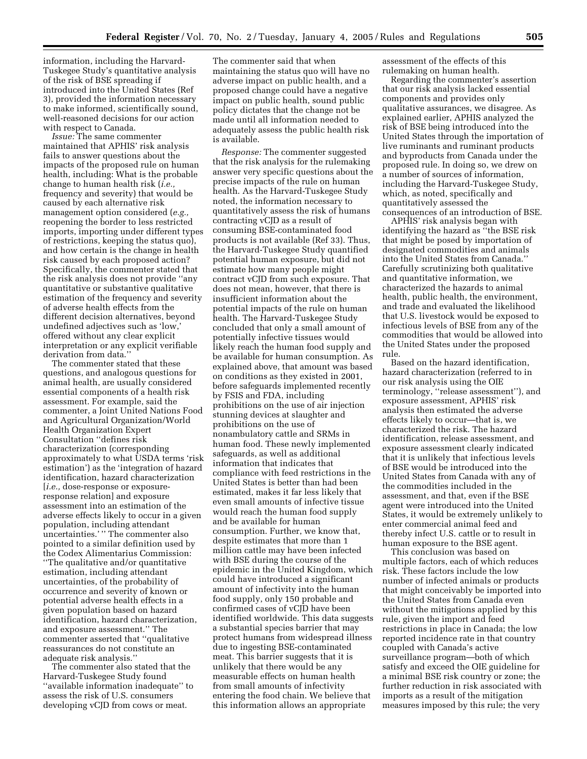information, including the Harvard-Tuskegee Study's quantitative analysis of the risk of BSE spreading if introduced into the United States (Ref 3), provided the information necessary to make informed, scientifically sound, well-reasoned decisions for our action with respect to Canada.

*Issue:* The same commenter maintained that APHIS' risk analysis fails to answer questions about the impacts of the proposed rule on human health, including: What is the probable change to human health risk (*i.e.,* frequency and severity) that would be caused by each alternative risk management option considered (*e.g.,* reopening the border to less restricted imports, importing under different types of restrictions, keeping the status quo), and how certain is the change in health risk caused by each proposed action? Specifically, the commenter stated that the risk analysis does not provide ''any quantitative or substantive qualitative estimation of the frequency and severity of adverse health effects from the different decision alternatives, beyond undefined adjectives such as 'low,' offered without any clear explicit interpretation or any explicit verifiable derivation from data.''

The commenter stated that these questions, and analogous questions for animal health, are usually considered essential components of a health risk assessment. For example, said the commenter, a Joint United Nations Food and Agricultural Organization/World Health Organization Expert Consultation ''defines risk characterization (corresponding approximately to what USDA terms 'risk estimation') as the 'integration of hazard identification, hazard characterization [*i.e.,* dose-response or exposure-response relation] and exposure assessment into an estimation of the adverse effects likely to occur in a given population, including attendant uncertainties.' '' The commenter also pointed to a similar definition used by the Codex Alimentarius Commission: ''The qualitative and/or quantitative estimation, including attendant uncertainties, of the probability of occurrence and severity of known or potential adverse health effects in a given population based on hazard identification, hazard characterization, and exposure assessment.'' The commenter asserted that ''qualitative reassurances do not constitute an adequate risk analysis.''

The commenter also stated that the Harvard-Tuskegee Study found ''available information inadequate'' to assess the risk of U.S. consumers developing vCJD from cows or meat. The commenter said that when maintaining the status quo will have no adverse impact on public health, and a proposed change could have a negative impact on public health, sound public policy dictates that the change not be made until all information needed to adequately assess the public health risk is available.

*Response:* The commenter suggested that the risk analysis for the rulemaking answer very specific questions about the precise impacts of the rule on human health. As the Harvard-Tuskegee Study noted, the information necessary to quantitatively assess the risk of humans contracting vCJD as a result of consuming BSE-contaminated food products is not available (Ref 33). Thus, the Harvard-Tuskegee Study quantified potential human exposure, but did not estimate how many people might contract vCJD from such exposure. That does not mean, however, that there is insufficient information about the potential impacts of the rule on human health. The Harvard-Tuskegee Study concluded that only a small amount of potentially infective tissues would likely reach the human food supply and be available for human consumption. As explained above, that amount was based on conditions as they existed in 2001, before safeguards implemented recently by FSIS and FDA, including prohibitions on the use of air injection stunning devices at slaughter and prohibitions on the use of nonambulatory cattle and SRMs in human food. These newly implemented safeguards, as well as additional information that indicates that compliance with feed restrictions in the United States is better than had been estimated, makes it far less likely that even small amounts of infective tissue would reach the human food supply and be available for human consumption. Further, we know that, despite estimates that more than 1 million cattle may have been infected with BSE during the course of the epidemic in the United Kingdom, which could have introduced a significant amount of infectivity into the human food supply, only 150 probable and confirmed cases of vCJD have been identified worldwide. This data suggests a substantial species barrier that may protect humans from widespread illness due to ingesting BSE-contaminated meat. This barrier suggests that it is unlikely that there would be any measurable effects on human health from small amounts of infectivity entering the food chain. We believe that this information allows an appropriate assessment of the effects of this rulemaking on human health.

Regarding the commenter's assertion that our risk analysis lacked essential components and provides only qualitative assurances, we disagree. As explained earlier, APHIS analyzed the risk of BSE being introduced into the United States through the importation of live ruminants and ruminant products and byproducts from Canada under the proposed rule. In doing so, we drew on a number of sources of information, including the Harvard-Tuskegee Study, which, as noted, specifically and quantitatively assessed the consequences of an introduction of BSE.

APHIS' risk analysis began with identifying the hazard as ''the BSE risk that might be posed by importation of designated commodities and animals into the United States from Canada.'' Carefully scrutinizing both qualitative and quantitative information, we characterized the hazards to animal health, public health, the environment, and trade and evaluated the likelihood that U.S. livestock would be exposed to infectious levels of BSE from any of the commodities that would be allowed into the United States under the proposed rule.

Based on the hazard identification, hazard characterization (referred to in our risk analysis using the OIE terminology, ''release assessment''), and exposure assessment, APHIS' risk analysis then estimated the adverse effects likely to occur—that is, we characterized the risk. The hazard identification, release assessment, and exposure assessment clearly indicated that it is unlikely that infectious levels of BSE would be introduced into the United States from Canada with any of the commodities included in the assessment, and that, even if the BSE agent were introduced into the United States, it would be extremely unlikely to enter commercial animal feed and thereby infect U.S. cattle or to result in human exposure to the BSE agent.

This conclusion was based on multiple factors, each of which reduces risk. These factors include the low number of infected animals or products that might conceivably be imported into the United States from Canada even without the mitigations applied by this rule, given the import and feed restrictions in place in Canada; the low reported incidence rate in that country coupled with Canada's active surveillance program—both of which satisfy and exceed the OIE guideline for a minimal BSE risk country or zone; the further reduction in risk associated with imports as a result of the mitigation measures imposed by this rule; the very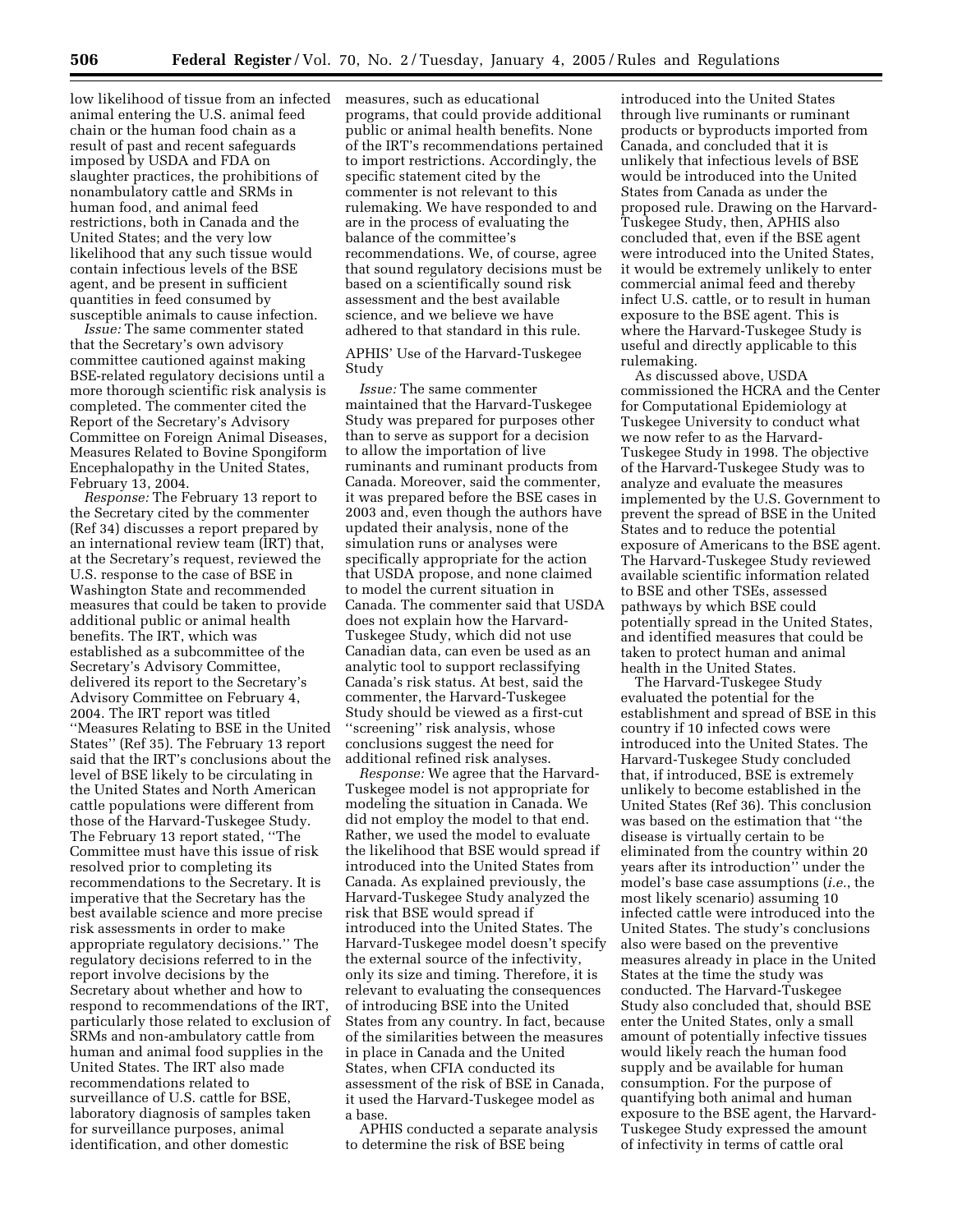low likelihood of tissue from an infected animal entering the U.S. animal feed chain or the human food chain as a result of past and recent safeguards imposed by USDA and FDA on slaughter practices, the prohibitions of nonambulatory cattle and SRMs in human food, and animal feed restrictions, both in Canada and the United States; and the very low likelihood that any such tissue would contain infectious levels of the BSE agent, and be present in sufficient quantities in feed consumed by susceptible animals to cause infection.

*Issue:* The same commenter stated that the Secretary's own advisory committee cautioned against making BSE-related regulatory decisions until a more thorough scientific risk analysis is completed. The commenter cited the Report of the Secretary's Advisory Committee on Foreign Animal Diseases, Measures Related to Bovine Spongiform Encephalopathy in the United States, February 13, 2004.

*Response:* The February 13 report to the Secretary cited by the commenter (Ref 34) discusses a report prepared by an international review team (IRT) that, at the Secretary's request, reviewed the U.S. response to the case of BSE in Washington State and recommended measures that could be taken to provide additional public or animal health benefits. The IRT, which was established as a subcommittee of the Secretary's Advisory Committee, delivered its report to the Secretary's Advisory Committee on February 4, 2004. The IRT report was titled "Measures Relating to BSE in the United States" (Ref 35). The February 13 report said that the IRT's conclusions about the level of BSE likely to be circulating in the United States and North American cattle populations were different from those of the Harvard-Tuskegee Study. The February 13 report stated, "The Committee must have this issue of risk resolved prior to completing its recommendations to the Secretary. It is imperative that the Secretary has the best available science and more precise risk assessments in order to make appropriate regulatory decisions." The regulatory decisions referred to in the report involve decisions by the Secretary about whether and how to respond to recommendations of the IRT, particularly those related to exclusion of SRMs and non-ambulatory cattle from human and animal food supplies in the United States. The IRT also made recommendations related to surveillance of U.S. cattle for BSE, laboratory diagnosis of samples taken for surveillance purposes, animal identification, and other domestic measures, such as educational programs, that could provide additional public or animal health benefits. None of the IRT's recommendations pertained to import restrictions. Accordingly, the specific statement cited by the commenter is not relevant to this rulemaking. We have responded to and are in the process of evaluating the balance of the committee's recommendations. We, of course, agree that sound regulatory decisions must be based on a scientifically sound risk assessment and the best available science, and we believe we have adhered to that standard in this rule.

## APHIS' Use of the Harvard-Tuskegee Study

*Issue:* The same commenter maintained that the Harvard-Tuskegee Study was prepared for purposes other than to serve as support for a decision to allow the importation of live ruminants and ruminant products from Canada. Moreover, said the commenter, it was prepared before the BSE cases in 2003 and, even though the authors have updated their analysis, none of the simulation runs or analyses were specifically appropriate for the action that USDA propose, and none claimed to model the current situation in Canada. The commenter said that USDA does not explain how the Harvard-Tuskegee Study, which did not use Canadian data, can even be used as an analytic tool to support reclassifying Canada's risk status. At best, said the commenter, the Harvard-Tuskegee Study should be viewed as a first-cut "screening" risk analysis, whose conclusions suggest the need for additional refined risk analyses.

*Response:* We agree that the Harvard-Tuskegee model is not appropriate for modeling the situation in Canada. We did not employ the model to that end. Rather, we used the model to evaluate the likelihood that BSE would spread if introduced into the United States from Canada. As explained previously, the Harvard-Tuskegee Study analyzed the risk that BSE would spread if introduced into the United States. The Harvard-Tuskegee model doesn't specify the external source of the infectivity, only its size and timing. Therefore, it is relevant to evaluating the consequences of introducing BSE into the United States from any country. In fact, because of the similarities between the measures in place in Canada and the United States, when CFIA conducted its assessment of the risk of BSE in Canada, it used the Harvard-Tuskegee model as a base.

APHIS conducted a separate analysis to determine the risk of BSE being introduced into the United States through live ruminants or ruminant products or byproducts imported from Canada, and concluded that it is unlikely that infectious levels of BSE would be introduced into the United States from Canada as under the proposed rule. Drawing on the Harvard-Tuskegee Study, then, APHIS also concluded that, even if the BSE agent were introduced into the United States, it would be extremely unlikely to enter commercial animal feed and thereby infect U.S. cattle, or to result in human exposure to the BSE agent. This is where the Harvard-Tuskegee Study is useful and directly applicable to this rulemaking.

As discussed above, USDA commissioned the HCRA and the Center for Computational Epidemiology at Tuskegee University to conduct what we now refer to as the Harvard-Tuskegee Study in 1998. The objective of the Harvard-Tuskegee Study was to analyze and evaluate the measures implemented by the U.S. Government to prevent the spread of BSE in the United States and to reduce the potential exposure of Americans to the BSE agent. The Harvard-Tuskegee Study reviewed available scientific information related to BSE and other TSEs, assessed pathways by which BSE could potentially spread in the United States, and identified measures that could be taken to protect human and animal health in the United States.

The Harvard-Tuskegee Study evaluated the potential for the establishment and spread of BSE in this country if 10 infected cows were introduced into the United States. The Harvard-Tuskegee Study concluded that, if introduced, BSE is extremely unlikely to become established in the United States (Ref 36). This conclusion was based on the estimation that "the disease is virtually certain to be eliminated from the country within 20 years after its introduction" under the model's base case assumptions (*i.e.*, the most likely scenario) assuming 10 infected cattle were introduced into the United States. The study's conclusions also were based on the preventive measures already in place in the United States at the time the study was conducted. The Harvard-Tuskegee Study also concluded that, should BSE enter the United States, only a small amount of potentially infective tissues would likely reach the human food supply and be available for human consumption. For the purpose of quantifying both animal and human exposure to the BSE agent, the Harvard-Tuskegee Study expressed the amount of infectivity in terms of cattle oral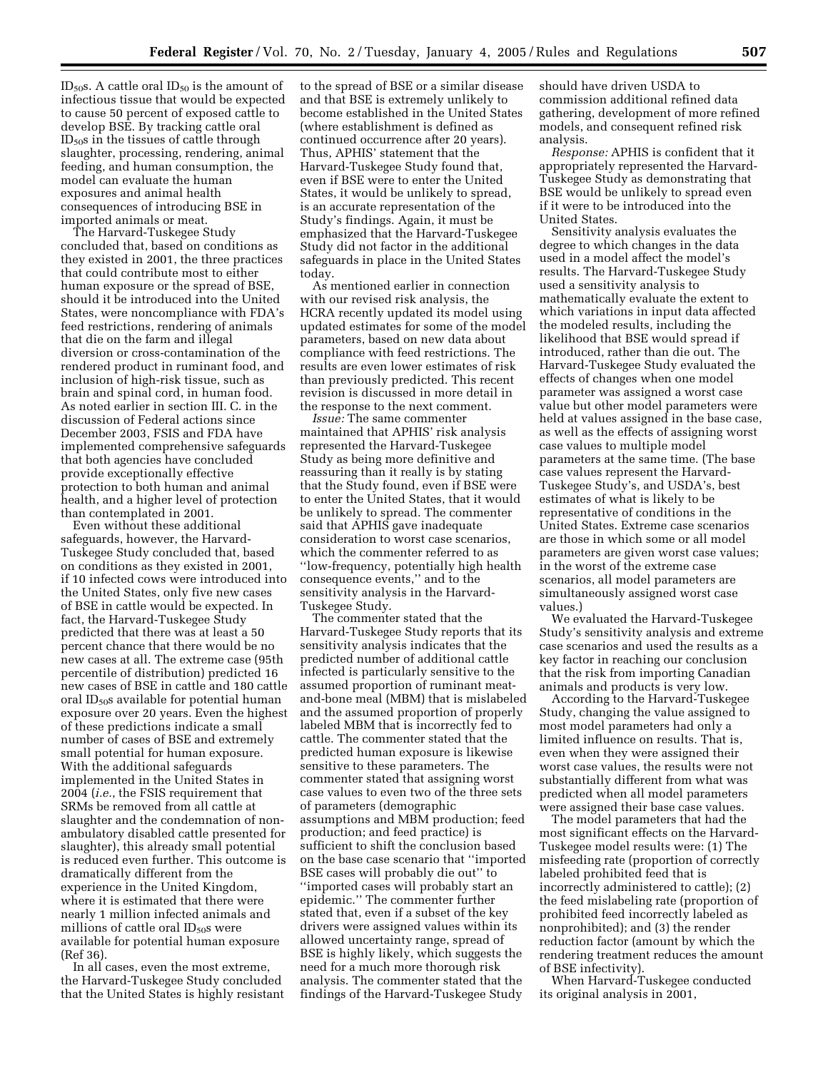$ID_{50}$s. A cattle oral $ID_{50}$ is the amount of infectious tissue that would be expected to cause 50 percent of exposed cattle to develop BSE. By tracking cattle oral $ID_{50}$s in the tissues of cattle through slaughter, processing, rendering, animal feeding, and human consumption, the model can evaluate the human exposures and animal health consequences of introducing BSE in imported animals or meat.

The Harvard-Tuskegee Study concluded that, based on conditions as they existed in 2001, the three practices that could contribute most to either human exposure or the spread of BSE, should it be introduced into the United States, were noncompliance with FDA's feed restrictions, rendering of animals that die on the farm and illegal diversion or cross-contamination of the rendered product in ruminant food, and inclusion of high-risk tissue, such as brain and spinal cord, in human food. As noted earlier in section III. C. in the discussion of Federal actions since December 2003, FSIS and FDA have implemented comprehensive safeguards that both agencies have concluded provide exceptionally effective protection to both human and animal health, and a higher level of protection than contemplated in 2001.

Even without these additional safeguards, however, the Harvard-Tuskegee Study concluded that, based on conditions as they existed in 2001, if 10 infected cows were introduced into the United States, only five new cases of BSE in cattle would be expected. In fact, the Harvard-Tuskegee Study predicted that there was at least a 50 percent chance that there would be no new cases at all. The extreme case (95th percentile of distribution) predicted 16 new cases of BSE in cattle and 180 cattle oral $ID_{50}$s available for potential human exposure over 20 years. Even the highest of these predictions indicate a small number of cases of BSE and extremely small potential for human exposure. With the additional safeguards implemented in the United States in 2004 (*i.e.*, the FSIS requirement that SRMs be removed from all cattle at slaughter and the condemnation of non-ambulatory disabled cattle presented for slaughter), this already small potential is reduced even further. This outcome is dramatically different from the experience in the United Kingdom, where it is estimated that there were nearly 1 million infected animals and millions of cattle oral $ID_{50}$s were available for potential human exposure (Ref 36).

In all cases, even the most extreme, the Harvard-Tuskegee Study concluded that the United States is highly resistant to the spread of BSE or a similar disease and that BSE is extremely unlikely to become established in the United States (where establishment is defined as continued occurrence after 20 years). Thus, APHIS' statement that the Harvard-Tuskegee Study found that, even if BSE were to enter the United States, it would be unlikely to spread, is an accurate representation of the Study's findings. Again, it must be emphasized that the Harvard-Tuskegee Study did not factor in the additional safeguards in place in the United States today.

As mentioned earlier in connection with our revised risk analysis, the HCRA recently updated its model using updated estimates for some of the model parameters, based on new data about compliance with feed restrictions. The results are even lower estimates of risk than previously predicted. This recent revision is discussed in more detail in the response to the next comment.

*Issue:* The same commenter maintained that APHIS' risk analysis represented the Harvard-Tuskegee Study as being more definitive and reassuring than it really is by stating that the Study found, even if BSE were to enter the United States, that it would be unlikely to spread. The commenter said that APHIS gave inadequate consideration to worst case scenarios, which the commenter referred to as "low-frequency, potentially high health consequence events," and to the sensitivity analysis in the Harvard-Tuskegee Study.

The commenter stated that the Harvard-Tuskegee Study reports that its sensitivity analysis indicates that the predicted number of additional cattle infected is particularly sensitive to the assumed proportion of ruminant meat-and-bone meal (MBM) that is mislabeled and the assumed proportion of properly labeled MBM that is incorrectly fed to cattle. The commenter stated that the predicted human exposure is likewise sensitive to these parameters. The commenter stated that assigning worst case values to even two of the three sets of parameters (demographic assumptions and MBM production; feed production; and feed practice) is sufficient to shift the conclusion based on the base case scenario that "imported BSE cases will probably die out" to "imported cases will probably start an epidemic." The commenter further stated that, even if a subset of the key drivers were assigned values within its allowed uncertainty range, spread of BSE is highly likely, which suggests the need for a much more thorough risk analysis. The commenter stated that the findings of the Harvard-Tuskegee Study should have driven USDA to commission additional refined data gathering, development of more refined models, and consequent refined risk analysis.

*Response:* APHIS is confident that it appropriately represented the Harvard-Tuskegee Study as demonstrating that BSE would be unlikely to spread even if it were to be introduced into the United States.

Sensitivity analysis evaluates the degree to which changes in the data used in a model affect the model's results. The Harvard-Tuskegee Study used a sensitivity analysis to mathematically evaluate the extent to which variations in input data affected the modeled results, including the likelihood that BSE would spread if introduced, rather than die out. The Harvard-Tuskegee Study evaluated the effects of changes when one model parameter was assigned a worst case value but other model parameters were held at values assigned in the base case, as well as the effects of assigning worst case values to multiple model parameters at the same time. (The base case values represent the Harvard-Tuskegee Study's, and USDA's, best estimates of what is likely to be representative of conditions in the United States. Extreme case scenarios are those in which some or all model parameters are given worst case values; in the worst of the extreme case scenarios, all model parameters are simultaneously assigned worst case values.)

We evaluated the Harvard-Tuskegee Study's sensitivity analysis and extreme case scenarios and used the results as a key factor in reaching our conclusion that the risk from importing Canadian animals and products is very low.

According to the Harvard-Tuskegee Study, changing the value assigned to most model parameters had only a limited influence on results. That is, even when they were assigned their worst case values, the results were not substantially different from what was predicted when all model parameters were assigned their base case values.

The model parameters that had the most significant effects on the Harvard-Tuskegee model results were: (1) The misfeeding rate (proportion of correctly labeled prohibited feed that is incorrectly administered to cattle); (2) the feed mislabeling rate (proportion of prohibited feed incorrectly labeled as nonprohibited); and (3) the render reduction factor (amount by which the rendering treatment reduces the amount of BSE infectivity).

When Harvard-Tuskegee conducted its original analysis in 2001,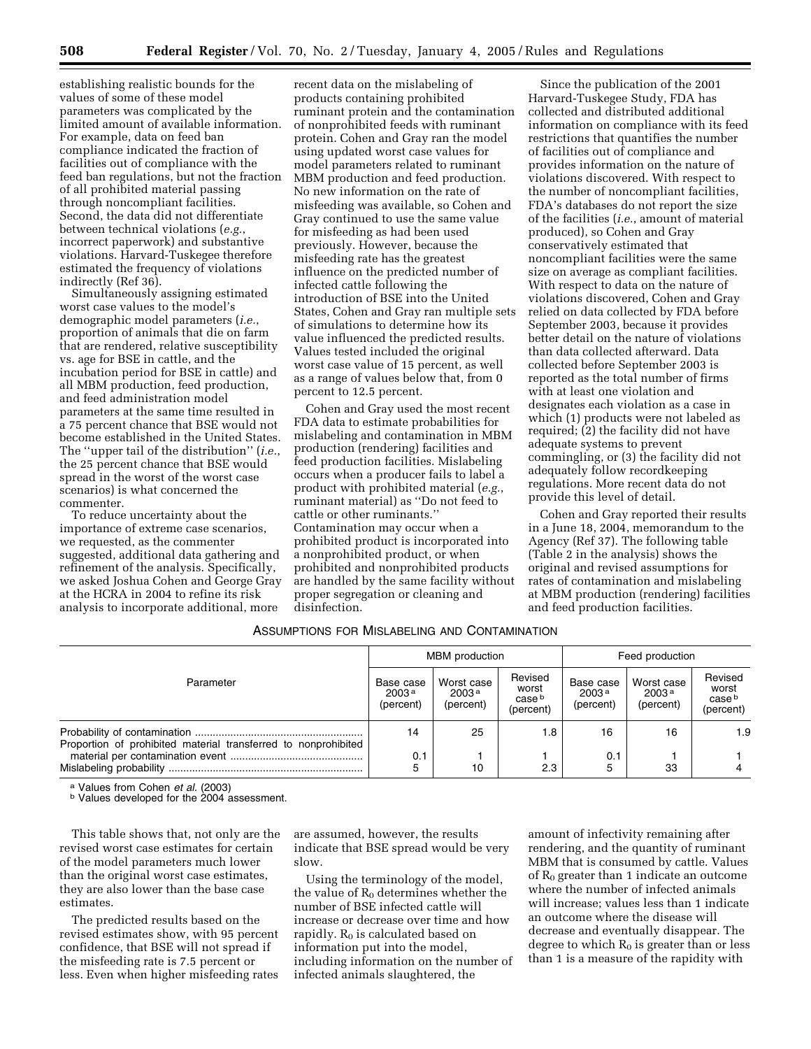establishing realistic bounds for the values of some of these model parameters was complicated by the limited amount of available information. For example, data on feed ban compliance indicated the fraction of facilities out of compliance with the feed ban regulations, but not the fraction of all prohibited material passing through noncompliant facilities. Second, the data did not differentiate between technical violations (*e.g.*, incorrect paperwork) and substantive violations. Harvard-Tuskegee therefore estimated the frequency of violations indirectly (Ref 36).

Simultaneously assigning estimated worst case values to the model's demographic model parameters (*i.e.*, proportion of animals that die on farm that are rendered, relative susceptibility vs. age for BSE in cattle, and the incubation period for BSE in cattle) and all MBM production, feed production, and feed administration model parameters at the same time resulted in a 75 percent chance that BSE would not become established in the United States. The ''upper tail of the distribution'' (*i.e.*, the 25 percent chance that BSE would spread in the worst of the worst case scenarios) is what concerned the commenter.

To reduce uncertainty about the importance of extreme case scenarios, we requested, as the commenter suggested, additional data gathering and refinement of the analysis. Specifically, we asked Joshua Cohen and George Gray at the HCRA in 2004 to refine its risk analysis to incorporate additional, more recent data on the mislabeling of products containing prohibited ruminant protein and the contamination of nonprohibited feeds with ruminant protein. Cohen and Gray ran the model using updated worst case values for model parameters related to ruminant MBM production and feed production. No new information on the rate of misfeeding was available, so Cohen and Gray continued to use the same value for misfeeding as had been used previously. However, because the misfeeding rate has the greatest influence on the predicted number of infected cattle following the introduction of BSE into the United States, Cohen and Gray ran multiple sets of simulations to determine how its value influenced the predicted results. Values tested included the original worst case value of 15 percent, as well as a range of values below that, from 0 percent to 12.5 percent.

Cohen and Gray used the most recent FDA data to estimate probabilities for mislabeling and contamination in MBM production (rendering) facilities and feed production facilities. Mislabeling occurs when a producer fails to label a product with prohibited material (*e.g.*, ruminant material) as ''Do not feed to cattle or other ruminants.'' Contamination may occur when a prohibited product is incorporated into a nonprohibited product, or when prohibited and nonprohibited products are handled by the same facility without proper segregation or cleaning and disinfection.

Since the publication of the 2001 Harvard-Tuskegee Study, FDA has collected and distributed additional information on compliance with its feed restrictions that quantifies the number of facilities out of compliance and provides information on the nature of violations discovered. With respect to the number of noncompliant facilities, FDA's databases do not report the size of the facilities (*i.e.*, amount of material produced), so Cohen and Gray conservatively estimated that noncompliant facilities were the same size on average as compliant facilities. With respect to data on the nature of violations discovered, Cohen and Gray relied on data collected by FDA before September 2003, because it provides better detail on the nature of violations than data collected afterward. Data collected before September 2003 is reported as the total number of firms with at least one violation and designates each violation as a case in which (1) products were not labeled as required; (2) the facility did not have adequate systems to prevent commingling, or (3) the facility did not adequately follow recordkeeping regulations. More recent data do not provide this level of detail.

Cohen and Gray reported their results in a June 18, 2004, memorandum to the Agency (Ref 37). The following table (Table 2 in the analysis) shows the original and revised assumptions for rates of contamination and mislabeling at MBM production (rendering) facilities and feed production facilities.

ASSUMPTIONS FOR MISLABELING AND CONTAMINATION

| Parameter | MBM production | | | Feed production | | |
|---|---|---|---|---|---|---|
| | Base case 2003[a] (percent) | Worst case 2003[a] (percent) | Revised worst case[b] (percent) | Base case 2003[a] (percent) | Worst case 2003[a] (percent) | Revised worst case[b] (percent) |
| Probability of contamination | 14 | 25 | 1.8 | 16 | 16 | 1.9 |
| Proportion of prohibited material transferred to nonprohibited material per contamination event | 0.1 | 1 | 1 | 0.1 | 1 | 1 |
| Mislabeling probability | 5 | 10 | 2.3 | 5 | 33 | 4 |

[a] Values from Cohen *et al.* (2003)
[b] Values developed for the 2004 assessment.

This table shows that, not only are the revised worst case estimates for certain of the model parameters much lower than the original worst case estimates, they are also lower than the base case estimates.

The predicted results based on the revised estimates show, with 95 percent confidence, that BSE will not spread if the misfeeding rate is 7.5 percent or less. Even when higher misfeeding rates are assumed, however, the results indicate that BSE spread would be very slow.

Using the terminology of the model, the value of $R_0$ determines whether the number of BSE infected cattle will increase or decrease over time and how rapidly. $R_0$ is calculated based on information put into the model, including information on the number of infected animals slaughtered, the amount of infectivity remaining after rendering, and the quantity of ruminant MBM that is consumed by cattle. Values of $R_0$ greater than 1 indicate an outcome where the number of infected animals will increase; values less than 1 indicate an outcome where the disease will decrease and eventually disappear. The degree to which $R_0$ is greater than or less than 1 is a measure of the rapidity with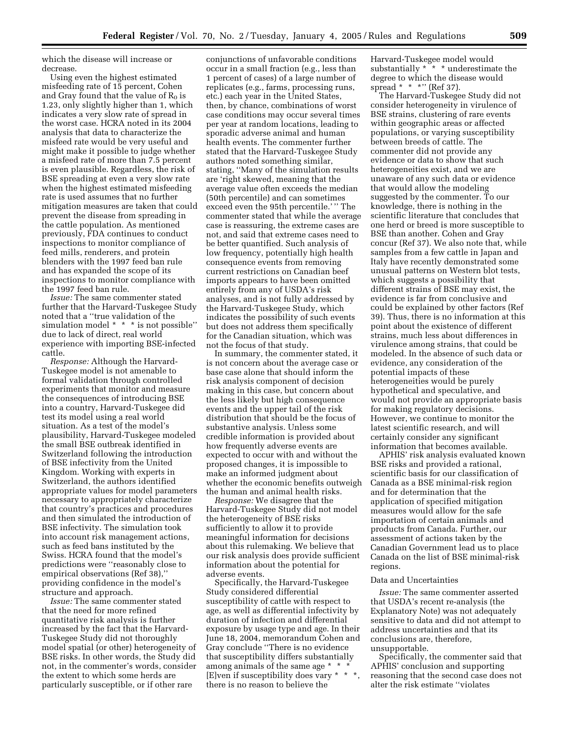which the disease will increase or decrease.

Using even the highest estimated misfeeding rate of 15 percent, Cohen and Gray found that the value of $R_0$ is 1.23, only slightly higher than 1, which indicates a very slow rate of spread in the worst case. HCRA noted in its 2004 analysis that data to characterize the misfeed rate would be very useful and might make it possible to judge whether a misfeed rate of more than 7.5 percent is even plausible. Regardless, the risk of BSE spreading at even a very slow rate when the highest estimated misfeeding rate is used assumes that no further mitigation measures are taken that could prevent the disease from spreading in the cattle population. As mentioned previously, FDA continues to conduct inspections to monitor compliance of feed mills, renderers, and protein blenders with the 1997 feed ban rule and has expanded the scope of its inspections to monitor compliance with the 1997 feed ban rule.

*Issue:* The same commenter stated further that the Harvard-Tuskegee Study noted that a ''true validation of the simulation model * * * is not possible'' due to lack of direct, real world experience with importing BSE-infected cattle.

*Response:* Although the Harvard-Tuskegee model is not amenable to formal validation through controlled experiments that monitor and measure the consequences of introducing BSE into a country, Harvard-Tuskegee did test its model using a real world situation. As a test of the model's plausibility, Harvard-Tuskegee modeled the small BSE outbreak identified in Switzerland following the introduction of BSE infectivity from the United Kingdom. Working with experts in Switzerland, the authors identified appropriate values for model parameters necessary to appropriately characterize that country's practices and procedures and then simulated the introduction of BSE infectivity. The simulation took into account risk management actions, such as feed bans instituted by the Swiss. HCRA found that the model's predictions were ''reasonably close to empirical observations (Ref 38),'' providing confidence in the model's structure and approach.

*Issue:* The same commenter stated that the need for more refined quantitative risk analysis is further increased by the fact that the Harvard-Tuskegee Study did not thoroughly model spatial (or other) heterogeneity of BSE risks. In other words, the Study did not, in the commenter's words, consider the extent to which some herds are particularly susceptible, or if other rare conjunctions of unfavorable conditions occur in a small fraction (e.g., less than 1 percent of cases) of a large number of replicates (e.g., farms, processing runs, etc.) each year in the United States, then, by chance, combinations of worst case conditions may occur several times per year at random locations, leading to sporadic adverse animal and human health events. The commenter further stated that the Harvard-Tuskegee Study authors noted something similar, stating, ''Many of the simulation results are 'right skewed, meaning that the average value often exceeds the median (50th percentile) and can sometimes exceed even the 95th percentile.' '' The commenter stated that while the average case is reassuring, the extreme cases are not, and said that extreme cases need to be better quantified. Such analysis of low frequency, potentially high health consequence events from removing current restrictions on Canadian beef imports appears to have been omitted entirely from any of USDA's risk analyses, and is not fully addressed by the Harvard-Tuskegee Study, which indicates the possibility of such events but does not address them specifically for the Canadian situation, which was not the focus of that study.

In summary, the commenter stated, it is not concern about the average case or base case alone that should inform the risk analysis component of decision making in this case, but concern about the less likely but high consequence events and the upper tail of the risk distribution that should be the focus of substantive analysis. Unless some credible information is provided about how frequently adverse events are expected to occur with and without the proposed changes, it is impossible to make an informed judgment about whether the economic benefits outweigh the human and animal health risks.

*Response:* We disagree that the Harvard-Tuskegee Study did not model the heterogeneity of BSE risks sufficiently to allow it to provide meaningful information for decisions about this rulemaking. We believe that our risk analysis does provide sufficient information about the potential for adverse events.

Specifically, the Harvard-Tuskegee Study considered differential susceptibility of cattle with respect to age, as well as differential infectivity by duration of infection and differential exposure by usage type and age. In their June 18, 2004, memorandum Cohen and Gray conclude ''There is no evidence that susceptibility differs substantially among animals of the same age * * * [E]ven if susceptibility does vary * * *, there is no reason to believe the Harvard-Tuskegee model would substantially * * * underestimate the degree to which the disease would spread * * *'' (Ref 37).

The Harvard-Tuskegee Study did not consider heterogeneity in virulence of BSE strains, clustering of rare events within geographic areas or affected populations, or varying susceptibility between breeds of cattle. The commenter did not provide any evidence or data to show that such heterogeneities exist, and we are unaware of any such data or evidence that would allow the modeling suggested by the commenter. To our knowledge, there is nothing in the scientific literature that concludes that one herd or breed is more susceptible to BSE than another. Cohen and Gray concur (Ref 37). We also note that, while samples from a few cattle in Japan and Italy have recently demonstrated some unusual patterns on Western blot tests, which suggests a possibility that different strains of BSE may exist, the evidence is far from conclusive and could be explained by other factors (Ref 39). Thus, there is no information at this point about the existence of different strains, much less about differences in virulence among strains, that could be modeled. In the absence of such data or evidence, any consideration of the potential impacts of these heterogeneities would be purely hypothetical and speculative, and would not provide an appropriate basis for making regulatory decisions. However, we continue to monitor the latest scientific research, and will certainly consider any significant information that becomes available.

APHIS' risk analysis evaluated known BSE risks and provided a rational, scientific basis for our classification of Canada as a BSE minimal-risk region and for determination that the application of specified mitigation measures would allow for the safe importation of certain animals and products from Canada. Further, our assessment of actions taken by the Canadian Government lead us to place Canada on the list of BSE minimal-risk regions.

### Data and Uncertainties

*Issue:* The same commenter asserted that USDA's recent re-analysis (the Explanatory Note) was not adequately sensitive to data and did not attempt to address uncertainties and that its conclusions are, therefore, unsupportable.

Specifically, the commenter said that APHIS' conclusion and supporting reasoning that the second case does not alter the risk estimate ''violates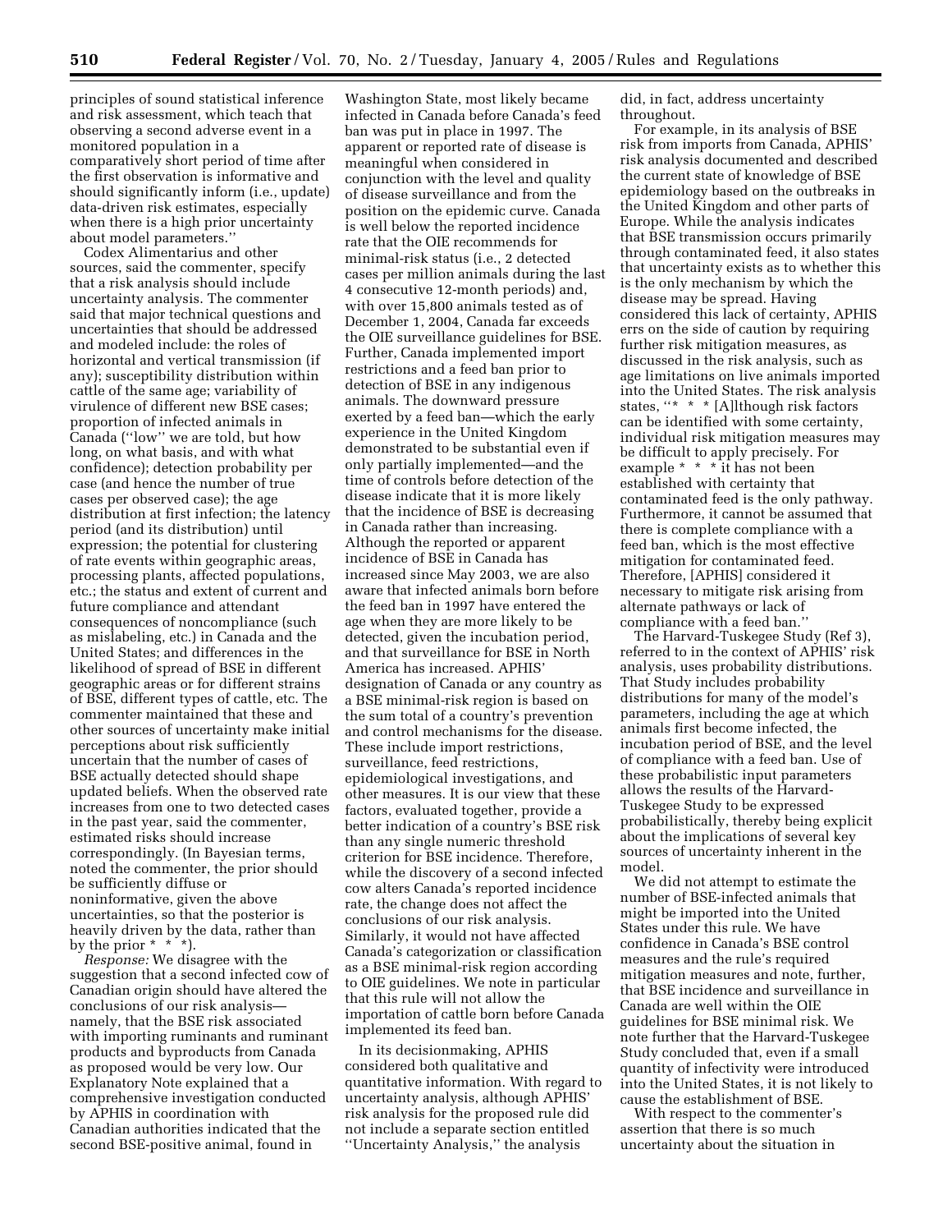principles of sound statistical inference and risk assessment, which teach that observing a second adverse event in a monitored population in a comparatively short period of time after the first observation is informative and should significantly inform (i.e., update) data-driven risk estimates, especially when there is a high prior uncertainty about model parameters.''

Codex Alimentarius and other sources, said the commenter, specify that a risk analysis should include uncertainty analysis. The commenter said that major technical questions and uncertainties that should be addressed and modeled include: the roles of horizontal and vertical transmission (if any); susceptibility distribution within cattle of the same age; variability of virulence of different new BSE cases; proportion of infected animals in Canada (''low'' we are told, but how long, on what basis, and with what confidence); detection probability per case (and hence the number of true cases per observed case); the age distribution at first infection; the latency period (and its distribution) until expression; the potential for clustering of rate events within geographic areas, processing plants, affected populations, etc.; the status and extent of current and future compliance and attendant consequences of noncompliance (such as mislabeling, etc.) in Canada and the United States; and differences in the likelihood of spread of BSE in different geographic areas or for different strains of BSE, different types of cattle, etc. The commenter maintained that these and other sources of uncertainty make initial perceptions about risk sufficiently uncertain that the number of cases of BSE actually detected should shape updated beliefs. When the observed rate increases from one to two detected cases in the past year, said the commenter, estimated risks should increase correspondingly. (In Bayesian terms, noted the commenter, the prior should be sufficiently diffuse or noninformative, given the above uncertainties, so that the posterior is heavily driven by the data, rather than by the prior * * *).

*Response:* We disagree with the suggestion that a second infected cow of Canadian origin should have altered the conclusions of our risk analysis—namely, that the BSE risk associated with importing ruminants and ruminant products and byproducts from Canada as proposed would be very low. Our Explanatory Note explained that a comprehensive investigation conducted by APHIS in coordination with Canadian authorities indicated that the second BSE-positive animal, found in Washington State, most likely became infected in Canada before Canada's feed ban was put in place in 1997. The apparent or reported rate of disease is meaningful when considered in conjunction with the level and quality of disease surveillance and from the position on the epidemic curve. Canada is well below the reported incidence rate that the OIE recommends for minimal-risk status (i.e., 2 detected cases per million animals during the last 4 consecutive 12-month periods) and, with over 15,800 animals tested as of December 1, 2004, Canada far exceeds the OIE surveillance guidelines for BSE. Further, Canada implemented import restrictions and a feed ban prior to detection of BSE in any indigenous animals. The downward pressure exerted by a feed ban—which the early experience in the United Kingdom demonstrated to be substantial even if only partially implemented—and the time of controls before detection of the disease indicate that it is more likely that the incidence of BSE is decreasing in Canada rather than increasing. Although the reported or apparent incidence of BSE in Canada has increased since May 2003, we are also aware that infected animals born before the feed ban in 1997 have entered the age when they are more likely to be detected, given the incubation period, and that surveillance for BSE in North America has increased. APHIS' designation of Canada or any country as a BSE minimal-risk region is based on the sum total of a country's prevention and control mechanisms for the disease. These include import restrictions, surveillance, feed restrictions, epidemiological investigations, and other measures. It is our view that these factors, evaluated together, provide a better indication of a country's BSE risk than any single numeric threshold criterion for BSE incidence. Therefore, while the discovery of a second infected cow alters Canada's reported incidence rate, the change does not affect the conclusions of our risk analysis. Similarly, it would not have affected Canada's categorization or classification as a BSE minimal-risk region according to OIE guidelines. We note in particular that this rule will not allow the importation of cattle born before Canada implemented its feed ban.

In its decisionmaking, APHIS considered both qualitative and quantitative information. With regard to uncertainty analysis, although APHIS' risk analysis for the proposed rule did not include a separate section entitled ''Uncertainty Analysis,'' the analysis did, in fact, address uncertainty throughout.

For example, in its analysis of BSE risk from imports from Canada, APHIS' risk analysis documented and described the current state of knowledge of BSE epidemiology based on the outbreaks in the United Kingdom and other parts of Europe. While the analysis indicates that BSE transmission occurs primarily through contaminated feed, it also states that uncertainty exists as to whether this is the only mechanism by which the disease may be spread. Having considered this lack of certainty, APHIS errs on the side of caution by requiring further risk mitigation measures, as discussed in the risk analysis, such as age limitations on live animals imported into the United States. The risk analysis states, ''* * * [A]lthough risk factors can be identified with some certainty, individual risk mitigation measures may be difficult to apply precisely. For example * * * it has not been established with certainty that contaminated feed is the only pathway. Furthermore, it cannot be assumed that there is complete compliance with a feed ban, which is the most effective mitigation for contaminated feed. Therefore, [APHIS] considered it necessary to mitigate risk arising from alternate pathways or lack of compliance with a feed ban.''

The Harvard-Tuskegee Study (Ref 3), referred to in the context of APHIS' risk analysis, uses probability distributions. That Study includes probability distributions for many of the model's parameters, including the age at which animals first become infected, the incubation period of BSE, and the level of compliance with a feed ban. Use of these probabilistic input parameters allows the results of the Harvard-Tuskegee Study to be expressed probabilistically, thereby being explicit about the implications of several key sources of uncertainty inherent in the model.

We did not attempt to estimate the number of BSE-infected animals that might be imported into the United States under this rule. We have confidence in Canada's BSE control measures and the rule's required mitigation measures and note, further, that BSE incidence and surveillance in Canada are well within the OIE guidelines for BSE minimal risk. We note further that the Harvard-Tuskegee Study concluded that, even if a small quantity of infectivity were introduced into the United States, it is not likely to cause the establishment of BSE.

With respect to the commenter's assertion that there is so much uncertainty about the situation in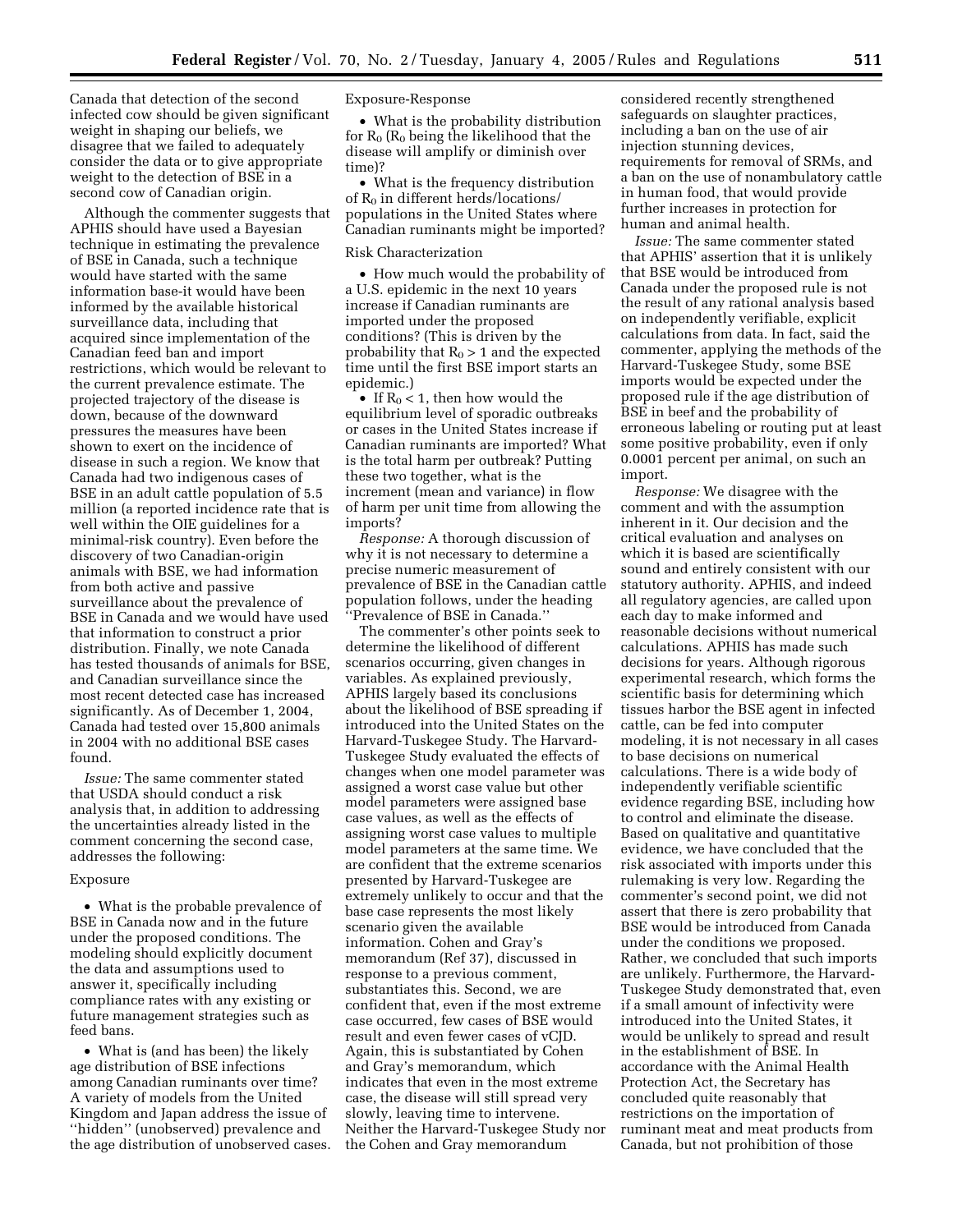Canada that detection of the second infected cow should be given significant weight in shaping our beliefs, we disagree that we failed to adequately consider the data or to give appropriate weight to the detection of BSE in a second cow of Canadian origin.

Although the commenter suggests that APHIS should have used a Bayesian technique in estimating the prevalence of BSE in Canada, such a technique would have started with the same information base-it would have been informed by the available historical surveillance data, including that acquired since implementation of the Canadian feed ban and import restrictions, which would be relevant to the current prevalence estimate. The projected trajectory of the disease is down, because of the downward pressures the measures have been shown to exert on the incidence of disease in such a region. We know that Canada had two indigenous cases of BSE in an adult cattle population of 5.5 million (a reported incidence rate that is well within the OIE guidelines for a minimal-risk country). Even before the discovery of two Canadian-origin animals with BSE, we had information from both active and passive surveillance about the prevalence of BSE in Canada and we would have used that information to construct a prior distribution. Finally, we note Canada has tested thousands of animals for BSE, and Canadian surveillance since the most recent detected case has increased significantly. As of December 1, 2004, Canada had tested over 15,800 animals in 2004 with no additional BSE cases found.

*Issue:* The same commenter stated that USDA should conduct a risk analysis that, in addition to addressing the uncertainties already listed in the comment concerning the second case, addresses the following:

Exposure

- What is the probable prevalence of BSE in Canada now and in the future under the proposed conditions. The modeling should explicitly document the data and assumptions used to answer it, specifically including compliance rates with any existing or future management strategies such as feed bans.
- What is (and has been) the likely age distribution of BSE infections among Canadian ruminants over time? A variety of models from the United Kingdom and Japan address the issue of ''hidden'' (unobserved) prevalence and the age distribution of unobserved cases.

Exposure-Response

- What is the probability distribution for $R_0$ ($R_0$ being the likelihood that the disease will amplify or diminish over time)?
- What is the frequency distribution of $R_0$ in different herds/locations/populations in the United States where Canadian ruminants might be imported?

Risk Characterization

- How much would the probability of a U.S. epidemic in the next 10 years increase if Canadian ruminants are imported under the proposed conditions? (This is driven by the probability that $R_0 > 1$ and the expected time until the first BSE import starts an epidemic.)
- If $R_0 < 1$, then how would the equilibrium level of sporadic outbreaks or cases in the United States increase if Canadian ruminants are imported? What is the total harm per outbreak? Putting these two together, what is the increment (mean and variance) in flow of harm per unit time from allowing the imports?

*Response:* A thorough discussion of why it is not necessary to determine a precise numeric measurement of prevalence of BSE in the Canadian cattle population follows, under the heading ''Prevalence of BSE in Canada.''

The commenter's other points seek to determine the likelihood of different scenarios occurring, given changes in variables. As explained previously, APHIS largely based its conclusions about the likelihood of BSE spreading if introduced into the United States on the Harvard-Tuskegee Study. The Harvard-Tuskegee Study evaluated the effects of changes when one model parameter was assigned a worst case value but other model parameters were assigned base case values, as well as the effects of assigning worst case values to multiple model parameters at the same time. We are confident that the extreme scenarios presented by Harvard-Tuskegee are extremely unlikely to occur and that the base case represents the most likely scenario given the available information. Cohen and Gray's memorandum (Ref 37), discussed in response to a previous comment, substantiates this. Second, we are confident that, even if the most extreme case occurred, few cases of BSE would result and even fewer cases of vCJD. Again, this is substantiated by Cohen and Gray's memorandum, which indicates that even in the most extreme case, the disease will still spread very slowly, leaving time to intervene. Neither the Harvard-Tuskegee Study nor the Cohen and Gray memorandum considered recently strengthened safeguards on slaughter practices, including a ban on the use of air injection stunning devices, requirements for removal of SRMs, and a ban on the use of nonambulatory cattle in human food, that would provide further increases in protection for human and animal health.

*Issue:* The same commenter stated that APHIS' assertion that it is unlikely that BSE would be introduced from Canada under the proposed rule is not the result of any rational analysis based on independently verifiable, explicit calculations from data. In fact, said the commenter, applying the methods of the Harvard-Tuskegee Study, some BSE imports would be expected under the proposed rule if the age distribution of BSE in beef and the probability of erroneous labeling or routing put at least some positive probability, even if only 0.0001 percent per animal, on such an import.

*Response:* We disagree with the comment and with the assumption inherent in it. Our decision and the critical evaluation and analyses on which it is based are scientifically sound and entirely consistent with our statutory authority. APHIS, and indeed all regulatory agencies, are called upon each day to make informed and reasonable decisions without numerical calculations. APHIS has made such decisions for years. Although rigorous experimental research, which forms the scientific basis for determining which tissues harbor the BSE agent in infected cattle, can be fed into computer modeling, it is not necessary in all cases to base decisions on numerical calculations. There is a wide body of independently verifiable scientific evidence regarding BSE, including how to control and eliminate the disease. Based on qualitative and quantitative evidence, we have concluded that the risk associated with imports under this rulemaking is very low. Regarding the commenter's second point, we did not assert that there is zero probability that BSE would be introduced from Canada under the conditions we proposed. Rather, we concluded that such imports are unlikely. Furthermore, the Harvard-Tuskegee Study demonstrated that, even if a small amount of infectivity were introduced into the United States, it would be unlikely to spread and result in the establishment of BSE. In accordance with the Animal Health Protection Act, the Secretary has concluded quite reasonably that restrictions on the importation of ruminant meat and meat products from Canada, but not prohibition of those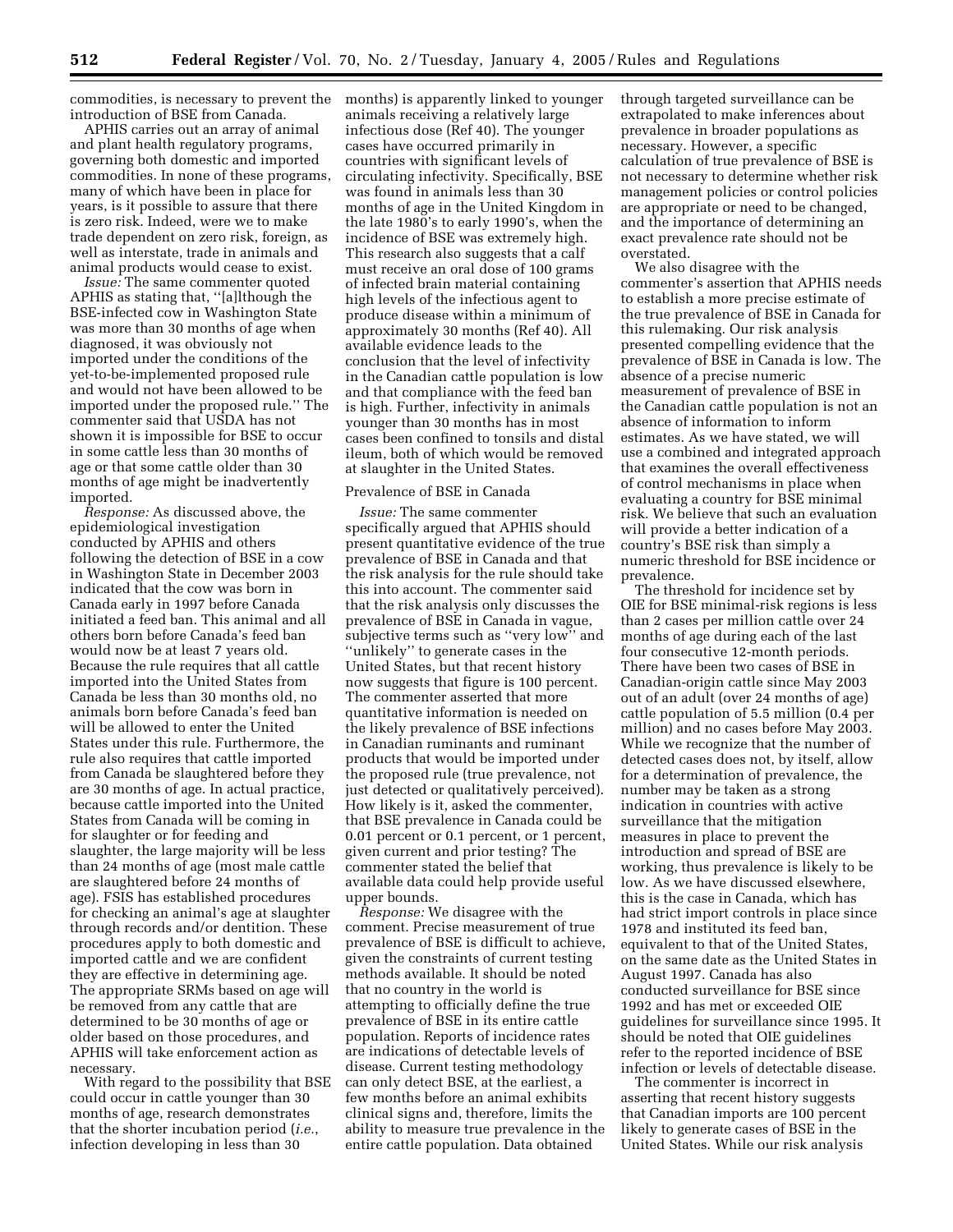commodities, is necessary to prevent the introduction of BSE from Canada.

APHIS carries out an array of animal and plant health regulatory programs, governing both domestic and imported commodities. In none of these programs, many of which have been in place for years, is it possible to assure that there is zero risk. Indeed, were we to make trade dependent on zero risk, foreign, as well as interstate, trade in animals and animal products would cease to exist.

*Issue:* The same commenter quoted APHIS as stating that, "[a]lthough the BSE-infected cow in Washington State was more than 30 months of age when diagnosed, it was obviously not imported under the conditions of the yet-to-be-implemented proposed rule and would not have been allowed to be imported under the proposed rule." The commenter said that USDA has not shown it is impossible for BSE to occur in some cattle less than 30 months of age or that some cattle older than 30 months of age might be inadvertently imported.

*Response:* As discussed above, the epidemiological investigation conducted by APHIS and others following the detection of BSE in a cow in Washington State in December 2003 indicated that the cow was born in Canada early in 1997 before Canada initiated a feed ban. This animal and all others born before Canada's feed ban would now be at least 7 years old. Because the rule requires that all cattle imported into the United States from Canada be less than 30 months old, no animals born before Canada's feed ban will be allowed to enter the United States under this rule. Furthermore, the rule also requires that cattle imported from Canada be slaughtered before they are 30 months of age. In actual practice, because cattle imported into the United States from Canada will be coming in for slaughter or for feeding and slaughter, the large majority will be less than 24 months of age (most male cattle are slaughtered before 24 months of age). FSIS has established procedures for checking an animal's age at slaughter through records and/or dentition. These procedures apply to both domestic and imported cattle and we are confident they are effective in determining age. The appropriate SRMs based on age will be removed from any cattle that are determined to be 30 months of age or older based on those procedures, and APHIS will take enforcement action as necessary.

With regard to the possibility that BSE could occur in cattle younger than 30 months of age, research demonstrates that the shorter incubation period (*i.e.*, infection developing in less than 30 months) is apparently linked to younger animals receiving a relatively large infectious dose (Ref 40). The younger cases have occurred primarily in countries with significant levels of circulating infectivity. Specifically, BSE was found in animals less than 30 months of age in the United Kingdom in the late 1980's to early 1990's, when the incidence of BSE was extremely high. This research also suggests that a calf must receive an oral dose of 100 grams of infected brain material containing high levels of the infectious agent to produce disease within a minimum of approximately 30 months (Ref 40). All available evidence leads to the conclusion that the level of infectivity in the Canadian cattle population is low and that compliance with the feed ban is high. Further, infectivity in animals younger than 30 months has in most cases been confined to tonsils and distal ileum, both of which would be removed at slaughter in the United States.

### Prevalence of BSE in Canada

*Issue:* The same commenter specifically argued that APHIS should present quantitative evidence of the true prevalence of BSE in Canada and that the risk analysis for the rule should take this into account. The commenter said that the risk analysis only discusses the prevalence of BSE in Canada in vague, subjective terms such as "very low" and "unlikely" to generate cases in the United States, but that recent history now suggests that figure is 100 percent. The commenter asserted that more quantitative information is needed on the likely prevalence of BSE infections in Canadian ruminants and ruminant products that would be imported under the proposed rule (true prevalence, not just detected or qualitatively perceived). How likely is it, asked the commenter, that BSE prevalence in Canada could be 0.01 percent or 0.1 percent, or 1 percent, given current and prior testing? The commenter stated the belief that available data could help provide useful upper bounds.

*Response:* We disagree with the comment. Precise measurement of true prevalence of BSE is difficult to achieve, given the constraints of current testing methods available. It should be noted that no country in the world is attempting to officially define the true prevalence of BSE in its entire cattle population. Reports of incidence rates are indications of detectable levels of disease. Current testing methodology can only detect BSE, at the earliest, a few months before an animal exhibits clinical signs and, therefore, limits the ability to measure true prevalence in the entire cattle population. Data obtained through targeted surveillance can be extrapolated to make inferences about prevalence in broader populations as necessary. However, a specific calculation of true prevalence of BSE is not necessary to determine whether risk management policies or control policies are appropriate or need to be changed, and the importance of determining an exact prevalence rate should not be overstated.

We also disagree with the commenter's assertion that APHIS needs to establish a more precise estimate of the true prevalence of BSE in Canada for this rulemaking. Our risk analysis presented compelling evidence that the prevalence of BSE in Canada is low. The absence of a precise numeric measurement of prevalence of BSE in the Canadian cattle population is not an absence of information to inform estimates. As we have stated, we will use a combined and integrated approach that examines the overall effectiveness of control mechanisms in place when evaluating a country for BSE minimal risk. We believe that such an evaluation will provide a better indication of a country's BSE risk than simply a numeric threshold for BSE incidence or prevalence.

The threshold for incidence set by OIE for BSE minimal-risk regions is less than 2 cases per million cattle over 24 months of age during each of the last four consecutive 12-month periods. There have been two cases of BSE in Canadian-origin cattle since May 2003 out of an adult (over 24 months of age) cattle population of 5.5 million (0.4 per million) and no cases before May 2003. While we recognize that the number of detected cases does not, by itself, allow for a determination of prevalence, the number may be taken as a strong indication in countries with active surveillance that the mitigation measures in place to prevent the introduction and spread of BSE are working, thus prevalence is likely to be low. As we have discussed elsewhere, this is the case in Canada, which has had strict import controls in place since 1978 and instituted its feed ban, equivalent to that of the United States, on the same date as the United States in August 1997. Canada has also conducted surveillance for BSE since 1992 and has met or exceeded OIE guidelines for surveillance since 1995. It should be noted that OIE guidelines refer to the reported incidence of BSE infection or levels of detectable disease.

The commenter is incorrect in asserting that recent history suggests that Canadian imports are 100 percent likely to generate cases of BSE in the United States. While our risk analysis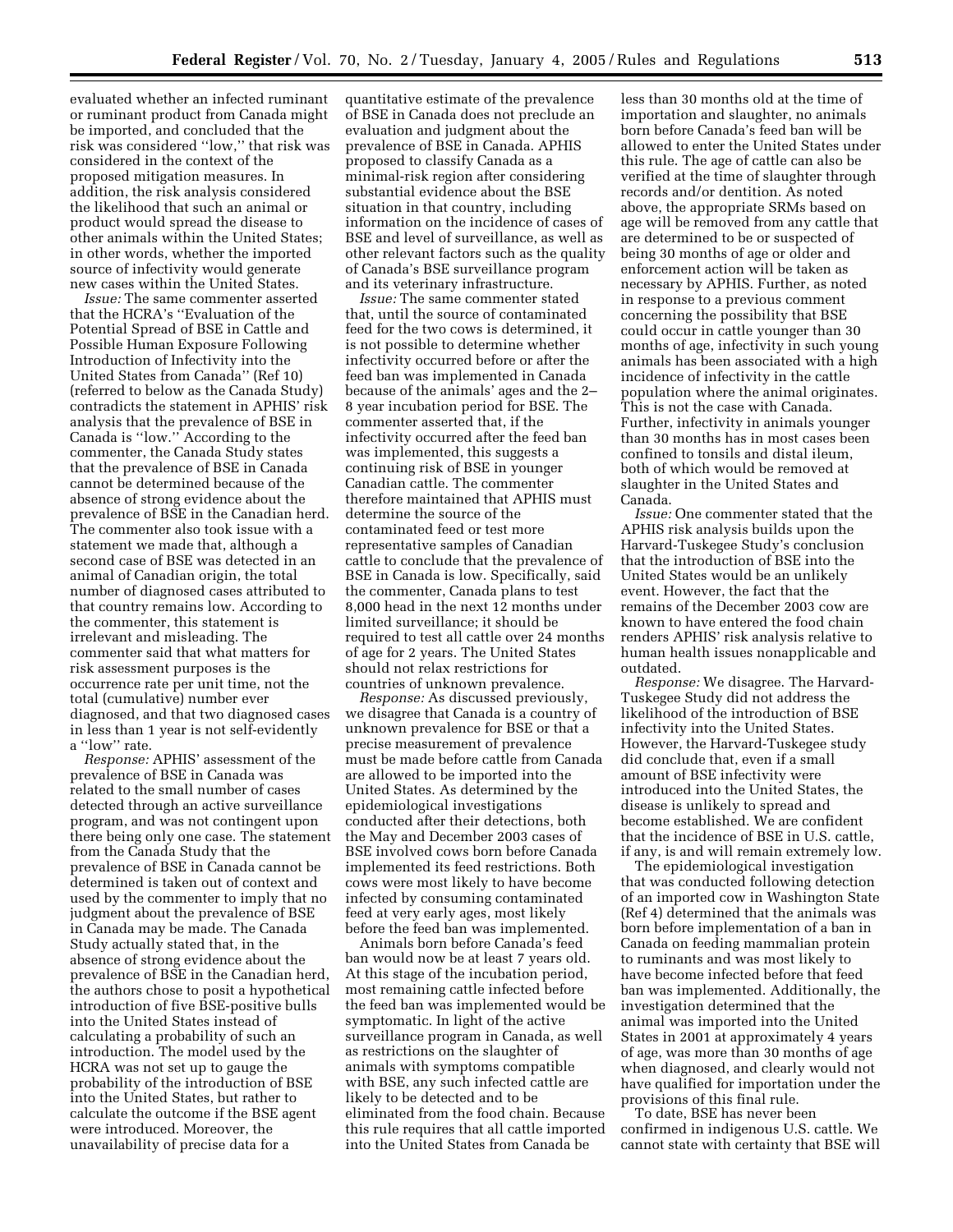evaluated whether an infected ruminant or ruminant product from Canada might be imported, and concluded that the risk was considered ''low,'' that risk was considered in the context of the proposed mitigation measures. In addition, the risk analysis considered the likelihood that such an animal or product would spread the disease to other animals within the United States; in other words, whether the imported source of infectivity would generate new cases within the United States.

*Issue:* The same commenter asserted that the HCRA's ''Evaluation of the Potential Spread of BSE in Cattle and Possible Human Exposure Following Introduction of Infectivity into the United States from Canada'' (Ref 10) (referred to below as the Canada Study) contradicts the statement in APHIS' risk analysis that the prevalence of BSE in Canada is ''low.'' According to the commenter, the Canada Study states that the prevalence of BSE in Canada cannot be determined because of the absence of strong evidence about the prevalence of BSE in the Canadian herd. The commenter also took issue with a statement we made that, although a second case of BSE was detected in an animal of Canadian origin, the total number of diagnosed cases attributed to that country remains low. According to the commenter, this statement is irrelevant and misleading. The commenter said that what matters for risk assessment purposes is the occurrence rate per unit time, not the total (cumulative) number ever diagnosed, and that two diagnosed cases in less than 1 year is not self-evidently a ''low'' rate.

*Response:* APHIS' assessment of the prevalence of BSE in Canada was related to the small number of cases detected through an active surveillance program, and was not contingent upon there being only one case. The statement from the Canada Study that the prevalence of BSE in Canada cannot be determined is taken out of context and used by the commenter to imply that no judgment about the prevalence of BSE in Canada may be made. The Canada Study actually stated that, in the absence of strong evidence about the prevalence of BSE in the Canadian herd, the authors chose to posit a hypothetical introduction of five BSE-positive bulls into the United States instead of calculating a probability of such an introduction. The model used by the HCRA was not set up to gauge the probability of the introduction of BSE into the United States, but rather to calculate the outcome if the BSE agent were introduced. Moreover, the unavailability of precise data for a quantitative estimate of the prevalence of BSE in Canada does not preclude an evaluation and judgment about the prevalence of BSE in Canada. APHIS proposed to classify Canada as a minimal-risk region after considering substantial evidence about the BSE situation in that country, including information on the incidence of cases of BSE and level of surveillance, as well as other relevant factors such as the quality of Canada's BSE surveillance program and its veterinary infrastructure.

*Issue:* The same commenter stated that, until the source of contaminated feed for the two cows is determined, it is not possible to determine whether infectivity occurred before or after the feed ban was implemented in Canada because of the animals' ages and the 2–8 year incubation period for BSE. The commenter asserted that, if the infectivity occurred after the feed ban was implemented, this suggests a continuing risk of BSE in younger Canadian cattle. The commenter therefore maintained that APHIS must determine the source of the contaminated feed or test more representative samples of Canadian cattle to conclude that the prevalence of BSE in Canada is low. Specifically, said the commenter, Canada plans to test 8,000 head in the next 12 months under limited surveillance; it should be required to test all cattle over 24 months of age for 2 years. The United States should not relax restrictions for countries of unknown prevalence.

*Response:* As discussed previously, we disagree that Canada is a country of unknown prevalence for BSE or that a precise measurement of prevalence must be made before cattle from Canada are allowed to be imported into the United States. As determined by the epidemiological investigations conducted after their detections, both the May and December 2003 cases of BSE involved cows born before Canada implemented its feed restrictions. Both cows were most likely to have become infected by consuming contaminated feed at very early ages, most likely before the feed ban was implemented.

Animals born before Canada's feed ban would now be at least 7 years old. At this stage of the incubation period, most remaining cattle infected before the feed ban was implemented would be symptomatic. In light of the active surveillance program in Canada, as well as restrictions on the slaughter of animals with symptoms compatible with BSE, any such infected cattle are likely to be detected and to be eliminated from the food chain. Because this rule requires that all cattle imported into the United States from Canada be less than 30 months old at the time of importation and slaughter, no animals born before Canada's feed ban will be allowed to enter the United States under this rule. The age of cattle can also be verified at the time of slaughter through records and/or dentition. As noted above, the appropriate SRMs based on age will be removed from any cattle that are determined to be or suspected of being 30 months of age or older and enforcement action will be taken as necessary by APHIS. Further, as noted in response to a previous comment concerning the possibility that BSE could occur in cattle younger than 30 months of age, infectivity in such young animals has been associated with a high incidence of infectivity in the cattle population where the animal originates. This is not the case with Canada. Further, infectivity in animals younger than 30 months has in most cases been confined to tonsils and distal ileum, both of which would be removed at slaughter in the United States and Canada.

*Issue:* One commenter stated that the APHIS risk analysis builds upon the Harvard-Tuskegee Study's conclusion that the introduction of BSE into the United States would be an unlikely event. However, the fact that the remains of the December 2003 cow are known to have entered the food chain renders APHIS' risk analysis relative to human health issues nonapplicable and outdated.

*Response:* We disagree. The Harvard-Tuskegee Study did not address the likelihood of the introduction of BSE infectivity into the United States. However, the Harvard-Tuskegee study did conclude that, even if a small amount of BSE infectivity were introduced into the United States, the disease is unlikely to spread and become established. We are confident that the incidence of BSE in U.S. cattle, if any, is and will remain extremely low.

The epidemiological investigation that was conducted following detection of an imported cow in Washington State (Ref 4) determined that the animals was born before implementation of a ban in Canada on feeding mammalian protein to ruminants and was most likely to have become infected before that feed ban was implemented. Additionally, the investigation determined that the animal was imported into the United States in 2001 at approximately 4 years of age, was more than 30 months of age when diagnosed, and clearly would not have qualified for importation under the provisions of this final rule.

To date, BSE has never been confirmed in indigenous U.S. cattle. We cannot state with certainty that BSE will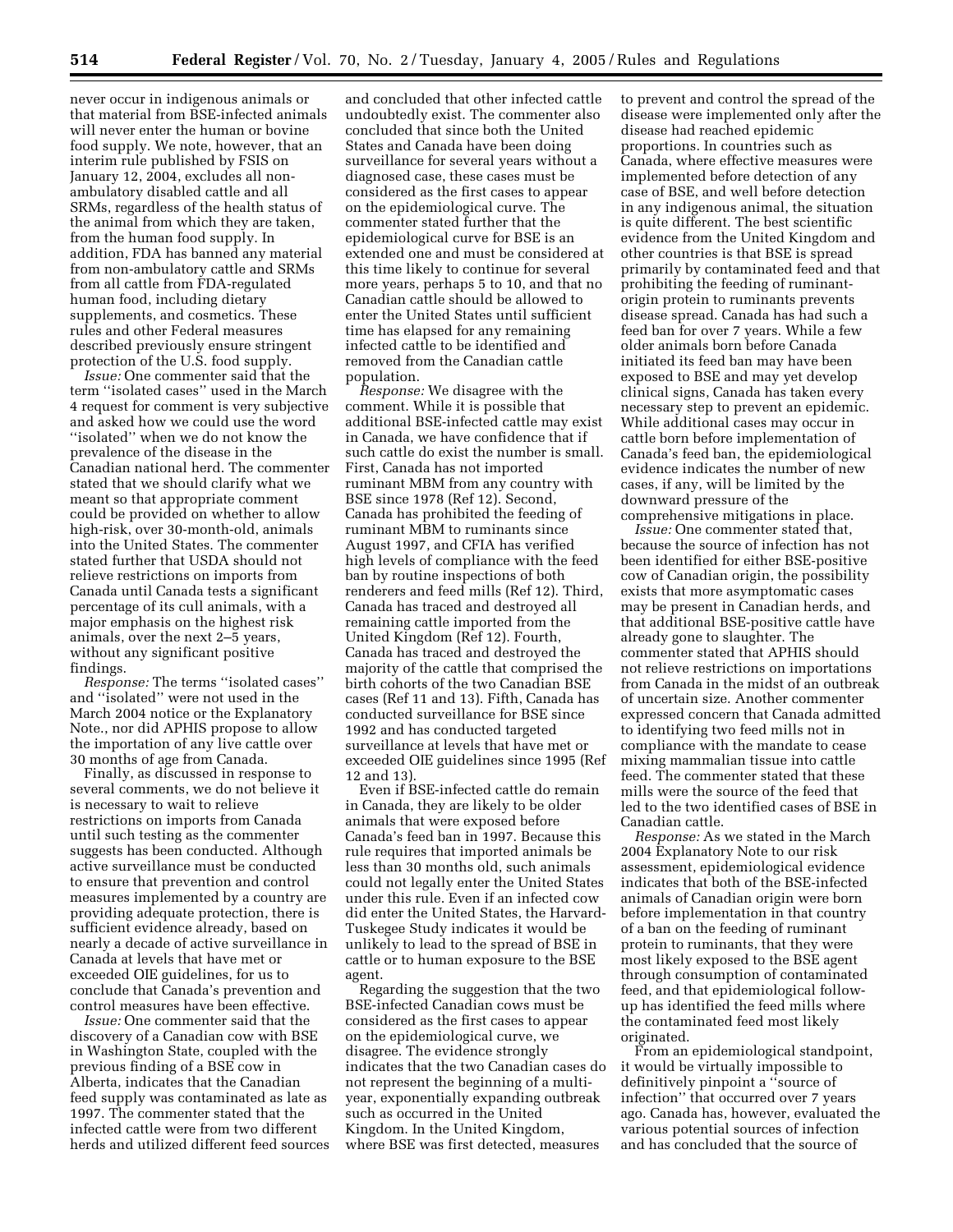never occur in indigenous animals or that material from BSE-infected animals will never enter the human or bovine food supply. We note, however, that an interim rule published by FSIS on January 12, 2004, excludes all non-ambulatory disabled cattle and all SRMs, regardless of the health status of the animal from which they are taken, from the human food supply. In addition, FDA has banned any material from non-ambulatory cattle and SRMs from all cattle from FDA-regulated human food, including dietary supplements, and cosmetics. These rules and other Federal measures described previously ensure stringent protection of the U.S. food supply.

*Issue:* One commenter said that the term ''isolated cases'' used in the March 4 request for comment is very subjective and asked how we could use the word ''isolated'' when we do not know the prevalence of the disease in the Canadian national herd. The commenter stated that we should clarify what we meant so that appropriate comment could be provided on whether to allow high-risk, over 30-month-old, animals into the United States. The commenter stated further that USDA should not relieve restrictions on imports from Canada until Canada tests a significant percentage of its cull animals, with a major emphasis on the highest risk animals, over the next 2–5 years, without any significant positive findings.

*Response:* The terms ''isolated cases'' and ''isolated'' were not used in the March 2004 notice or the Explanatory Note., nor did APHIS propose to allow the importation of any live cattle over 30 months of age from Canada.

Finally, as discussed in response to several comments, we do not believe it is necessary to wait to relieve restrictions on imports from Canada until such testing as the commenter suggests has been conducted. Although active surveillance must be conducted to ensure that prevention and control measures implemented by a country are providing adequate protection, there is sufficient evidence already, based on nearly a decade of active surveillance in Canada at levels that have met or exceeded OIE guidelines, for us to conclude that Canada's prevention and control measures have been effective.

*Issue:* One commenter said that the discovery of a Canadian cow with BSE in Washington State, coupled with the previous finding of a BSE cow in Alberta, indicates that the Canadian feed supply was contaminated as late as 1997. The commenter stated that the infected cattle were from two different herds and utilized different feed sources and concluded that other infected cattle undoubtedly exist. The commenter also concluded that since both the United States and Canada have been doing surveillance for several years without a diagnosed case, these cases must be considered as the first cases to appear on the epidemiological curve. The commenter stated further that the epidemiological curve for BSE is an extended one and must be considered at this time likely to continue for several more years, perhaps 5 to 10, and that no Canadian cattle should be allowed to enter the United States until sufficient time has elapsed for any remaining infected cattle to be identified and removed from the Canadian cattle population.

*Response:* We disagree with the comment. While it is possible that additional BSE-infected cattle may exist in Canada, we have confidence that if such cattle do exist the number is small. First, Canada has not imported ruminant MBM from any country with BSE since 1978 (Ref 12). Second, Canada has prohibited the feeding of ruminant MBM to ruminants since August 1997, and CFIA has verified high levels of compliance with the feed ban by routine inspections of both renderers and feed mills (Ref 12). Third, Canada has traced and destroyed all remaining cattle imported from the United Kingdom (Ref 12). Fourth, Canada has traced and destroyed the majority of the cattle that comprised the birth cohorts of the two Canadian BSE cases (Ref 11 and 13). Fifth, Canada has conducted surveillance for BSE since 1992 and has conducted targeted surveillance at levels that have met or exceeded OIE guidelines since 1995 (Ref 12 and 13).

Even if BSE-infected cattle do remain in Canada, they are likely to be older animals that were exposed before Canada's feed ban in 1997. Because this rule requires that imported animals be less than 30 months old, such animals could not legally enter the United States under this rule. Even if an infected cow did enter the United States, the Harvard-Tuskegee Study indicates it would be unlikely to lead to the spread of BSE in cattle or to human exposure to the BSE agent.

Regarding the suggestion that the two BSE-infected Canadian cows must be considered as the first cases to appear on the epidemiological curve, we disagree. The evidence strongly indicates that the two Canadian cases do not represent the beginning of a multi-year, exponentially expanding outbreak such as occurred in the United Kingdom. In the United Kingdom, where BSE was first detected, measures to prevent and control the spread of the disease were implemented only after the disease had reached epidemic proportions. In countries such as Canada, where effective measures were implemented before detection of any case of BSE, and well before detection in any indigenous animal, the situation is quite different. The best scientific evidence from the United Kingdom and other countries is that BSE is spread primarily by contaminated feed and that prohibiting the feeding of ruminant-origin protein to ruminants prevents disease spread. Canada has had such a feed ban for over 7 years. While a few older animals born before Canada initiated its feed ban may have been exposed to BSE and may yet develop clinical signs, Canada has taken every necessary step to prevent an epidemic. While additional cases may occur in cattle born before implementation of Canada's feed ban, the epidemiological evidence indicates the number of new cases, if any, will be limited by the downward pressure of the comprehensive mitigations in place.

*Issue:* One commenter stated that, because the source of infection has not been identified for either BSE-positive cow of Canadian origin, the possibility exists that more asymptomatic cases may be present in Canadian herds, and that additional BSE-positive cattle have already gone to slaughter. The commenter stated that APHIS should not relieve restrictions on importations from Canada in the midst of an outbreak of uncertain size. Another commenter expressed concern that Canada admitted to identifying two feed mills not in compliance with the mandate to cease mixing mammalian tissue into cattle feed. The commenter stated that these mills were the source of the feed that led to the two identified cases of BSE in Canadian cattle.

*Response:* As we stated in the March 2004 Explanatory Note to our risk assessment, epidemiological evidence indicates that both of the BSE-infected animals of Canadian origin were born before implementation in that country of a ban on the feeding of ruminant protein to ruminants, that they were most likely exposed to the BSE agent through consumption of contaminated feed, and that epidemiological follow-up has identified the feed mills where the contaminated feed most likely originated.

From an epidemiological standpoint, it would be virtually impossible to definitively pinpoint a ''source of infection'' that occurred over 7 years ago. Canada has, however, evaluated the various potential sources of infection and has concluded that the source of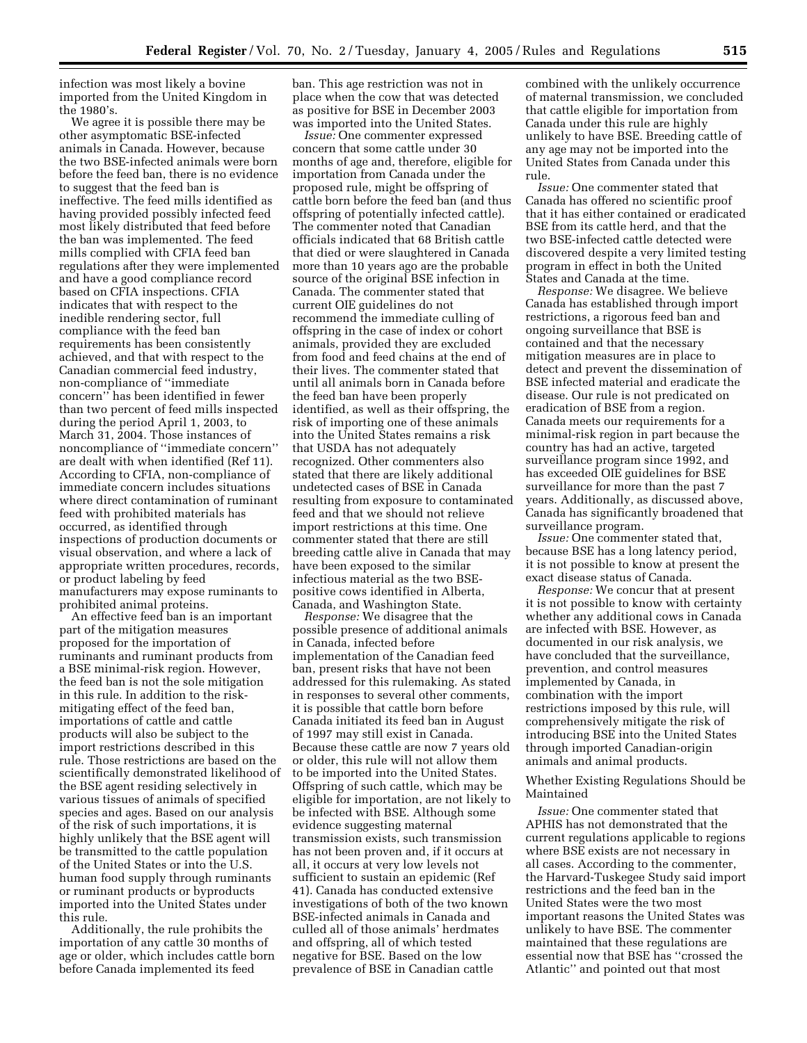infection was most likely a bovine imported from the United Kingdom in the 1980's.

We agree it is possible there may be other asymptomatic BSE-infected animals in Canada. However, because the two BSE-infected animals were born before the feed ban, there is no evidence to suggest that the feed ban is ineffective. The feed mills identified as having provided possibly infected feed most likely distributed that feed before the ban was implemented. The feed mills complied with CFIA feed ban regulations after they were implemented and have a good compliance record based on CFIA inspections. CFIA indicates that with respect to the inedible rendering sector, full compliance with the feed ban requirements has been consistently achieved, and that with respect to the Canadian commercial feed industry, non-compliance of "immediate concern" has been identified in fewer than two percent of feed mills inspected during the period April 1, 2003, to March 31, 2004. Those instances of noncompliance of "immediate concern" are dealt with when identified (Ref 11). According to CFIA, non-compliance of immediate concern includes situations where direct contamination of ruminant feed with prohibited materials has occurred, as identified through inspections of production documents or visual observation, and where a lack of appropriate written procedures, records, or product labeling by feed manufacturers may expose ruminants to prohibited animal proteins.

An effective feed ban is an important part of the mitigation measures proposed for the importation of ruminants and ruminant products from a BSE minimal-risk region. However, the feed ban is not the sole mitigation in this rule. In addition to the risk-mitigating effect of the feed ban, importations of cattle and cattle products will also be subject to the import restrictions described in this rule. Those restrictions are based on the scientifically demonstrated likelihood of the BSE agent residing selectively in various tissues of animals of specified species and ages. Based on our analysis of the risk of such importations, it is highly unlikely that the BSE agent will be transmitted to the cattle population of the United States or into the U.S. human food supply through ruminants or ruminant products or byproducts imported into the United States under this rule.

Additionally, the rule prohibits the importation of any cattle 30 months of age or older, which includes cattle born before Canada implemented its feed ban. This age restriction was not in place when the cow that was detected as positive for BSE in December 2003 was imported into the United States.

*Issue:* One commenter expressed concern that some cattle under 30 months of age and, therefore, eligible for importation from Canada under the proposed rule, might be offspring of cattle born before the feed ban (and thus offspring of potentially infected cattle). The commenter noted that Canadian officials indicated that 68 British cattle that died or were slaughtered in Canada more than 10 years ago are the probable source of the original BSE infection in Canada. The commenter stated that current OIE guidelines do not recommend the immediate culling of offspring in the case of index or cohort animals, provided they are excluded from food and feed chains at the end of their lives. The commenter stated that until all animals born in Canada before the feed ban have been properly identified, as well as their offspring, the risk of importing one of these animals into the United States remains a risk that USDA has not adequately recognized. Other commenters also stated that there are likely additional undetected cases of BSE in Canada resulting from exposure to contaminated feed and that we should not relieve import restrictions at this time. One commenter stated that there are still breeding cattle alive in Canada that may have been exposed to the similar infectious material as the two BSE-positive cows identified in Alberta, Canada, and Washington State.

*Response:* We disagree that the possible presence of additional animals in Canada, infected before implementation of the Canadian feed ban, present risks that have not been addressed for this rulemaking. As stated in responses to several other comments, it is possible that cattle born before Canada initiated its feed ban in August of 1997 may still exist in Canada. Because these cattle are now 7 years old or older, this rule will not allow them to be imported into the United States. Offspring of such cattle, which may be eligible for importation, are not likely to be infected with BSE. Although some evidence suggesting maternal transmission exists, such transmission has not been proven and, if it occurs at all, it occurs at very low levels not sufficient to sustain an epidemic (Ref 41). Canada has conducted extensive investigations of both of the two known BSE-infected animals in Canada and culled all of those animals' herdmates and offspring, all of which tested negative for BSE. Based on the low prevalence of BSE in Canadian cattle combined with the unlikely occurrence of maternal transmission, we concluded that cattle eligible for importation from Canada under this rule are highly unlikely to have BSE. Breeding cattle of any age may not be imported into the United States from Canada under this rule.

*Issue:* One commenter stated that Canada has offered no scientific proof that it has either contained or eradicated BSE from its cattle herd, and that the two BSE-infected cattle detected were discovered despite a very limited testing program in effect in both the United States and Canada at the time.

*Response:* We disagree. We believe Canada has established through import restrictions, a rigorous feed ban and ongoing surveillance that BSE is contained and that the necessary mitigation measures are in place to detect and prevent the dissemination of BSE infected material and eradicate the disease. Our rule is not predicated on eradication of BSE from a region. Canada meets our requirements for a minimal-risk region in part because the country has had an active, targeted surveillance program since 1992, and has exceeded OIE guidelines for BSE surveillance for more than the past 7 years. Additionally, as discussed above, Canada has significantly broadened that surveillance program.

*Issue:* One commenter stated that, because BSE has a long latency period, it is not possible to know at present the exact disease status of Canada.

*Response:* We concur that at present it is not possible to know with certainty whether any additional cows in Canada are infected with BSE. However, as documented in our risk analysis, we have concluded that the surveillance, prevention, and control measures implemented by Canada, in combination with the import restrictions imposed by this rule, will comprehensively mitigate the risk of introducing BSE into the United States through imported Canadian-origin animals and animal products.

## Whether Existing Regulations Should be Maintained

*Issue:* One commenter stated that APHIS has not demonstrated that the current regulations applicable to regions where BSE exists are not necessary in all cases. According to the commenter, the Harvard-Tuskegee Study said import restrictions and the feed ban in the United States were the two most important reasons the United States was unlikely to have BSE. The commenter maintained that these regulations are essential now that BSE has "crossed the Atlantic" and pointed out that most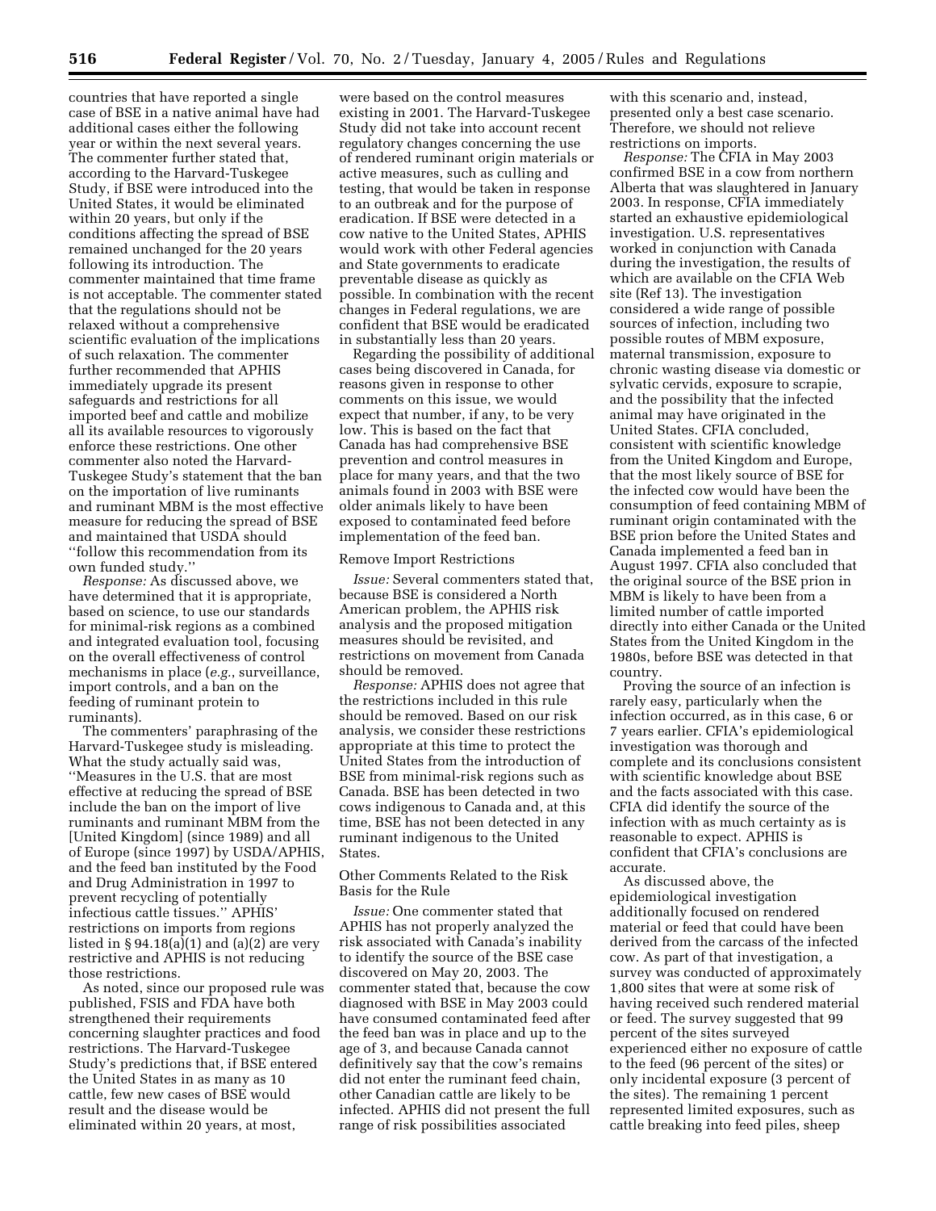countries that have reported a single case of BSE in a native animal have had additional cases either the following year or within the next several years. The commenter further stated that, according to the Harvard-Tuskegee Study, if BSE were introduced into the United States, it would be eliminated within 20 years, but only if the conditions affecting the spread of BSE remained unchanged for the 20 years following its introduction. The commenter maintained that time frame is not acceptable. The commenter stated that the regulations should not be relaxed without a comprehensive scientific evaluation of the implications of such relaxation. The commenter further recommended that APHIS immediately upgrade its present safeguards and restrictions for all imported beef and cattle and mobilize all its available resources to vigorously enforce these restrictions. One other commenter also noted the Harvard-Tuskegee Study's statement that the ban on the importation of live ruminants and ruminant MBM is the most effective measure for reducing the spread of BSE and maintained that USDA should ''follow this recommendation from its own funded study.''

*Response:* As discussed above, we have determined that it is appropriate, based on science, to use our standards for minimal-risk regions as a combined and integrated evaluation tool, focusing on the overall effectiveness of control mechanisms in place (*e.g.*, surveillance, import controls, and a ban on the feeding of ruminant protein to ruminants).

The commenters' paraphrasing of the Harvard-Tuskegee study is misleading. What the study actually said was, ''Measures in the U.S. that are most effective at reducing the spread of BSE include the ban on the import of live ruminants and ruminant MBM from the [United Kingdom] (since 1989) and all of Europe (since 1997) by USDA/APHIS, and the feed ban instituted by the Food and Drug Administration in 1997 to prevent recycling of potentially infectious cattle tissues.'' APHIS' restrictions on imports from regions listed in § 94.18(a)(1) and (a)(2) are very restrictive and APHIS is not reducing those restrictions.

As noted, since our proposed rule was published, FSIS and FDA have both strengthened their requirements concerning slaughter practices and food restrictions. The Harvard-Tuskegee Study's predictions that, if BSE entered the United States in as many as 10 cattle, few new cases of BSE would result and the disease would be eliminated within 20 years, at most, were based on the control measures existing in 2001. The Harvard-Tuskegee Study did not take into account recent regulatory changes concerning the use of rendered ruminant origin materials or active measures, such as culling and testing, that would be taken in response to an outbreak and for the purpose of eradication. If BSE were detected in a cow native to the United States, APHIS would work with other Federal agencies and State governments to eradicate preventable disease as quickly as possible. In combination with the recent changes in Federal regulations, we are confident that BSE would be eradicated in substantially less than 20 years.

Regarding the possibility of additional cases being discovered in Canada, for reasons given in response to other comments on this issue, we would expect that number, if any, to be very low. This is based on the fact that Canada has had comprehensive BSE prevention and control measures in place for many years, and that the two animals found in 2003 with BSE were older animals likely to have been exposed to contaminated feed before implementation of the feed ban.

Remove Import Restrictions

*Issue:* Several commenters stated that, because BSE is considered a North American problem, the APHIS risk analysis and the proposed mitigation measures should be revisited, and restrictions on movement from Canada should be removed.

*Response:* APHIS does not agree that the restrictions included in this rule should be removed. Based on our risk analysis, we consider these restrictions appropriate at this time to protect the United States from the introduction of BSE from minimal-risk regions such as Canada. BSE has been detected in two cows indigenous to Canada and, at this time, BSE has not been detected in any ruminant indigenous to the United States.

Other Comments Related to the Risk Basis for the Rule

*Issue:* One commenter stated that APHIS has not properly analyzed the risk associated with Canada's inability to identify the source of the BSE case discovered on May 20, 2003. The commenter stated that, because the cow diagnosed with BSE in May 2003 could have consumed contaminated feed after the feed ban was in place and up to the age of 3, and because Canada cannot definitively say that the cow's remains did not enter the ruminant feed chain, other Canadian cattle are likely to be infected. APHIS did not present the full range of risk possibilities associated with this scenario and, instead, presented only a best case scenario. Therefore, we should not relieve restrictions on imports.

*Response:* The CFIA in May 2003 confirmed BSE in a cow from northern Alberta that was slaughtered in January 2003. In response, CFIA immediately started an exhaustive epidemiological investigation. U.S. representatives worked in conjunction with Canada during the investigation, the results of which are available on the CFIA Web site (Ref 13). The investigation considered a wide range of possible sources of infection, including two possible routes of MBM exposure, maternal transmission, exposure to chronic wasting disease via domestic or sylvatic cervids, exposure to scrapie, and the possibility that the infected animal may have originated in the United States. CFIA concluded, consistent with scientific knowledge from the United Kingdom and Europe, that the most likely source of BSE for the infected cow would have been the consumption of feed containing MBM of ruminant origin contaminated with the BSE prion before the United States and Canada implemented a feed ban in August 1997. CFIA also concluded that the original source of the BSE prion in MBM is likely to have been from a limited number of cattle imported directly into either Canada or the United States from the United Kingdom in the 1980s, before BSE was detected in that country.

Proving the source of an infection is rarely easy, particularly when the infection occurred, as in this case, 6 or 7 years earlier. CFIA's epidemiological investigation was thorough and complete and its conclusions consistent with scientific knowledge about BSE and the facts associated with this case. CFIA did identify the source of the infection with as much certainty as is reasonable to expect. APHIS is confident that CFIA's conclusions are accurate.

As discussed above, the epidemiological investigation additionally focused on rendered material or feed that could have been derived from the carcass of the infected cow. As part of that investigation, a survey was conducted of approximately 1,800 sites that were at some risk of having received such rendered material or feed. The survey suggested that 99 percent of the sites surveyed experienced either no exposure of cattle to the feed (96 percent of the sites) or only incidental exposure (3 percent of the sites). The remaining 1 percent represented limited exposures, such as cattle breaking into feed piles, sheep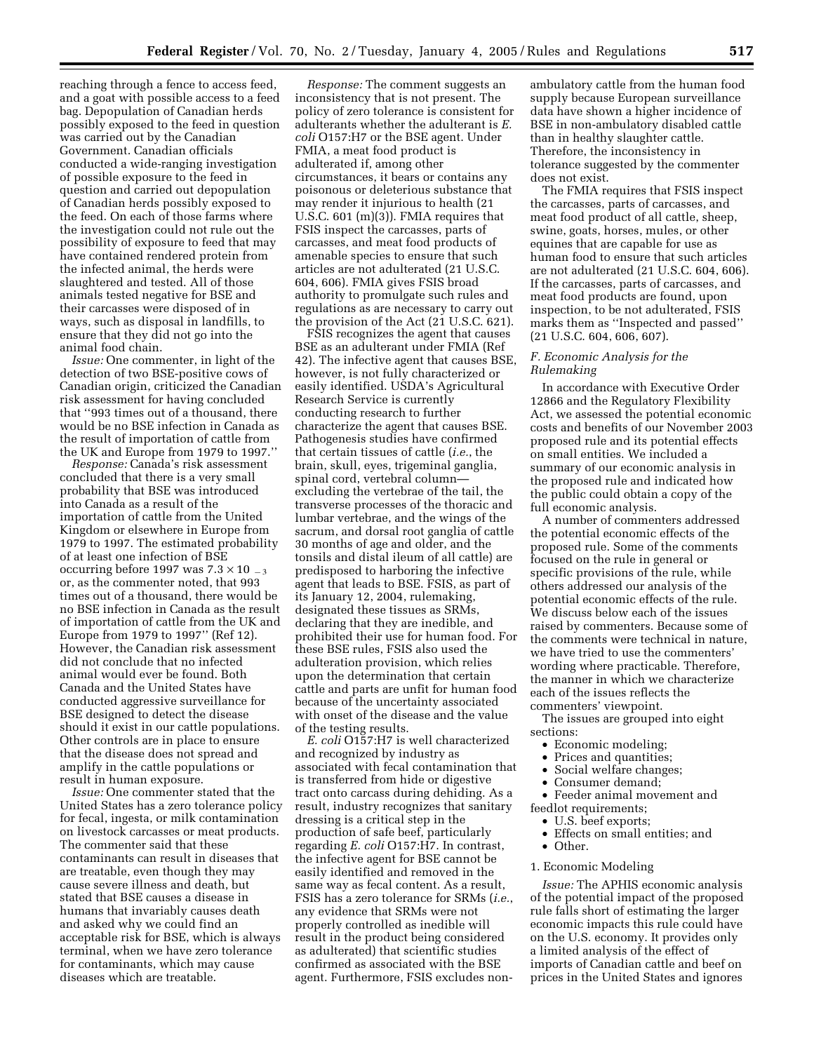reaching through a fence to access feed, and a goat with possible access to a feed bag. Depopulation of Canadian herds possibly exposed to the feed in question was carried out by the Canadian Government. Canadian officials conducted a wide-ranging investigation of possible exposure to the feed in question and carried out depopulation of Canadian herds possibly exposed to the feed. On each of those farms where the investigation could not rule out the possibility of exposure to feed that may have contained rendered protein from the infected animal, the herds were slaughtered and tested. All of those animals tested negative for BSE and their carcasses were disposed of in ways, such as disposal in landfills, to ensure that they did not go into the animal food chain.

*Issue:* One commenter, in light of the detection of two BSE-positive cows of Canadian origin, criticized the Canadian risk assessment for having concluded that ''993 times out of a thousand, there would be no BSE infection in Canada as the result of importation of cattle from the UK and Europe from 1979 to 1997.''

*Response:* Canada's risk assessment concluded that there is a very small probability that BSE was introduced into Canada as a result of the importation of cattle from the United Kingdom or elsewhere in Europe from 1979 to 1997. The estimated probability of at least one infection of BSE occurring before 1997 was $7.3 \times 10^{-3}$ or, as the commenter noted, that 993 times out of a thousand, there would be no BSE infection in Canada as the result of importation of cattle from the UK and Europe from 1979 to 1997'' (Ref 12). However, the Canadian risk assessment did not conclude that no infected animal would ever be found. Both Canada and the United States have conducted aggressive surveillance for BSE designed to detect the disease should it exist in our cattle populations. Other controls are in place to ensure that the disease does not spread and amplify in the cattle populations or result in human exposure.

*Issue:* One commenter stated that the United States has a zero tolerance policy for fecal, ingesta, or milk contamination on livestock carcasses or meat products. The commenter said that these contaminants can result in diseases that are treatable, even though they may cause severe illness and death, but stated that BSE causes a disease in humans that invariably causes death and asked why we could find an acceptable risk for BSE, which is always terminal, when we have zero tolerance for contaminants, which may cause diseases which are treatable.

*Response:* The comment suggests an inconsistency that is not present. The policy of zero tolerance is consistent for adulterants whether the adulterant is *E. coli* O157:H7 or the BSE agent. Under FMIA, a meat food product is adulterated if, among other circumstances, it bears or contains any poisonous or deleterious substance that may render it injurious to health (21 U.S.C. 601 (m)(3)). FMIA requires that FSIS inspect the carcasses, parts of carcasses, and meat food products of amenable species to ensure that such articles are not adulterated (21 U.S.C. 604, 606). FMIA gives FSIS broad authority to promulgate such rules and regulations as are necessary to carry out the provision of the Act (21 U.S.C. 621).

FSIS recognizes the agent that causes BSE as an adulterant under FMIA (Ref 42). The infective agent that causes BSE, however, is not fully characterized or easily identified. USDA's Agricultural Research Service is currently conducting research to further characterize the agent that causes BSE. Pathogenesis studies have confirmed that certain tissues of cattle (*i.e.,* the brain, skull, eyes, trigeminal ganglia, spinal cord, vertebral column—excluding the vertebrae of the tail, the transverse processes of the thoracic and lumbar vertebrae, and the wings of the sacrum, and dorsal root ganglia of cattle 30 months of age and older, and the tonsils and distal ileum of all cattle) are predisposed to harboring the infective agent that leads to BSE. FSIS, as part of its January 12, 2004, rulemaking, designated these tissues as SRMs, declaring that they are inedible, and prohibited their use for human food. For these BSE rules, FSIS also used the adulteration provision, which relies upon the determination that certain cattle and parts are unfit for human food because of the uncertainty associated with onset of the disease and the value of the testing results.

*E. coli* O157:H7 is well characterized and recognized by industry as associated with fecal contamination that is transferred from hide or digestive tract onto carcass during dehiding. As a result, industry recognizes that sanitary dressing is a critical step in the production of safe beef, particularly regarding *E. coli* O157:H7. In contrast, the infective agent for BSE cannot be easily identified and removed in the same way as fecal content. As a result, FSIS has a zero tolerance for SRMs (*i.e.*, any evidence that SRMs were not properly controlled as inedible will result in the product being considered as adulterated) that scientific studies confirmed as associated with the BSE agent. Furthermore, FSIS excludes non-ambulatory cattle from the human food supply because European surveillance data have shown a higher incidence of BSE in non-ambulatory disabled cattle than in healthy slaughter cattle. Therefore, the inconsistency in tolerance suggested by the commenter does not exist.

The FMIA requires that FSIS inspect the carcasses, parts of carcasses, and meat food product of all cattle, sheep, swine, goats, horses, mules, or other equines that are capable for use as human food to ensure that such articles are not adulterated (21 U.S.C. 604, 606). If the carcasses, parts of carcasses, and meat food products are found, upon inspection, to be not adulterated, FSIS marks them as ''Inspected and passed'' (21 U.S.C. 604, 606, 607).

### *F. Economic Analysis for the Rulemaking*

In accordance with Executive Order 12866 and the Regulatory Flexibility Act, we assessed the potential economic costs and benefits of our November 2003 proposed rule and its potential effects on small entities. We included a summary of our economic analysis in the proposed rule and indicated how the public could obtain a copy of the full economic analysis.

A number of commenters addressed the potential economic effects of the proposed rule. Some of the comments focused on the rule in general or specific provisions of the rule, while others addressed our analysis of the potential economic effects of the rule. We discuss below each of the issues raised by commenters. Because some of the comments were technical in nature, we have tried to use the commenters' wording where practicable. Therefore, the manner in which we characterize each of the issues reflects the commenters' viewpoint.

The issues are grouped into eight sections:

- Economic modeling;
- Prices and quantities;
- Social welfare changes;
- Consumer demand;
- Feeder animal movement and feedlot requirements;
- U.S. beef exports;
- Effects on small entities; and
- Other.

#### 1. Economic Modeling

*Issue:* The APHIS economic analysis of the potential impact of the proposed rule falls short of estimating the larger economic impacts this rule could have on the U.S. economy. It provides only a limited analysis of the effect of imports of Canadian cattle and beef on prices in the United States and ignores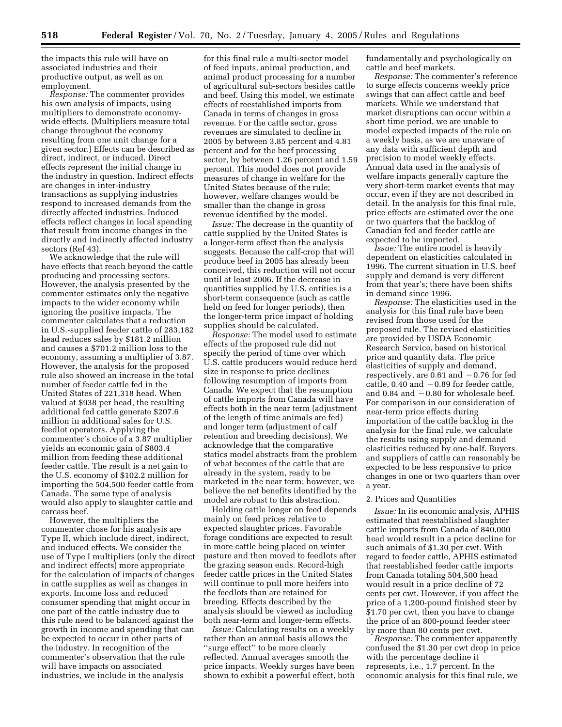the impacts this rule will have on associated industries and their productive output, as well as on employment.

*Response:* The commenter provides his own analysis of impacts, using multipliers to demonstrate economy-wide effects. (Multipliers measure total change throughout the economy resulting from one unit change for a given sector.) Effects can be described as direct, indirect, or induced. Direct effects represent the initial change in the industry in question. Indirect effects are changes in inter-industry transactions as supplying industries respond to increased demands from the directly affected industries. Induced effects reflect changes in local spending that result from income changes in the directly and indirectly affected industry sectors (Ref 43).

We acknowledge that the rule will have effects that reach beyond the cattle producing and processing sectors. However, the analysis presented by the commenter estimates only the negative impacts to the wider economy while ignoring the positive impacts. The commenter calculates that a reduction in U.S.-supplied feeder cattle of 283,182 head reduces sales by $181.2 million and causes a $701.2 million loss to the economy, assuming a multiplier of 3.87. However, the analysis for the proposed rule also showed an increase in the total number of feeder cattle fed in the United States of 221,318 head. When valued at $938 per head, the resulting additional fed cattle generate $207.6 million in additional sales for U.S. feedlot operators. Applying the commenter's choice of a 3.87 multiplier yields an economic gain of $803.4 million from feeding these additional feeder cattle. The result is a net gain to the U.S. economy of $102.2 million for importing the 504,500 feeder cattle from Canada. The same type of analysis would also apply to slaughter cattle and carcass beef.

However, the multipliers the commenter chose for his analysis are Type II, which include direct, indirect, and induced effects. We consider the use of Type I multipliers (only the direct and indirect effects) more appropriate for the calculation of impacts of changes in cattle supplies as well as changes in exports. Income loss and reduced consumer spending that might occur in one part of the cattle industry due to this rule need to be balanced against the growth in income and spending that can be expected to occur in other parts of the industry. In recognition of the commenter's observation that the rule will have impacts on associated industries, we include in the analysis for this final rule a multi-sector model of feed inputs, animal production, and animal product processing for a number of agricultural sub-sectors besides cattle and beef. Using this model, we estimate effects of reestablished imports from Canada in terms of changes in gross revenue. For the cattle sector, gross revenues are simulated to decline in 2005 by between 3.85 percent and 4.81 percent and for the beef processing sector, by between 1.26 percent and 1.59 percent. This model does not provide measures of change in welfare for the United States because of the rule; however, welfare changes would be smaller than the change in gross revenue identified by the model.

*Issue:* The decrease in the quantity of cattle supplied by the United States is a longer-term effect than the analysis suggests. Because the calf-crop that will produce beef in 2005 has already been conceived, this reduction will not occur until at least 2006. If the decrease in quantities supplied by U.S. entities is a short-term consequence (such as cattle held on feed for longer periods), then the longer-term price impact of holding supplies should be calculated.

*Response:* The model used to estimate effects of the proposed rule did not specify the period of time over which U.S. cattle producers would reduce herd size in response to price declines following resumption of imports from Canada. We expect that the resumption of cattle imports from Canada will have effects both in the near term (adjustment of the length of time animals are fed) and longer term (adjustment of calf retention and breeding decisions). We acknowledge that the comparative statics model abstracts from the problem of what becomes of the cattle that are already in the system, ready to be marketed in the near term; however, we believe the net benefits identified by the model are robust to this abstraction.

Holding cattle longer on feed depends mainly on feed prices relative to expected slaughter prices. Favorable forage conditions are expected to result in more cattle being placed on winter pasture and then moved to feedlots after the grazing season ends. Record-high feeder cattle prices in the United States will continue to pull more heifers into the feedlots than are retained for breeding. Effects described by the analysis should be viewed as including both near-term and longer-term effects.

*Issue:* Calculating results on a weekly rather than an annual basis allows the ''surge effect'' to be more clearly reflected. Annual averages smooth the price impacts. Weekly surges have been shown to exhibit a powerful effect, both fundamentally and psychologically on cattle and beef markets.

*Response:* The commenter's reference to surge effects concerns weekly price swings that can affect cattle and beef markets. While we understand that market disruptions can occur within a short time period, we are unable to model expected impacts of the rule on a weekly basis, as we are unaware of any data with sufficient depth and precision to model weekly effects. Annual data used in the analysis of welfare impacts generally capture the very short-term market events that may occur, even if they are not described in detail. In the analysis for this final rule, price effects are estimated over the one or two quarters that the backlog of Canadian fed and feeder cattle are expected to be imported.

*Issue:* The entire model is heavily dependent on elasticities calculated in 1996. The current situation in U.S. beef supply and demand is very different from that year's; there have been shifts in demand since 1996.

*Response:* The elasticities used in the analysis for this final rule have been revised from those used for the proposed rule. The revised elasticities are provided by USDA Economic Research Service, based on historical price and quantity data. The price elasticities of supply and demand, respectively, are 0.61 and −0.76 for fed cattle, 0.40 and −0.89 for feeder cattle, and 0.84 and −0.80 for wholesale beef. For comparison in our consideration of near-term price effects during importation of the cattle backlog in the analysis for the final rule, we calculate the results using supply and demand elasticities reduced by one-half. Buyers and suppliers of cattle can reasonably be expected to be less responsive to price changes in one or two quarters than over a year.

2. Prices and Quantities

*Issue:* In its economic analysis, APHIS estimated that reestablished slaughter cattle imports from Canada of 840,000 head would result in a price decline for such animals of $1.30 per cwt. With regard to feeder cattle, APHIS estimated that reestablished feeder cattle imports from Canada totaling 504,500 head would result in a price decline of 72 cents per cwt. However, if you affect the price of a 1,200-pound finished steer by $1.70 per cwt, then you have to change the price of an 800-pound feeder steer by more than 80 cents per cwt.

*Response:* The commenter apparently confused the $1.30 per cwt drop in price with the percentage decline it represents, i.e., 1.7 percent. In the economic analysis for this final rule, we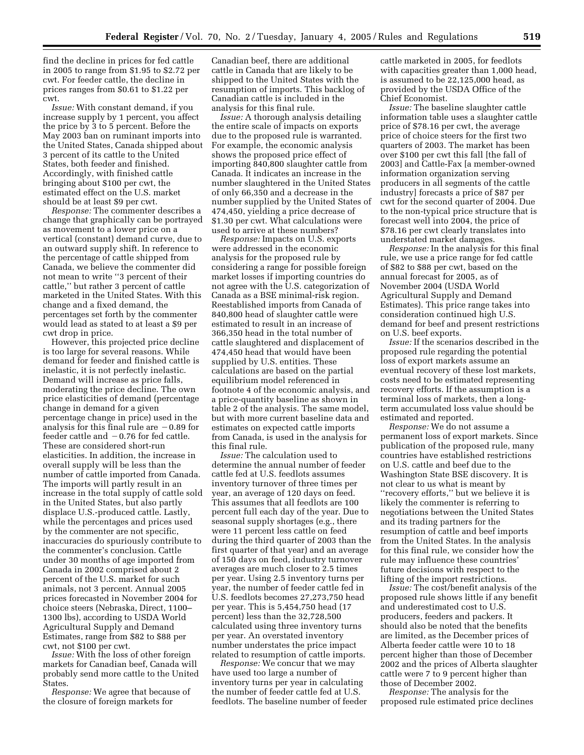find the decline in prices for fed cattle in 2005 to range from $1.95 to $2.72 per cwt. For feeder cattle, the decline in prices ranges from $0.61 to $1.22 per cwt.

*Issue:* With constant demand, if you increase supply by 1 percent, you affect the price by 3 to 5 percent. Before the May 2003 ban on ruminant imports into the United States, Canada shipped about 3 percent of its cattle to the United States, both feeder and finished. Accordingly, with finished cattle bringing about $100 per cwt, the estimated effect on the U.S. market should be at least $9 per cwt.

*Response:* The commenter describes a change that graphically can be portrayed as movement to a lower price on a vertical (constant) demand curve, due to an outward supply shift. In reference to the percentage of cattle shipped from Canada, we believe the commenter did not mean to write ''3 percent of their cattle,'' but rather 3 percent of cattle marketed in the United States. With this change and a fixed demand, the percentages set forth by the commenter would lead as stated to at least a $9 per cwt drop in price.

However, this projected price decline is too large for several reasons. While demand for feeder and finished cattle is inelastic, it is not perfectly inelastic. Demand will increase as price falls, moderating the price decline. The own price elasticities of demand (percentage change in demand for a given percentage change in price) used in the analysis for this final rule are −0.89 for feeder cattle and −0.76 for fed cattle. These are considered short-run elasticities. In addition, the increase in overall supply will be less than the number of cattle imported from Canada. The imports will partly result in an increase in the total supply of cattle sold in the United States, but also partly displace U.S.-produced cattle. Lastly, while the percentages and prices used by the commenter are not specific, inaccuracies do spuriously contribute to the commenter's conclusion. Cattle under 30 months of age imported from Canada in 2002 comprised about 2 percent of the U.S. market for such animals, not 3 percent. Annual 2005 prices forecasted in November 2004 for choice steers (Nebraska, Direct, 1100–1300 lbs), according to USDA World Agricultural Supply and Demand Estimates, range from $82 to $88 per cwt, not $100 per cwt.

*Issue:* With the loss of other foreign markets for Canadian beef, Canada will probably send more cattle to the United States.

*Response:* We agree that because of the closure of foreign markets for Canadian beef, there are additional cattle in Canada that are likely to be shipped to the United States with the resumption of imports. This backlog of Canadian cattle is included in the analysis for this final rule.

*Issue:* A thorough analysis detailing the entire scale of impacts on exports due to the proposed rule is warranted. For example, the economic analysis shows the proposed price effect of importing 840,800 slaughter cattle from Canada. It indicates an increase in the number slaughtered in the United States of only 66,350 and a decrease in the number supplied by the United States of 474,450, yielding a price decrease of $1.30 per cwt. What calculations were used to arrive at these numbers?

*Response:* Impacts on U.S. exports were addressed in the economic analysis for the proposed rule by considering a range for possible foreign market losses if importing countries do not agree with the U.S. categorization of Canada as a BSE minimal-risk region. Reestablished imports from Canada of 840,800 head of slaughter cattle were estimated to result in an increase of 366,350 head in the total number of cattle slaughtered and displacement of 474,450 head that would have been supplied by U.S. entities. These calculations are based on the partial equilibrium model referenced in footnote 4 of the economic analysis, and a price-quantity baseline as shown in table 2 of the analysis. The same model, but with more current baseline data and estimates on expected cattle imports from Canada, is used in the analysis for this final rule.

*Issue:* The calculation used to determine the annual number of feeder cattle fed at U.S. feedlots assumes inventory turnover of three times per year, an average of 120 days on feed. This assumes that all feedlots are 100 percent full each day of the year. Due to seasonal supply shortages (e.g., there were 11 percent less cattle on feed during the third quarter of 2003 than the first quarter of that year) and an average of 150 days on feed, industry turnover averages are much closer to 2.5 times per year. Using 2.5 inventory turns per year, the number of feeder cattle fed in U.S. feedlots becomes 27,273,750 head per year. This is 5,454,750 head (17 percent) less than the 32,728,500 calculated using three inventory turns per year. An overstated inventory number understates the price impact related to resumption of cattle imports.

*Response:* We concur that we may have used too large a number of inventory turns per year in calculating the number of feeder cattle fed at U.S. feedlots. The baseline number of feeder cattle marketed in 2005, for feedlots with capacities greater than 1,000 head, is assumed to be 22,125,000 head, as provided by the USDA Office of the Chief Economist.

*Issue:* The baseline slaughter cattle information table uses a slaughter cattle price of $78.16 per cwt, the average price of choice steers for the first two quarters of 2003. The market has been over $100 per cwt this fall [the fall of 2003] and Cattle-Fax [a member-owned information organization serving producers in all segments of the cattle industry] forecasts a price of $87 per cwt for the second quarter of 2004. Due to the non-typical price structure that is forecast well into 2004, the price of $78.16 per cwt clearly translates into understated market damages.

*Response:* In the analysis for this final rule, we use a price range for fed cattle of $82 to $88 per cwt, based on the annual forecast for 2005, as of November 2004 (USDA World Agricultural Supply and Demand Estimates). This price range takes into consideration continued high U.S. demand for beef and present restrictions on U.S. beef exports.

*Issue:* If the scenarios described in the proposed rule regarding the potential loss of export markets assume an eventual recovery of these lost markets, costs need to be estimated representing recovery efforts. If the assumption is a terminal loss of markets, then a long-term accumulated loss value should be estimated and reported.

*Response:* We do not assume a permanent loss of export markets. Since publication of the proposed rule, many countries have established restrictions on U.S. cattle and beef due to the Washington State BSE discovery. It is not clear to us what is meant by ''recovery efforts,'' but we believe it is likely the commenter is referring to negotiations between the United States and its trading partners for the resumption of cattle and beef imports from the United States. In the analysis for this final rule, we consider how the rule may influence these countries' future decisions with respect to the lifting of the import restrictions.

*Issue:* The cost/benefit analysis of the proposed rule shows little if any benefit and underestimated cost to U.S. producers, feeders and packers. It should also be noted that the benefits are limited, as the December prices of Alberta feeder cattle were 10 to 18 percent higher than those of December 2002 and the prices of Alberta slaughter cattle were 7 to 9 percent higher than those of December 2002.

*Response:* The analysis for the proposed rule estimated price declines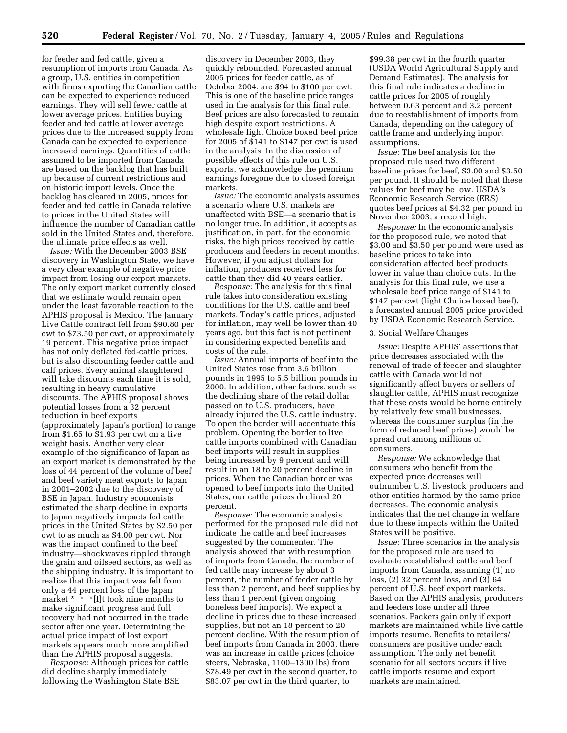for feeder and fed cattle, given a resumption of imports from Canada. As a group, U.S. entities in competition with firms exporting the Canadian cattle can be expected to experience reduced earnings. They will sell fewer cattle at lower average prices. Entities buying feeder and fed cattle at lower average prices due to the increased supply from Canada can be expected to experience increased earnings. Quantities of cattle assumed to be imported from Canada are based on the backlog that has built up because of current restrictions and on historic import levels. Once the backlog has cleared in 2005, prices for feeder and fed cattle in Canada relative to prices in the United States will influence the number of Canadian cattle sold in the United States and, therefore, the ultimate price effects as well.

*Issue:* With the December 2003 BSE discovery in Washington State, we have a very clear example of negative price impact from losing our export markets. The only export market currently closed that we estimate would remain open under the least favorable reaction to the APHIS proposal is Mexico. The January Live Cattle contract fell from $90.80 per cwt to $73.50 per cwt, or approximately 19 percent. This negative price impact has not only deflated fed-cattle prices, but is also discounting feeder cattle and calf prices. Every animal slaughtered will take discounts each time it is sold, resulting in heavy cumulative discounts. The APHIS proposal shows potential losses from a 32 percent reduction in beef exports (approximately Japan's portion) to range from $1.65 to $1.93 per cwt on a live weight basis. Another very clear example of the significance of Japan as an export market is demonstrated by the loss of 44 percent of the volume of beef and beef variety meat exports to Japan in 2001–2002 due to the discovery of BSE in Japan. Industry economists estimated the sharp decline in exports to Japan negatively impacts fed cattle prices in the United States by $2.50 per cwt to as much as $4.00 per cwt. Nor was the impact confined to the beef industry—shockwaves rippled through the grain and oilseed sectors, as well as the shipping industry. It is important to realize that this impact was felt from only a 44 percent loss of the Japan market * * *[I]t took nine months to make significant progress and full recovery had not occurred in the trade sector after one year. Determining the actual price impact of lost export markets appears much more amplified than the APHIS proposal suggests.

*Response:* Although prices for cattle did decline sharply immediately following the Washington State BSE discovery in December 2003, they quickly rebounded. Forecasted annual 2005 prices for feeder cattle, as of October 2004, are $94 to $100 per cwt. This is one of the baseline price ranges used in the analysis for this final rule. Beef prices are also forecasted to remain high despite export restrictions. A wholesale light Choice boxed beef price for 2005 of $141 to $147 per cwt is used in the analysis. In the discussion of possible effects of this rule on U.S. exports, we acknowledge the premium earnings foregone due to closed foreign markets.

*Issue:* The economic analysis assumes a scenario where U.S. markets are unaffected with BSE—a scenario that is no longer true. In addition, it accepts as justification, in part, for the economic risks, the high prices received by cattle producers and feeders in recent months. However, if you adjust dollars for inflation, producers received less for cattle than they did 40 years earlier.

*Response:* The analysis for this final rule takes into consideration existing conditions for the U.S. cattle and beef markets. Today's cattle prices, adjusted for inflation, may well be lower than 40 years ago, but this fact is not pertinent in considering expected benefits and costs of the rule.

*Issue:* Annual imports of beef into the United States rose from 3.6 billion pounds in 1995 to 5.5 billion pounds in 2000. In addition, other factors, such as the declining share of the retail dollar passed on to U.S. producers, have already injured the U.S. cattle industry. To open the border will accentuate this problem. Opening the border to live cattle imports combined with Canadian beef imports will result in supplies being increased by 9 percent and will result in an 18 to 20 percent decline in prices. When the Canadian border was opened to beef imports into the United States, our cattle prices declined 20 percent.

*Response:* The economic analysis performed for the proposed rule did not indicate the cattle and beef increases suggested by the commenter. The analysis showed that with resumption of imports from Canada, the number of fed cattle may increase by about 3 percent, the number of feeder cattle by less than 2 percent, and beef supplies by less than 1 percent (given ongoing boneless beef imports). We expect a decline in prices due to these increased supplies, but not an 18 percent to 20 percent decline. With the resumption of beef imports from Canada in 2003, there was an increase in cattle prices (choice steers, Nebraska, 1100–1300 lbs) from $78.49 per cwt in the second quarter, to $83.07 per cwt in the third quarter, to $99.38 per cwt in the fourth quarter (USDA World Agricultural Supply and Demand Estimates). The analysis for this final rule indicates a decline in cattle prices for 2005 of roughly between 0.63 percent and 3.2 percent due to reestablishment of imports from Canada, depending on the category of cattle frame and underlying import assumptions.

*Issue:* The beef analysis for the proposed rule used two different baseline prices for beef, $3.00 and $3.50 per pound. It should be noted that these values for beef may be low. USDA's Economic Research Service (ERS) quotes beef prices at $4.32 per pound in November 2003, a record high.

*Response:* In the economic analysis for the proposed rule, we noted that $3.00 and $3.50 per pound were used as baseline prices to take into consideration affected beef products lower in value than choice cuts. In the analysis for this final rule, we use a wholesale beef price range of $141 to $147 per cwt (light Choice boxed beef), a forecasted annual 2005 price provided by USDA Economic Research Service.

3. Social Welfare Changes

*Issue:* Despite APHIS' assertions that price decreases associated with the renewal of trade of feeder and slaughter cattle with Canada would not significantly affect buyers or sellers of slaughter cattle, APHIS must recognize that these costs would be borne entirely by relatively few small businesses, whereas the consumer surplus (in the form of reduced beef prices) would be spread out among millions of consumers.

*Response:* We acknowledge that consumers who benefit from the expected price decreases will outnumber U.S. livestock producers and other entities harmed by the same price decreases. The economic analysis indicates that the net change in welfare due to these impacts within the United States will be positive.

*Issue:* Three scenarios in the analysis for the proposed rule are used to evaluate reestablished cattle and beef imports from Canada, assuming (1) no loss, (2) 32 percent loss, and (3) 64 percent of U.S. beef export markets. Based on the APHIS analysis, producers and feeders lose under all three scenarios. Packers gain only if export markets are maintained while live cattle imports resume. Benefits to retailers/consumers are positive under each assumption. The only net benefit scenario for all sectors occurs if live cattle imports resume and export markets are maintained.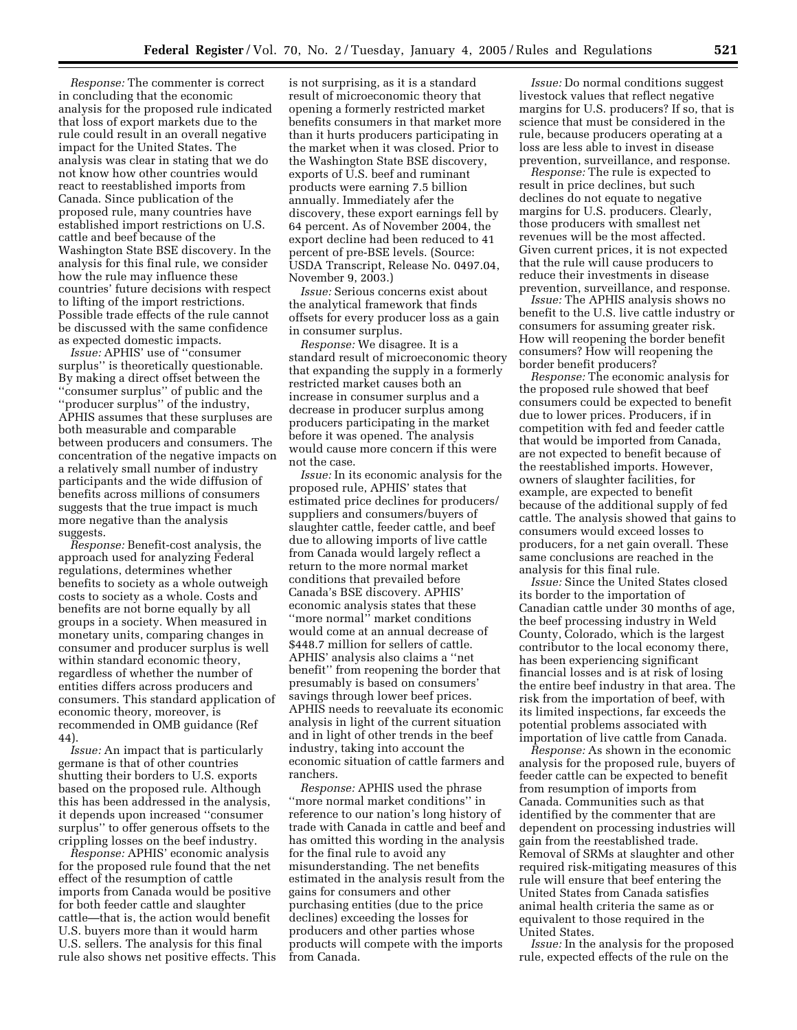*Response:* The commenter is correct in concluding that the economic analysis for the proposed rule indicated that loss of export markets due to the rule could result in an overall negative impact for the United States. The analysis was clear in stating that we do not know how other countries would react to reestablished imports from Canada. Since publication of the proposed rule, many countries have established import restrictions on U.S. cattle and beef because of the Washington State BSE discovery. In the analysis for this final rule, we consider how the rule may influence these countries' future decisions with respect to lifting of the import restrictions. Possible trade effects of the rule cannot be discussed with the same confidence as expected domestic impacts.

*Issue:* APHIS' use of ''consumer surplus'' is theoretically questionable. By making a direct offset between the ''consumer surplus'' of public and the ''producer surplus'' of the industry, APHIS assumes that these surpluses are both measurable and comparable between producers and consumers. The concentration of the negative impacts on a relatively small number of industry participants and the wide diffusion of benefits across millions of consumers suggests that the true impact is much more negative than the analysis suggests.

*Response:* Benefit-cost analysis, the approach used for analyzing Federal regulations, determines whether benefits to society as a whole outweigh costs to society as a whole. Costs and benefits are not borne equally by all groups in a society. When measured in monetary units, comparing changes in consumer and producer surplus is well within standard economic theory, regardless of whether the number of entities differs across producers and consumers. This standard application of economic theory, moreover, is recommended in OMB guidance (Ref 44).

*Issue:* An impact that is particularly germane is that of other countries shutting their borders to U.S. exports based on the proposed rule. Although this has been addressed in the analysis, it depends upon increased ''consumer surplus'' to offer generous offsets to the crippling losses on the beef industry.

*Response:* APHIS' economic analysis for the proposed rule found that the net effect of the resumption of cattle imports from Canada would be positive for both feeder cattle and slaughter cattle—that is, the action would benefit U.S. buyers more than it would harm U.S. sellers. The analysis for this final rule also shows net positive effects. This is not surprising, as it is a standard result of microeconomic theory that opening a formerly restricted market benefits consumers in that market more than it hurts producers participating in the market when it was closed. Prior to the Washington State BSE discovery, exports of U.S. beef and ruminant products were earning 7.5 billion annually. Immediately afer the discovery, these export earnings fell by 64 percent. As of November 2004, the export decline had been reduced to 41 percent of pre-BSE levels. (Source: USDA Transcript, Release No. 0497.04, November 9, 2003.)

*Issue:* Serious concerns exist about the analytical framework that finds offsets for every producer loss as a gain in consumer surplus.

*Response:* We disagree. It is a standard result of microeconomic theory that expanding the supply in a formerly restricted market causes both an increase in consumer surplus and a decrease in producer surplus among producers participating in the market before it was opened. The analysis would cause more concern if this were not the case.

*Issue:* In its economic analysis for the proposed rule, APHIS' states that estimated price declines for producers/suppliers and consumers/buyers of slaughter cattle, feeder cattle, and beef due to allowing imports of live cattle from Canada would largely reflect a return to the more normal market conditions that prevailed before Canada's BSE discovery. APHIS' economic analysis states that these ''more normal'' market conditions would come at an annual decrease of $448.7 million for sellers of cattle. APHIS' analysis also claims a ''net benefit'' from reopening the border that presumably is based on consumers' savings through lower beef prices. APHIS needs to reevaluate its economic analysis in light of the current situation and in light of other trends in the beef industry, taking into account the economic situation of cattle farmers and ranchers.

*Response:* APHIS used the phrase ''more normal market conditions'' in reference to our nation's long history of trade with Canada in cattle and beef and has omitted this wording in the analysis for the final rule to avoid any misunderstanding. The net benefits estimated in the analysis result from the gains for consumers and other purchasing entities (due to the price declines) exceeding the losses for producers and other parties whose products will compete with the imports from Canada.

*Issue:* Do normal conditions suggest livestock values that reflect negative margins for U.S. producers? If so, that is science that must be considered in the rule, because producers operating at a loss are less able to invest in disease prevention, surveillance, and response.

*Response:* The rule is expected to result in price declines, but such declines do not equate to negative margins for U.S. producers. Clearly, those producers with smallest net revenues will be the most affected. Given current prices, it is not expected that the rule will cause producers to reduce their investments in disease prevention, surveillance, and response.

*Issue:* The APHIS analysis shows no benefit to the U.S. live cattle industry or consumers for assuming greater risk. How will reopening the border benefit consumers? How will reopening the border benefit producers?

*Response:* The economic analysis for the proposed rule showed that beef consumers could be expected to benefit due to lower prices. Producers, if in competition with fed and feeder cattle that would be imported from Canada, are not expected to benefit because of the reestablished imports. However, owners of slaughter facilities, for example, are expected to benefit because of the additional supply of fed cattle. The analysis showed that gains to consumers would exceed losses to producers, for a net gain overall. These same conclusions are reached in the analysis for this final rule.

*Issue:* Since the United States closed its border to the importation of Canadian cattle under 30 months of age, the beef processing industry in Weld County, Colorado, which is the largest contributor to the local economy there, has been experiencing significant financial losses and is at risk of losing the entire beef industry in that area. The risk from the importation of beef, with its limited inspections, far exceeds the potential problems associated with importation of live cattle from Canada.

*Response:* As shown in the economic analysis for the proposed rule, buyers of feeder cattle can be expected to benefit from resumption of imports from Canada. Communities such as that identified by the commenter that are dependent on processing industries will gain from the reestablished trade. Removal of SRMs at slaughter and other required risk-mitigating measures of this rule will ensure that beef entering the United States from Canada satisfies animal health criteria the same as or equivalent to those required in the United States.

*Issue:* In the analysis for the proposed rule, expected effects of the rule on the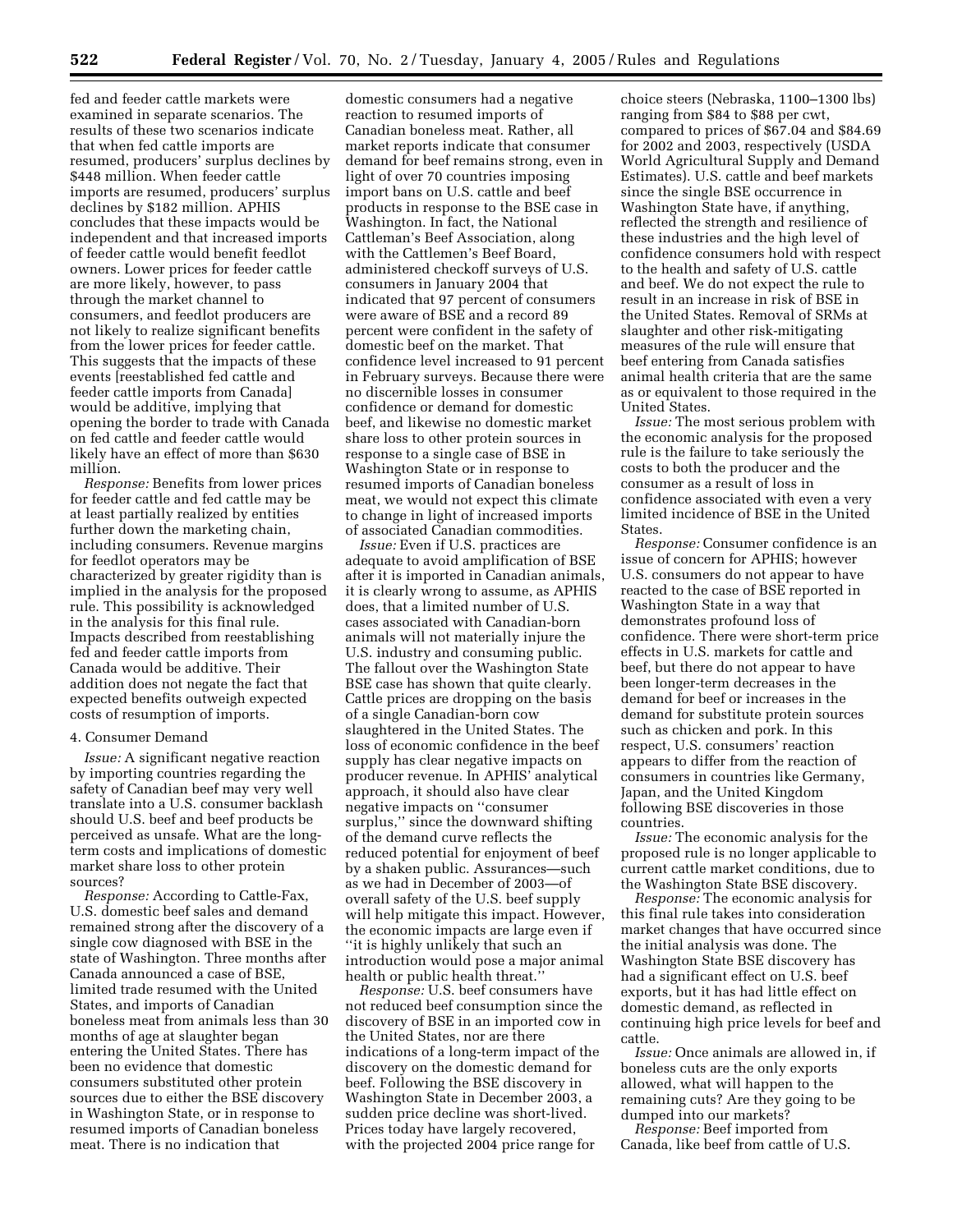fed and feeder cattle markets were examined in separate scenarios. The results of these two scenarios indicate that when fed cattle imports are resumed, producers' surplus declines by $448 million. When feeder cattle imports are resumed, producers' surplus declines by $182 million. APHIS concludes that these impacts would be independent and that increased imports of feeder cattle would benefit feedlot owners. Lower prices for feeder cattle are more likely, however, to pass through the market channel to consumers, and feedlot producers are not likely to realize significant benefits from the lower prices for feeder cattle. This suggests that the impacts of these events [reestablished fed cattle and feeder cattle imports from Canada] would be additive, implying that opening the border to trade with Canada on fed cattle and feeder cattle would likely have an effect of more than $630 million.

*Response:* Benefits from lower prices for feeder cattle and fed cattle may be at least partially realized by entities further down the marketing chain, including consumers. Revenue margins for feedlot operators may be characterized by greater rigidity than is implied in the analysis for the proposed rule. This possibility is acknowledged in the analysis for this final rule. Impacts described from reestablishing fed and feeder cattle imports from Canada would be additive. Their addition does not negate the fact that expected benefits outweigh expected costs of resumption of imports.

4. Consumer Demand

*Issue:* A significant negative reaction by importing countries regarding the safety of Canadian beef may very well translate into a U.S. consumer backlash should U.S. beef and beef products be perceived as unsafe. What are the long-term costs and implications of domestic market share loss to other protein sources?

*Response:* According to Cattle-Fax, U.S. domestic beef sales and demand remained strong after the discovery of a single cow diagnosed with BSE in the state of Washington. Three months after Canada announced a case of BSE, limited trade resumed with the United States, and imports of Canadian boneless meat from animals less than 30 months of age at slaughter began entering the United States. There has been no evidence that domestic consumers substituted other protein sources due to either the BSE discovery in Washington State, or in response to resumed imports of Canadian boneless meat. There is no indication that domestic consumers had a negative reaction to resumed imports of Canadian boneless meat. Rather, all market reports indicate that consumer demand for beef remains strong, even in light of over 70 countries imposing import bans on U.S. cattle and beef products in response to the BSE case in Washington. In fact, the National Cattleman's Beef Association, along with the Cattlemen's Beef Board, administered checkoff surveys of U.S. consumers in January 2004 that indicated that 97 percent of consumers were aware of BSE and a record 89 percent were confident in the safety of domestic beef on the market. That confidence level increased to 91 percent in February surveys. Because there were no discernible losses in consumer confidence or demand for domestic beef, and likewise no domestic market share loss to other protein sources in response to a single case of BSE in Washington State or in response to resumed imports of Canadian boneless meat, we would not expect this climate to change in light of increased imports of associated Canadian commodities.

*Issue:* Even if U.S. practices are adequate to avoid amplification of BSE after it is imported in Canadian animals, it is clearly wrong to assume, as APHIS does, that a limited number of U.S. cases associated with Canadian-born animals will not materially injure the U.S. industry and consuming public. The fallout over the Washington State BSE case has shown that quite clearly. Cattle prices are dropping on the basis of a single Canadian-born cow slaughtered in the United States. The loss of economic confidence in the beef supply has clear negative impacts on producer revenue. In APHIS' analytical approach, it should also have clear negative impacts on "consumer surplus," since the downward shifting of the demand curve reflects the reduced potential for enjoyment of beef by a shaken public. Assurances—such as we had in December of 2003—of overall safety of the U.S. beef supply will help mitigate this impact. However, the economic impacts are large even if "it is highly unlikely that such an introduction would pose a major animal health or public health threat."

*Response:* U.S. beef consumers have not reduced beef consumption since the discovery of BSE in an imported cow in the United States, nor are there indications of a long-term impact of the discovery on the domestic demand for beef. Following the BSE discovery in Washington State in December 2003, a sudden price decline was short-lived. Prices today have largely recovered, with the projected 2004 price range for choice steers (Nebraska, 1100–1300 lbs) ranging from $84 to $88 per cwt, compared to prices of $67.04 and $84.69 for 2002 and 2003, respectively (USDA World Agricultural Supply and Demand Estimates). U.S. cattle and beef markets since the single BSE occurrence in Washington State have, if anything, reflected the strength and resilience of these industries and the high level of confidence consumers hold with respect to the health and safety of U.S. cattle and beef. We do not expect the rule to result in an increase in risk of BSE in the United States. Removal of SRMs at slaughter and other risk-mitigating measures of the rule will ensure that beef entering from Canada satisfies animal health criteria that are the same as or equivalent to those required in the United States.

*Issue:* The most serious problem with the economic analysis for the proposed rule is the failure to take seriously the costs to both the producer and the consumer as a result of loss in confidence associated with even a very limited incidence of BSE in the United States.

*Response:* Consumer confidence is an issue of concern for APHIS; however U.S. consumers do not appear to have reacted to the case of BSE reported in Washington State in a way that demonstrates profound loss of confidence. There were short-term price effects in U.S. markets for cattle and beef, but there do not appear to have been longer-term decreases in the demand for beef or increases in the demand for substitute protein sources such as chicken and pork. In this respect, U.S. consumers' reaction appears to differ from the reaction of consumers in countries like Germany, Japan, and the United Kingdom following BSE discoveries in those countries.

*Issue:* The economic analysis for the proposed rule is no longer applicable to current cattle market conditions, due to the Washington State BSE discovery.

*Response:* The economic analysis for this final rule takes into consideration market changes that have occurred since the initial analysis was done. The Washington State BSE discovery has had a significant effect on U.S. beef exports, but it has had little effect on domestic demand, as reflected in continuing high price levels for beef and cattle.

*Issue:* Once animals are allowed in, if boneless cuts are the only exports allowed, what will happen to the remaining cuts? Are they going to be dumped into our markets?

*Response:* Beef imported from Canada, like beef from cattle of U.S.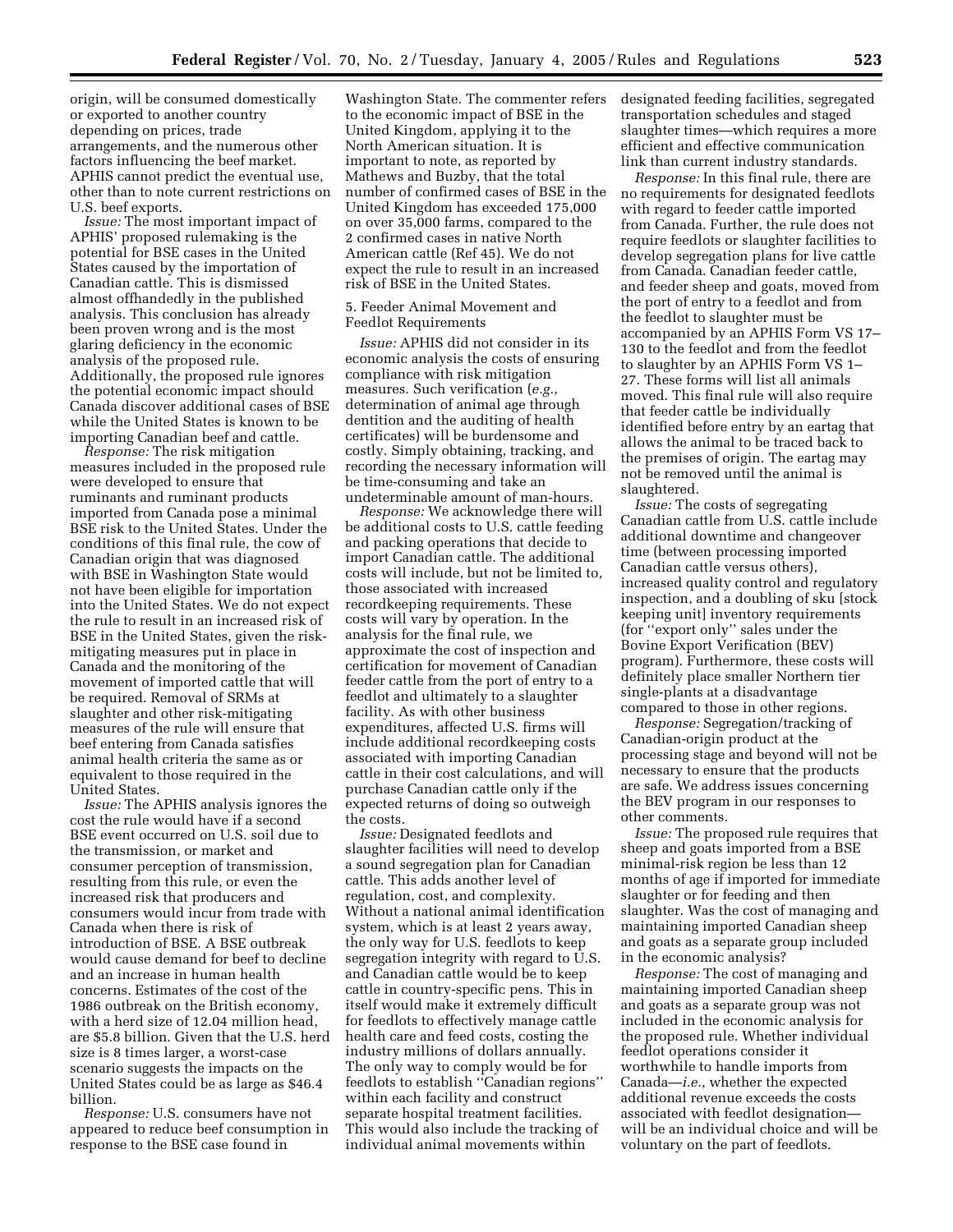origin, will be consumed domestically or exported to another country depending on prices, trade arrangements, and the numerous other factors influencing the beef market. APHIS cannot predict the eventual use, other than to note current restrictions on U.S. beef exports.

*Issue:* The most important impact of APHIS' proposed rulemaking is the potential for BSE cases in the United States caused by the importation of Canadian cattle. This is dismissed almost offhandedly in the published analysis. This conclusion has already been proven wrong and is the most glaring deficiency in the economic analysis of the proposed rule. Additionally, the proposed rule ignores the potential economic impact should Canada discover additional cases of BSE while the United States is known to be importing Canadian beef and cattle.

*Response:* The risk mitigation measures included in the proposed rule were developed to ensure that ruminants and ruminant products imported from Canada pose a minimal BSE risk to the United States. Under the conditions of this final rule, the cow of Canadian origin that was diagnosed with BSE in Washington State would not have been eligible for importation into the United States. We do not expect the rule to result in an increased risk of BSE in the United States, given the risk-mitigating measures put in place in Canada and the monitoring of the movement of imported cattle that will be required. Removal of SRMs at slaughter and other risk-mitigating measures of the rule will ensure that beef entering from Canada satisfies animal health criteria the same as or equivalent to those required in the United States.

*Issue:* The APHIS analysis ignores the cost the rule would have if a second BSE event occurred on U.S. soil due to the transmission, or market and consumer perception of transmission, resulting from this rule, or even the increased risk that producers and consumers would incur from trade with Canada when there is risk of introduction of BSE. A BSE outbreak would cause demand for beef to decline and an increase in human health concerns. Estimates of the cost of the 1986 outbreak on the British economy, with a herd size of 12.04 million head, are $5.8 billion. Given that the U.S. herd size is 8 times larger, a worst-case scenario suggests the impacts on the United States could be as large as $46.4 billion.

*Response:* U.S. consumers have not appeared to reduce beef consumption in response to the BSE case found in Washington State. The commenter refers to the economic impact of BSE in the United Kingdom, applying it to the North American situation. It is important to note, as reported by Mathews and Buzby, that the total number of confirmed cases of BSE in the United Kingdom has exceeded 175,000 on over 35,000 farms, compared to the 2 confirmed cases in native North American cattle (Ref 45). We do not expect the rule to result in an increased risk of BSE in the United States.

5. Feeder Animal Movement and Feedlot Requirements

*Issue:* APHIS did not consider in its economic analysis the costs of ensuring compliance with risk mitigation measures. Such verification (*e.g.*, determination of animal age through dentition and the auditing of health certificates) will be burdensome and costly. Simply obtaining, tracking, and recording the necessary information will be time-consuming and take an undeterminable amount of man-hours.

*Response:* We acknowledge there will be additional costs to U.S. cattle feeding and packing operations that decide to import Canadian cattle. The additional costs will include, but not be limited to, those associated with increased recordkeeping requirements. These costs will vary by operation. In the analysis for the final rule, we approximate the cost of inspection and certification for movement of Canadian feeder cattle from the port of entry to a feedlot and ultimately to a slaughter facility. As with other business expenditures, affected U.S. firms will include additional recordkeeping costs associated with importing Canadian cattle in their cost calculations, and will purchase Canadian cattle only if the expected returns of doing so outweigh the costs.

*Issue:* Designated feedlots and slaughter facilities will need to develop a sound segregation plan for Canadian cattle. This adds another level of regulation, cost, and complexity. Without a national animal identification system, which is at least 2 years away, the only way for U.S. feedlots to keep segregation integrity with regard to U.S. and Canadian cattle would be to keep cattle in country-specific pens. This in itself would make it extremely difficult for feedlots to effectively manage cattle health care and feed costs, costing the industry millions of dollars annually. The only way to comply would be for feedlots to establish ''Canadian regions'' within each facility and construct separate hospital treatment facilities. This would also include the tracking of individual animal movements within designated feeding facilities, segregated transportation schedules and staged slaughter times—which requires a more efficient and effective communication link than current industry standards.

*Response:* In this final rule, there are no requirements for designated feedlots with regard to feeder cattle imported from Canada. Further, the rule does not require feedlots or slaughter facilities to develop segregation plans for live cattle from Canada. Canadian feeder cattle, and feeder sheep and goats, moved from the port of entry to a feedlot and from the feedlot to slaughter must be accompanied by an APHIS Form VS 17–130 to the feedlot and from the feedlot to slaughter by an APHIS Form VS 1–27. These forms will list all animals moved. This final rule will also require that feeder cattle be individually identified before entry by an eartag that allows the animal to be traced back to the premises of origin. The eartag may not be removed until the animal is slaughtered.

*Issue:* The costs of segregating Canadian cattle from U.S. cattle include additional downtime and changeover time (between processing imported Canadian cattle versus others), increased quality control and regulatory inspection, and a doubling of sku [stock keeping unit] inventory requirements (for ''export only'' sales under the Bovine Export Verification (BEV) program). Furthermore, these costs will definitely place smaller Northern tier single-plants at a disadvantage compared to those in other regions.

*Response:* Segregation/tracking of Canadian-origin product at the processing stage and beyond will not be necessary to ensure that the products are safe. We address issues concerning the BEV program in our responses to other comments.

*Issue:* The proposed rule requires that sheep and goats imported from a BSE minimal-risk region be less than 12 months of age if imported for immediate slaughter or for feeding and then slaughter. Was the cost of managing and maintaining imported Canadian sheep and goats as a separate group included in the economic analysis?

*Response:* The cost of managing and maintaining imported Canadian sheep and goats as a separate group was not included in the economic analysis for the proposed rule. Whether individual feedlot operations consider it worthwhile to handle imports from Canada—*i.e.*, whether the expected additional revenue exceeds the costs associated with feedlot designation—will be an individual choice and will be voluntary on the part of feedlots.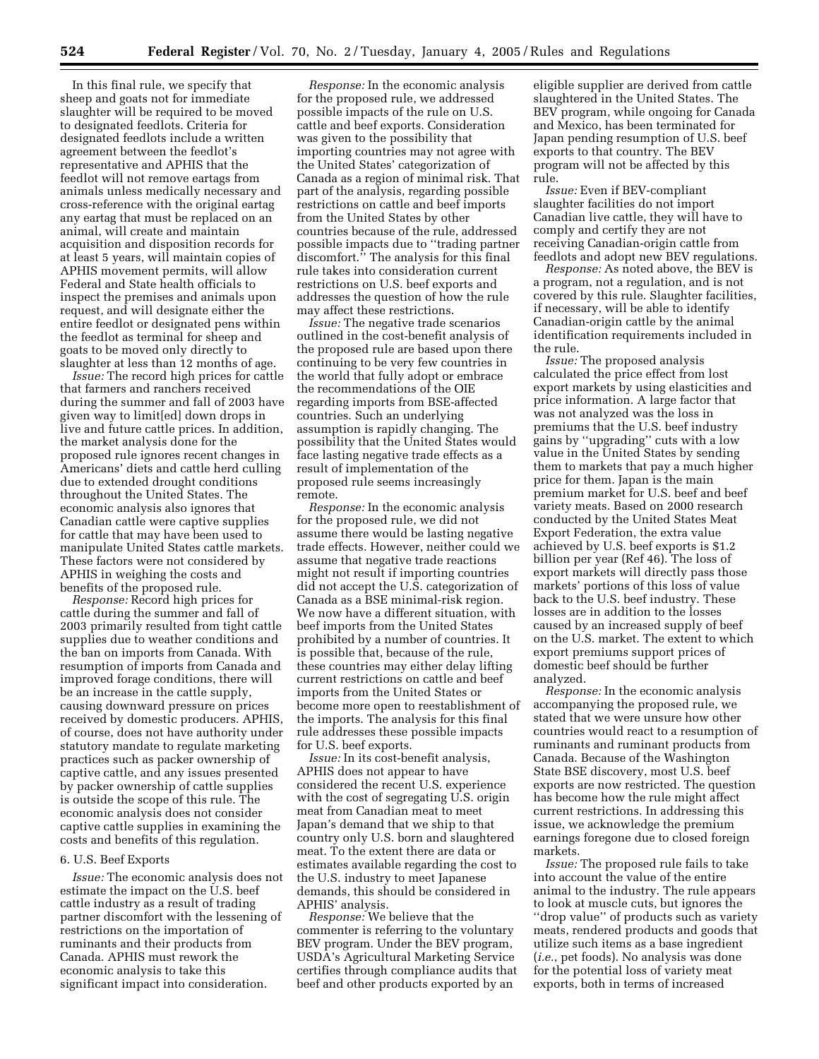In this final rule, we specify that sheep and goats not for immediate slaughter will be required to be moved to designated feedlots. Criteria for designated feedlots include a written agreement between the feedlot's representative and APHIS that the feedlot will not remove eartags from animals unless medically necessary and cross-reference with the original eartag any eartag that must be replaced on an animal, will create and maintain acquisition and disposition records for at least 5 years, will maintain copies of APHIS movement permits, will allow Federal and State health officials to inspect the premises and animals upon request, and will designate either the entire feedlot or designated pens within the feedlot as terminal for sheep and goats to be moved only directly to slaughter at less than 12 months of age.

*Issue:* The record high prices for cattle that farmers and ranchers received during the summer and fall of 2003 have given way to limit[ed] down drops in live and future cattle prices. In addition, the market analysis done for the proposed rule ignores recent changes in Americans' diets and cattle herd culling due to extended drought conditions throughout the United States. The economic analysis also ignores that Canadian cattle were captive supplies for cattle that may have been used to manipulate United States cattle markets. These factors were not considered by APHIS in weighing the costs and benefits of the proposed rule.

*Response:* Record high prices for cattle during the summer and fall of 2003 primarily resulted from tight cattle supplies due to weather conditions and the ban on imports from Canada. With resumption of imports from Canada and improved forage conditions, there will be an increase in the cattle supply, causing downward pressure on prices received by domestic producers. APHIS, of course, does not have authority under statutory mandate to regulate marketing practices such as packer ownership of captive cattle, and any issues presented by packer ownership of cattle supplies is outside the scope of this rule. The economic analysis does not consider captive cattle supplies in examining the costs and benefits of this regulation.

### 6. U.S. Beef Exports

*Issue:* The economic analysis does not estimate the impact on the U.S. beef cattle industry as a result of trading partner discomfort with the lessening of restrictions on the importation of ruminants and their products from Canada. APHIS must rework the economic analysis to take this significant impact into consideration.

*Response:* In the economic analysis for the proposed rule, we addressed possible impacts of the rule on U.S. cattle and beef exports. Consideration was given to the possibility that importing countries may not agree with the United States' categorization of Canada as a region of minimal risk. That part of the analysis, regarding possible restrictions on cattle and beef imports from the United States by other countries because of the rule, addressed possible impacts due to "trading partner discomfort." The analysis for this final rule takes into consideration current restrictions on U.S. beef exports and addresses the question of how the rule may affect these restrictions.

*Issue:* The negative trade scenarios outlined in the cost-benefit analysis of the proposed rule are based upon there continuing to be very few countries in the world that fully adopt or embrace the recommendations of the OIE regarding imports from BSE-affected countries. Such an underlying assumption is rapidly changing. The possibility that the United States would face lasting negative trade effects as a result of implementation of the proposed rule seems increasingly remote.

*Response:* In the economic analysis for the proposed rule, we did not assume there would be lasting negative trade effects. However, neither could we assume that negative trade reactions might not result if importing countries did not accept the U.S. categorization of Canada as a BSE minimal-risk region. We now have a different situation, with beef imports from the United States prohibited by a number of countries. It is possible that, because of the rule, these countries may either delay lifting current restrictions on cattle and beef imports from the United States or become more open to reestablishment of the imports. The analysis for this final rule addresses these possible impacts for U.S. beef exports.

*Issue:* In its cost-benefit analysis, APHIS does not appear to have considered the recent U.S. experience with the cost of segregating U.S. origin meat from Canadian meat to meet Japan's demand that we ship to that country only U.S. born and slaughtered meat. To the extent there are data or estimates available regarding the cost to the U.S. industry to meet Japanese demands, this should be considered in APHIS' analysis.

*Response:* We believe that the commenter is referring to the voluntary BEV program. Under the BEV program, USDA's Agricultural Marketing Service certifies through compliance audits that beef and other products exported by an eligible supplier are derived from cattle slaughtered in the United States. The BEV program, while ongoing for Canada and Mexico, has been terminated for Japan pending resumption of U.S. beef exports to that country. The BEV program will not be affected by this rule.

*Issue:* Even if BEV-compliant slaughter facilities do not import Canadian live cattle, they will have to comply and certify they are not receiving Canadian-origin cattle from feedlots and adopt new BEV regulations.

*Response:* As noted above, the BEV is a program, not a regulation, and is not covered by this rule. Slaughter facilities, if necessary, will be able to identify Canadian-origin cattle by the animal identification requirements included in the rule.

*Issue:* The proposed analysis calculated the price effect from lost export markets by using elasticities and price information. A large factor that was not analyzed was the loss in premiums that the U.S. beef industry gains by "upgrading" cuts with a low value in the United States by sending them to markets that pay a much higher price for them. Japan is the main premium market for U.S. beef and beef variety meats. Based on 2000 research conducted by the United States Meat Export Federation, the extra value achieved by U.S. beef exports is $1.2 billion per year (Ref 46). The loss of export markets will directly pass those markets' portions of this loss of value back to the U.S. beef industry. These losses are in addition to the losses caused by an increased supply of beef on the U.S. market. The extent to which export premiums support prices of domestic beef should be further analyzed.

*Response:* In the economic analysis accompanying the proposed rule, we stated that we were unsure how other countries would react to a resumption of ruminants and ruminant products from Canada. Because of the Washington State BSE discovery, most U.S. beef exports are now restricted. The question has become how the rule might affect current restrictions. In addressing this issue, we acknowledge the premium earnings foregone due to closed foreign markets.

*Issue:* The proposed rule fails to take into account the value of the entire animal to the industry. The rule appears to look at muscle cuts, but ignores the "drop value" of products such as variety meats, rendered products and goods that utilize such items as a base ingredient (*i.e.*, pet foods). No analysis was done for the potential loss of variety meat exports, both in terms of increased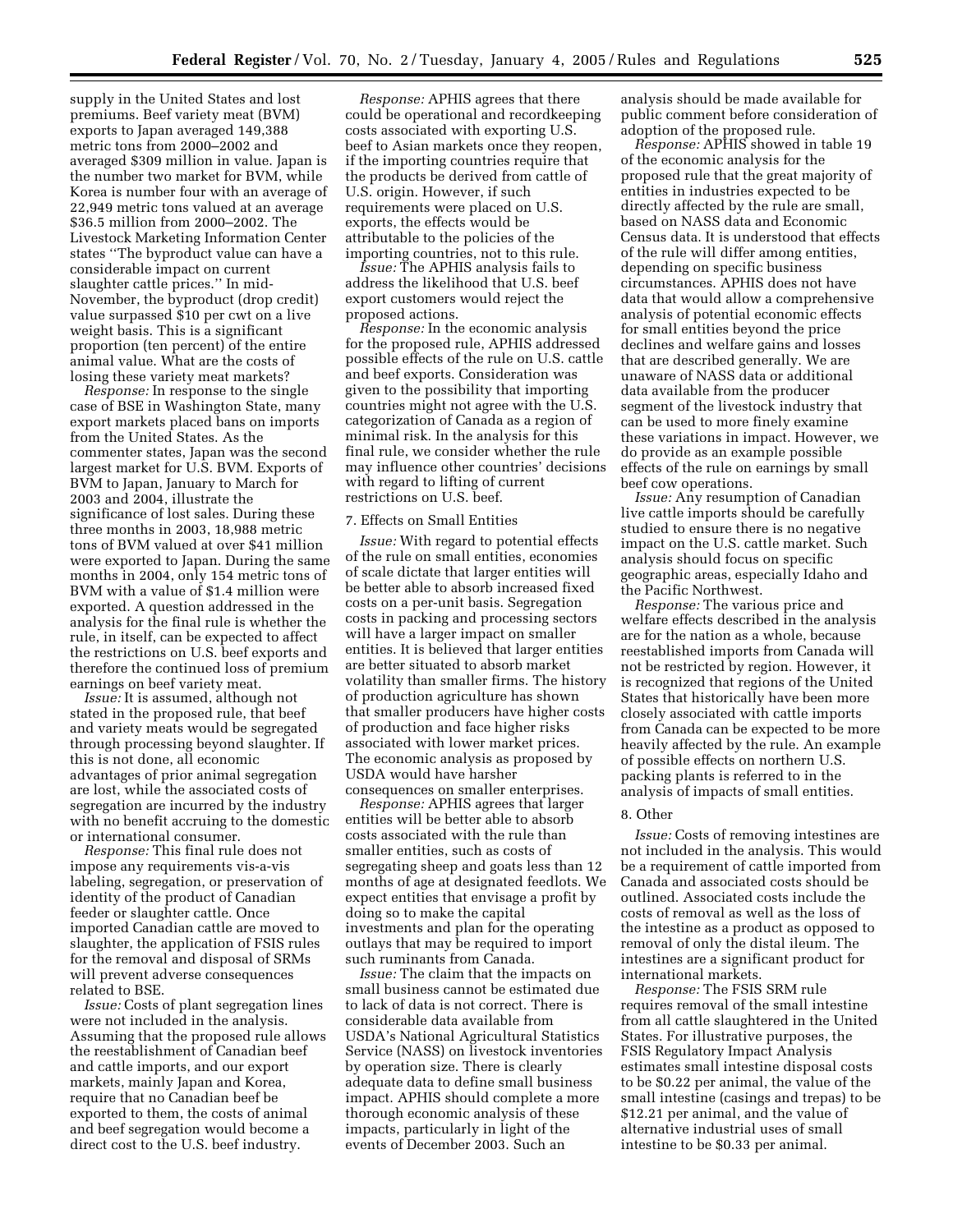supply in the United States and lost premiums. Beef variety meat (BVM) exports to Japan averaged 149,388 metric tons from 2000–2002 and averaged $309 million in value. Japan is the number two market for BVM, while Korea is number four with an average of 22,949 metric tons valued at an average $36.5 million from 2000–2002. The Livestock Marketing Information Center states ''The byproduct value can have a considerable impact on current slaughter cattle prices.'' In mid-November, the byproduct (drop credit) value surpassed $10 per cwt on a live weight basis. This is a significant proportion (ten percent) of the entire animal value. What are the costs of losing these variety meat markets?

*Response:* In response to the single case of BSE in Washington State, many export markets placed bans on imports from the United States. As the commenter states, Japan was the second largest market for U.S. BVM. Exports of BVM to Japan, January to March for 2003 and 2004, illustrate the significance of lost sales. During these three months in 2003, 18,988 metric tons of BVM valued at over $41 million were exported to Japan. During the same months in 2004, only 154 metric tons of BVM with a value of $1.4 million were exported. A question addressed in the analysis for the final rule is whether the rule, in itself, can be expected to affect the restrictions on U.S. beef exports and therefore the continued loss of premium earnings on beef variety meat.

*Issue:* It is assumed, although not stated in the proposed rule, that beef and variety meats would be segregated through processing beyond slaughter. If this is not done, all economic advantages of prior animal segregation are lost, while the associated costs of segregation are incurred by the industry with no benefit accruing to the domestic or international consumer.

*Response:* This final rule does not impose any requirements vis-a-vis labeling, segregation, or preservation of identity of the product of Canadian feeder or slaughter cattle. Once imported Canadian cattle are moved to slaughter, the application of FSIS rules for the removal and disposal of SRMs will prevent adverse consequences related to BSE.

*Issue:* Costs of plant segregation lines were not included in the analysis. Assuming that the proposed rule allows the reestablishment of Canadian beef and cattle imports, and our export markets, mainly Japan and Korea, require that no Canadian beef be exported to them, the costs of animal and beef segregation would become a direct cost to the U.S. beef industry.

*Response:* APHIS agrees that there could be operational and recordkeeping costs associated with exporting U.S. beef to Asian markets once they reopen, if the importing countries require that the products be derived from cattle of U.S. origin. However, if such requirements were placed on U.S. exports, the effects would be attributable to the policies of the importing countries, not to this rule.

*Issue:* The APHIS analysis fails to address the likelihood that U.S. beef export customers would reject the proposed actions.

*Response:* In the economic analysis for the proposed rule, APHIS addressed possible effects of the rule on U.S. cattle and beef exports. Consideration was given to the possibility that importing countries might not agree with the U.S. categorization of Canada as a region of minimal risk. In the analysis for this final rule, we consider whether the rule may influence other countries' decisions with regard to lifting of current restrictions on U.S. beef.

7. Effects on Small Entities

*Issue:* With regard to potential effects of the rule on small entities, economies of scale dictate that larger entities will be better able to absorb increased fixed costs on a per-unit basis. Segregation costs in packing and processing sectors will have a larger impact on smaller entities. It is believed that larger entities are better situated to absorb market volatility than smaller firms. The history of production agriculture has shown that smaller producers have higher costs of production and face higher risks associated with lower market prices. The economic analysis as proposed by USDA would have harsher consequences on smaller enterprises.

*Response:* APHIS agrees that larger entities will be better able to absorb costs associated with the rule than smaller entities, such as costs of segregating sheep and goats less than 12 months of age at designated feedlots. We expect entities that envisage a profit by doing so to make the capital investments and plan for the operating outlays that may be required to import such ruminants from Canada.

*Issue:* The claim that the impacts on small business cannot be estimated due to lack of data is not correct. There is considerable data available from USDA's National Agricultural Statistics Service (NASS) on livestock inventories by operation size. There is clearly adequate data to define small business impact. APHIS should complete a more thorough economic analysis of these impacts, particularly in light of the events of December 2003. Such an analysis should be made available for public comment before consideration of adoption of the proposed rule.

*Response:* APHIS showed in table 19 of the economic analysis for the proposed rule that the great majority of entities in industries expected to be directly affected by the rule are small, based on NASS data and Economic Census data. It is understood that effects of the rule will differ among entities, depending on specific business circumstances. APHIS does not have data that would allow a comprehensive analysis of potential economic effects for small entities beyond the price declines and welfare gains and losses that are described generally. We are unaware of NASS data or additional data available from the producer segment of the livestock industry that can be used to more finely examine these variations in impact. However, we do provide as an example possible effects of the rule on earnings by small beef cow operations.

*Issue:* Any resumption of Canadian live cattle imports should be carefully studied to ensure there is no negative impact on the U.S. cattle market. Such analysis should focus on specific geographic areas, especially Idaho and the Pacific Northwest.

*Response:* The various price and welfare effects described in the analysis are for the nation as a whole, because reestablished imports from Canada will not be restricted by region. However, it is recognized that regions of the United States that historically have been more closely associated with cattle imports from Canada can be expected to be more heavily affected by the rule. An example of possible effects on northern U.S. packing plants is referred to in the analysis of impacts of small entities.

8. Other

*Issue:* Costs of removing intestines are not included in the analysis. This would be a requirement of cattle imported from Canada and associated costs should be outlined. Associated costs include the costs of removal as well as the loss of the intestine as a product as opposed to removal of only the distal ileum. The intestines are a significant product for international markets.

*Response:* The FSIS SRM rule requires removal of the small intestine from all cattle slaughtered in the United States. For illustrative purposes, the FSIS Regulatory Impact Analysis estimates small intestine disposal costs to be $0.22 per animal, the value of the small intestine (casings and trepas) to be $12.21 per animal, and the value of alternative industrial uses of small intestine to be $0.33 per animal.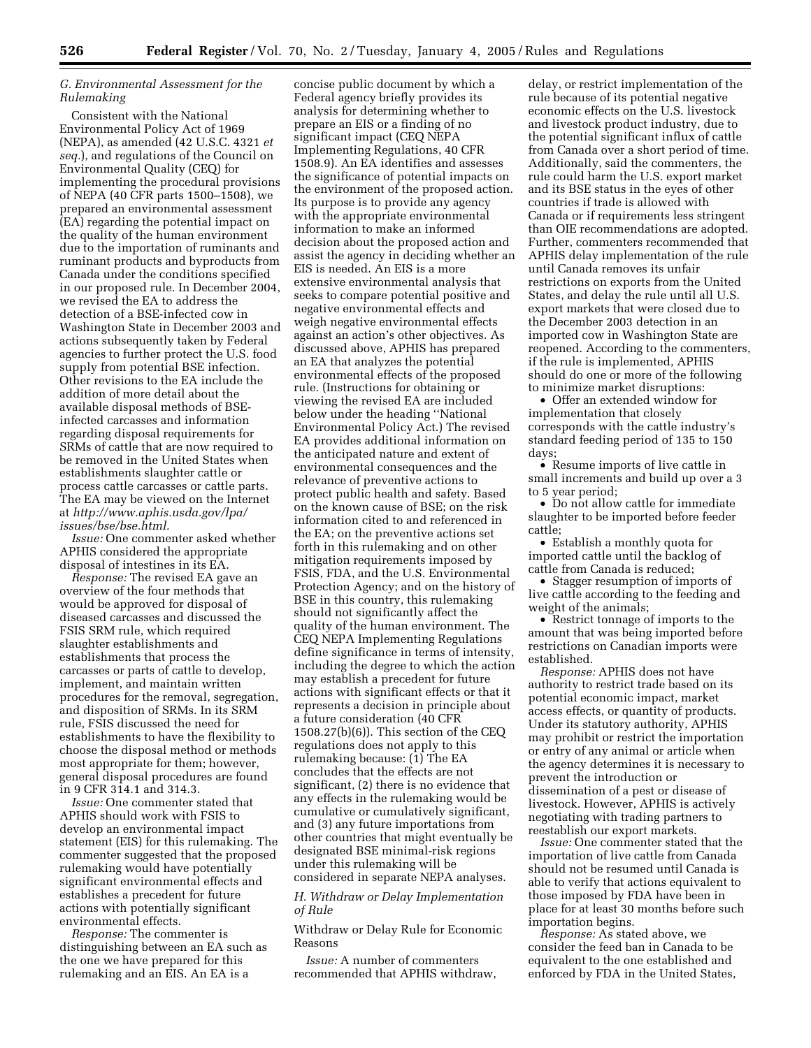### *G. Environmental Assessment for the Rulemaking*

Consistent with the National Environmental Policy Act of 1969 (NEPA), as amended (42 U.S.C. 4321 *et seq.*), and regulations of the Council on Environmental Quality (CEQ) for implementing the procedural provisions of NEPA (40 CFR parts 1500–1508), we prepared an environmental assessment (EA) regarding the potential impact on the quality of the human environment due to the importation of ruminants and ruminant products and byproducts from Canada under the conditions specified in our proposed rule. In December 2004, we revised the EA to address the detection of a BSE-infected cow in Washington State in December 2003 and actions subsequently taken by Federal agencies to further protect the U.S. food supply from potential BSE infection. Other revisions to the EA include the addition of more detail about the available disposal methods of BSE-infected carcasses and information regarding disposal requirements for SRMs of cattle that are now required to be removed in the United States when establishments slaughter cattle or process cattle carcasses or cattle parts. The EA may be viewed on the Internet at *http://www.aphis.usda.gov/lpa/issues/bse/bse.html.*

*Issue:* One commenter asked whether APHIS considered the appropriate disposal of intestines in its EA.

*Response:* The revised EA gave an overview of the four methods that would be approved for disposal of diseased carcasses and discussed the FSIS SRM rule, which required slaughter establishments and establishments that process the carcasses or parts of cattle to develop, implement, and maintain written procedures for the removal, segregation, and disposition of SRMs. In its SRM rule, FSIS discussed the need for establishments to have the flexibility to choose the disposal method or methods most appropriate for them; however, general disposal procedures are found in 9 CFR 314.1 and 314.3.

*Issue:* One commenter stated that APHIS should work with FSIS to develop an environmental impact statement (EIS) for this rulemaking. The commenter suggested that the proposed rulemaking would have potentially significant environmental effects and establishes a precedent for future actions with potentially significant environmental effects.

*Response:* The commenter is distinguishing between an EA such as the one we have prepared for this rulemaking and an EIS. An EA is a concise public document by which a Federal agency briefly provides its analysis for determining whether to prepare an EIS or a finding of no significant impact (CEQ NEPA Implementing Regulations, 40 CFR 1508.9). An EA identifies and assesses the significance of potential impacts on the environment of the proposed action. Its purpose is to provide any agency with the appropriate environmental information to make an informed decision about the proposed action and assist the agency in deciding whether an EIS is needed. An EIS is a more extensive environmental analysis that seeks to compare potential positive and negative environmental effects and weigh negative environmental effects against an action's other objectives. As discussed above, APHIS has prepared an EA that analyzes the potential environmental effects of the proposed rule. (Instructions for obtaining or viewing the revised EA are included below under the heading ''National Environmental Policy Act.) The revised EA provides additional information on the anticipated nature and extent of environmental consequences and the relevance of preventive actions to protect public health and safety. Based on the known cause of BSE; on the risk information cited to and referenced in the EA; on the preventive actions set forth in this rulemaking and on other mitigation requirements imposed by FSIS, FDA, and the U.S. Environmental Protection Agency; and on the history of BSE in this country, this rulemaking should not significantly affect the quality of the human environment. The CEQ NEPA Implementing Regulations define significance in terms of intensity, including the degree to which the action may establish a precedent for future actions with significant effects or that it represents a decision in principle about a future consideration (40 CFR 1508.27(b)(6)). This section of the CEQ regulations does not apply to this rulemaking because: (1) The EA concludes that the effects are not significant, (2) there is no evidence that any effects in the rulemaking would be cumulative or cumulatively significant, and (3) any future importations from other countries that might eventually be designated BSE minimal-risk regions under this rulemaking will be considered in separate NEPA analyses.

### *H. Withdraw or Delay Implementation of Rule*

Withdraw or Delay Rule for Economic Reasons

*Issue:* A number of commenters recommended that APHIS withdraw, delay, or restrict implementation of the rule because of its potential negative economic effects on the U.S. livestock and livestock product industry, due to the potential significant influx of cattle from Canada over a short period of time. Additionally, said the commenters, the rule could harm the U.S. export market and its BSE status in the eyes of other countries if trade is allowed with Canada or if requirements less stringent than OIE recommendations are adopted. Further, commenters recommended that APHIS delay implementation of the rule until Canada removes its unfair restrictions on exports from the United States, and delay the rule until all U.S. export markets that were closed due to the December 2003 detection in an imported cow in Washington State are reopened. According to the commenters, if the rule is implemented, APHIS should do one or more of the following to minimize market disruptions:

- Offer an extended window for implementation that closely corresponds with the cattle industry's standard feeding period of 135 to 150 days;
- Resume imports of live cattle in small increments and build up over a 3 to 5 year period;
- Do not allow cattle for immediate slaughter to be imported before feeder cattle;
- Establish a monthly quota for imported cattle until the backlog of cattle from Canada is reduced;
- Stagger resumption of imports of live cattle according to the feeding and weight of the animals;
- Restrict tonnage of imports to the amount that was being imported before restrictions on Canadian imports were established.

*Response:* APHIS does not have authority to restrict trade based on its potential economic impact, market access effects, or quantity of products. Under its statutory authority, APHIS may prohibit or restrict the importation or entry of any animal or article when the agency determines it is necessary to prevent the introduction or dissemination of a pest or disease of livestock. However, APHIS is actively negotiating with trading partners to reestablish our export markets.

*Issue:* One commenter stated that the importation of live cattle from Canada should not be resumed until Canada is able to verify that actions equivalent to those imposed by FDA have been in place for at least 30 months before such importation begins.

*Response:* As stated above, we consider the feed ban in Canada to be equivalent to the one established and enforced by FDA in the United States,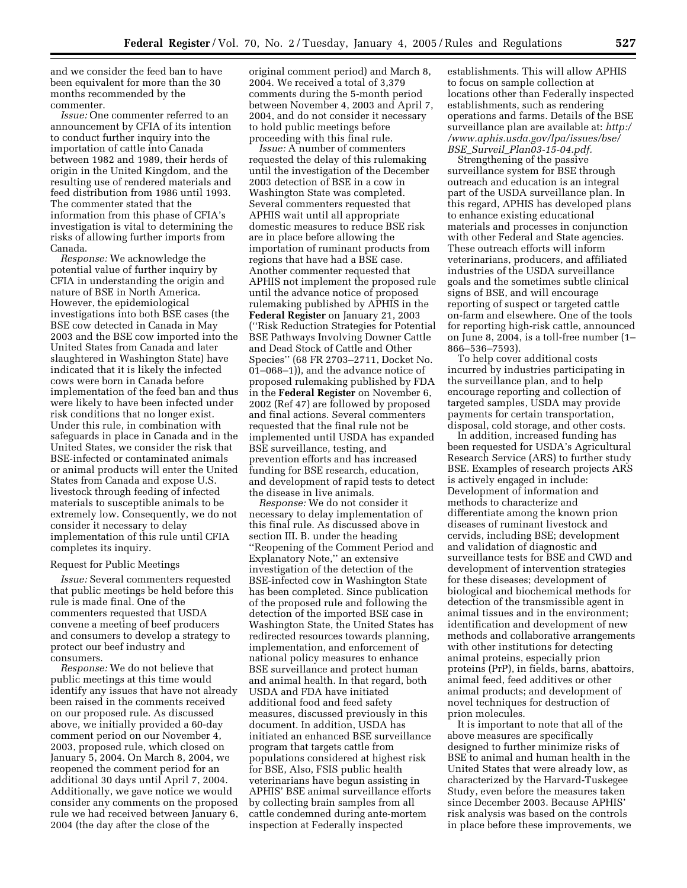and we consider the feed ban to have been equivalent for more than the 30 months recommended by the commenter.

*Issue:* One commenter referred to an announcement by CFIA of its intention to conduct further inquiry into the importation of cattle into Canada between 1982 and 1989, their herds of origin in the United Kingdom, and the resulting use of rendered materials and feed distribution from 1986 until 1993. The commenter stated that the information from this phase of CFIA's investigation is vital to determining the risks of allowing further imports from Canada.

*Response:* We acknowledge the potential value of further inquiry by CFIA in understanding the origin and nature of BSE in North America. However, the epidemiological investigations into both BSE cases (the BSE cow detected in Canada in May 2003 and the BSE cow imported into the United States from Canada and later slaughtered in Washington State) have indicated that it is likely the infected cows were born in Canada before implementation of the feed ban and thus were likely to have been infected under risk conditions that no longer exist. Under this rule, in combination with safeguards in place in Canada and in the United States, we consider the risk that BSE-infected or contaminated animals or animal products will enter the United States from Canada and expose U.S. livestock through feeding of infected materials to susceptible animals to be extremely low. Consequently, we do not consider it necessary to delay implementation of this rule until CFIA completes its inquiry.

Request for Public Meetings

*Issue:* Several commenters requested that public meetings be held before this rule is made final. One of the commenters requested that USDA convene a meeting of beef producers and consumers to develop a strategy to protect our beef industry and consumers.

*Response:* We do not believe that public meetings at this time would identify any issues that have not already been raised in the comments received on our proposed rule. As discussed above, we initially provided a 60-day comment period on our November 4, 2003, proposed rule, which closed on January 5, 2004. On March 8, 2004, we reopened the comment period for an additional 30 days until April 7, 2004. Additionally, we gave notice we would consider any comments on the proposed rule we had received between January 6, 2004 (the day after the close of the original comment period) and March 8, 2004. We received a total of 3,379 comments during the 5-month period between November 4, 2003 and April 7, 2004, and do not consider it necessary to hold public meetings before proceeding with this final rule.

*Issue:* A number of commenters requested the delay of this rulemaking until the investigation of the December 2003 detection of BSE in a cow in Washington State was completed. Several commenters requested that APHIS wait until all appropriate domestic measures to reduce BSE risk are in place before allowing the importation of ruminant products from regions that have had a BSE case. Another commenter requested that APHIS not implement the proposed rule until the advance notice of proposed rulemaking published by APHIS in the **Federal Register** on January 21, 2003 (''Risk Reduction Strategies for Potential BSE Pathways Involving Downer Cattle and Dead Stock of Cattle and Other Species'' (68 FR 2703–2711, Docket No. 01–068–1)), and the advance notice of proposed rulemaking published by FDA in the **Federal Register** on November 6, 2002 (Ref 47) are followed by proposed and final actions. Several commenters requested that the final rule not be implemented until USDA has expanded BSE surveillance, testing, and prevention efforts and has increased funding for BSE research, education, and development of rapid tests to detect the disease in live animals.

*Response:* We do not consider it necessary to delay implementation of this final rule. As discussed above in section III. B. under the heading ''Reopening of the Comment Period and Explanatory Note,'' an extensive investigation of the detection of the BSE-infected cow in Washington State has been completed. Since publication of the proposed rule and following the detection of the imported BSE case in Washington State, the United States has redirected resources towards planning, implementation, and enforcement of national policy measures to enhance BSE surveillance and protect human and animal health. In that regard, both USDA and FDA have initiated additional food and feed safety measures, discussed previously in this document. In addition, USDA has initiated an enhanced BSE surveillance program that targets cattle from populations considered at highest risk for BSE, Also, FSIS public health veterinarians have begun assisting in APHIS' BSE animal surveillance efforts by collecting brain samples from all cattle condemned during ante-mortem inspection at Federally inspected establishments. This will allow APHIS to focus on sample collection at locations other than Federally inspected establishments, such as rendering operations and farms. Details of the BSE surveillance plan are available at: *http://www.aphis.usda.gov/lpa/issues/bse/BSE_Surveil_Plan03-15-04.pdf*.

Strengthening of the passive surveillance system for BSE through outreach and education is an integral part of the USDA surveillance plan. In this regard, APHIS has developed plans to enhance existing educational materials and processes in conjunction with other Federal and State agencies. These outreach efforts will inform veterinarians, producers, and affiliated industries of the USDA surveillance goals and the sometimes subtle clinical signs of BSE, and will encourage reporting of suspect or targeted cattle on-farm and elsewhere. One of the tools for reporting high-risk cattle, announced on June 8, 2004, is a toll-free number (1–866–536–7593).

To help cover additional costs incurred by industries participating in the surveillance plan, and to help encourage reporting and collection of targeted samples, USDA may provide payments for certain transportation, disposal, cold storage, and other costs.

In addition, increased funding has been requested for USDA's Agricultural Research Service (ARS) to further study BSE. Examples of research projects ARS is actively engaged in include: Development of information and methods to characterize and differentiate among the known prion diseases of ruminant livestock and cervids, including BSE; development and validation of diagnostic and surveillance tests for BSE and CWD and development of intervention strategies for these diseases; development of biological and biochemical methods for detection of the transmissible agent in animal tissues and in the environment; identification and development of new methods and collaborative arrangements with other institutions for detecting animal proteins, especially prion proteins (PrP), in fields, barns, abattoirs, animal feed, feed additives or other animal products; and development of novel techniques for destruction of prion molecules.

It is important to note that all of the above measures are specifically designed to further minimize risks of BSE to animal and human health in the United States that were already low, as characterized by the Harvard-Tuskegee Study, even before the measures taken since December 2003. Because APHIS' risk analysis was based on the controls in place before these improvements, we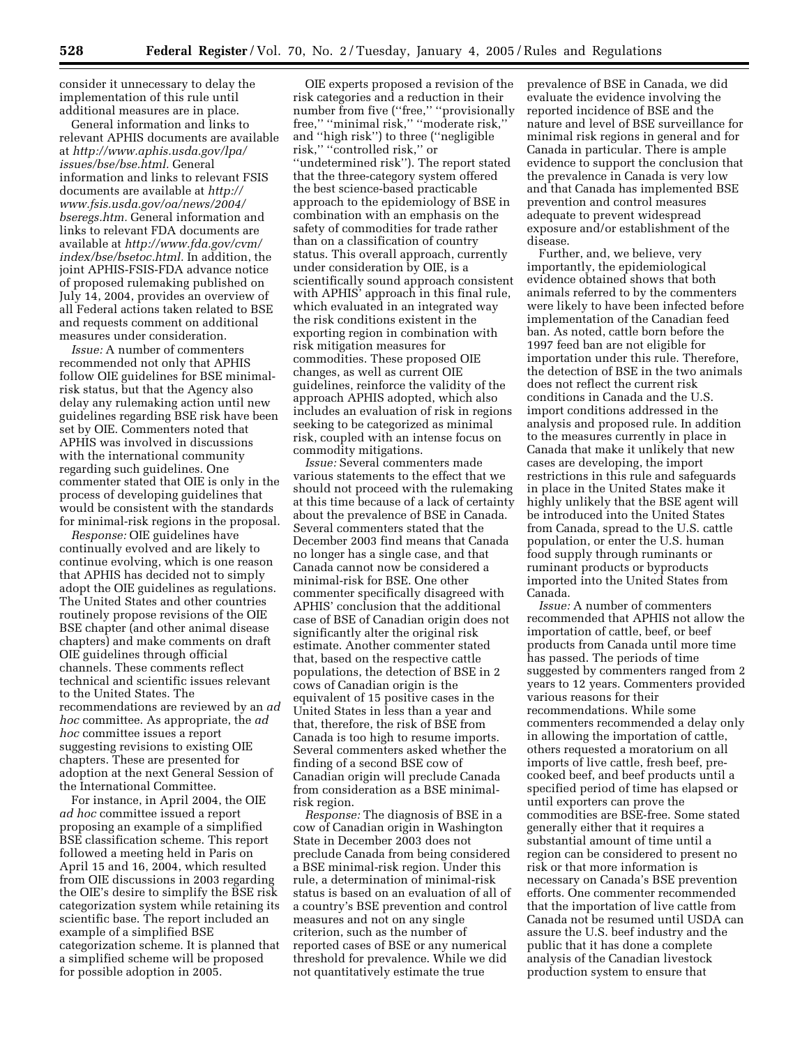consider it unnecessary to delay the implementation of this rule until additional measures are in place.

General information and links to relevant APHIS documents are available at *http://www.aphis.usda.gov/lpa/issues/bse/bse.html.* General information and links to relevant FSIS documents are available at *http://www.fsis.usda.gov/oa/news/2004/bseregs.htm.* General information and links to relevant FDA documents are available at *http://www.fda.gov/cvm/index/bse/bsetoc.html.* In addition, the joint APHIS-FSIS-FDA advance notice of proposed rulemaking published on July 14, 2004, provides an overview of all Federal actions taken related to BSE and requests comment on additional measures under consideration.

*Issue:* A number of commenters recommended not only that APHIS follow OIE guidelines for BSE minimal-risk status, but that the Agency also delay any rulemaking action until new guidelines regarding BSE risk have been set by OIE. Commenters noted that APHIS was involved in discussions with the international community regarding such guidelines. One commenter stated that OIE is only in the process of developing guidelines that would be consistent with the standards for minimal-risk regions in the proposal.

*Response:* OIE guidelines have continually evolved and are likely to continue evolving, which is one reason that APHIS has decided not to simply adopt the OIE guidelines as regulations. The United States and other countries routinely propose revisions of the OIE BSE chapter (and other animal disease chapters) and make comments on draft OIE guidelines through official channels. These comments reflect technical and scientific issues relevant to the United States. The recommendations are reviewed by an *ad hoc* committee. As appropriate, the *ad hoc* committee issues a report suggesting revisions to existing OIE chapters. These are presented for adoption at the next General Session of the International Committee.

For instance, in April 2004, the OIE *ad hoc* committee issued a report proposing an example of a simplified BSE classification scheme. This report followed a meeting held in Paris on April 15 and 16, 2004, which resulted from OIE discussions in 2003 regarding the OIE's desire to simplify the BSE risk categorization system while retaining its scientific base. The report included an example of a simplified BSE categorization scheme. It is planned that a simplified scheme will be proposed for possible adoption in 2005.

OIE experts proposed a revision of the risk categories and a reduction in their number from five (''free,'' ''provisionally free,'' ''minimal risk,'' ''moderate risk,'' and ''high risk'') to three (''negligible risk,'' ''controlled risk,'' or ''undetermined risk''). The report stated that the three-category system offered the best science-based practicable approach to the epidemiology of BSE in combination with an emphasis on the safety of commodities for trade rather than on a classification of country status. This overall approach, currently under consideration by OIE, is a scientifically sound approach consistent with APHIS' approach in this final rule, which evaluated in an integrated way the risk conditions existent in the exporting region in combination with risk mitigation measures for commodities. These proposed OIE changes, as well as current OIE guidelines, reinforce the validity of the approach APHIS adopted, which also includes an evaluation of risk in regions seeking to be categorized as minimal risk, coupled with an intense focus on commodity mitigations.

*Issue:* Several commenters made various statements to the effect that we should not proceed with the rulemaking at this time because of a lack of certainty about the prevalence of BSE in Canada. Several commenters stated that the December 2003 find means that Canada no longer has a single case, and that Canada cannot now be considered a minimal-risk for BSE. One other commenter specifically disagreed with APHIS' conclusion that the additional case of BSE of Canadian origin does not significantly alter the original risk estimate. Another commenter stated that, based on the respective cattle populations, the detection of BSE in 2 cows of Canadian origin is the equivalent of 15 positive cases in the United States in less than a year and that, therefore, the risk of BSE from Canada is too high to resume imports. Several commenters asked whether the finding of a second BSE cow of Canadian origin will preclude Canada from consideration as a BSE minimal-risk region.

*Response:* The diagnosis of BSE in a cow of Canadian origin in Washington State in December 2003 does not preclude Canada from being considered a BSE minimal-risk region. Under this rule, a determination of minimal-risk status is based on an evaluation of all of a country's BSE prevention and control measures and not on any single criterion, such as the number of reported cases of BSE or any numerical threshold for prevalence. While we did not quantitatively estimate the true prevalence of BSE in Canada, we did evaluate the evidence involving the reported incidence of BSE and the nature and level of BSE surveillance for minimal risk regions in general and for Canada in particular. There is ample evidence to support the conclusion that the prevalence in Canada is very low and that Canada has implemented BSE prevention and control measures adequate to prevent widespread exposure and/or establishment of the disease.

Further, and, we believe, very importantly, the epidemiological evidence obtained shows that both animals referred to by the commenters were likely to have been infected before implementation of the Canadian feed ban. As noted, cattle born before the 1997 feed ban are not eligible for importation under this rule. Therefore, the detection of BSE in the two animals does not reflect the current risk conditions in Canada and the U.S. import conditions addressed in the analysis and proposed rule. In addition to the measures currently in place in Canada that make it unlikely that new cases are developing, the import restrictions in this rule and safeguards in place in the United States make it highly unlikely that the BSE agent will be introduced into the United States from Canada, spread to the U.S. cattle population, or enter the U.S. human food supply through ruminants or ruminant products or byproducts imported into the United States from Canada.

*Issue:* A number of commenters recommended that APHIS not allow the importation of cattle, beef, or beef products from Canada until more time has passed. The periods of time suggested by commenters ranged from 2 years to 12 years. Commenters provided various reasons for their recommendations. While some commenters recommended a delay only in allowing the importation of cattle, others requested a moratorium on all imports of live cattle, fresh beef, pre-cooked beef, and beef products until a specified period of time has elapsed or until exporters can prove the commodities are BSE-free. Some stated generally either that it requires a substantial amount of time until a region can be considered to present no risk or that more information is necessary on Canada's BSE prevention efforts. One commenter recommended that the importation of live cattle from Canada not be resumed until USDA can assure the U.S. beef industry and the public that it has done a complete analysis of the Canadian livestock production system to ensure that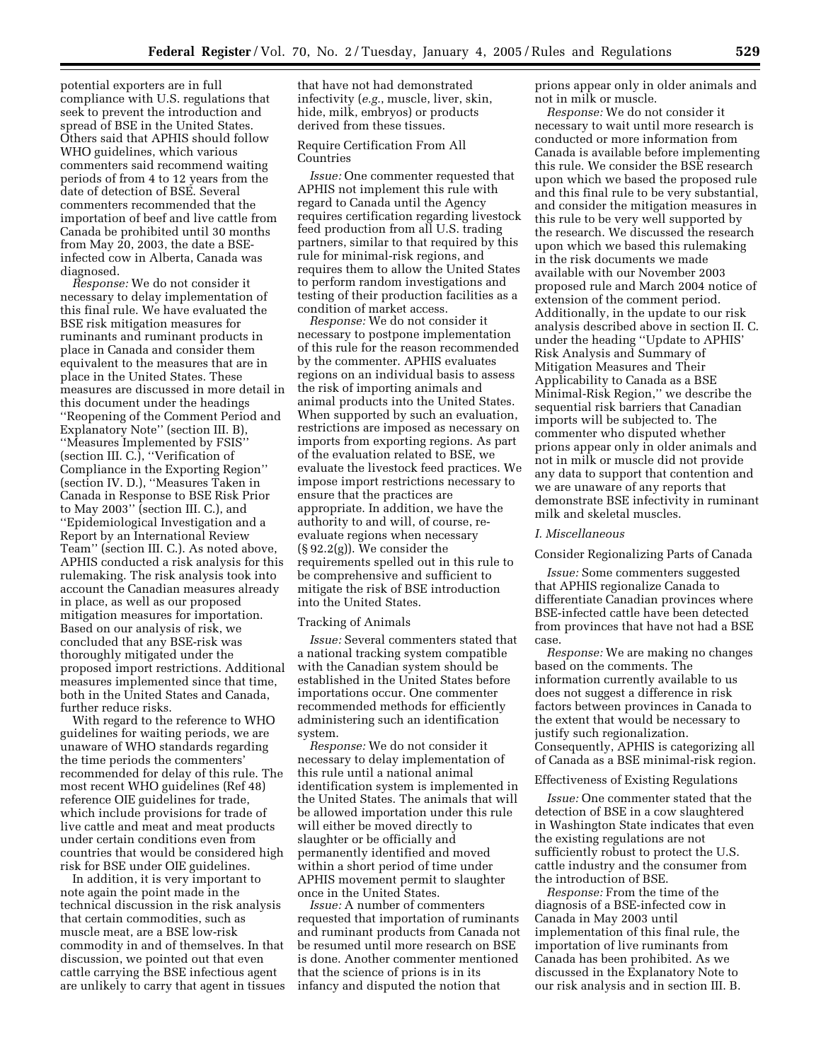potential exporters are in full compliance with U.S. regulations that seek to prevent the introduction and spread of BSE in the United States. Others said that APHIS should follow WHO guidelines, which various commenters said recommend waiting periods of from 4 to 12 years from the date of detection of BSE. Several commenters recommended that the importation of beef and live cattle from Canada be prohibited until 30 months from May 20, 2003, the date a BSE-infected cow in Alberta, Canada was diagnosed.

*Response:* We do not consider it necessary to delay implementation of this final rule. We have evaluated the BSE risk mitigation measures for ruminants and ruminant products in place in Canada and consider them equivalent to the measures that are in place in the United States. These measures are discussed in more detail in this document under the headings "Reopening of the Comment Period and Explanatory Note" (section III. B), "Measures Implemented by FSIS" (section III. C.), "Verification of Compliance in the Exporting Region" (section IV. D.), "Measures Taken in Canada in Response to BSE Risk Prior to May 2003" (section III. C.), and "Epidemiological Investigation and a Report by an International Review Team" (section III. C.). As noted above, APHIS conducted a risk analysis for this rulemaking. The risk analysis took into account the Canadian measures already in place, as well as our proposed mitigation measures for importation. Based on our analysis of risk, we concluded that any BSE-risk was thoroughly mitigated under the proposed import restrictions. Additional measures implemented since that time, both in the United States and Canada, further reduce risks.

With regard to the reference to WHO guidelines for waiting periods, we are unaware of WHO standards regarding the time periods the commenters' recommended for delay of this rule. The most recent WHO guidelines (Ref 48) reference OIE guidelines for trade, which include provisions for trade of live cattle and meat and meat products under certain conditions even from countries that would be considered high risk for BSE under OIE guidelines.

In addition, it is very important to note again the point made in the technical discussion in the risk analysis that certain commodities, such as muscle meat, are a BSE low-risk commodity in and of themselves. In that discussion, we pointed out that even cattle carrying the BSE infectious agent are unlikely to carry that agent in tissues that have not had demonstrated infectivity (*e.g.*, muscle, liver, skin, hide, milk, embryos) or products derived from these tissues.

Require Certification From All Countries

*Issue:* One commenter requested that APHIS not implement this rule with regard to Canada until the Agency requires certification regarding livestock feed production from all U.S. trading partners, similar to that required by this rule for minimal-risk regions, and requires them to allow the United States to perform random investigations and testing of their production facilities as a condition of market access.

*Response:* We do not consider it necessary to postpone implementation of this rule for the reason recommended by the commenter. APHIS evaluates regions on an individual basis to assess the risk of importing animals and animal products into the United States. When supported by such an evaluation, restrictions are imposed as necessary on imports from exporting regions. As part of the evaluation related to BSE, we evaluate the livestock feed practices. We impose import restrictions necessary to ensure that the practices are appropriate. In addition, we have the authority to and will, of course, re-evaluate regions when necessary (§ 92.2(g)). We consider the requirements spelled out in this rule to be comprehensive and sufficient to mitigate the risk of BSE introduction into the United States.

Tracking of Animals

*Issue:* Several commenters stated that a national tracking system compatible with the Canadian system should be established in the United States before importations occur. One commenter recommended methods for efficiently administering such an identification system.

*Response:* We do not consider it necessary to delay implementation of this rule until a national animal identification system is implemented in the United States. The animals that will be allowed importation under this rule will either be moved directly to slaughter or be officially and permanently identified and moved within a short period of time under APHIS movement permit to slaughter once in the United States.

*Issue:* A number of commenters requested that importation of ruminants and ruminant products from Canada not be resumed until more research on BSE is done. Another commenter mentioned that the science of prions is in its infancy and disputed the notion that prions appear only in older animals and not in milk or muscle.

*Response:* We do not consider it necessary to wait until more research is conducted or more information from Canada is available before implementing this rule. We consider the BSE research upon which we based the proposed rule and this final rule to be very substantial, and consider the mitigation measures in this rule to be very well supported by the research. We discussed the research upon which we based this rulemaking in the risk documents we made available with our November 2003 proposed rule and March 2004 notice of extension of the comment period. Additionally, in the update to our risk analysis described above in section II. C. under the heading "Update to APHIS' Risk Analysis and Summary of Mitigation Measures and Their Applicability to Canada as a BSE Minimal-Risk Region," we describe the sequential risk barriers that Canadian imports will be subjected to. The commenter who disputed whether prions appear only in older animals and not in milk or muscle did not provide any data to support that contention and we are unaware of any reports that demonstrate BSE infectivity in ruminant milk and skeletal muscles.

### *I. Miscellaneous*

Consider Regionalizing Parts of Canada

*Issue:* Some commenters suggested that APHIS regionalize Canada to differentiate Canadian provinces where BSE-infected cattle have been detected from provinces that have not had a BSE case.

*Response:* We are making no changes based on the comments. The information currently available to us does not suggest a difference in risk factors between provinces in Canada to the extent that would be necessary to justify such regionalization. Consequently, APHIS is categorizing all of Canada as a BSE minimal-risk region.

Effectiveness of Existing Regulations

*Issue:* One commenter stated that the detection of BSE in a cow slaughtered in Washington State indicates that even the existing regulations are not sufficiently robust to protect the U.S. cattle industry and the consumer from the introduction of BSE.

*Response:* From the time of the diagnosis of a BSE-infected cow in Canada in May 2003 until implementation of this final rule, the importation of live ruminants from Canada has been prohibited. As we discussed in the Explanatory Note to our risk analysis and in section III. B.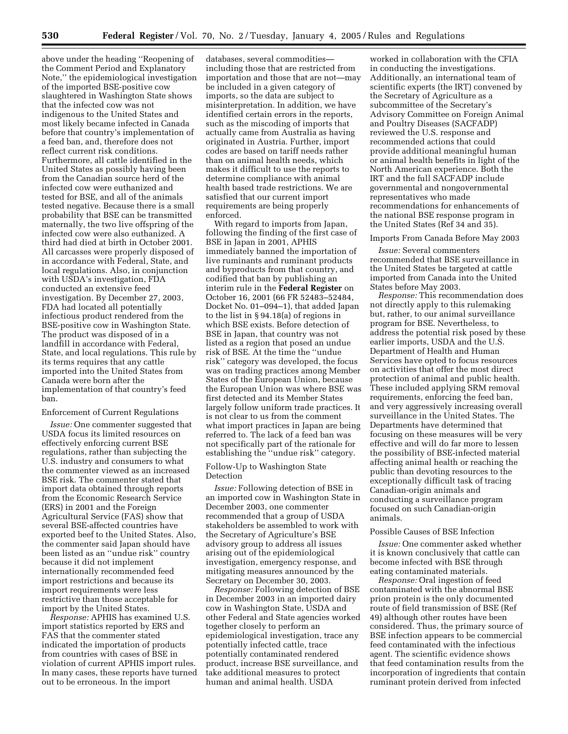above under the heading ''Reopening of the Comment Period and Explanatory Note,'' the epidemiological investigation of the imported BSE-positive cow slaughtered in Washington State shows that the infected cow was not indigenous to the United States and most likely became infected in Canada before that country's implementation of a feed ban, and, therefore does not reflect current risk conditions. Furthermore, all cattle identified in the United States as possibly having been from the Canadian source herd of the infected cow were euthanized and tested for BSE, and all of the animals tested negative. Because there is a small probability that BSE can be transmitted maternally, the two live offspring of the infected cow were also euthanized. A third had died at birth in October 2001. All carcasses were properly disposed of in accordance with Federal, State, and local regulations. Also, in conjunction with USDA's investigation, FDA conducted an extensive feed investigation. By December 27, 2003, FDA had located all potentially infectious product rendered from the BSE-positive cow in Washington State. The product was disposed of in a landfill in accordance with Federal, State, and local regulations. This rule by its terms requires that any cattle imported into the United States from Canada were born after the implementation of that country's feed ban.

Enforcement of Current Regulations

*Issue:* One commenter suggested that USDA focus its limited resources on effectively enforcing current BSE regulations, rather than subjecting the U.S. industry and consumers to what the commenter viewed as an increased BSE risk. The commenter stated that import data obtained through reports from the Economic Research Service (ERS) in 2001 and the Foreign Agricultural Service (FAS) show that several BSE-affected countries have exported beef to the United States. Also, the commenter said Japan should have been listed as an ''undue risk'' country because it did not implement internationally recommended feed import restrictions and because its import requirements were less restrictive than those acceptable for import by the United States.

*Response:* APHIS has examined U.S. import statistics reported by ERS and FAS that the commenter stated indicated the importation of products from countries with cases of BSE in violation of current APHIS import rules. In many cases, these reports have turned out to be erroneous. In the import databases, several commodities—including those that are restricted from importation and those that are not—may be included in a given category of imports, so the data are subject to misinterpretation. In addition, we have identified certain errors in the reports, such as the miscoding of imports that actually came from Australia as having originated in Austria. Further, import codes are based on tariff needs rather than on animal health needs, which makes it difficult to use the reports to determine compliance with animal health based trade restrictions. We are satisfied that our current import requirements are being properly enforced.

With regard to imports from Japan, following the finding of the first case of BSE in Japan in 2001, APHIS immediately banned the importation of live ruminants and ruminant products and byproducts from that country, and codified that ban by publishing an interim rule in the **Federal Register** on October 16, 2001 (66 FR 52483–52484, Docket No. 01–094–1), that added Japan to the list in § 94.18(a) of regions in which BSE exists. Before detection of BSE in Japan, that country was not listed as a region that posed an undue risk of BSE. At the time the ''undue risk'' category was developed, the focus was on trading practices among Member States of the European Union, because the European Union was where BSE was first detected and its Member States largely follow uniform trade practices. It is not clear to us from the comment what import practices in Japan are being referred to. The lack of a feed ban was not specifically part of the rationale for establishing the ''undue risk'' category.

Follow-Up to Washington State Detection

*Issue:* Following detection of BSE in an imported cow in Washington State in December 2003, one commenter recommended that a group of USDA stakeholders be assembled to work with the Secretary of Agriculture's BSE advisory group to address all issues arising out of the epidemiological investigation, emergency response, and mitigating measures announced by the Secretary on December 30, 2003.

*Response:* Following detection of BSE in December 2003 in an imported dairy cow in Washington State, USDA and other Federal and State agencies worked together closely to perform an epidemiological investigation, trace any potentially infected cattle, trace potentially contaminated rendered product, increase BSE surveillance, and take additional measures to protect human and animal health. USDA worked in collaboration with the CFIA in conducting the investigations. Additionally, an international team of scientific experts (the IRT) convened by the Secretary of Agriculture as a subcommittee of the Secretary's Advisory Committee on Foreign Animal and Poultry Diseases (SACFADP) reviewed the U.S. response and recommended actions that could provide additional meaningful human or animal health benefits in light of the North American experience. Both the IRT and the full SACFADP include governmental and nongovernmental representatives who made recommendations for enhancements of the national BSE response program in the United States (Ref 34 and 35).

Imports From Canada Before May 2003

*Issue:* Several commenters recommended that BSE surveillance in the United States be targeted at cattle imported from Canada into the United States before May 2003.

*Response:* This recommendation does not directly apply to this rulemaking but, rather, to our animal surveillance program for BSE. Nevertheless, to address the potential risk posed by these earlier imports, USDA and the U.S. Department of Health and Human Services have opted to focus resources on activities that offer the most direct protection of animal and public health. These included applying SRM removal requirements, enforcing the feed ban, and very aggressively increasing overall surveillance in the United States. The Departments have determined that focusing on these measures will be very effective and will do far more to lessen the possibility of BSE-infected material affecting animal health or reaching the public than devoting resources to the exceptionally difficult task of tracing Canadian-origin animals and conducting a surveillance program focused on such Canadian-origin animals.

Possible Causes of BSE Infection

*Issue:* One commenter asked whether it is known conclusively that cattle can become infected with BSE through eating contaminated materials.

*Response:* Oral ingestion of feed contaminated with the abnormal BSE prion protein is the only documented route of field transmission of BSE (Ref 49) although other routes have been considered. Thus, the primary source of BSE infection appears to be commercial feed contaminated with the infectious agent. The scientific evidence shows that feed contamination results from the incorporation of ingredients that contain ruminant protein derived from infected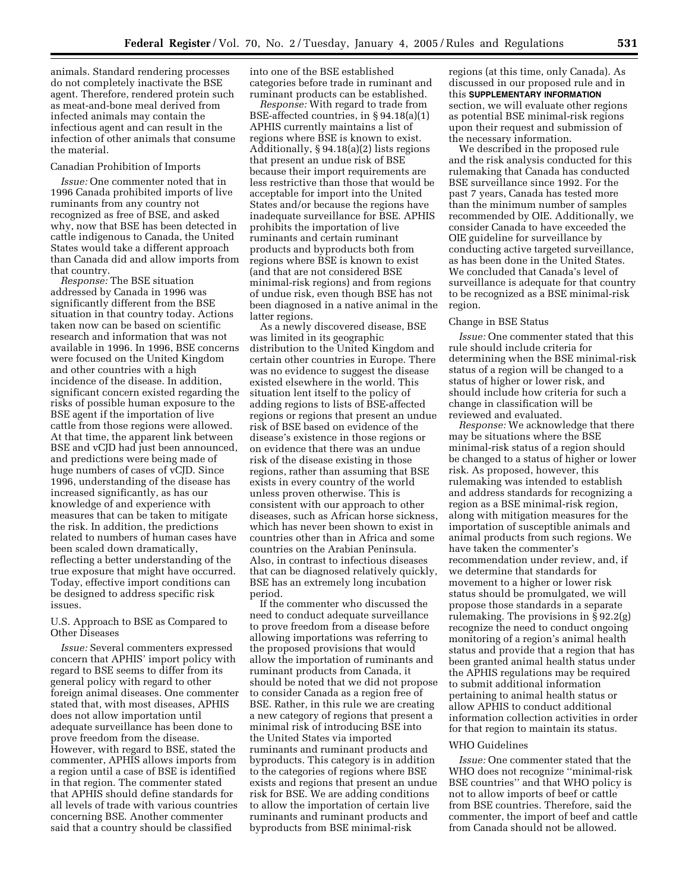animals. Standard rendering processes do not completely inactivate the BSE agent. Therefore, rendered protein such as meat-and-bone meal derived from infected animals may contain the infectious agent and can result in the infection of other animals that consume the material.

### Canadian Prohibition of Imports

*Issue:* One commenter noted that in 1996 Canada prohibited imports of live ruminants from any country not recognized as free of BSE, and asked why, now that BSE has been detected in cattle indigenous to Canada, the United States would take a different approach than Canada did and allow imports from that country.

*Response:* The BSE situation addressed by Canada in 1996 was significantly different from the BSE situation in that country today. Actions taken now can be based on scientific research and information that was not available in 1996. In 1996, BSE concerns were focused on the United Kingdom and other countries with a high incidence of the disease. In addition, significant concern existed regarding the risks of possible human exposure to the BSE agent if the importation of live cattle from those regions were allowed. At that time, the apparent link between BSE and vCJD had just been announced, and predictions were being made of huge numbers of cases of vCJD. Since 1996, understanding of the disease has increased significantly, as has our knowledge of and experience with measures that can be taken to mitigate the risk. In addition, the predictions related to numbers of human cases have been scaled down dramatically, reflecting a better understanding of the true exposure that might have occurred. Today, effective import conditions can be designed to address specific risk issues.

### U.S. Approach to BSE as Compared to Other Diseases

*Issue:* Several commenters expressed concern that APHIS' import policy with regard to BSE seems to differ from its general policy with regard to other foreign animal diseases. One commenter stated that, with most diseases, APHIS does not allow importation until adequate surveillance has been done to prove freedom from the disease. However, with regard to BSE, stated the commenter, APHIS allows imports from a region until a case of BSE is identified in that region. The commenter stated that APHIS should define standards for all levels of trade with various countries concerning BSE. Another commenter said that a country should be classified into one of the BSE established categories before trade in ruminant and ruminant products can be established.

*Response:* With regard to trade from BSE-affected countries, in § 94.18(a)(1) APHIS currently maintains a list of regions where BSE is known to exist. Additionally, § 94.18(a)(2) lists regions that present an undue risk of BSE because their import requirements are less restrictive than those that would be acceptable for import into the United States and/or because the regions have inadequate surveillance for BSE. APHIS prohibits the importation of live ruminants and certain ruminant products and byproducts both from regions where BSE is known to exist (and that are not considered BSE minimal-risk regions) and from regions of undue risk, even though BSE has not been diagnosed in a native animal in the latter regions.

As a newly discovered disease, BSE was limited in its geographic distribution to the United Kingdom and certain other countries in Europe. There was no evidence to suggest the disease existed elsewhere in the world. This situation lent itself to the policy of adding regions to lists of BSE-affected regions or regions that present an undue risk of BSE based on evidence of the disease's existence in those regions or on evidence that there was an undue risk of the disease existing in those regions, rather than assuming that BSE exists in every country of the world unless proven otherwise. This is consistent with our approach to other diseases, such as African horse sickness, which has never been shown to exist in countries other than in Africa and some countries on the Arabian Peninsula. Also, in contrast to infectious diseases that can be diagnosed relatively quickly, BSE has an extremely long incubation period.

If the commenter who discussed the need to conduct adequate surveillance to prove freedom from a disease before allowing importations was referring to the proposed provisions that would allow the importation of ruminants and ruminant products from Canada, it should be noted that we did not propose to consider Canada as a region free of BSE. Rather, in this rule we are creating a new category of regions that present a minimal risk of introducing BSE into the United States via imported ruminants and ruminant products and byproducts. This category is in addition to the categories of regions where BSE exists and regions that present an undue risk for BSE. We are adding conditions to allow the importation of certain live ruminants and ruminant products and byproducts from BSE minimal-risk regions (at this time, only Canada). As discussed in our proposed rule and in this **SUPPLEMENTARY INFORMATION** section, we will evaluate other regions as potential BSE minimal-risk regions upon their request and submission of the necessary information.

We described in the proposed rule and the risk analysis conducted for this rulemaking that Canada has conducted BSE surveillance since 1992. For the past 7 years, Canada has tested more than the minimum number of samples recommended by OIE. Additionally, we consider Canada to have exceeded the OIE guideline for surveillance by conducting active targeted surveillance, as has been done in the United States. We concluded that Canada's level of surveillance is adequate for that country to be recognized as a BSE minimal-risk region.

### Change in BSE Status

*Issue:* One commenter stated that this rule should include criteria for determining when the BSE minimal-risk status of a region will be changed to a status of higher or lower risk, and should include how criteria for such a change in classification will be reviewed and evaluated.

*Response:* We acknowledge that there may be situations where the BSE minimal-risk status of a region should be changed to a status of higher or lower risk. As proposed, however, this rulemaking was intended to establish and address standards for recognizing a region as a BSE minimal-risk region, along with mitigation measures for the importation of susceptible animals and animal products from such regions. We have taken the commenter's recommendation under review, and, if we determine that standards for movement to a higher or lower risk status should be promulgated, we will propose those standards in a separate rulemaking. The provisions in § 92.2(g) recognize the need to conduct ongoing monitoring of a region's animal health status and provide that a region that has been granted animal health status under the APHIS regulations may be required to submit additional information pertaining to animal health status or allow APHIS to conduct additional information collection activities in order for that region to maintain its status.

### WHO Guidelines

*Issue:* One commenter stated that the WHO does not recognize "minimal-risk BSE countries" and that WHO policy is not to allow imports of beef or cattle from BSE countries. Therefore, said the commenter, the import of beef and cattle from Canada should not be allowed.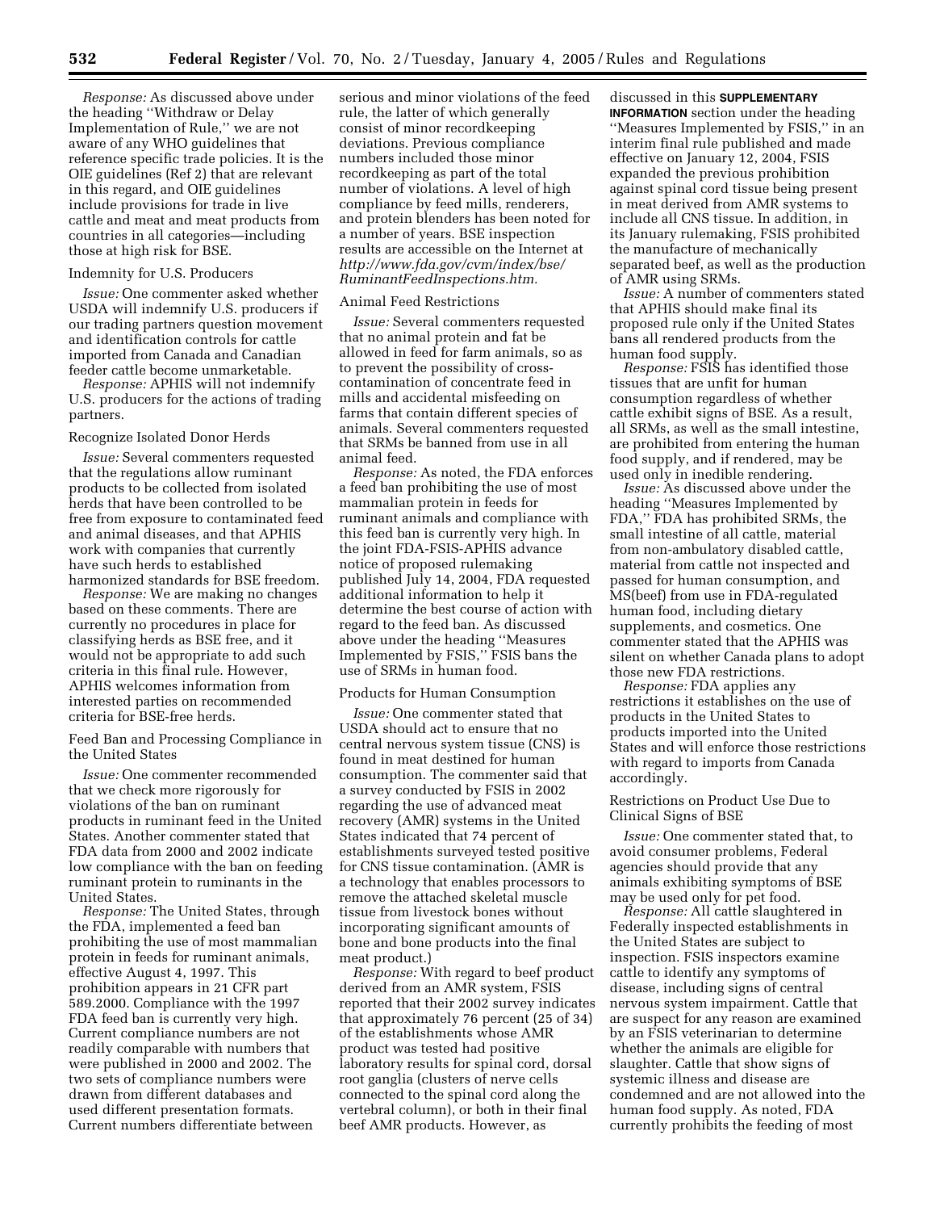*Response:* As discussed above under the heading ''Withdraw or Delay Implementation of Rule,'' we are not aware of any WHO guidelines that reference specific trade policies. It is the OIE guidelines (Ref 2) that are relevant in this regard, and OIE guidelines include provisions for trade in live cattle and meat and meat products from countries in all categories—including those at high risk for BSE.

Indemnity for U.S. Producers

*Issue:* One commenter asked whether USDA will indemnify U.S. producers if our trading partners question movement and identification controls for cattle imported from Canada and Canadian feeder cattle become unmarketable.

*Response:* APHIS will not indemnify U.S. producers for the actions of trading partners.

Recognize Isolated Donor Herds

*Issue:* Several commenters requested that the regulations allow ruminant products to be collected from isolated herds that have been controlled to be free from exposure to contaminated feed and animal diseases, and that APHIS work with companies that currently have such herds to established harmonized standards for BSE freedom.

*Response:* We are making no changes based on these comments. There are currently no procedures in place for classifying herds as BSE free, and it would not be appropriate to add such criteria in this final rule. However, APHIS welcomes information from interested parties on recommended criteria for BSE-free herds.

Feed Ban and Processing Compliance in the United States

*Issue:* One commenter recommended that we check more rigorously for violations of the ban on ruminant products in ruminant feed in the United States. Another commenter stated that FDA data from 2000 and 2002 indicate low compliance with the ban on feeding ruminant protein to ruminants in the United States.

*Response:* The United States, through the FDA, implemented a feed ban prohibiting the use of most mammalian protein in feeds for ruminant animals, effective August 4, 1997. This prohibition appears in 21 CFR part 589.2000. Compliance with the 1997 FDA feed ban is currently very high. Current compliance numbers are not readily comparable with numbers that were published in 2000 and 2002. The two sets of compliance numbers were drawn from different databases and used different presentation formats. Current numbers differentiate between serious and minor violations of the feed rule, the latter of which generally consist of minor recordkeeping deviations. Previous compliance numbers included those minor recordkeeping as part of the total number of violations. A level of high compliance by feed mills, renderers, and protein blenders has been noted for a number of years. BSE inspection results are accessible on the Internet at *http://www.fda.gov/cvm/index/bse/RuminantFeedInspections.htm.*

Animal Feed Restrictions

*Issue:* Several commenters requested that no animal protein and fat be allowed in feed for farm animals, so as to prevent the possibility of cross-contamination of concentrate feed in mills and accidental misfeeding on farms that contain different species of animals. Several commenters requested that SRMs be banned from use in all animal feed.

*Response:* As noted, the FDA enforces a feed ban prohibiting the use of most mammalian protein in feeds for ruminant animals and compliance with this feed ban is currently very high. In the joint FDA-FSIS-APHIS advance notice of proposed rulemaking published July 14, 2004, FDA requested additional information to help it determine the best course of action with regard to the feed ban. As discussed above under the heading ''Measures Implemented by FSIS,'' FSIS bans the use of SRMs in human food.

Products for Human Consumption

*Issue:* One commenter stated that USDA should act to ensure that no central nervous system tissue (CNS) is found in meat destined for human consumption. The commenter said that a survey conducted by FSIS in 2002 regarding the use of advanced meat recovery (AMR) systems in the United States indicated that 74 percent of establishments surveyed tested positive for CNS tissue contamination. (AMR is a technology that enables processors to remove the attached skeletal muscle tissue from livestock bones without incorporating significant amounts of bone and bone products into the final meat product.)

*Response:* With regard to beef product derived from an AMR system, FSIS reported that their 2002 survey indicates that approximately 76 percent (25 of 34) of the establishments whose AMR product was tested had positive laboratory results for spinal cord, dorsal root ganglia (clusters of nerve cells connected to the spinal cord along the vertebral column), or both in their final beef AMR products. However, as discussed in this **SUPPLEMENTARY INFORMATION** section under the heading ''Measures Implemented by FSIS,'' in an interim final rule published and made effective on January 12, 2004, FSIS expanded the previous prohibition against spinal cord tissue being present in meat derived from AMR systems to include all CNS tissue. In addition, in its January rulemaking, FSIS prohibited the manufacture of mechanically separated beef, as well as the production of AMR using SRMs.

*Issue:* A number of commenters stated that APHIS should make final its proposed rule only if the United States bans all rendered products from the human food supply.

*Response:* FSIS has identified those tissues that are unfit for human consumption regardless of whether cattle exhibit signs of BSE. As a result, all SRMs, as well as the small intestine, are prohibited from entering the human food supply, and if rendered, may be used only in inedible rendering.

*Issue:* As discussed above under the heading ''Measures Implemented by FDA,'' FDA has prohibited SRMs, the small intestine of all cattle, material from non-ambulatory disabled cattle, material from cattle not inspected and passed for human consumption, and MS(beef) from use in FDA-regulated human food, including dietary supplements, and cosmetics. One commenter stated that the APHIS was silent on whether Canada plans to adopt those new FDA restrictions.

*Response:* FDA applies any restrictions it establishes on the use of products in the United States to products imported into the United States and will enforce those restrictions with regard to imports from Canada accordingly.

Restrictions on Product Use Due to Clinical Signs of BSE

*Issue:* One commenter stated that, to avoid consumer problems, Federal agencies should provide that any animals exhibiting symptoms of BSE may be used only for pet food.

*Response:* All cattle slaughtered in Federally inspected establishments in the United States are subject to inspection. FSIS inspectors examine cattle to identify any symptoms of disease, including signs of central nervous system impairment. Cattle that are suspect for any reason are examined by an FSIS veterinarian to determine whether the animals are eligible for slaughter. Cattle that show signs of systemic illness and disease are condemned and are not allowed into the human food supply. As noted, FDA currently prohibits the feeding of most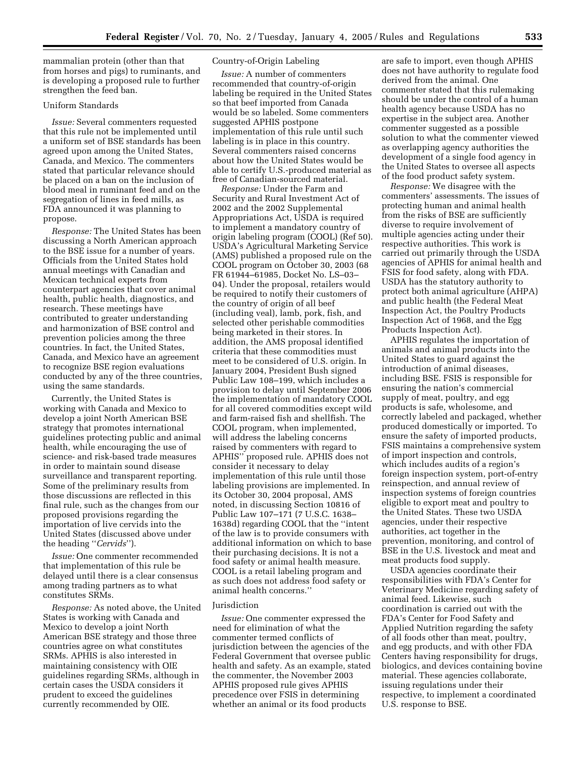mammalian protein (other than that from horses and pigs) to ruminants, and is developing a proposed rule to further strengthen the feed ban.

Uniform Standards

*Issue:* Several commenters requested that this rule not be implemented until a uniform set of BSE standards has been agreed upon among the United States, Canada, and Mexico. The commenters stated that particular relevance should be placed on a ban on the inclusion of blood meal in ruminant feed and on the segregation of lines in feed mills, as FDA announced it was planning to propose.

*Response:* The United States has been discussing a North American approach to the BSE issue for a number of years. Officials from the United States hold annual meetings with Canadian and Mexican technical experts from counterpart agencies that cover animal health, public health, diagnostics, and research. These meetings have contributed to greater understanding and harmonization of BSE control and prevention policies among the three countries. In fact, the United States, Canada, and Mexico have an agreement to recognize BSE region evaluations conducted by any of the three countries, using the same standards.

Currently, the United States is working with Canada and Mexico to develop a joint North American BSE strategy that promotes international guidelines protecting public and animal health, while encouraging the use of science- and risk-based trade measures in order to maintain sound disease surveillance and transparent reporting. Some of the preliminary results from those discussions are reflected in this final rule, such as the changes from our proposed provisions regarding the importation of live cervids into the United States (discussed above under the heading ''*Cervids*'').

*Issue:* One commenter recommended that implementation of this rule be delayed until there is a clear consensus among trading partners as to what constitutes SRMs.

*Response:* As noted above, the United States is working with Canada and Mexico to develop a joint North American BSE strategy and those three countries agree on what constitutes SRMs. APHIS is also interested in maintaining consistency with OIE guidelines regarding SRMs, although in certain cases the USDA considers it prudent to exceed the guidelines currently recommended by OIE.

Country-of-Origin Labeling

*Issue:* A number of commenters recommended that country-of-origin labeling be required in the United States so that beef imported from Canada would be so labeled. Some commenters suggested APHIS postpone implementation of this rule until such labeling is in place in this country. Several commenters raised concerns about how the United States would be able to certify U.S.-produced material as free of Canadian-sourced material.

*Response:* Under the Farm and Security and Rural Investment Act of 2002 and the 2002 Supplemental Appropriations Act, USDA is required to implement a mandatory country of origin labeling program (COOL) (Ref 50). USDA's Agricultural Marketing Service (AMS) published a proposed rule on the COOL program on October 30, 2003 (68 FR 61944–61985, Docket No. LS–03–04). Under the proposal, retailers would be required to notify their customers of the country of origin of all beef (including veal), lamb, pork, fish, and selected other perishable commodities being marketed in their stores. In addition, the AMS proposal identified criteria that these commodities must meet to be considered of U.S. origin. In January 2004, President Bush signed Public Law 108–199, which includes a provision to delay until September 2006 the implementation of mandatory COOL for all covered commodities except wild and farm-raised fish and shellfish. The COOL program, when implemented, will address the labeling concerns raised by commenters with regard to APHIS'' proposed rule. APHIS does not consider it necessary to delay implementation of this rule until those labeling provisions are implemented. In its October 30, 2004 proposal, AMS noted, in discussing Section 10816 of Public Law 107–171 (7 U.S.C. 1638–1638d) regarding COOL that the ''intent of the law is to provide consumers with additional information on which to base their purchasing decisions. It is not a food safety or animal health measure. COOL is a retail labeling program and as such does not address food safety or animal health concerns.''

Jurisdiction

*Issue:* One commenter expressed the need for elimination of what the commenter termed conflicts of jurisdiction between the agencies of the Federal Government that oversee public health and safety. As an example, stated the commenter, the November 2003 APHIS proposed rule gives APHIS precedence over FSIS in determining whether an animal or its food products are safe to import, even though APHIS does not have authority to regulate food derived from the animal. One commenter stated that this rulemaking should be under the control of a human health agency because USDA has no expertise in the subject area. Another commenter suggested as a possible solution to what the commenter viewed as overlapping agency authorities the development of a single food agency in the United States to oversee all aspects of the food product safety system.

*Response:* We disagree with the commenters' assessments. The issues of protecting human and animal health from the risks of BSE are sufficiently diverse to require involvement of multiple agencies acting under their respective authorities. This work is carried out primarily through the USDA agencies of APHIS for animal health and FSIS for food safety, along with FDA. USDA has the statutory authority to protect both animal agriculture (AHPA) and public health (the Federal Meat Inspection Act, the Poultry Products Inspection Act of 1968, and the Egg Products Inspection Act).

APHIS regulates the importation of animals and animal products into the United States to guard against the introduction of animal diseases, including BSE. FSIS is responsible for ensuring the nation's commercial supply of meat, poultry, and egg products is safe, wholesome, and correctly labeled and packaged, whether produced domestically or imported. To ensure the safety of imported products, FSIS maintains a comprehensive system of import inspection and controls, which includes audits of a region's foreign inspection system, port-of-entry reinspection, and annual review of inspection systems of foreign countries eligible to export meat and poultry to the United States. These two USDA agencies, under their respective authorities, act together in the prevention, monitoring, and control of BSE in the U.S. livestock and meat and meat products food supply.

USDA agencies coordinate their responsibilities with FDA's Center for Veterinary Medicine regarding safety of animal feed. Likewise, such coordination is carried out with the FDA's Center for Food Safety and Applied Nutrition regarding the safety of all foods other than meat, poultry, and egg products, and with other FDA Centers having responsibility for drugs, biologics, and devices containing bovine material. These agencies collaborate, issuing regulations under their respective, to implement a coordinated U.S. response to BSE.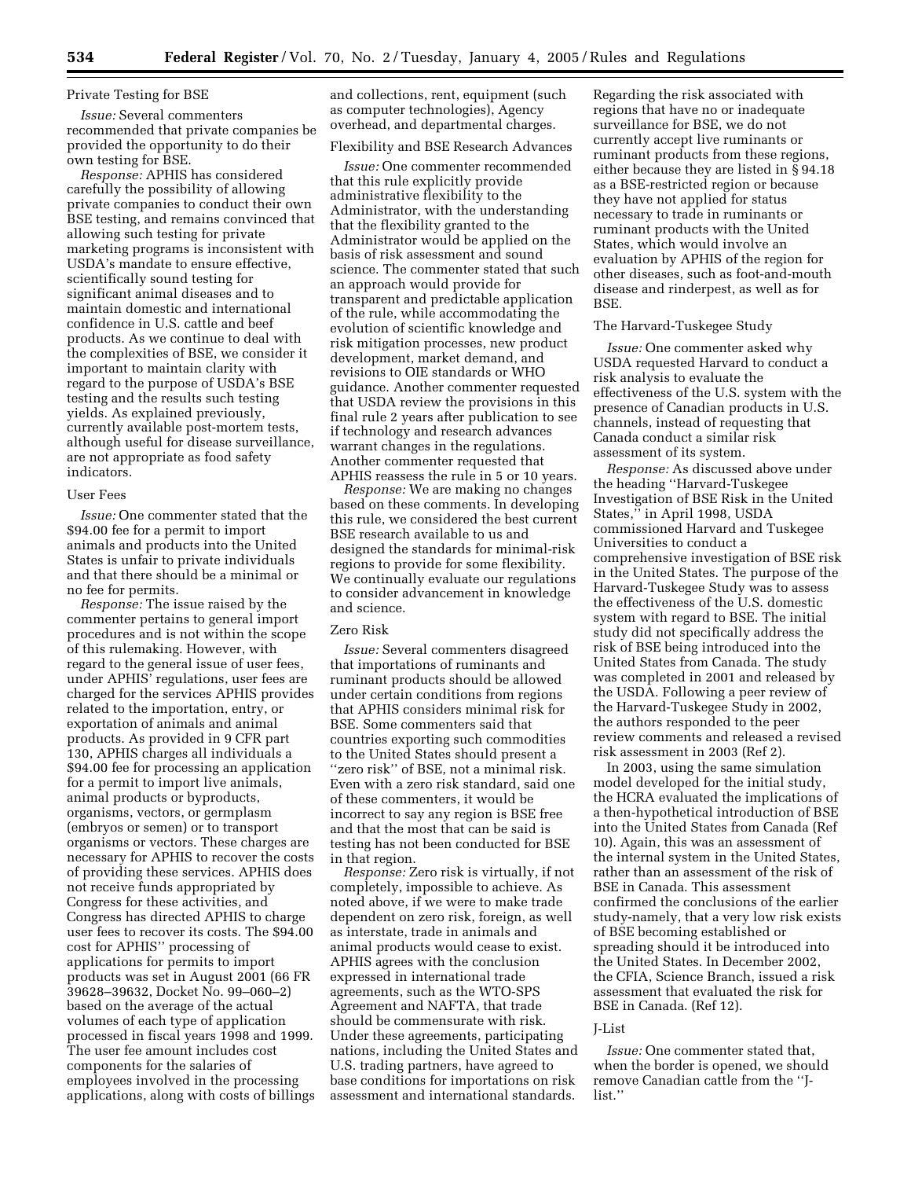### Private Testing for BSE

*Issue:* Several commenters recommended that private companies be provided the opportunity to do their own testing for BSE.

*Response:* APHIS has considered carefully the possibility of allowing private companies to conduct their own BSE testing, and remains convinced that allowing such testing for private marketing programs is inconsistent with USDA's mandate to ensure effective, scientifically sound testing for significant animal diseases and to maintain domestic and international confidence in U.S. cattle and beef products. As we continue to deal with the complexities of BSE, we consider it important to maintain clarity with regard to the purpose of USDA's BSE testing and the results such testing yields. As explained previously, currently available post-mortem tests, although useful for disease surveillance, are not appropriate as food safety indicators.

### User Fees

*Issue:* One commenter stated that the $94.00 fee for a permit to import animals and products into the United States is unfair to private individuals and that there should be a minimal or no fee for permits.

*Response:* The issue raised by the commenter pertains to general import procedures and is not within the scope of this rulemaking. However, with regard to the general issue of user fees, under APHIS' regulations, user fees are charged for the services APHIS provides related to the importation, entry, or exportation of animals and animal products. As provided in 9 CFR part 130, APHIS charges all individuals a $94.00 fee for processing an application for a permit to import live animals, animal products or byproducts, organisms, vectors, or germplasm (embryos or semen) or to transport organisms or vectors. These charges are necessary for APHIS to recover the costs of providing these services. APHIS does not receive funds appropriated by Congress for these activities, and Congress has directed APHIS to charge user fees to recover its costs. The $94.00 cost for APHIS'' processing of applications for permits to import products was set in August 2001 (66 FR 39628–39632, Docket No. 99–060–2) based on the average of the actual volumes of each type of application processed in fiscal years 1998 and 1999. The user fee amount includes cost components for the salaries of employees involved in the processing applications, along with costs of billings and collections, rent, equipment (such as computer technologies), Agency overhead, and departmental charges.

### Flexibility and BSE Research Advances

*Issue:* One commenter recommended that this rule explicitly provide administrative flexibility to the Administrator, with the understanding that the flexibility granted to the Administrator would be applied on the basis of risk assessment and sound science. The commenter stated that such an approach would provide for transparent and predictable application of the rule, while accommodating the evolution of scientific knowledge and risk mitigation processes, new product development, market demand, and revisions to OIE standards or WHO guidance. Another commenter requested that USDA review the provisions in this final rule 2 years after publication to see if technology and research advances warrant changes in the regulations. Another commenter requested that APHIS reassess the rule in 5 or 10 years.

*Response:* We are making no changes based on these comments. In developing this rule, we considered the best current BSE research available to us and designed the standards for minimal-risk regions to provide for some flexibility. We continually evaluate our regulations to consider advancement in knowledge and science.

### Zero Risk

*Issue:* Several commenters disagreed that importations of ruminants and ruminant products should be allowed under certain conditions from regions that APHIS considers minimal risk for BSE. Some commenters said that countries exporting such commodities to the United States should present a ''zero risk'' of BSE, not a minimal risk. Even with a zero risk standard, said one of these commenters, it would be incorrect to say any region is BSE free and that the most that can be said is testing has not been conducted for BSE in that region.

*Response:* Zero risk is virtually, if not completely, impossible to achieve. As noted above, if we were to make trade dependent on zero risk, foreign, as well as interstate, trade in animals and animal products would cease to exist. APHIS agrees with the conclusion expressed in international trade agreements, such as the WTO-SPS Agreement and NAFTA, that trade should be commensurate with risk. Under these agreements, participating nations, including the United States and U.S. trading partners, have agreed to base conditions for importations on risk assessment and international standards. Regarding the risk associated with regions that have no or inadequate surveillance for BSE, we do not currently accept live ruminants or ruminant products from these regions, either because they are listed in § 94.18 as a BSE-restricted region or because they have not applied for status necessary to trade in ruminants or ruminant products with the United States, which would involve an evaluation by APHIS of the region for other diseases, such as foot-and-mouth disease and rinderpest, as well as for BSE.

### The Harvard-Tuskegee Study

*Issue:* One commenter asked why USDA requested Harvard to conduct a risk analysis to evaluate the effectiveness of the U.S. system with the presence of Canadian products in U.S. channels, instead of requesting that Canada conduct a similar risk assessment of its system.

*Response:* As discussed above under the heading ''Harvard-Tuskegee Investigation of BSE Risk in the United States,'' in April 1998, USDA commissioned Harvard and Tuskegee Universities to conduct a comprehensive investigation of BSE risk in the United States. The purpose of the Harvard-Tuskegee Study was to assess the effectiveness of the U.S. domestic system with regard to BSE. The initial study did not specifically address the risk of BSE being introduced into the United States from Canada. The study was completed in 2001 and released by the USDA. Following a peer review of the Harvard-Tuskegee Study in 2002, the authors responded to the peer review comments and released a revised risk assessment in 2003 (Ref 2).

In 2003, using the same simulation model developed for the initial study, the HCRA evaluated the implications of a then-hypothetical introduction of BSE into the United States from Canada (Ref 10). Again, this was an assessment of the internal system in the United States, rather than an assessment of the risk of BSE in Canada. This assessment confirmed the conclusions of the earlier study-namely, that a very low risk exists of BSE becoming established or spreading should it be introduced into the United States. In December 2002, the CFIA, Science Branch, issued a risk assessment that evaluated the risk for BSE in Canada. (Ref 12).

### J-List

*Issue:* One commenter stated that, when the border is opened, we should remove Canadian cattle from the ''J-list.''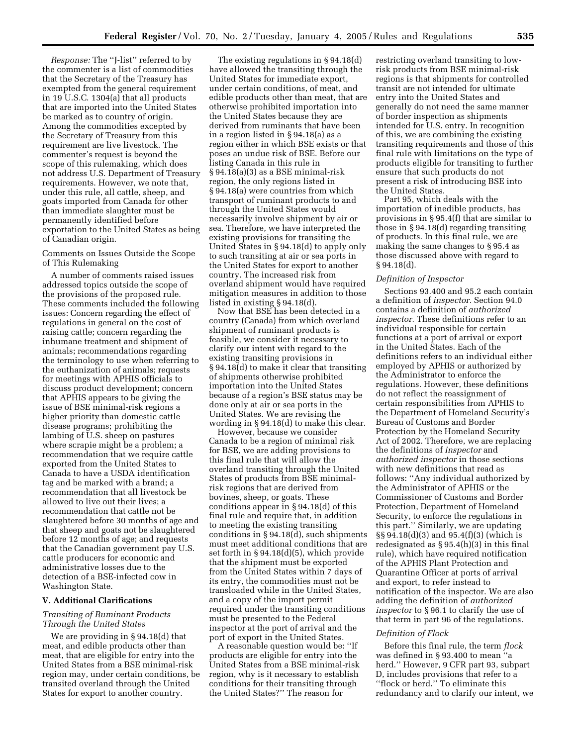*Response:* The ''J-list'' referred to by the commenter is a list of commodities that the Secretary of the Treasury has exempted from the general requirement in 19 U.S.C. 1304(a) that all products that are imported into the United States be marked as to country of origin. Among the commodities excepted by the Secretary of Treasury from this requirement are live livestock. The commenter's request is beyond the scope of this rulemaking, which does not address U.S. Department of Treasury requirements. However, we note that, under this rule, all cattle, sheep, and goats imported from Canada for other than immediate slaughter must be permanently identified before exportation to the United States as being of Canadian origin.

Comments on Issues Outside the Scope of This Rulemaking

A number of comments raised issues addressed topics outside the scope of the provisions of the proposed rule. These comments included the following issues: Concern regarding the effect of regulations in general on the cost of raising cattle; concern regarding the inhumane treatment and shipment of animals; recommendations regarding the terminology to use when referring to the euthanization of animals; requests for meetings with APHIS officials to discuss product development; concern that APHIS appears to be giving the issue of BSE minimal-risk regions a higher priority than domestic cattle disease programs; prohibiting the lambing of U.S. sheep on pastures where scrapie might be a problem; a recommendation that we require cattle exported from the United States to Canada to have a USDA identification tag and be marked with a brand; a recommendation that all livestock be allowed to live out their lives; a recommendation that cattle not be slaughtered before 30 months of age and that sheep and goats not be slaughtered before 12 months of age; and requests that the Canadian government pay U.S. cattle producers for economic and administrative losses due to the detection of a BSE-infected cow in Washington State.

## V. Additional Clarifications

### *Transiting of Ruminant Products Through the United States*

We are providing in § 94.18(d) that meat, and edible products other than meat, that are eligible for entry into the United States from a BSE minimal-risk region may, under certain conditions, be transited overland through the United States for export to another country.

The existing regulations in § 94.18(d) have allowed the transiting through the United States for immediate export, under certain conditions, of meat, and edible products other than meat, that are otherwise prohibited importation into the United States because they are derived from ruminants that have been in a region listed in § 94.18(a) as a region either in which BSE exists or that poses an undue risk of BSE. Before our listing Canada in this rule in § 94.18(a)(3) as a BSE minimal-risk region, the only regions listed in § 94.18(a) were countries from which transport of ruminant products to and through the United States would necessarily involve shipment by air or sea. Therefore, we have interpreted the existing provisions for transiting the United States in § 94.18(d) to apply only to such transiting at air or sea ports in the United States for export to another country. The increased risk from overland shipment would have required mitigation measures in addition to those listed in existing § 94.18(d).

Now that BSE has been detected in a country (Canada) from which overland shipment of ruminant products is feasible, we consider it necessary to clarify our intent with regard to the existing transiting provisions in § 94.18(d) to make it clear that transiting of shipments otherwise prohibited importation into the United States because of a region's BSE status may be done only at air or sea ports in the United States. We are revising the wording in § 94.18(d) to make this clear.

However, because we consider Canada to be a region of minimal risk for BSE, we are adding provisions to this final rule that will allow the overland transiting through the United States of products from BSE minimal-risk regions that are derived from bovines, sheep, or goats. These conditions appear in § 94.18(d) of this final rule and require that, in addition to meeting the existing transiting conditions in § 94.18(d), such shipments must meet additional conditions that are set forth in § 94.18(d)(5), which provide that the shipment must be exported from the United States within 7 days of its entry, the commodities must not be transloaded while in the United States, and a copy of the import permit required under the transiting conditions must be presented to the Federal inspector at the port of arrival and the port of export in the United States.

A reasonable question would be: ''If products are eligible for entry into the United States from a BSE minimal-risk region, why is it necessary to establish conditions for their transiting through the United States?'' The reason for restricting overland transiting to low-risk products from BSE minimal-risk regions is that shipments for controlled transit are not intended for ultimate entry into the United States and generally do not need the same manner of border inspection as shipments intended for U.S. entry. In recognition of this, we are combining the existing transiting requirements and those of this final rule with limitations on the type of products eligible for transiting to further ensure that such products do not present a risk of introducing BSE into the United States.

Part 95, which deals with the importation of inedible products, has provisions in § 95.4(f) that are similar to those in § 94.18(d) regarding transiting of products. In this final rule, we are making the same changes to § 95.4 as those discussed above with regard to § 94.18(d).

### *Definition of Inspector*

Sections 93.400 and 95.2 each contain a definition of *inspector.* Section 94.0 contains a definition of *authorized inspector.* These definitions refer to an individual responsible for certain functions at a port of arrival or export in the United States. Each of the definitions refers to an individual either employed by APHIS or authorized by the Administrator to enforce the regulations. However, these definitions do not reflect the reassignment of certain responsibilities from APHIS to the Department of Homeland Security's Bureau of Customs and Border Protection by the Homeland Security Act of 2002. Therefore, we are replacing the definitions of *inspector* and *authorized inspector* in those sections with new definitions that read as follows: ''Any individual authorized by the Administrator of APHIS or the Commissioner of Customs and Border Protection, Department of Homeland Security, to enforce the regulations in this part.'' Similarly, we are updating §§ 94.18(d)(3) and 95.4(f)(3) (which is redesignated as § 95.4(h)(3) in this final rule), which have required notification of the APHIS Plant Protection and Quarantine Officer at ports of arrival and export, to refer instead to notification of the inspector. We are also adding the definition of *authorized inspector* to § 96.1 to clarify the use of that term in part 96 of the regulations.

### *Definition of Flock*

Before this final rule, the term *flock* was defined in § 93.400 to mean ''a herd.'' However, 9 CFR part 93, subpart D, includes provisions that refer to a ''flock or herd.'' To eliminate this redundancy and to clarify our intent, we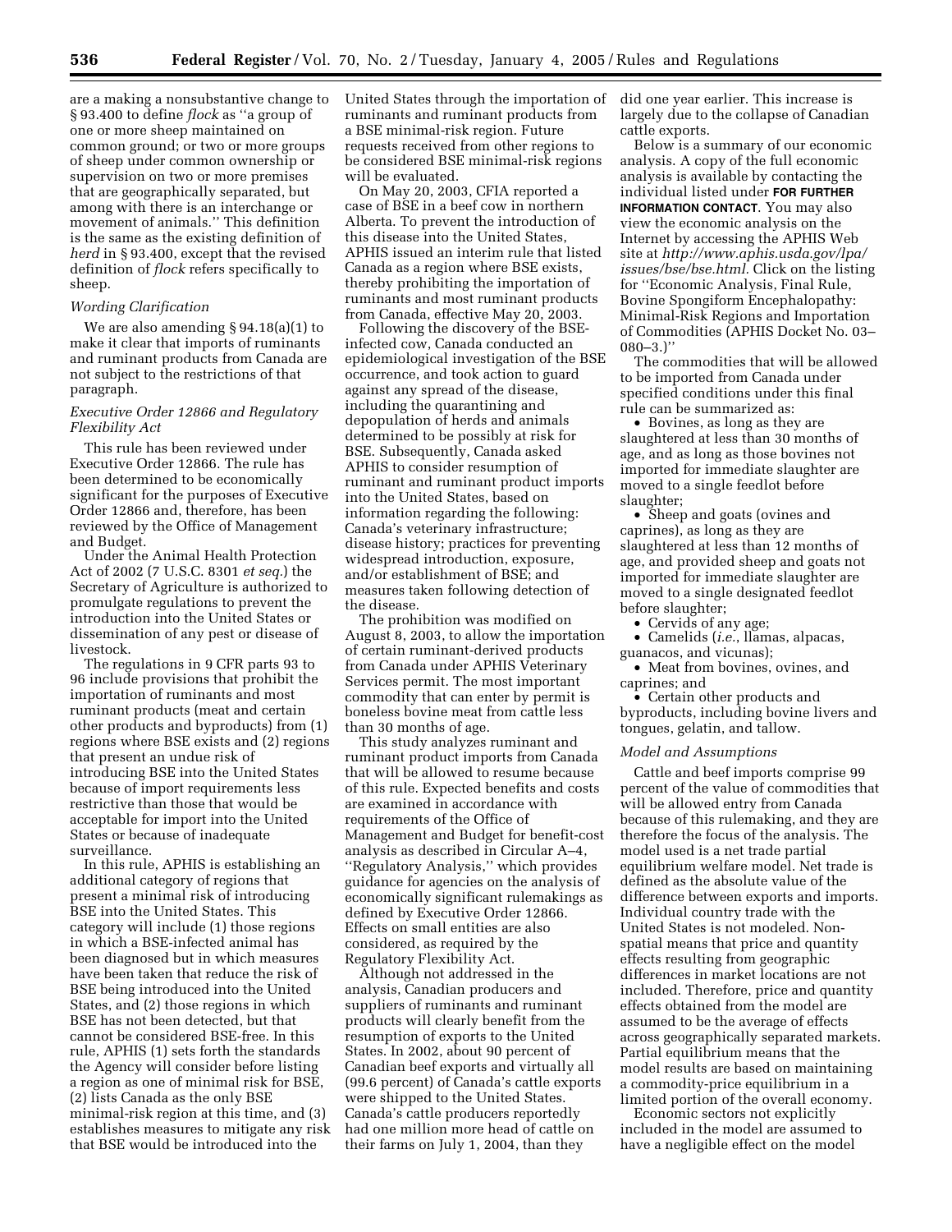are a making a nonsubstantive change to § 93.400 to define *flock* as ''a group of one or more sheep maintained on common ground; or two or more groups of sheep under common ownership or supervision on two or more premises that are geographically separated, but among with there is an interchange or movement of animals.'' This definition is the same as the existing definition of *herd* in § 93.400, except that the revised definition of *flock* refers specifically to sheep.

*Wording Clarification*

We are also amending § 94.18(a)(1) to make it clear that imports of ruminants and ruminant products from Canada are not subject to the restrictions of that paragraph.

*Executive Order 12866 and Regulatory Flexibility Act*

This rule has been reviewed under Executive Order 12866. The rule has been determined to be economically significant for the purposes of Executive Order 12866 and, therefore, has been reviewed by the Office of Management and Budget.

Under the Animal Health Protection Act of 2002 (7 U.S.C. 8301 *et seq.*) the Secretary of Agriculture is authorized to promulgate regulations to prevent the introduction into the United States or dissemination of any pest or disease of livestock.

The regulations in 9 CFR parts 93 to 96 include provisions that prohibit the importation of ruminants and most ruminant products (meat and certain other products and byproducts) from (1) regions where BSE exists and (2) regions that present an undue risk of introducing BSE into the United States because of import requirements less restrictive than those that would be acceptable for import into the United States or because of inadequate surveillance.

In this rule, APHIS is establishing an additional category of regions that present a minimal risk of introducing BSE into the United States. This category will include (1) those regions in which a BSE-infected animal has been diagnosed but in which measures have been taken that reduce the risk of BSE being introduced into the United States, and (2) those regions in which BSE has not been detected, but that cannot be considered BSE-free. In this rule, APHIS (1) sets forth the standards the Agency will consider before listing a region as one of minimal risk for BSE, (2) lists Canada as the only BSE minimal-risk region at this time, and (3) establishes measures to mitigate any risk that BSE would be introduced into the United States through the importation of ruminants and ruminant products from a BSE minimal-risk region. Future requests received from other regions to be considered BSE minimal-risk regions will be evaluated.

On May 20, 2003, CFIA reported a case of BSE in a beef cow in northern Alberta. To prevent the introduction of this disease into the United States, APHIS issued an interim rule that listed Canada as a region where BSE exists, thereby prohibiting the importation of ruminants and most ruminant products from Canada, effective May 20, 2003.

Following the discovery of the BSE-infected cow, Canada conducted an epidemiological investigation of the BSE occurrence, and took action to guard against any spread of the disease, including the quarantining and depopulation of herds and animals determined to be possibly at risk for BSE. Subsequently, Canada asked APHIS to consider resumption of ruminant and ruminant product imports into the United States, based on information regarding the following: Canada's veterinary infrastructure; disease history; practices for preventing widespread introduction, exposure, and/or establishment of BSE; and measures taken following detection of the disease.

The prohibition was modified on August 8, 2003, to allow the importation of certain ruminant-derived products from Canada under APHIS Veterinary Services permit. The most important commodity that can enter by permit is boneless bovine meat from cattle less than 30 months of age.

This study analyzes ruminant and ruminant product imports from Canada that will be allowed to resume because of this rule. Expected benefits and costs are examined in accordance with requirements of the Office of Management and Budget for benefit-cost analysis as described in Circular A–4, ''Regulatory Analysis,'' which provides guidance for agencies on the analysis of economically significant rulemakings as defined by Executive Order 12866. Effects on small entities are also considered, as required by the Regulatory Flexibility Act.

Although not addressed in the analysis, Canadian producers and suppliers of ruminants and ruminant products will clearly benefit from the resumption of exports to the United States. In 2002, about 90 percent of Canadian beef exports and virtually all (99.6 percent) of Canada's cattle exports were shipped to the United States. Canada's cattle producers reportedly had one million more head of cattle on their farms on July 1, 2004, than they did one year earlier. This increase is largely due to the collapse of Canadian cattle exports.

Below is a summary of our economic analysis. A copy of the full economic analysis is available by contacting the individual listed under **FOR FURTHER INFORMATION CONTACT**. You may also view the economic analysis on the Internet by accessing the APHIS Web site at *http://www.aphis.usda.gov/lpa/issues/bse/bse.html.* Click on the listing for ''Economic Analysis, Final Rule, Bovine Spongiform Encephalopathy: Minimal-Risk Regions and Importation of Commodities (APHIS Docket No. 03–080–3.)''

The commodities that will be allowed to be imported from Canada under specified conditions under this final rule can be summarized as:

- Bovines, as long as they are slaughtered at less than 30 months of age, and as long as those bovines not imported for immediate slaughter are moved to a single feedlot before slaughter;
- Sheep and goats (ovines and caprines), as long as they are slaughtered at less than 12 months of age, and provided sheep and goats not imported for immediate slaughter are moved to a single designated feedlot before slaughter;
- Cervids of any age;
- Camelids (*i.e.*, llamas, alpacas, guanacos, and vicunas);
- Meat from bovines, ovines, and caprines; and
- Certain other products and byproducts, including bovine livers and tongues, gelatin, and tallow.

*Model and Assumptions*

Cattle and beef imports comprise 99 percent of the value of commodities that will be allowed entry from Canada because of this rulemaking, and they are therefore the focus of the analysis. The model used is a net trade partial equilibrium welfare model. Net trade is defined as the absolute value of the difference between exports and imports. Individual country trade with the United States is not modeled. Non-spatial means that price and quantity effects resulting from geographic differences in market locations are not included. Therefore, price and quantity effects obtained from the model are assumed to be the average of effects across geographically separated markets. Partial equilibrium means that the model results are based on maintaining a commodity-price equilibrium in a limited portion of the overall economy.

Economic sectors not explicitly included in the model are assumed to have a negligible effect on the model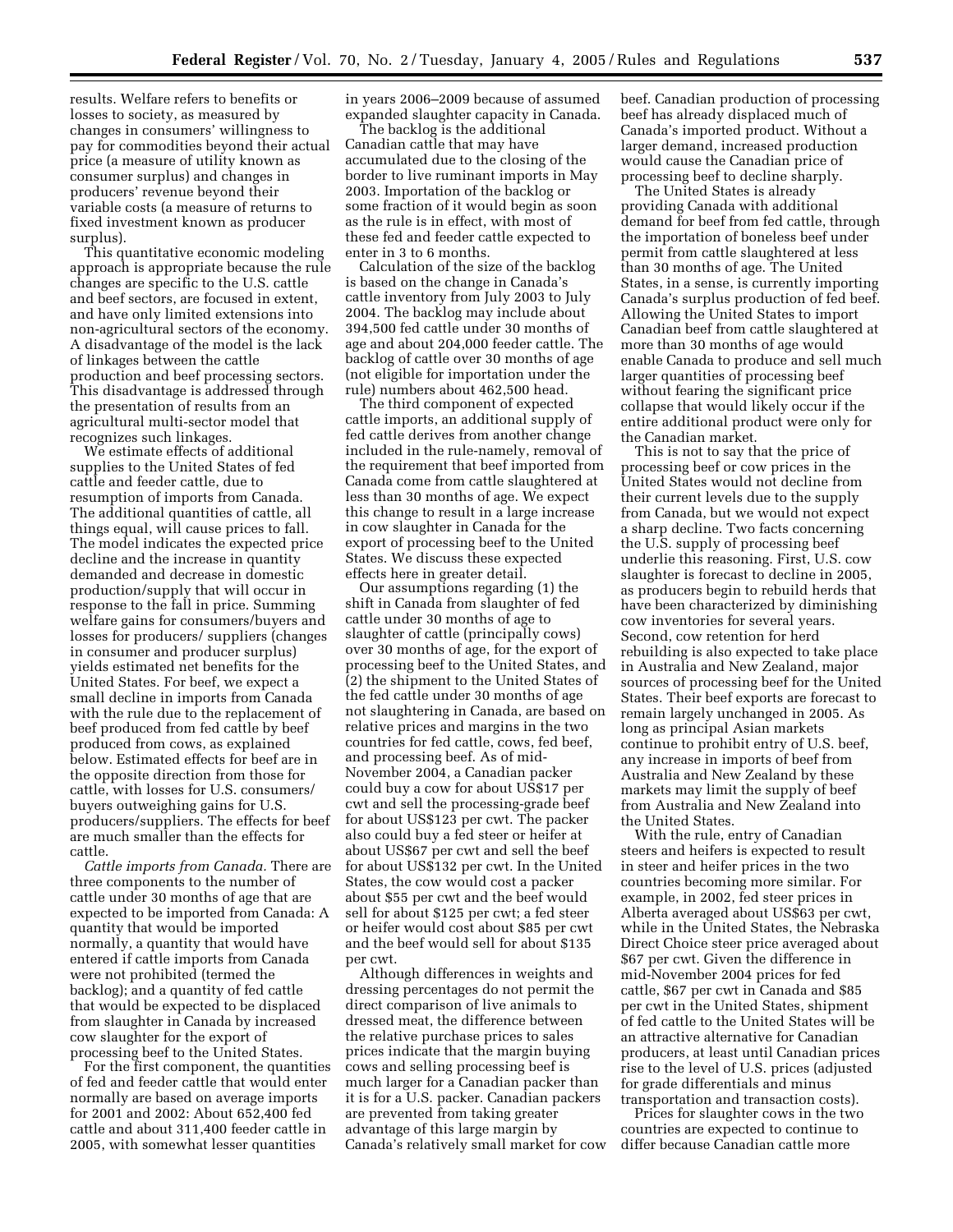results. Welfare refers to benefits or losses to society, as measured by changes in consumers' willingness to pay for commodities beyond their actual price (a measure of utility known as consumer surplus) and changes in producers' revenue beyond their variable costs (a measure of returns to fixed investment known as producer surplus).

This quantitative economic modeling approach is appropriate because the rule changes are specific to the U.S. cattle and beef sectors, are focused in extent, and have only limited extensions into non-agricultural sectors of the economy. A disadvantage of the model is the lack of linkages between the cattle production and beef processing sectors. This disadvantage is addressed through the presentation of results from an agricultural multi-sector model that recognizes such linkages.

We estimate effects of additional supplies to the United States of fed cattle and feeder cattle, due to resumption of imports from Canada. The additional quantities of cattle, all things equal, will cause prices to fall. The model indicates the expected price decline and the increase in quantity demanded and decrease in domestic production/supply that will occur in response to the fall in price. Summing welfare gains for consumers/buyers and losses for producers/ suppliers (changes in consumer and producer surplus) yields estimated net benefits for the United States. For beef, we expect a small decline in imports from Canada with the rule due to the replacement of beef produced from fed cattle by beef produced from cows, as explained below. Estimated effects for beef are in the opposite direction from those for cattle, with losses for U.S. consumers/ buyers outweighing gains for U.S. producers/suppliers. The effects for beef are much smaller than the effects for cattle.

*Cattle imports from Canada.* There are three components to the number of cattle under 30 months of age that are expected to be imported from Canada: A quantity that would be imported normally, a quantity that would have entered if cattle imports from Canada were not prohibited (termed the backlog); and a quantity of fed cattle that would be expected to be displaced from slaughter in Canada by increased cow slaughter for the export of processing beef to the United States.

For the first component, the quantities of fed and feeder cattle that would enter normally are based on average imports for 2001 and 2002: About 652,400 fed cattle and about 311,400 feeder cattle in 2005, with somewhat lesser quantities in years 2006–2009 because of assumed expanded slaughter capacity in Canada.

The backlog is the additional Canadian cattle that may have accumulated due to the closing of the border to live ruminant imports in May 2003. Importation of the backlog or some fraction of it would begin as soon as the rule is in effect, with most of these fed and feeder cattle expected to enter in 3 to 6 months.

Calculation of the size of the backlog is based on the change in Canada's cattle inventory from July 2003 to July 2004. The backlog may include about 394,500 fed cattle under 30 months of age and about 204,000 feeder cattle. The backlog of cattle over 30 months of age (not eligible for importation under the rule) numbers about 462,500 head.

The third component of expected cattle imports, an additional supply of fed cattle derives from another change included in the rule-namely, removal of the requirement that beef imported from Canada come from cattle slaughtered at less than 30 months of age. We expect this change to result in a large increase in cow slaughter in Canada for the export of processing beef to the United States. We discuss these expected effects here in greater detail.

Our assumptions regarding (1) the shift in Canada from slaughter of fed cattle under 30 months of age to slaughter of cattle (principally cows) over 30 months of age, for the export of processing beef to the United States, and (2) the shipment to the United States of the fed cattle under 30 months of age not slaughtering in Canada, are based on relative prices and margins in the two countries for fed cattle, cows, fed beef, and processing beef. As of mid-November 2004, a Canadian packer could buy a cow for about US$17 per cwt and sell the processing-grade beef for about US$123 per cwt. The packer also could buy a fed steer or heifer at about US$67 per cwt and sell the beef for about US$132 per cwt. In the United States, the cow would cost a packer about $55 per cwt and the beef would sell for about $125 per cwt; a fed steer or heifer would cost about $85 per cwt and the beef would sell for about $135 per cwt.

Although differences in weights and dressing percentages do not permit the direct comparison of live animals to dressed meat, the difference between the relative purchase prices to sales prices indicate that the margin buying cows and selling processing beef is much larger for a Canadian packer than it is for a U.S. packer. Canadian packers are prevented from taking greater advantage of this large margin by Canada's relatively small market for cow beef. Canadian production of processing beef has already displaced much of Canada's imported product. Without a larger demand, increased production would cause the Canadian price of processing beef to decline sharply.

The United States is already providing Canada with additional demand for beef from fed cattle, through the importation of boneless beef under permit from cattle slaughtered at less than 30 months of age. The United States, in a sense, is currently importing Canada's surplus production of fed beef. Allowing the United States to import Canadian beef from cattle slaughtered at more than 30 months of age would enable Canada to produce and sell much larger quantities of processing beef without fearing the significant price collapse that would likely occur if the entire additional product were only for the Canadian market.

This is not to say that the price of processing beef or cow prices in the United States would not decline from their current levels due to the supply from Canada, but we would not expect a sharp decline. Two facts concerning the U.S. supply of processing beef underlie this reasoning. First, U.S. cow slaughter is forecast to decline in 2005, as producers begin to rebuild herds that have been characterized by diminishing cow inventories for several years. Second, cow retention for herd rebuilding is also expected to take place in Australia and New Zealand, major sources of processing beef for the United States. Their beef exports are forecast to remain largely unchanged in 2005. As long as principal Asian markets continue to prohibit entry of U.S. beef, any increase in imports of beef from Australia and New Zealand by these markets may limit the supply of beef from Australia and New Zealand into the United States.

With the rule, entry of Canadian steers and heifers is expected to result in steer and heifer prices in the two countries becoming more similar. For example, in 2002, fed steer prices in Alberta averaged about US$63 per cwt, while in the United States, the Nebraska Direct Choice steer price averaged about $67 per cwt. Given the difference in mid-November 2004 prices for fed cattle, $67 per cwt in Canada and $85 per cwt in the United States, shipment of fed cattle to the United States will be an attractive alternative for Canadian producers, at least until Canadian prices rise to the level of U.S. prices (adjusted for grade differentials and minus transportation and transaction costs).

Prices for slaughter cows in the two countries are expected to continue to differ because Canadian cattle more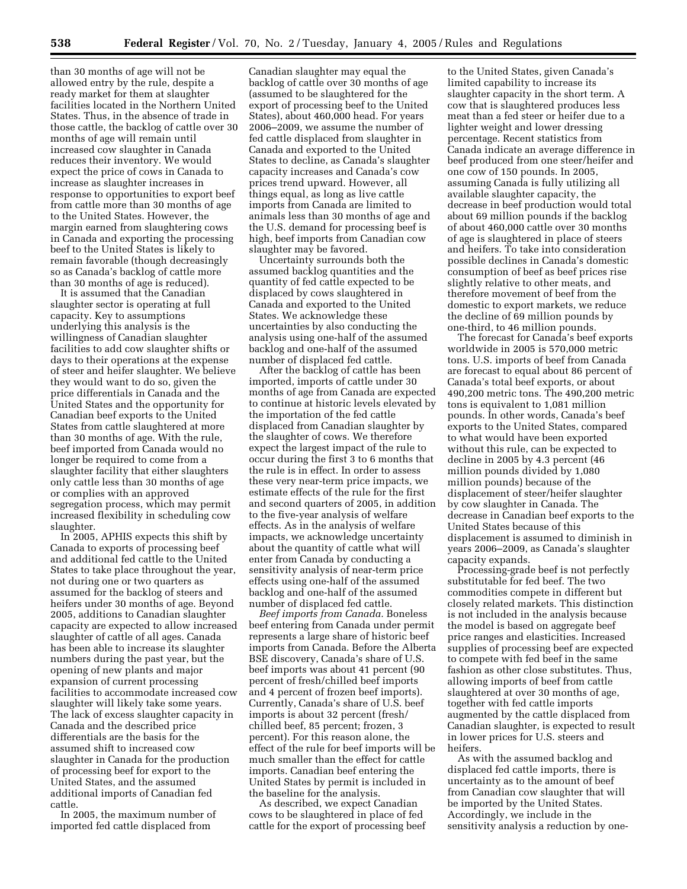than 30 months of age will not be allowed entry by the rule, despite a ready market for them at slaughter facilities located in the Northern United States. Thus, in the absence of trade in those cattle, the backlog of cattle over 30 months of age will remain until increased cow slaughter in Canada reduces their inventory. We would expect the price of cows in Canada to increase as slaughter increases in response to opportunities to export beef from cattle more than 30 months of age to the United States. However, the margin earned from slaughtering cows in Canada and exporting the processing beef to the United States is likely to remain favorable (though decreasingly so as Canada's backlog of cattle more than 30 months of age is reduced).

It is assumed that the Canadian slaughter sector is operating at full capacity. Key to assumptions underlying this analysis is the willingness of Canadian slaughter facilities to add cow slaughter shifts or days to their operations at the expense of steer and heifer slaughter. We believe they would want to do so, given the price differentials in Canada and the United States and the opportunity for Canadian beef exports to the United States from cattle slaughtered at more than 30 months of age. With the rule, beef imported from Canada would no longer be required to come from a slaughter facility that either slaughters only cattle less than 30 months of age or complies with an approved segregation process, which may permit increased flexibility in scheduling cow slaughter.

In 2005, APHIS expects this shift by Canada to exports of processing beef and additional fed cattle to the United States to take place throughout the year, not during one or two quarters as assumed for the backlog of steers and heifers under 30 months of age. Beyond 2005, additions to Canadian slaughter capacity are expected to allow increased slaughter of cattle of all ages. Canada has been able to increase its slaughter numbers during the past year, but the opening of new plants and major expansion of current processing facilities to accommodate increased cow slaughter will likely take some years. The lack of excess slaughter capacity in Canada and the described price differentials are the basis for the assumed shift to increased cow slaughter in Canada for the production of processing beef for export to the United States, and the assumed additional imports of Canadian fed cattle.

In 2005, the maximum number of imported fed cattle displaced from Canadian slaughter may equal the backlog of cattle over 30 months of age (assumed to be slaughtered for the export of processing beef to the United States), about 460,000 head. For years 2006–2009, we assume the number of fed cattle displaced from slaughter in Canada and exported to the United States to decline, as Canada's slaughter capacity increases and Canada's cow prices trend upward. However, all things equal, as long as live cattle imports from Canada are limited to animals less than 30 months of age and the U.S. demand for processing beef is high, beef imports from Canadian cow slaughter may be favored.

Uncertainty surrounds both the assumed backlog quantities and the quantity of fed cattle expected to be displaced by cows slaughtered in Canada and exported to the United States. We acknowledge these uncertainties by also conducting the analysis using one-half of the assumed backlog and one-half of the assumed number of displaced fed cattle.

After the backlog of cattle has been imported, imports of cattle under 30 months of age from Canada are expected to continue at historic levels elevated by the importation of the fed cattle displaced from Canadian slaughter by the slaughter of cows. We therefore expect the largest impact of the rule to occur during the first 3 to 6 months that the rule is in effect. In order to assess these very near-term price impacts, we estimate effects of the rule for the first and second quarters of 2005, in addition to the five-year analysis of welfare effects. As in the analysis of welfare impacts, we acknowledge uncertainty about the quantity of cattle what will enter from Canada by conducting a sensitivity analysis of near-term price effects using one-half of the assumed backlog and one-half of the assumed number of displaced fed cattle.

*Beef imports from Canada.* Boneless beef entering from Canada under permit represents a large share of historic beef imports from Canada. Before the Alberta BSE discovery, Canada's share of U.S. beef imports was about 41 percent (90 percent of fresh/chilled beef imports and 4 percent of frozen beef imports). Currently, Canada's share of U.S. beef imports is about 32 percent (fresh/chilled beef, 85 percent; frozen, 3 percent). For this reason alone, the effect of the rule for beef imports will be much smaller than the effect for cattle imports. Canadian beef entering the United States by permit is included in the baseline for the analysis.

As described, we expect Canadian cows to be slaughtered in place of fed cattle for the export of processing beef to the United States, given Canada's limited capability to increase its slaughter capacity in the short term. A cow that is slaughtered produces less meat than a fed steer or heifer due to a lighter weight and lower dressing percentage. Recent statistics from Canada indicate an average difference in beef produced from one steer/heifer and one cow of 150 pounds. In 2005, assuming Canada is fully utilizing all available slaughter capacity, the decrease in beef production would total about 69 million pounds if the backlog of about 460,000 cattle over 30 months of age is slaughtered in place of steers and heifers. To take into consideration possible declines in Canada's domestic consumption of beef as beef prices rise slightly relative to other meats, and therefore movement of beef from the domestic to export markets, we reduce the decline of 69 million pounds by one-third, to 46 million pounds.

The forecast for Canada's beef exports worldwide in 2005 is 570,000 metric tons. U.S. imports of beef from Canada are forecast to equal about 86 percent of Canada's total beef exports, or about 490,200 metric tons. The 490,200 metric tons is equivalent to 1,081 million pounds. In other words, Canada's beef exports to the United States, compared to what would have been exported without this rule, can be expected to decline in 2005 by 4.3 percent (46 million pounds divided by 1,080 million pounds) because of the displacement of steer/heifer slaughter by cow slaughter in Canada. The decrease in Canadian beef exports to the United States because of this displacement is assumed to diminish in years 2006–2009, as Canada's slaughter capacity expands.

Processing-grade beef is not perfectly substitutable for fed beef. The two commodities compete in different but closely related markets. This distinction is not included in the analysis because the model is based on aggregate beef price ranges and elasticities. Increased supplies of processing beef are expected to compete with fed beef in the same fashion as other close substitutes. Thus, allowing imports of beef from cattle slaughtered at over 30 months of age, together with fed cattle imports augmented by the cattle displaced from Canadian slaughter, is expected to result in lower prices for U.S. steers and heifers.

As with the assumed backlog and displaced fed cattle imports, there is uncertainty as to the amount of beef from Canadian cow slaughter that will be imported by the United States. Accordingly, we include in the sensitivity analysis a reduction by one-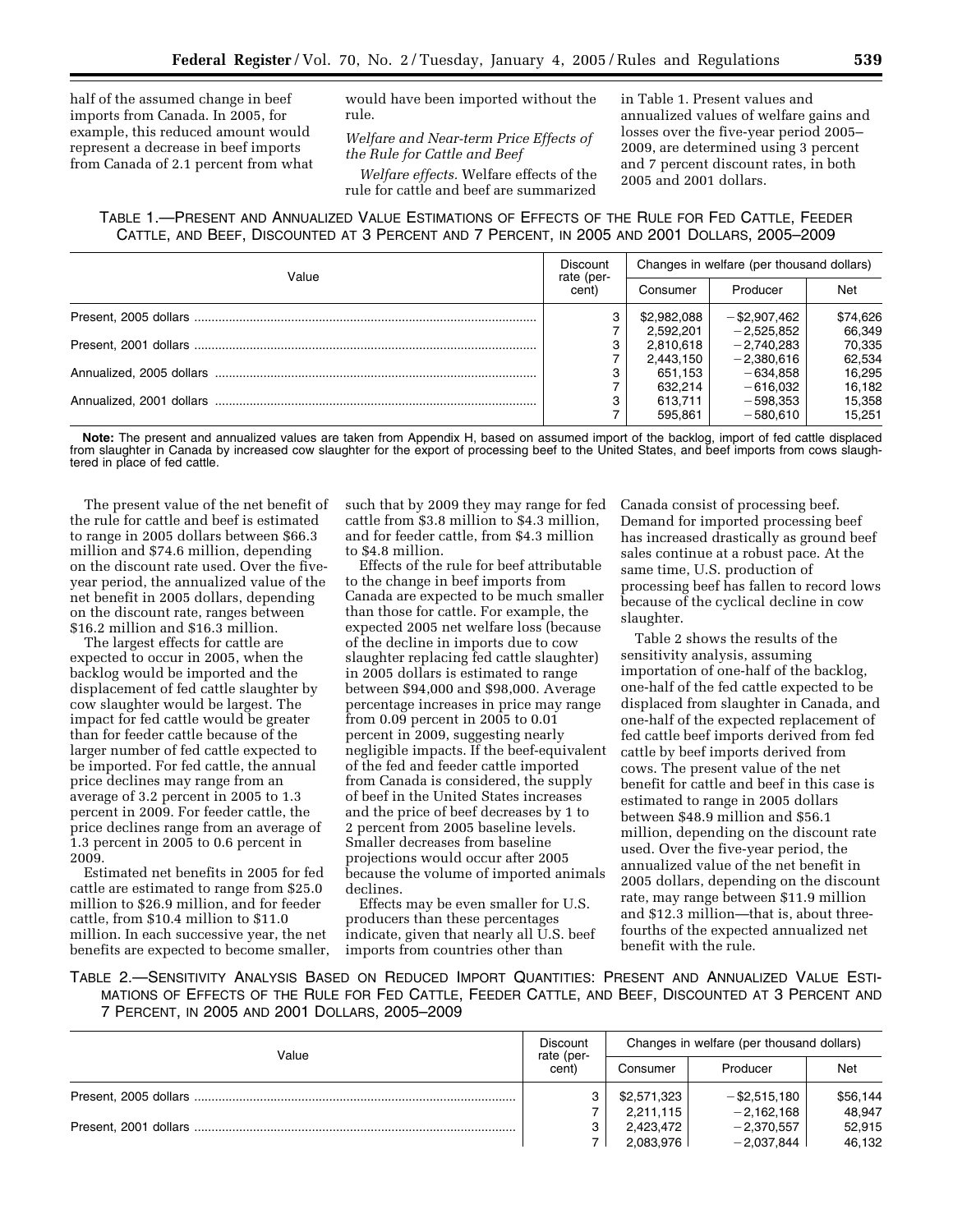half of the assumed change in beef imports from Canada. In 2005, for example, this reduced amount would represent a decrease in beef imports from Canada of 2.1 percent from what would have been imported without the rule.

*Welfare and Near-term Price Effects of the Rule for Cattle and Beef*

*Welfare effects.* Welfare effects of the rule for cattle and beef are summarized in Table 1. Present values and annualized values of welfare gains and losses over the five-year period 2005–2009, are determined using 3 percent and 7 percent discount rates, in both 2005 and 2001 dollars.

TABLE 1.—PRESENT AND ANNUALIZED VALUE ESTIMATIONS OF EFFECTS OF THE RULE FOR FED CATTLE, FEEDER CATTLE, AND BEEF, DISCOUNTED AT 3 PERCENT AND 7 PERCENT, IN 2005 AND 2001 DOLLARS, 2005–2009

| Value | Discount rate (percent) | Changes in welfare (per thousand dollars) | | |
|---|---|---|---|---|
| | | Consumer | Producer | Net |
| Present, 2005 dollars | 3 | $2,982,088 | −$2,907,462 | $74,626 |
| | 7 | 2,592,201 | −2,525,852 | 66,349 |
| Present, 2001 dollars | 3 | 2,810,618 | −2,740,283 | 70,335 |
| | 7 | 2,443,150 | −2,380,616 | 62,534 |
| Annualized, 2005 dollars | 3 | 651,153 | −634,858 | 16,295 |
| | 7 | 632,214 | −616,032 | 16,182 |
| Annualized, 2001 dollars | 3 | 613,711 | −598,353 | 15,358 |
| | 7 | 595,861 | −580,610 | 15,251 |

**Note:** The present and annualized values are taken from Appendix H, based on assumed import of the backlog, import of fed cattle displaced from slaughter in Canada by increased cow slaughter for the export of processing beef to the United States, and beef imports from cows slaughtered in place of fed cattle.

The present value of the net benefit of the rule for cattle and beef is estimated to range in 2005 dollars between $66.3 million and $74.6 million, depending on the discount rate used. Over the five-year period, the annualized value of the net benefit in 2005 dollars, depending on the discount rate, ranges between $16.2 million and $16.3 million.

The largest effects for cattle are expected to occur in 2005, when the backlog would be imported and the displacement of fed cattle slaughter by cow slaughter would be largest. The impact for fed cattle would be greater than for feeder cattle because of the larger number of fed cattle expected to be imported. For fed cattle, the annual price declines may range from an average of 3.2 percent in 2005 to 1.3 percent in 2009. For feeder cattle, the price declines range from an average of 1.3 percent in 2005 to 0.6 percent in 2009.

Estimated net benefits in 2005 for fed cattle are estimated to range from $25.0 million to $26.9 million, and for feeder cattle, from $10.4 million to $11.0 million. In each successive year, the net benefits are expected to become smaller, such that by 2009 they may range for fed cattle from $3.8 million to $4.3 million, and for feeder cattle, from $4.3 million to $4.8 million.

Effects of the rule for beef attributable to the change in beef imports from Canada are expected to be much smaller than those for cattle. For example, the expected 2005 net welfare loss (because of the decline in imports due to cow slaughter replacing fed cattle slaughter) in 2005 dollars is estimated to range between $94,000 and $98,000. Average percentage increases in price may range from 0.09 percent in 2005 to 0.01 percent in 2009, suggesting nearly negligible impacts. If the beef-equivalent of the fed and feeder cattle imported from Canada is considered, the supply of beef in the United States increases and the price of beef decreases by 1 to 2 percent from 2005 baseline levels. Smaller decreases from baseline projections would occur after 2005 because the volume of imported animals declines.

Effects may be even smaller for U.S. producers than these percentages indicate, given that nearly all U.S. beef imports from countries other than Canada consist of processing beef. Demand for imported processing beef has increased drastically as ground beef sales continue at a robust pace. At the same time, U.S. production of processing beef has fallen to record lows because of the cyclical decline in cow slaughter.

Table 2 shows the results of the sensitivity analysis, assuming importation of one-half of the backlog, one-half of the fed cattle expected to be displaced from slaughter in Canada, and one-half of the expected replacement of fed cattle beef imports derived from fed cattle by beef imports derived from cows. The present value of the net benefit for cattle and beef in this case is estimated to range in 2005 dollars between $48.9 million and $56.1 million, depending on the discount rate used. Over the five-year period, the annualized value of the net benefit in 2005 dollars, depending on the discount rate, may range between $11.9 million and $12.3 million—that is, about three-fourths of the expected annualized net benefit with the rule.

TABLE 2.—SENSITIVITY ANALYSIS BASED ON REDUCED IMPORT QUANTITIES: PRESENT AND ANNUALIZED VALUE ESTIMATIONS OF EFFECTS OF THE RULE FOR FED CATTLE, FEEDER CATTLE, AND BEEF, DISCOUNTED AT 3 PERCENT AND 7 PERCENT, IN 2005 AND 2001 DOLLARS, 2005–2009

| Value | Discount rate (percent) | Changes in welfare (per thousand dollars) | | |
|---|---|---|---|---|
| | | Consumer | Producer | Net |
| Present, 2005 dollars | 3 | $2,571,323 | −$2,515,180 | $56,144 |
| | 7 | 2,211,115 | −2,162,168 | 48,947 |
| Present, 2001 dollars | 3 | 2,423,472 | −2,370,557 | 52,915 |
| | 7 | 2,083,976 | −2,037,844 | 46,132 |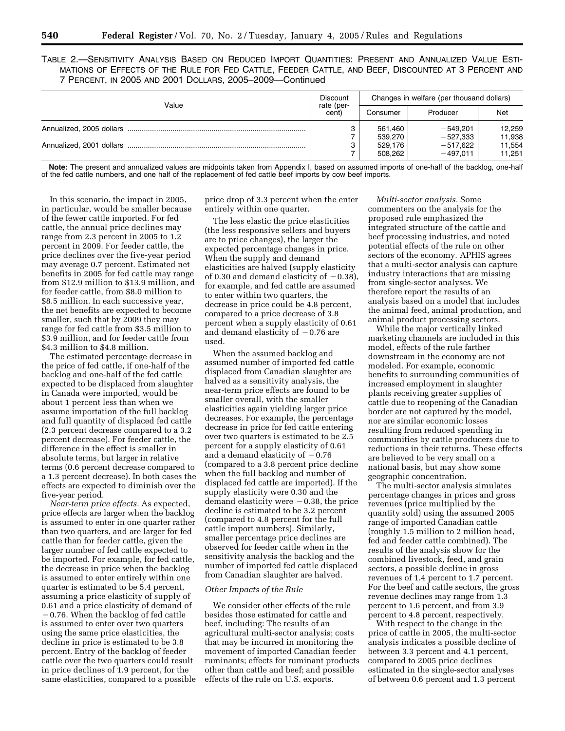TABLE 2.—SENSITIVITY ANALYSIS BASED ON REDUCED IMPORT QUANTITIES: PRESENT AND ANNUALIZED VALUE ESTIMATIONS OF EFFECTS OF THE RULE FOR FED CATTLE, FEEDER CATTLE, AND BEEF, DISCOUNTED AT 3 PERCENT AND 7 PERCENT, IN 2005 AND 2001 DOLLARS, 2005–2009—Continued

| Value | Discount rate (percent) | Changes in welfare (per thousand dollars) | | |
|---|---|---|---|---|
| | | Consumer | Producer | Net |
| Annualized, 2005 dollars | 3 | 561,460 | −549,201 | 12,259 |
| | 7 | 539,270 | −527,333 | 11,938 |
| Annualized, 2001 dollars | 3 | 529,176 | −517,622 | 11,554 |
| | 7 | 508,262 | −497,011 | 11,251 |

**Note:** The present and annualized values are midpoints taken from Appendix I, based on assumed imports of one-half of the backlog, one-half of the fed cattle numbers, and one half of the replacement of fed cattle beef imports by cow beef imports.

In this scenario, the impact in 2005, in particular, would be smaller because of the fewer cattle imported. For fed cattle, the annual price declines may range from 2.3 percent in 2005 to 1.2 percent in 2009. For feeder cattle, the price declines over the five-year period may average 0.7 percent. Estimated net benefits in 2005 for fed cattle may range from $12.9 million to $13.9 million, and for feeder cattle, from $8.0 million to $8.5 million. In each successive year, the net benefits are expected to become smaller, such that by 2009 they may range for fed cattle from $3.5 million to $3.9 million, and for feeder cattle from $4.3 million to $4.8 million.

The estimated percentage decrease in the price of fed cattle, if one-half of the backlog and one-half of the fed cattle expected to be displaced from slaughter in Canada were imported, would be about 1 percent less than when we assume importation of the full backlog and full quantity of displaced fed cattle (2.3 percent decrease compared to a 3.2 percent decrease). For feeder cattle, the difference in the effect is smaller in absolute terms, but larger in relative terms (0.6 percent decrease compared to a 1.3 percent decrease). In both cases the effects are expected to diminish over the five-year period.

*Near-term price effects.* As expected, price effects are larger when the backlog is assumed to enter in one quarter rather than two quarters, and are larger for fed cattle than for feeder cattle, given the larger number of fed cattle expected to be imported. For example, for fed cattle, the decrease in price when the backlog is assumed to enter entirely within one quarter is estimated to be 5.4 percent, assuming a price elasticity of supply of 0.61 and a price elasticity of demand of −0.76. When the backlog of fed cattle is assumed to enter over two quarters using the same price elasticities, the decline in price is estimated to be 3.8 percent. Entry of the backlog of feeder cattle over the two quarters could result in price declines of 1.9 percent, for the same elasticities, compared to a possible price drop of 3.3 percent when the enter entirely within one quarter.

The less elastic the price elasticities (the less responsive sellers and buyers are to price changes), the larger the expected percentage changes in price. When the supply and demand elasticities are halved (supply elasticity of 0.30 and demand elasticity of −0.38), for example, and fed cattle are assumed to enter within two quarters, the decrease in price could be 4.8 percent, compared to a price decrease of 3.8 percent when a supply elasticity of 0.61 and demand elasticity of −0.76 are used.

When the assumed backlog and assumed number of imported fed cattle displaced from Canadian slaughter are halved as a sensitivity analysis, the near-term price effects are found to be smaller overall, with the smaller elasticities again yielding larger price decreases. For example, the percentage decrease in price for fed cattle entering over two quarters is estimated to be 2.5 percent for a supply elasticity of 0.61 and a demand elasticity of −0.76 (compared to a 3.8 percent price decline when the full backlog and number of displaced fed cattle are imported). If the supply elasticity were 0.30 and the demand elasticity were −0.38, the price decline is estimated to be 3.2 percent (compared to 4.8 percent for the full cattle import numbers). Similarly, smaller percentage price declines are observed for feeder cattle when in the sensitivity analysis the backlog and the number of imported fed cattle displaced from Canadian slaughter are halved.

### *Other Impacts of the Rule*

We consider other effects of the rule besides those estimated for cattle and beef, including: The results of an agricultural multi-sector analysis; costs that may be incurred in monitoring the movement of imported Canadian feeder ruminants; effects for ruminant products other than cattle and beef; and possible effects of the rule on U.S. exports.

*Multi-sector analysis.* Some commenters on the analysis for the proposed rule emphasized the integrated structure of the cattle and beef processing industries, and noted potential effects of the rule on other sectors of the economy. APHIS agrees that a multi-sector analysis can capture industry interactions that are missing from single-sector analyses. We therefore report the results of an analysis based on a model that includes the animal feed, animal production, and animal product processing sectors.

While the major vertically linked marketing channels are included in this model, effects of the rule farther downstream in the economy are not modeled. For example, economic benefits to surrounding communities of increased employment in slaughter plants receiving greater supplies of cattle due to reopening of the Canadian border are not captured by the model, nor are similar economic losses resulting from reduced spending in communities by cattle producers due to reductions in their returns. These effects are believed to be very small on a national basis, but may show some geographic concentration.

The multi-sector analysis simulates percentage changes in prices and gross revenues (price multiplied by the quantity sold) using the assumed 2005 range of imported Canadian cattle (roughly 1.5 million to 2 million head, fed and feeder cattle combined). The results of the analysis show for the combined livestock, feed, and grain sectors, a possible decline in gross revenues of 1.4 percent to 1.7 percent. For the beef and cattle sectors, the gross revenue declines may range from 1.3 percent to 1.6 percent, and from 3.9 percent to 4.8 percent, respectively.

With respect to the change in the price of cattle in 2005, the multi-sector analysis indicates a possible decline of between 3.3 percent and 4.1 percent, compared to 2005 price declines estimated in the single-sector analyses of between 0.6 percent and 1.3 percent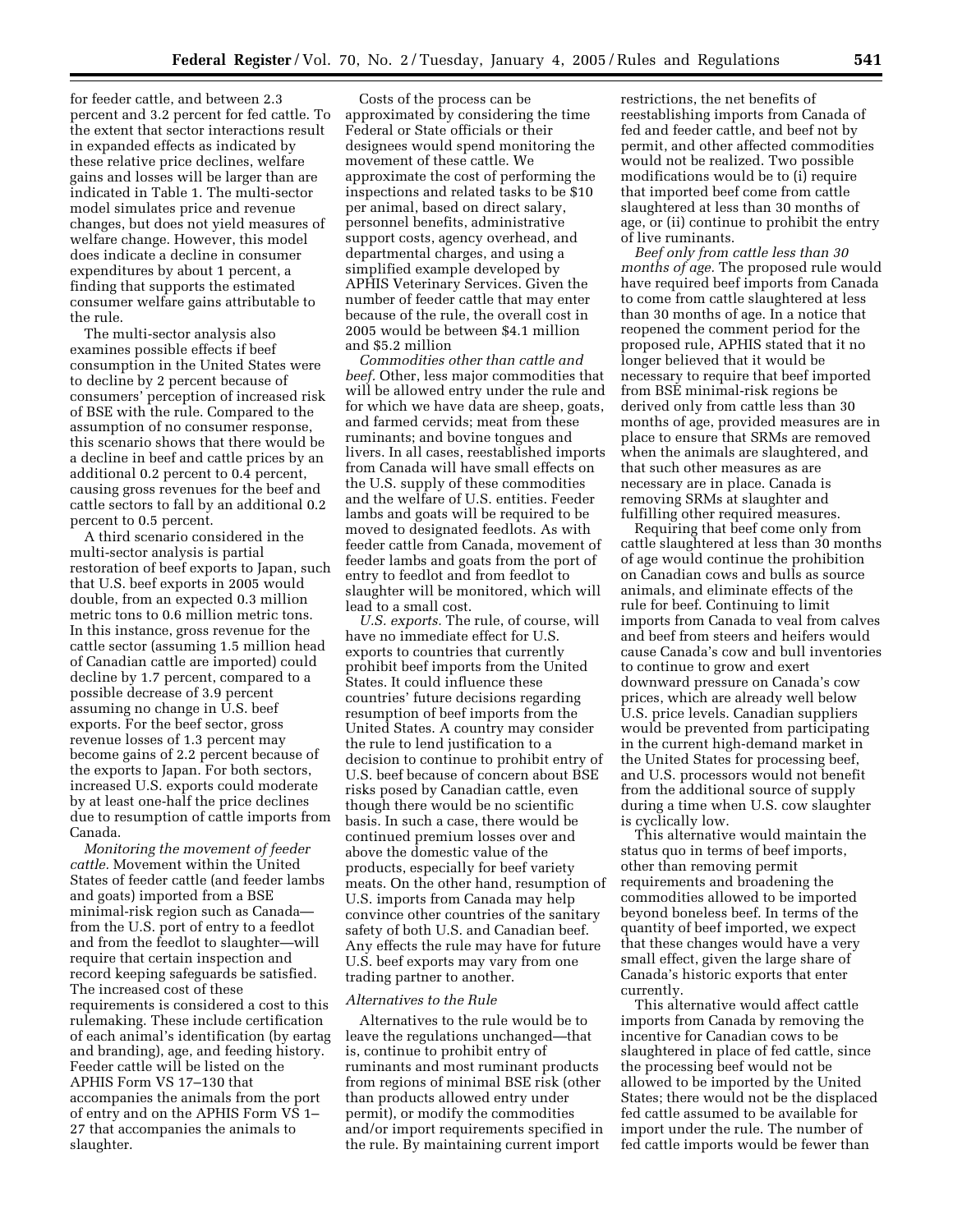for feeder cattle, and between 2.3 percent and 3.2 percent for fed cattle. To the extent that sector interactions result in expanded effects as indicated by these relative price declines, welfare gains and losses will be larger than are indicated in Table 1. The multi-sector model simulates price and revenue changes, but does not yield measures of welfare change. However, this model does indicate a decline in consumer expenditures by about 1 percent, a finding that supports the estimated consumer welfare gains attributable to the rule.

The multi-sector analysis also examines possible effects if beef consumption in the United States were to decline by 2 percent because of consumers' perception of increased risk of BSE with the rule. Compared to the assumption of no consumer response, this scenario shows that there would be a decline in beef and cattle prices by an additional 0.2 percent to 0.4 percent, causing gross revenues for the beef and cattle sectors to fall by an additional 0.2 percent to 0.5 percent.

A third scenario considered in the multi-sector analysis is partial restoration of beef exports to Japan, such that U.S. beef exports in 2005 would double, from an expected 0.3 million metric tons to 0.6 million metric tons. In this instance, gross revenue for the cattle sector (assuming 1.5 million head of Canadian cattle are imported) could decline by 1.7 percent, compared to a possible decrease of 3.9 percent assuming no change in U.S. beef exports. For the beef sector, gross revenue losses of 1.3 percent may become gains of 2.2 percent because of the exports to Japan. For both sectors, increased U.S. exports could moderate by at least one-half the price declines due to resumption of cattle imports from Canada.

*Monitoring the movement of feeder cattle.* Movement within the United States of feeder cattle (and feeder lambs and goats) imported from a BSE minimal-risk region such as Canada—from the U.S. port of entry to a feedlot and from the feedlot to slaughter—will require that certain inspection and record keeping safeguards be satisfied. The increased cost of these requirements is considered a cost to this rulemaking. These include certification of each animal's identification (by eartag and branding), age, and feeding history. Feeder cattle will be listed on the APHIS Form VS 17–130 that accompanies the animals from the port of entry and on the APHIS Form VS 1–27 that accompanies the animals to slaughter.

Costs of the process can be approximated by considering the time Federal or State officials or their designees would spend monitoring the movement of these cattle. We approximate the cost of performing the inspections and related tasks to be $10 per animal, based on direct salary, personnel benefits, administrative support costs, agency overhead, and departmental charges, and using a simplified example developed by APHIS Veterinary Services. Given the number of feeder cattle that may enter because of the rule, the overall cost in 2005 would be between $4.1 million and $5.2 million

*Commodities other than cattle and beef.* Other, less major commodities that will be allowed entry under the rule and for which we have data are sheep, goats, and farmed cervids; meat from these ruminants; and bovine tongues and livers. In all cases, reestablished imports from Canada will have small effects on the U.S. supply of these commodities and the welfare of U.S. entities. Feeder lambs and goats will be required to be moved to designated feedlots. As with feeder cattle from Canada, movement of feeder lambs and goats from the port of entry to feedlot and from feedlot to slaughter will be monitored, which will lead to a small cost.

*U.S. exports.* The rule, of course, will have no immediate effect for U.S. exports to countries that currently prohibit beef imports from the United States. It could influence these countries' future decisions regarding resumption of beef imports from the United States. A country may consider the rule to lend justification to a decision to continue to prohibit entry of U.S. beef because of concern about BSE risks posed by Canadian cattle, even though there would be no scientific basis. In such a case, there would be continued premium losses over and above the domestic value of the products, especially for beef variety meats. On the other hand, resumption of U.S. imports from Canada may help convince other countries of the sanitary safety of both U.S. and Canadian beef. Any effects the rule may have for future U.S. beef exports may vary from one trading partner to another.

*Alternatives to the Rule*

Alternatives to the rule would be to leave the regulations unchanged—that is, continue to prohibit entry of ruminants and most ruminant products from regions of minimal BSE risk (other than products allowed entry under permit), or modify the commodities and/or import requirements specified in the rule. By maintaining current import restrictions, the net benefits of reestablishing imports from Canada of fed and feeder cattle, and beef not by permit, and other affected commodities would not be realized. Two possible modifications would be to (i) require that imported beef come from cattle slaughtered at less than 30 months of age, or (ii) continue to prohibit the entry of live ruminants.

*Beef only from cattle less than 30 months of age.* The proposed rule would have required beef imports from Canada to come from cattle slaughtered at less than 30 months of age. In a notice that reopened the comment period for the proposed rule, APHIS stated that it no longer believed that it would be necessary to require that beef imported from BSE minimal-risk regions be derived only from cattle less than 30 months of age, provided measures are in place to ensure that SRMs are removed when the animals are slaughtered, and that such other measures as are necessary are in place. Canada is removing SRMs at slaughter and fulfilling other required measures.

Requiring that beef come only from cattle slaughtered at less than 30 months of age would continue the prohibition on Canadian cows and bulls as source animals, and eliminate effects of the rule for beef. Continuing to limit imports from Canada to veal from calves and beef from steers and heifers would cause Canada's cow and bull inventories to continue to grow and exert downward pressure on Canada's cow prices, which are already well below U.S. price levels. Canadian suppliers would be prevented from participating in the current high-demand market in the United States for processing beef, and U.S. processors would not benefit from the additional source of supply during a time when U.S. cow slaughter is cyclically low.

This alternative would maintain the status quo in terms of beef imports, other than removing permit requirements and broadening the commodities allowed to be imported beyond boneless beef. In terms of the quantity of beef imported, we expect that these changes would have a very small effect, given the large share of Canada's historic exports that enter currently.

This alternative would affect cattle imports from Canada by removing the incentive for Canadian cows to be slaughtered in place of fed cattle, since the processing beef would not be allowed to be imported by the United States; there would not be the displaced fed cattle assumed to be available for import under the rule. The number of fed cattle imports would be fewer than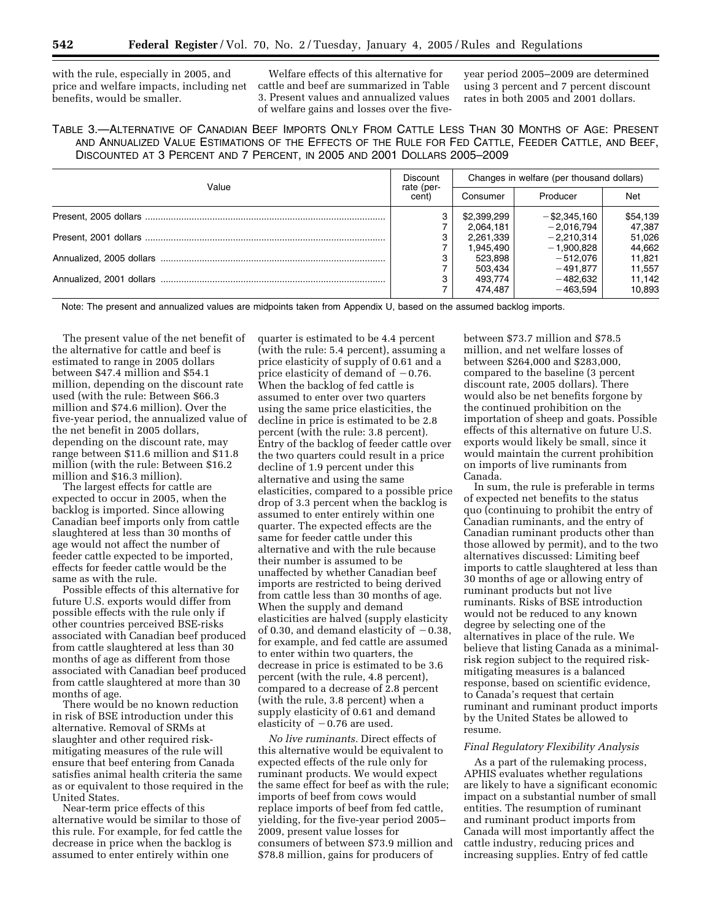with the rule, especially in 2005, and price and welfare impacts, including net benefits, would be smaller.

Welfare effects of this alternative for cattle and beef are summarized in Table 3. Present values and annualized values of welfare gains and losses over the five-year period 2005–2009 are determined using 3 percent and 7 percent discount rates in both 2005 and 2001 dollars.

TABLE 3.—ALTERNATIVE OF CANADIAN BEEF IMPORTS ONLY FROM CATTLE LESS THAN 30 MONTHS OF AGE: PRESENT AND ANNUALIZED VALUE ESTIMATIONS OF THE EFFECTS OF THE RULE FOR FED CATTLE, FEEDER CATTLE, AND BEEF, DISCOUNTED AT 3 PERCENT AND 7 PERCENT, IN 2005 AND 2001 DOLLARS 2005–2009

| Value | Discount rate (percent) | Changes in welfare (per thousand dollars) | | |
|---|---|---|---|---|
| | | Consumer | Producer | Net |
| Present, 2005 dollars | 3 | $2,399,299 | −$2,345,160 | $54,139 |
| | 7 | 2,064,181 | −2,016,794 | 47,387 |
| Present, 2001 dollars | 3 | 2,261,339 | −2,210,314 | 51,026 |
| | 7 | 1,945,490 | −1,900,828 | 44,662 |
| Annualized, 2005 dollars | 3 | 523,898 | −512,076 | 11,821 |
| | 7 | 503,434 | −491,877 | 11,557 |
| Annualized, 2001 dollars | 3 | 493,774 | −482,632 | 11,142 |
| | 7 | 474,487 | −463,594 | 10,893 |

Note: The present and annualized values are midpoints taken from Appendix U, based on the assumed backlog imports.

The present value of the net benefit of the alternative for cattle and beef is estimated to range in 2005 dollars between $47.4 million and $54.1 million, depending on the discount rate used (with the rule: Between $66.3 million and $74.6 million). Over the five-year period, the annualized value of the net benefit in 2005 dollars, depending on the discount rate, may range between $11.6 million and $11.8 million (with the rule: Between $16.2 million and $16.3 million).

The largest effects for cattle are expected to occur in 2005, when the backlog is imported. Since allowing Canadian beef imports only from cattle slaughtered at less than 30 months of age would not affect the number of feeder cattle expected to be imported, effects for feeder cattle would be the same as with the rule.

Possible effects of this alternative for future U.S. exports would differ from possible effects with the rule only if other countries perceived BSE-risks associated with Canadian beef produced from cattle slaughtered at less than 30 months of age as different from those associated with Canadian beef produced from cattle slaughtered at more than 30 months of age.

There would be no known reduction in risk of BSE introduction under this alternative. Removal of SRMs at slaughter and other required risk-mitigating measures of the rule will ensure that beef entering from Canada satisfies animal health criteria the same as or equivalent to those required in the United States.

Near-term price effects of this alternative would be similar to those of this rule. For example, for fed cattle the decrease in price when the backlog is assumed to enter entirely within one quarter is estimated to be 4.4 percent (with the rule: 5.4 percent), assuming a price elasticity of supply of 0.61 and a price elasticity of demand of −0.76. When the backlog of fed cattle is assumed to enter over two quarters using the same price elasticities, the decline in price is estimated to be 2.8 percent (with the rule: 3.8 percent). Entry of the backlog of feeder cattle over the two quarters could result in a price decline of 1.9 percent under this alternative and using the same elasticities, compared to a possible price drop of 3.3 percent when the backlog is assumed to enter entirely within one quarter. The expected effects are the same for feeder cattle under this alternative and with the rule because their number is assumed to be unaffected by whether Canadian beef imports are restricted to being derived from cattle less than 30 months of age. When the supply and demand elasticities are halved (supply elasticity of 0.30, and demand elasticity of −0.38, for example, and fed cattle are assumed to enter within two quarters, the decrease in price is estimated to be 3.6 percent (with the rule, 4.8 percent), compared to a decrease of 2.8 percent (with the rule, 3.8 percent) when a supply elasticity of 0.61 and demand elasticity of −0.76 are used.

*No live ruminants.* Direct effects of this alternative would be equivalent to expected effects of the rule only for ruminant products. We would expect the same effect for beef as with the rule; imports of beef from cows would replace imports of beef from fed cattle, yielding, for the five-year period 2005–2009, present value losses for consumers of between $73.9 million and $78.8 million, gains for producers of between $73.7 million and $78.5 million, and net welfare losses of between $264,000 and $283,000, compared to the baseline (3 percent discount rate, 2005 dollars). There would also be net benefits forgone by the continued prohibition on the importation of sheep and goats. Possible effects of this alternative on future U.S. exports would likely be small, since it would maintain the current prohibition on imports of live ruminants from Canada.

In sum, the rule is preferable in terms of expected net benefits to the status quo (continuing to prohibit the entry of Canadian ruminants, and the entry of Canadian ruminant products other than those allowed by permit), and to the two alternatives discussed: Limiting beef imports to cattle slaughtered at less than 30 months of age or allowing entry of ruminant products but not live ruminants. Risks of BSE introduction would not be reduced to any known degree by selecting one of the alternatives in place of the rule. We believe that listing Canada as a minimal-risk region subject to the required risk-mitigating measures is a balanced response, based on scientific evidence, to Canada's request that certain ruminant and ruminant product imports by the United States be allowed to resume.

### Final Regulatory Flexibility Analysis

As a part of the rulemaking process, APHIS evaluates whether regulations are likely to have a significant economic impact on a substantial number of small entities. The resumption of ruminant and ruminant product imports from Canada will most importantly affect the cattle industry, reducing prices and increasing supplies. Entry of fed cattle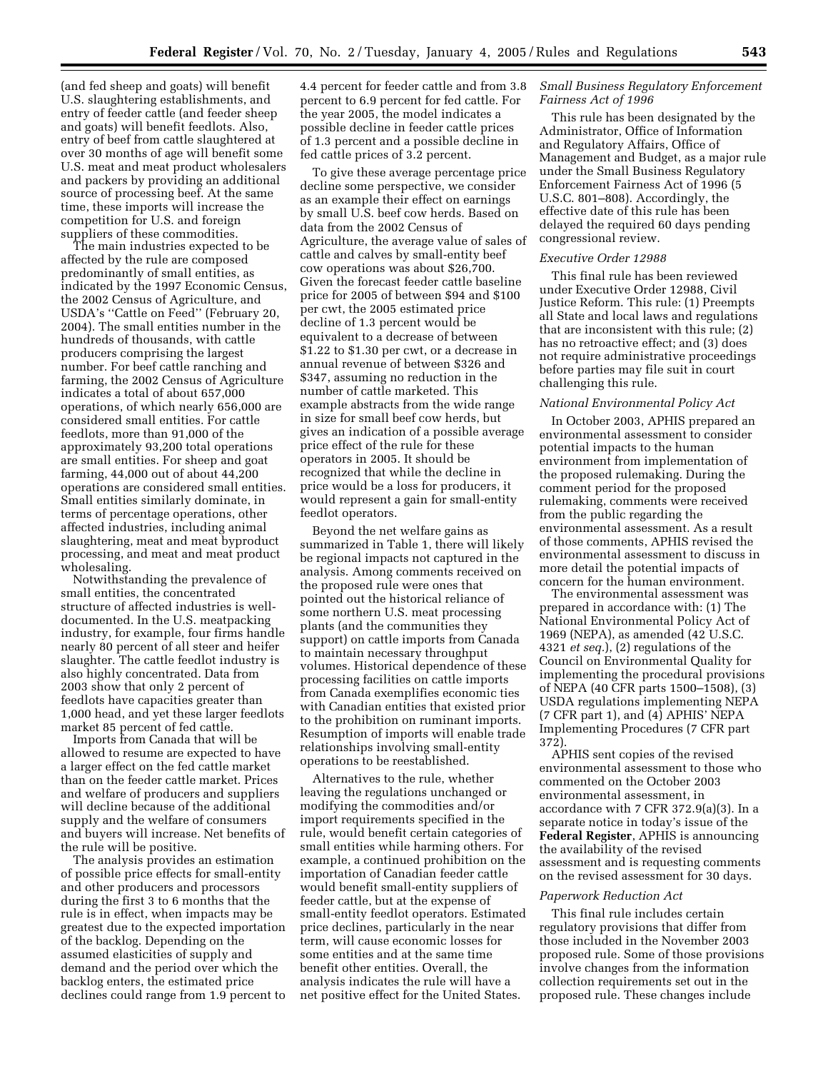(and fed sheep and goats) will benefit U.S. slaughtering establishments, and entry of feeder cattle (and feeder sheep and goats) will benefit feedlots. Also, entry of beef from cattle slaughtered at over 30 months of age will benefit some U.S. meat and meat product wholesalers and packers by providing an additional source of processing beef. At the same time, these imports will increase the competition for U.S. and foreign suppliers of these commodities.

The main industries expected to be affected by the rule are composed predominantly of small entities, as indicated by the 1997 Economic Census, the 2002 Census of Agriculture, and USDA's "Cattle on Feed" (February 20, 2004). The small entities number in the hundreds of thousands, with cattle producers comprising the largest number. For beef cattle ranching and farming, the 2002 Census of Agriculture indicates a total of about 657,000 operations, of which nearly 656,000 are considered small entities. For cattle feedlots, more than 91,000 of the approximately 93,200 total operations are small entities. For sheep and goat farming, 44,000 out of about 44,200 operations are considered small entities. Small entities similarly dominate, in terms of percentage operations, other affected industries, including animal slaughtering, meat and meat byproduct processing, and meat and meat product wholesaling.

Notwithstanding the prevalence of small entities, the concentrated structure of affected industries is well-documented. In the U.S. meatpacking industry, for example, four firms handle nearly 80 percent of all steer and heifer slaughter. The cattle feedlot industry is also highly concentrated. Data from 2003 show that only 2 percent of feedlots have capacities greater than 1,000 head, and yet these larger feedlots market 85 percent of fed cattle.

Imports from Canada that will be allowed to resume are expected to have a larger effect on the fed cattle market than on the feeder cattle market. Prices and welfare of producers and suppliers will decline because of the additional supply and the welfare of consumers and buyers will increase. Net benefits of the rule will be positive.

The analysis provides an estimation of possible price effects for small-entity and other producers and processors during the first 3 to 6 months that the rule is in effect, when impacts may be greatest due to the expected importation of the backlog. Depending on the assumed elasticities of supply and demand and the period over which the backlog enters, the estimated price declines could range from 1.9 percent to 4.4 percent for feeder cattle and from 3.8 percent to 6.9 percent for fed cattle. For the year 2005, the model indicates a possible decline in feeder cattle prices of 1.3 percent and a possible decline in fed cattle prices of 3.2 percent.

To give these average percentage price decline some perspective, we consider as an example their effect on earnings by small U.S. beef cow herds. Based on data from the 2002 Census of Agriculture, the average value of sales of cattle and calves by small-entity beef cow operations was about $26,700. Given the forecast feeder cattle baseline price for 2005 of between $94 and $100 per cwt, the 2005 estimated price decline of 1.3 percent would be equivalent to a decrease of between $1.22 to $1.30 per cwt, or a decrease in annual revenue of between $326 and $347, assuming no reduction in the number of cattle marketed. This example abstracts from the wide range in size for small beef cow herds, but gives an indication of a possible average price effect of the rule for these operators in 2005. It should be recognized that while the decline in price would be a loss for producers, it would represent a gain for small-entity feedlot operators.

Beyond the net welfare gains as summarized in Table 1, there will likely be regional impacts not captured in the analysis. Among comments received on the proposed rule were ones that pointed out the historical reliance of some northern U.S. meat processing plants (and the communities they support) on cattle imports from Canada to maintain necessary throughput volumes. Historical dependence of these processing facilities on cattle imports from Canada exemplifies economic ties with Canadian entities that existed prior to the prohibition on ruminant imports. Resumption of imports will enable trade relationships involving small-entity operations to be reestablished.

Alternatives to the rule, whether leaving the regulations unchanged or modifying the commodities and/or import requirements specified in the rule, would benefit certain categories of small entities while harming others. For example, a continued prohibition on the importation of Canadian feeder cattle would benefit small-entity suppliers of feeder cattle, but at the expense of small-entity feedlot operators. Estimated price declines, particularly in the near term, will cause economic losses for some entities and at the same time benefit other entities. Overall, the analysis indicates the rule will have a net positive effect for the United States.

*Small Business Regulatory Enforcement Fairness Act of 1996*

This rule has been designated by the Administrator, Office of Information and Regulatory Affairs, Office of Management and Budget, as a major rule under the Small Business Regulatory Enforcement Fairness Act of 1996 (5 U.S.C. 801–808). Accordingly, the effective date of this rule has been delayed the required 60 days pending congressional review.

*Executive Order 12988*

This final rule has been reviewed under Executive Order 12988, Civil Justice Reform. This rule: (1) Preempts all State and local laws and regulations that are inconsistent with this rule; (2) has no retroactive effect; and (3) does not require administrative proceedings before parties may file suit in court challenging this rule.

*National Environmental Policy Act*

In October 2003, APHIS prepared an environmental assessment to consider potential impacts to the human environment from implementation of the proposed rulemaking. During the comment period for the proposed rulemaking, comments were received from the public regarding the environmental assessment. As a result of those comments, APHIS revised the environmental assessment to discuss in more detail the potential impacts of concern for the human environment.

The environmental assessment was prepared in accordance with: (1) The National Environmental Policy Act of 1969 (NEPA), as amended (42 U.S.C. 4321 *et seq.*), (2) regulations of the Council on Environmental Quality for implementing the procedural provisions of NEPA (40 CFR parts 1500–1508), (3) USDA regulations implementing NEPA (7 CFR part 1), and (4) APHIS' NEPA Implementing Procedures (7 CFR part 372).

APHIS sent copies of the revised environmental assessment to those who commented on the October 2003 environmental assessment, in accordance with 7 CFR 372.9(a)(3). In a separate notice in today's issue of the **Federal Register**, APHIS is announcing the availability of the revised assessment and is requesting comments on the revised assessment for 30 days.

*Paperwork Reduction Act*

This final rule includes certain regulatory provisions that differ from those included in the November 2003 proposed rule. Some of those provisions involve changes from the information collection requirements set out in the proposed rule. These changes include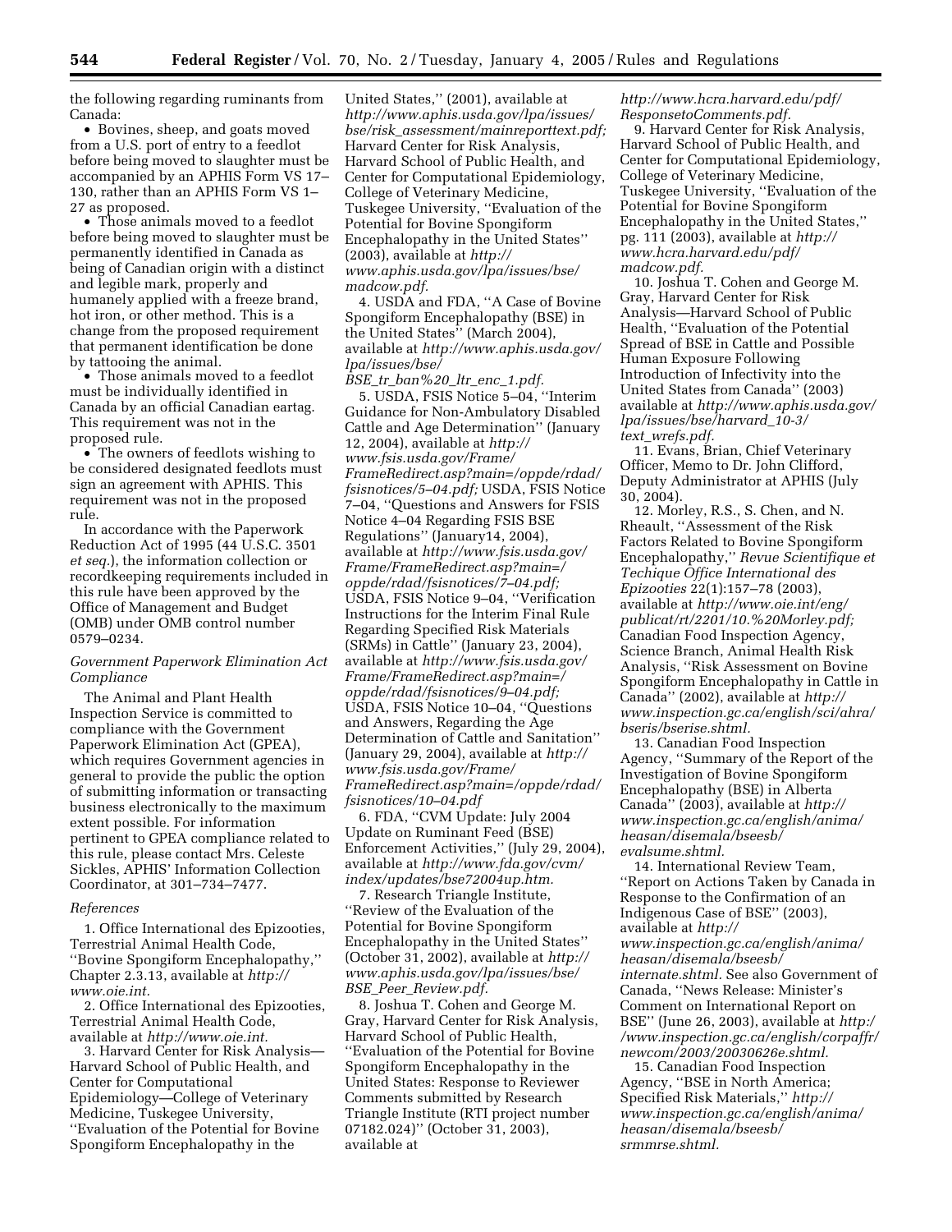the following regarding ruminants from Canada:

- Bovines, sheep, and goats moved from a U.S. port of entry to a feedlot before being moved to slaughter must be accompanied by an APHIS Form VS 17–130, rather than an APHIS Form VS 1–27 as proposed.
- Those animals moved to a feedlot before being moved to slaughter must be permanently identified in Canada as being of Canadian origin with a distinct and legible mark, properly and humanely applied with a freeze brand, hot iron, or other method. This is a change from the proposed requirement that permanent identification be done by tattooing the animal.
- Those animals moved to a feedlot must be individually identified in Canada by an official Canadian eartag. This requirement was not in the proposed rule.
- The owners of feedlots wishing to be considered designated feedlots must sign an agreement with APHIS. This requirement was not in the proposed rule.

In accordance with the Paperwork Reduction Act of 1995 (44 U.S.C. 3501 *et seq.*), the information collection or recordkeeping requirements included in this rule have been approved by the Office of Management and Budget (OMB) under OMB control number 0579–0234.

### *Government Paperwork Elimination Act Compliance*

The Animal and Plant Health Inspection Service is committed to compliance with the Government Paperwork Elimination Act (GPEA), which requires Government agencies in general to provide the public the option of submitting information or transacting business electronically to the maximum extent possible. For information pertinent to GPEA compliance related to this rule, please contact Mrs. Celeste Sickles, APHIS' Information Collection Coordinator, at 301–734–7477.

### *References*

1. Office International des Epizooties, Terrestrial Animal Health Code, ''Bovine Spongiform Encephalopathy,'' Chapter 2.3.13, available at *http://www.oie.int.*

2. Office International des Epizooties, Terrestrial Animal Health Code, available at *http://www.oie.int.*

3. Harvard Center for Risk Analysis—Harvard School of Public Health, and Center for Computational Epidemiology—College of Veterinary Medicine, Tuskegee University, ''Evaluation of the Potential for Bovine Spongiform Encephalopathy in the United States,'' (2001), available at *http://www.aphis.usda.gov/lpa/issues/bse/risk_assessment/mainreporttext.pdf;* Harvard Center for Risk Analysis, Harvard School of Public Health, and Center for Computational Epidemiology, College of Veterinary Medicine, Tuskegee University, ''Evaluation of the Potential for Bovine Spongiform Encephalopathy in the United States'' (2003), available at *http://www.aphis.usda.gov/lpa/issues/bse/madcow.pdf.*

4. USDA and FDA, ''A Case of Bovine Spongiform Encephalopathy (BSE) in the United States'' (March 2004), available at *http://www.aphis.usda.gov/lpa/issues/bse/BSE_tr_ban%20_ltr_enc_1.pdf.*

5. USDA, FSIS Notice 5–04, ''Interim Guidance for Non-Ambulatory Disabled Cattle and Age Determination'' (January 12, 2004), available at *http://www.fsis.usda.gov/Frame/FrameRedirect.asp?main=/oppde/rdad/fsisnotices/5–04.pdf;* USDA, FSIS Notice 7–04, ''Questions and Answers for FSIS Notice 4–04 Regarding FSIS BSE Regulations'' (January14, 2004), available at *http://www.fsis.usda.gov/Frame/FrameRedirect.asp?main=/oppde/rdad/fsisnotices/7–04.pdf;* USDA, FSIS Notice 9–04, ''Verification Instructions for the Interim Final Rule Regarding Specified Risk Materials (SRMs) in Cattle'' (January 23, 2004), available at *http://www.fsis.usda.gov/Frame/FrameRedirect.asp?main=/oppde/rdad/fsisnotices/9–04.pdf;* USDA, FSIS Notice 10–04, ''Questions and Answers, Regarding the Age Determination of Cattle and Sanitation'' (January 29, 2004), available at *http://www.fsis.usda.gov/Frame/FrameRedirect.asp?main=/oppde/rdad/fsisnotices/10–04.pdf*

6. FDA, ''CVM Update: July 2004 Update on Ruminant Feed (BSE) Enforcement Activities,'' (July 29, 2004), available at *http://www.fda.gov/cvm/index/updates/bse72004up.htm.*

7. Research Triangle Institute, ''Review of the Evaluation of the Potential for Bovine Spongiform Encephalopathy in the United States'' (October 31, 2002), available at *http://www.aphis.usda.gov/lpa/issues/bse/BSE_Peer_Review.pdf.*

8. Joshua T. Cohen and George M. Gray, Harvard Center for Risk Analysis, Harvard School of Public Health, ''Evaluation of the Potential for Bovine Spongiform Encephalopathy in the United States: Response to Reviewer Comments submitted by Research Triangle Institute (RTI project number 07182.024)'' (October 31, 2003), available at *http://www.hcra.harvard.edu/pdf/ResponsetoComments.pdf.*

9. Harvard Center for Risk Analysis, Harvard School of Public Health, and Center for Computational Epidemiology, College of Veterinary Medicine, Tuskegee University, ''Evaluation of the Potential for Bovine Spongiform Encephalopathy in the United States,'' pg. 111 (2003), available at *http://www.hcra.harvard.edu/pdf/madcow.pdf.*

10. Joshua T. Cohen and George M. Gray, Harvard Center for Risk Analysis—Harvard School of Public Health, ''Evaluation of the Potential Spread of BSE in Cattle and Possible Human Exposure Following Introduction of Infectivity into the United States from Canada'' (2003) available at *http://www.aphis.usda.gov/lpa/issues/bse/harvard_10-3/text_wrefs.pdf.*

11. Evans, Brian, Chief Veterinary Officer, Memo to Dr. John Clifford, Deputy Administrator at APHIS (July 30, 2004).

12. Morley, R.S., S. Chen, and N. Rheault, ''Assessment of the Risk Factors Related to Bovine Spongiform Encephalopathy,'' *Revue Scientifique et Techique Office International des Epizooties* 22(1):157–78 (2003), available at *http://www.oie.int/eng/publicat/rt/2201/10.%20Morley.pdf;* Canadian Food Inspection Agency, Science Branch, Animal Health Risk Analysis, ''Risk Assessment on Bovine Spongiform Encephalopathy in Cattle in Canada'' (2002), available at *http://www.inspection.gc.ca/english/sci/ahra/bseris/bserise.shtml.*

13. Canadian Food Inspection Agency, ''Summary of the Report of the Investigation of Bovine Spongiform Encephalopathy (BSE) in Alberta Canada'' (2003), available at *http://www.inspection.gc.ca/english/anima/heasan/disemala/bseesb/evalsume.shtml.*

14. International Review Team, ''Report on Actions Taken by Canada in Response to the Confirmation of an Indigenous Case of BSE'' (2003), available at *http://www.inspection.gc.ca/english/anima/heasan/disemala/bseesb/internate.shtml.* See also Government of Canada, ''News Release: Minister's Comment on International Report on BSE'' (June 26, 2003), available at *http://www.inspection.gc.ca/english/corpaffr/newcom/2003/20030626e.shtml.*

15. Canadian Food Inspection Agency, ''BSE in North America; Specified Risk Materials,'' *http://www.inspection.gc.ca/english/anima/heasan/disemala/bseesb/srmmrse.shtml.*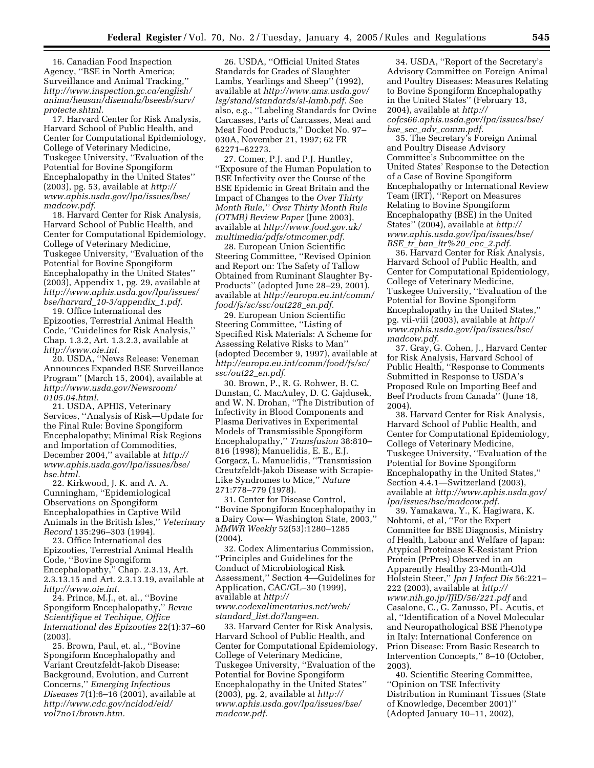16. Canadian Food Inspection Agency, ''BSE in North America; Surveillance and Animal Tracking,'' *http://www.inspection.gc.ca/english/anima/heasan/disemala/bseesb/surv/protecte.shtml.*

17. Harvard Center for Risk Analysis, Harvard School of Public Health, and Center for Computational Epidemiology, College of Veterinary Medicine, Tuskegee University, ''Evaluation of the Potential for Bovine Spongiform Encephalopathy in the United States'' (2003), pg. 53, available at *http://www.aphis.usda.gov/lpa/issues/bse/madcow.pdf.*

18. Harvard Center for Risk Analysis, Harvard School of Public Health, and Center for Computational Epidemiology, College of Veterinary Medicine, Tuskegee University, ''Evaluation of the Potential for Bovine Spongiform Encephalopathy in the United States'' (2003), Appendix 1, pg. 29, available at *http://www.aphis.usda.gov/lpa/issues/bse/harvard_10-3/appendix_1.pdf.*

19. Office International des Epizooties, Terrestrial Animal Health Code, ''Guidelines for Risk Analysis,'' Chap. 1.3.2, Art. 1.3.2.3, available at *http://www.oie.int.*

20. USDA, ''News Release: Veneman Announces Expanded BSE Surveillance Program'' (March 15, 2004), available at *http://www.usda.gov/Newsroom/0105.04.html.*

21. USDA, APHIS, Veterinary Services, ''Analysis of Risk—Update for the Final Rule: Bovine Spongiform Encephalopathy; Minimal Risk Regions and Importation of Commodities, December 2004,'' available at *http://www.aphis.usda.gov/lpa/issues/bse/bse.html.*

22. Kirkwood, J. K. and A. A. Cunningham, ''Epidemiological Observations on Spongiform Encephalopathies in Captive Wild Animals in the British Isles,'' *Veterinary Record* 135:296–303 (1994).

23. Office International des Epizooties, Terrestrial Animal Health Code, ''Bovine Spongiform Encephalopathy,'' Chap. 2.3.13, Art. 2.3.13.15 and Art. 2.3.13.19, available at *http://www.oie.int.*

24. Prince, M.J., et. al., ''Bovine Spongiform Encephalopathy,'' *Revue Scientifique et Techique, Office International des Epizooties* 22(1):37–60 (2003).

25. Brown, Paul, et. al., ''Bovine Spongiform Encephalopathy and Variant Creutzfeldt-Jakob Disease: Background, Evolution, and Current Concerns,'' *Emerging Infectious Diseases* 7(1):6–16 (2001), available at *http://www.cdc.gov/ncidod/eid/vol7no1/brown.htm.*

26. USDA, ''Official United States Standards for Grades of Slaughter Lambs, Yearlings and Sheep'' (1992), available at *http://www.ams.usda.gov/lsg/stand/standards/sl-lamb.pdf.* See also, e.g., ''Labeling Standards for Ovine Carcasses, Parts of Carcasses, Meat and Meat Food Products,'' Docket No. 97–030A, November 21, 1997; 62 FR 62271–62273.

27. Comer, P.J. and P.J. Huntley, ''Exposure of the Human Population to BSE Infectivity over the Course of the BSE Epidemic in Great Britain and the Impact of Changes to the *Over Thirty Month Rule,'' Over Thirty Month Rule (OTMR) Review Paper* (June 2003), available at *http://www.food.gov.uk/multimedia/pdfs/otmcomer.pdf.*

28. European Union Scientific Steering Committee, ''Revised Opinion and Report on: The Safety of Tallow Obtained from Ruminant Slaughter By-Products'' (adopted June 28–29, 2001), available at *http://europa.eu.int/comm/food/fs/sc/ssc/out228_en.pdf.*

29. European Union Scientific Steering Committee, ''Listing of Specified Risk Materials: A Scheme for Assessing Relative Risks to Man'' (adopted December 9, 1997), available at *http://europa.eu.int/comm/food/fs/sc/ssc/out22_en.pdf.*

30. Brown, P., R. G. Rohwer, B. C. Dunstan, C. MacAuley, D. C. Gajdusek, and W. N. Drohan, ''The Distribution of Infectivity in Blood Components and Plasma Derivatives in Experimental Models of Transmissible Spongiform Encephalopathy,'' *Transfusion* 38:810–816 (1998); Manuelidis, E. E., E.J. Gorgacz, L. Manuelidis, ''Transmission Creutzfeldt-Jakob Disease with Scrapie-Like Syndromes to Mice,'' *Nature* 271:778–779 (1978).

31. Center for Disease Control, ''Bovine Spongiform Encephalopathy in a Dairy Cow— Washington State, 2003,'' *MMWR Weekly* 52(53):1280–1285 (2004).

32. Codex Alimentarius Commission, ''Principles and Guidelines for the Conduct of Microbiological Risk Assessment,'' Section 4—Guidelines for Application, CAC/GL–30 (1999), available at *http://www.codexalimentarius.net/web/standard_list.do?lang=en.*

33. Harvard Center for Risk Analysis, Harvard School of Public Health, and Center for Computational Epidemiology, College of Veterinary Medicine, Tuskegee University, ''Evaluation of the Potential for Bovine Spongiform Encephalopathy in the United States'' (2003), pg. 2, available at *http://www.aphis.usda.gov/lpa/issues/bse/madcow.pdf.*

34. USDA, ''Report of the Secretary's Advisory Committee on Foreign Animal and Poultry Diseases: Measures Relating to Bovine Spongiform Encephalopathy in the United States'' (February 13, 2004), available at *http://cofcs66.aphis.usda.gov/lpa/issues/bse/bse_sec_adv_comm.pdf.*

35. The Secretary's Foreign Animal and Poultry Disease Advisory Committee's Subcommittee on the United States' Response to the Detection of a Case of Bovine Spongiform Encephalopathy or International Review Team (IRT), ''Report on Measures Relating to Bovine Spongiform Encephalopathy (BSE) in the United States'' (2004), available at *http://www.aphis.usda.gov/lpa/issues/bse/BSE_tr_ban_ltr%20_enc_2.pdf.*

36. Harvard Center for Risk Analysis, Harvard School of Public Health, and Center for Computational Epidemiology, College of Veterinary Medicine, Tuskegee University, ''Evaluation of the Potential for Bovine Spongiform Encephalopathy in the United States,'' pg. vii-viii (2003), available at *http://www.aphis.usda.gov/lpa/issues/bse/madcow.pdf.*

37. Gray, G. Cohen, J., Harvard Center for Risk Analysis, Harvard School of Public Health, ''Response to Comments Submitted in Response to USDA's Proposed Rule on Importing Beef and Beef Products from Canada'' (June 18, 2004).

38. Harvard Center for Risk Analysis, Harvard School of Public Health, and Center for Computational Epidemiology, College of Veterinary Medicine, Tuskegee University, ''Evaluation of the Potential for Bovine Spongiform Encephalopathy in the United States,'' Section 4.4.1—Switzerland (2003), available at *http://www.aphis.usda.gov/lpa/issues/bse/madcow.pdf.*

39. Yamakawa, Y., K. Hagiwara, K. Nohtomi, et al, ''For the Expert Committee for BSE Diagnosis, Ministry of Health, Labour and Welfare of Japan: Atypical Proteinase K-Resistant Prion Protein (PrPres) Observed in an Apparently Healthy 23-Month-Old Holstein Steer,'' *Jpn J Infect Dis* 56:221–222 (2003), available at *http://www.nih.go.jp/JJID/56/221.pdf* and Casalone, C., G. Zanusso, PL. Acutis, et al, ''Identification of a Novel Molecular and Neuropathological BSE Phenotype in Italy: International Conference on Prion Disease: From Basic Research to Intervention Concepts,'' 8–10 (October, 2003).

40. Scientific Steering Committee, ''Opinion on TSE Infectivity Distribution in Ruminant Tissues (State of Knowledge, December 2001)'' (Adopted January 10–11, 2002),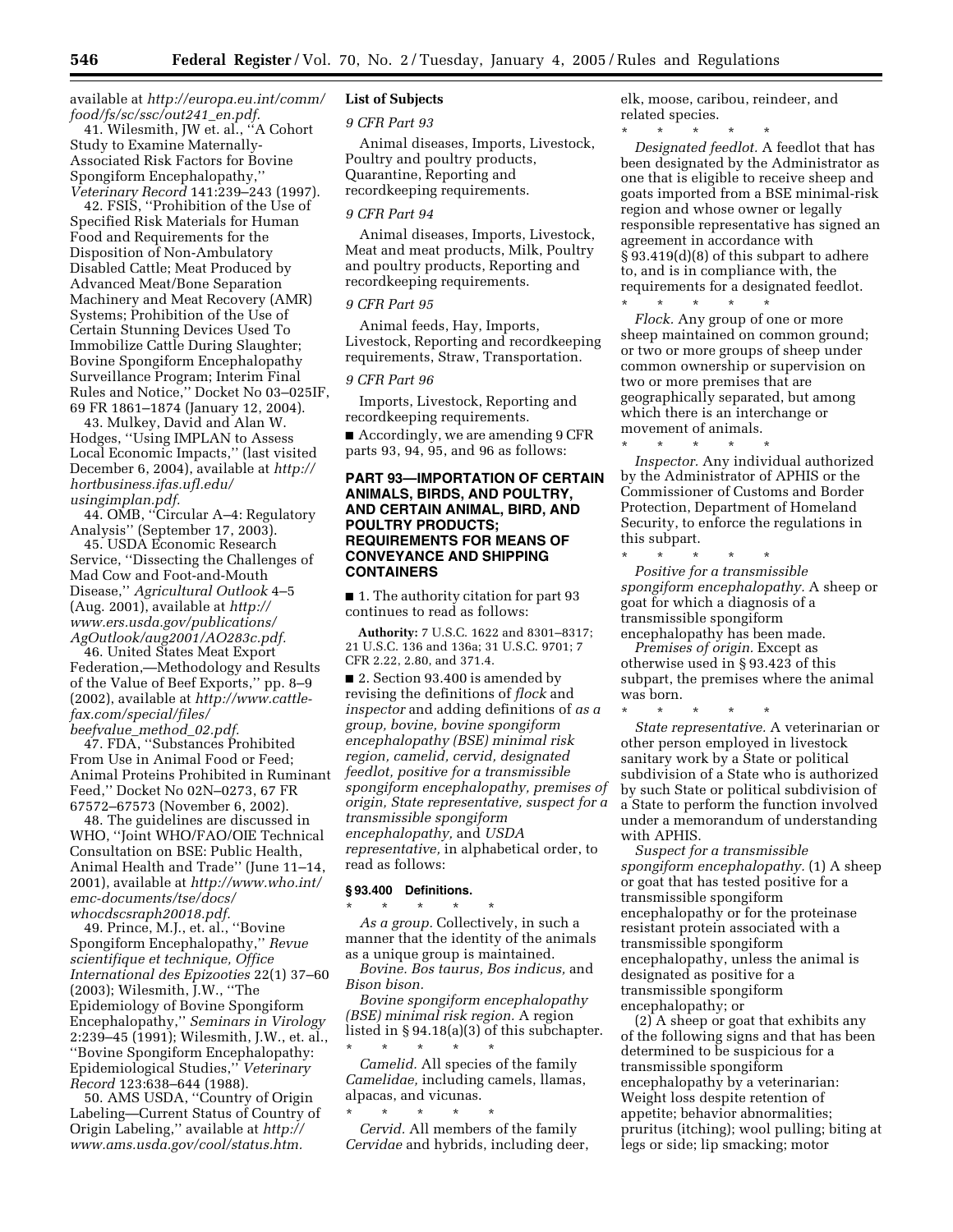available at *http://europa.eu.int/comm/food/fs/sc/ssc/out241_en.pdf.*

41. Wilesmith, JW et. al., ''A Cohort Study to Examine Maternally-Associated Risk Factors for Bovine Spongiform Encephalopathy,'' *Veterinary Record* 141:239–243 (1997).

42. FSIS, ''Prohibition of the Use of Specified Risk Materials for Human Food and Requirements for the Disposition of Non-Ambulatory Disabled Cattle; Meat Produced by Advanced Meat/Bone Separation Machinery and Meat Recovery (AMR) Systems; Prohibition of the Use of Certain Stunning Devices Used To Immobilize Cattle During Slaughter; Bovine Spongiform Encephalopathy Surveillance Program; Interim Final Rules and Notice,'' Docket No 03–025IF, 69 FR 1861–1874 (January 12, 2004).

43. Mulkey, David and Alan W. Hodges, ''Using IMPLAN to Assess Local Economic Impacts,'' (last visited December 6, 2004), available at *http://hortbusiness.ifas.ufl.edu/usingimplan.pdf.*

44. OMB, ''Circular A–4: Regulatory Analysis'' (September 17, 2003).

45. USDA Economic Research Service, ''Dissecting the Challenges of Mad Cow and Foot-and-Mouth Disease,'' *Agricultural Outlook* 4–5 (Aug. 2001), available at *http://www.ers.usda.gov/publications/AgOutlook/aug2001/AO283c.pdf.*

46. United States Meat Export Federation,—Methodology and Results of the Value of Beef Exports,'' pp. 8–9 (2002), available at *http://www.cattle-fax.com/special/files/beefvalue_method_02.pdf.*

47. FDA, ''Substances Prohibited From Use in Animal Food or Feed; Animal Proteins Prohibited in Ruminant Feed,'' Docket No 02N–0273, 67 FR 67572–67573 (November 6, 2002).

48. The guidelines are discussed in WHO, ''Joint WHO/FAO/OIE Technical Consultation on BSE: Public Health, Animal Health and Trade'' (June 11–14, 2001), available at *http://www.who.int/emc-documents/tse/docs/whocdcsraph20018.pdf.*

49. Prince, M.J., et. al., ''Bovine Spongiform Encephalopathy,'' *Revue scientifique et technique, Office International des Epizooties* 22(1) 37–60 (2003); Wilesmith, J.W., ''The Epidemiology of Bovine Spongiform Encephalopathy,'' *Seminars in Virology* 2:239–45 (1991); Wilesmith, J.W., et. al., ''Bovine Spongiform Encephalopathy: Epidemiological Studies,'' *Veterinary Record* 123:638–644 (1988).

50. AMS USDA, ''Country of Origin Labeling—Current Status of Country of Origin Labeling,'' available at *http://www.ams.usda.gov/cool/status.htm.*

**List of Subjects**

*9 CFR Part 93*

Animal diseases, Imports, Livestock, Poultry and poultry products, Quarantine, Reporting and recordkeeping requirements.

*9 CFR Part 94*

Animal diseases, Imports, Livestock, Meat and meat products, Milk, Poultry and poultry products, Reporting and recordkeeping requirements.

*9 CFR Part 95*

Animal feeds, Hay, Imports, Livestock, Reporting and recordkeeping requirements, Straw, Transportation.

*9 CFR Part 96*

Imports, Livestock, Reporting and recordkeeping requirements.

■ Accordingly, we are amending 9 CFR parts 93, 94, 95, and 96 as follows:

## PART 93—IMPORTATION OF CERTAIN ANIMALS, BIRDS, AND POULTRY, AND CERTAIN ANIMAL, BIRD, AND POULTRY PRODUCTS; REQUIREMENTS FOR MEANS OF CONVEYANCE AND SHIPPING CONTAINERS

■ 1. The authority citation for part 93 continues to read as follows:

**Authority:** 7 U.S.C. 1622 and 8301–8317; 21 U.S.C. 136 and 136a; 31 U.S.C. 9701; 7 CFR 2.22, 2.80, and 371.4.

■ 2. Section 93.400 is amended by revising the definitions of *flock* and *inspector* and adding definitions of *as a group, bovine, bovine spongiform encephalopathy (BSE) minimal risk region, camelid, cervid, designated feedlot, positive for a transmissible spongiform encephalopathy, premises of origin, State representative, suspect for a transmissible spongiform encephalopathy,* and *USDA representative,* in alphabetical order, to read as follows:

### § 93.400 Definitions.

\* \* \* \* \*

*As a group.* Collectively, in such a manner that the identity of the animals as a unique group is maintained.

*Bovine. Bos taurus, Bos indicus,* and *Bison bison.*

*Bovine spongiform encephalopathy (BSE) minimal risk region.* A region listed in § 94.18(a)(3) of this subchapter.

\* \* \* \* \*

*Camelid.* All species of the family *Camelidae,* including camels, llamas, alpacas, and vicunas.

\* \* \* \* \*

*Cervid.* All members of the family *Cervidae* and hybrids, including deer, elk, moose, caribou, reindeer, and related species.

\* \* \* \* \*

*Designated feedlot.* A feedlot that has been designated by the Administrator as one that is eligible to receive sheep and goats imported from a BSE minimal-risk region and whose owner or legally responsible representative has signed an agreement in accordance with § 93.419(d)(8) of this subpart to adhere to, and is in compliance with, the requirements for a designated feedlot.

\* \* \* \* \*

*Flock.* Any group of one or more sheep maintained on common ground; or two or more groups of sheep under common ownership or supervision on two or more premises that are geographically separated, but among which there is an interchange or movement of animals.

\* \* \* \* \*

*Inspector.* Any individual authorized by the Administrator of APHIS or the Commissioner of Customs and Border Protection, Department of Homeland Security, to enforce the regulations in this subpart.

\* \* \* \* \*

*Positive for a transmissible spongiform encephalopathy.* A sheep or goat for which a diagnosis of a transmissible spongiform encephalopathy has been made.

*Premises of origin.* Except as otherwise used in § 93.423 of this subpart, the premises where the animal was born.

\* \* \* \* \*

*State representative.* A veterinarian or other person employed in livestock sanitary work by a State or political subdivision of a State who is authorized by such State or political subdivision of a State to perform the function involved under a memorandum of understanding with APHIS.

*Suspect for a transmissible spongiform encephalopathy.* (1) A sheep or goat that has tested positive for a transmissible spongiform encephalopathy or for the proteinase resistant protein associated with a transmissible spongiform encephalopathy, unless the animal is designated as positive for a transmissible spongiform encephalopathy; or

(2) A sheep or goat that exhibits any of the following signs and that has been determined to be suspicious for a transmissible spongiform encephalopathy by a veterinarian: Weight loss despite retention of appetite; behavior abnormalities; pruritus (itching); wool pulling; biting at legs or side; lip smacking; motor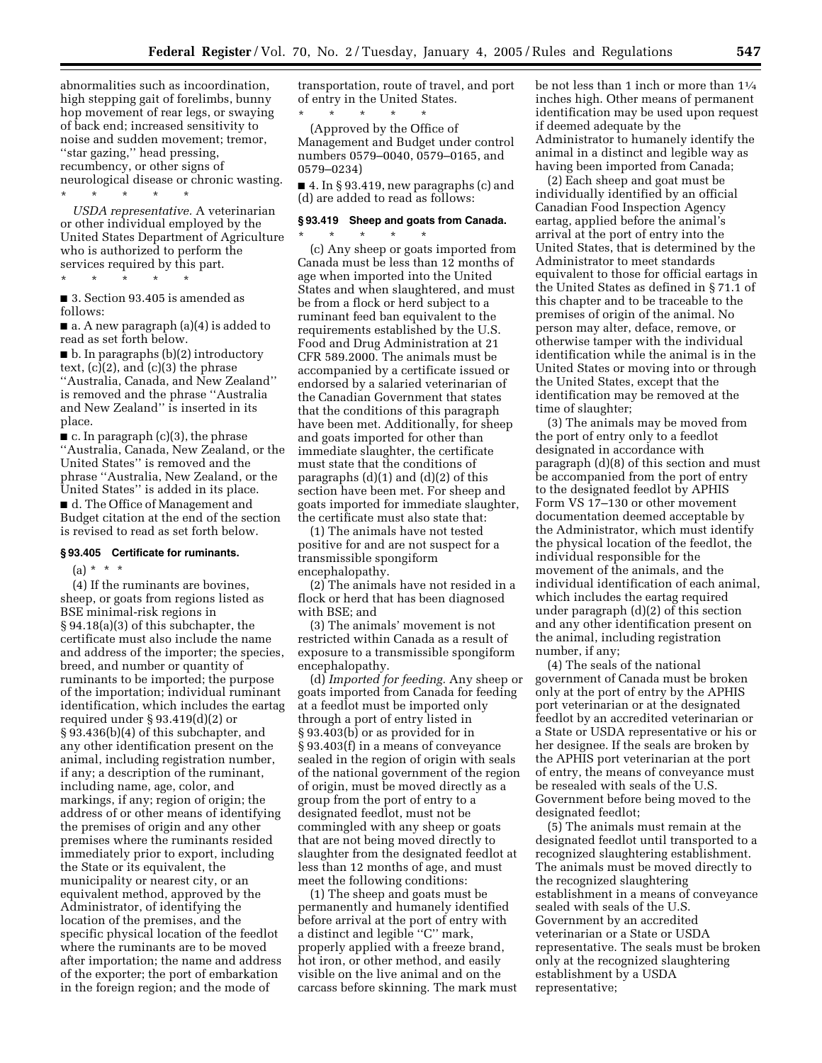abnormalities such as incoordination, high stepping gait of forelimbs, bunny hop movement of rear legs, or swaying of back end; increased sensitivity to noise and sudden movement; tremor, ''star gazing,'' head pressing, recumbency, or other signs of neurological disease or chronic wasting.

\* \* \* \* \*

*USDA representative.* A veterinarian or other individual employed by the United States Department of Agriculture who is authorized to perform the services required by this part.

\* \* \* \* \*

■ 3. Section 93.405 is amended as follows:

■ a. A new paragraph (a)(4) is added to read as set forth below.

■ b. In paragraphs (b)(2) introductory text, (c)(2), and (c)(3) the phrase ''Australia, Canada, and New Zealand'' is removed and the phrase ''Australia and New Zealand'' is inserted in its place.

■ c. In paragraph (c)(3), the phrase ''Australia, Canada, New Zealand, or the United States'' is removed and the phrase ''Australia, New Zealand, or the United States'' is added in its place.

■ d. The Office of Management and Budget citation at the end of the section is revised to read as set forth below.

### § 93.405 Certificate for ruminants.

(a) \* \* \*

(4) If the ruminants are bovines, sheep, or goats from regions listed as BSE minimal-risk regions in § 94.18(a)(3) of this subchapter, the certificate must also include the name and address of the importer; the species, breed, and number or quantity of ruminants to be imported; the purpose of the importation; individual ruminant identification, which includes the eartag required under § 93.419(d)(2) or § 93.436(b)(4) of this subchapter, and any other identification present on the animal, including registration number, if any; a description of the ruminant, including name, age, color, and markings, if any; region of origin; the address of or other means of identifying the premises of origin and any other premises where the ruminants resided immediately prior to export, including the State or its equivalent, the municipality or nearest city, or an equivalent method, approved by the Administrator, of identifying the location of the premises, and the specific physical location of the feedlot where the ruminants are to be moved after importation; the name and address of the exporter; the port of embarkation in the foreign region; and the mode of transportation, route of travel, and port of entry in the United States.

\* \* \* \* \*

(Approved by the Office of Management and Budget under control numbers 0579–0040, 0579–0165, and 0579–0234)

■ 4. In § 93.419, new paragraphs (c) and (d) are added to read as follows:

### § 93.419 Sheep and goats from Canada.

\* \* \* \* \*

(c) Any sheep or goats imported from Canada must be less than 12 months of age when imported into the United States and when slaughtered, and must be from a flock or herd subject to a ruminant feed ban equivalent to the requirements established by the U.S. Food and Drug Administration at 21 CFR 589.2000. The animals must be accompanied by a certificate issued or endorsed by a salaried veterinarian of the Canadian Government that states that the conditions of this paragraph have been met. Additionally, for sheep and goats imported for other than immediate slaughter, the certificate must state that the conditions of paragraphs (d)(1) and (d)(2) of this section have been met. For sheep and goats imported for immediate slaughter, the certificate must also state that:

(1) The animals have not tested positive for and are not suspect for a transmissible spongiform encephalopathy.

(2) The animals have not resided in a flock or herd that has been diagnosed with BSE; and

(3) The animals' movement is not restricted within Canada as a result of exposure to a transmissible spongiform encephalopathy.

(d) *Imported for feeding.* Any sheep or goats imported from Canada for feeding at a feedlot must be imported only through a port of entry listed in § 93.403(b) or as provided for in § 93.403(f) in a means of conveyance sealed in the region of origin with seals of the national government of the region of origin, must be moved directly as a group from the port of entry to a designated feedlot, must not be commingled with any sheep or goats that are not being moved directly to slaughter from the designated feedlot at less than 12 months of age, and must meet the following conditions:

(1) The sheep and goats must be permanently and humanely identified before arrival at the port of entry with a distinct and legible ''C'' mark, properly applied with a freeze brand, hot iron, or other method, and easily visible on the live animal and on the carcass before skinning. The mark must be not less than 1 inch or more than 1¼ inches high. Other means of permanent identification may be used upon request if deemed adequate by the Administrator to humanely identify the animal in a distinct and legible way as having been imported from Canada;

(2) Each sheep and goat must be individually identified by an official Canadian Food Inspection Agency eartag, applied before the animal's arrival at the port of entry into the United States, that is determined by the Administrator to meet standards equivalent to those for official eartags in the United States as defined in § 71.1 of this chapter and to be traceable to the premises of origin of the animal. No person may alter, deface, remove, or otherwise tamper with the individual identification while the animal is in the United States or moving into or through the United States, except that the identification may be removed at the time of slaughter;

(3) The animals may be moved from the port of entry only to a feedlot designated in accordance with paragraph (d)(8) of this section and must be accompanied from the port of entry to the designated feedlot by APHIS Form VS 17–130 or other movement documentation deemed acceptable by the Administrator, which must identify the physical location of the feedlot, the individual responsible for the movement of the animals, and the individual identification of each animal, which includes the eartag required under paragraph (d)(2) of this section and any other identification present on the animal, including registration number, if any;

(4) The seals of the national government of Canada must be broken only at the port of entry by the APHIS port veterinarian or at the designated feedlot by an accredited veterinarian or a State or USDA representative or his or her designee. If the seals are broken by the APHIS port veterinarian at the port of entry, the means of conveyance must be resealed with seals of the U.S. Government before being moved to the designated feedlot;

(5) The animals must remain at the designated feedlot until transported to a recognized slaughtering establishment. The animals must be moved directly to the recognized slaughtering establishment in a means of conveyance sealed with seals of the U.S. Government by an accredited veterinarian or a State or USDA representative. The seals must be broken only at the recognized slaughtering establishment by a USDA representative;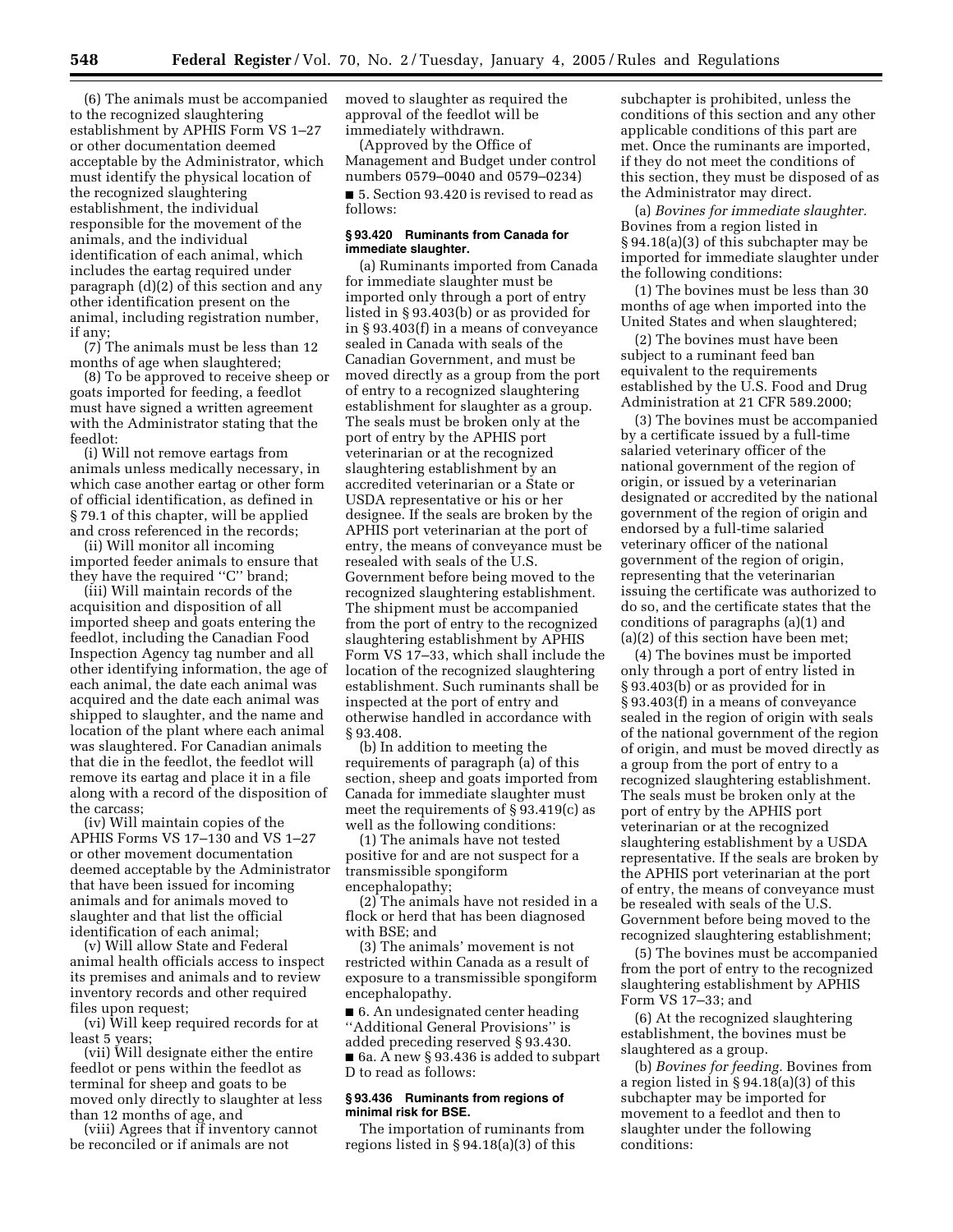(6) The animals must be accompanied to the recognized slaughtering establishment by APHIS Form VS 1–27 or other documentation deemed acceptable by the Administrator, which must identify the physical location of the recognized slaughtering establishment, the individual responsible for the movement of the animals, and the individual identification of each animal, which includes the eartag required under paragraph (d)(2) of this section and any other identification present on the animal, including registration number, if any;

(7) The animals must be less than 12 months of age when slaughtered;

(8) To be approved to receive sheep or goats imported for feeding, a feedlot must have signed a written agreement with the Administrator stating that the feedlot:

(i) Will not remove eartags from animals unless medically necessary, in which case another eartag or other form of official identification, as defined in § 79.1 of this chapter, will be applied and cross referenced in the records;

(ii) Will monitor all incoming imported feeder animals to ensure that they have the required ''C'' brand;

(iii) Will maintain records of the acquisition and disposition of all imported sheep and goats entering the feedlot, including the Canadian Food Inspection Agency tag number and all other identifying information, the age of each animal, the date each animal was acquired and the date each animal was shipped to slaughter, and the name and location of the plant where each animal was slaughtered. For Canadian animals that die in the feedlot, the feedlot will remove its eartag and place it in a file along with a record of the disposition of the carcass;

(iv) Will maintain copies of the APHIS Forms VS 17–130 and VS 1–27 or other movement documentation deemed acceptable by the Administrator that have been issued for incoming animals and for animals moved to slaughter and that list the official identification of each animal;

(v) Will allow State and Federal animal health officials access to inspect its premises and animals and to review inventory records and other required files upon request;

(vi) Will keep required records for at least 5 years;

(vii) Will designate either the entire feedlot or pens within the feedlot as terminal for sheep and goats to be moved only directly to slaughter at less than 12 months of age, and

(viii) Agrees that if inventory cannot be reconciled or if animals are not moved to slaughter as required the approval of the feedlot will be immediately withdrawn.

(Approved by the Office of Management and Budget under control numbers 0579–0040 and 0579–0234)

■ 5. Section 93.420 is revised to read as follows:

#### § 93.420 Ruminants from Canada for immediate slaughter.

(a) Ruminants imported from Canada for immediate slaughter must be imported only through a port of entry listed in § 93.403(b) or as provided for in § 93.403(f) in a means of conveyance sealed in Canada with seals of the Canadian Government, and must be moved directly as a group from the port of entry to a recognized slaughtering establishment for slaughter as a group. The seals must be broken only at the port of entry by the APHIS port veterinarian or at the recognized slaughtering establishment by an accredited veterinarian or a State or USDA representative or his or her designee. If the seals are broken by the APHIS port veterinarian at the port of entry, the means of conveyance must be resealed with seals of the U.S. Government before being moved to the recognized slaughtering establishment. The shipment must be accompanied from the port of entry to the recognized slaughtering establishment by APHIS Form VS 17–33, which shall include the location of the recognized slaughtering establishment. Such ruminants shall be inspected at the port of entry and otherwise handled in accordance with § 93.408.

(b) In addition to meeting the requirements of paragraph (a) of this section, sheep and goats imported from Canada for immediate slaughter must meet the requirements of § 93.419(c) as well as the following conditions:

(1) The animals have not tested positive for and are not suspect for a transmissible spongiform encephalopathy;

(2) The animals have not resided in a flock or herd that has been diagnosed with BSE; and

(3) The animals' movement is not restricted within Canada as a result of exposure to a transmissible spongiform encephalopathy.

■ 6. An undesignated center heading ''Additional General Provisions'' is added preceding reserved § 93.430.

■ 6a. A new § 93.436 is added to subpart D to read as follows:

#### § 93.436 Ruminants from regions of minimal risk for BSE.

The importation of ruminants from regions listed in § 94.18(a)(3) of this subchapter is prohibited, unless the conditions of this section and any other applicable conditions of this part are met. Once the ruminants are imported, if they do not meet the conditions of this section, they must be disposed of as the Administrator may direct.

(a) *Bovines for immediate slaughter.* Bovines from a region listed in § 94.18(a)(3) of this subchapter may be imported for immediate slaughter under the following conditions:

(1) The bovines must be less than 30 months of age when imported into the United States and when slaughtered;

(2) The bovines must have been subject to a ruminant feed ban equivalent to the requirements established by the U.S. Food and Drug Administration at 21 CFR 589.2000;

(3) The bovines must be accompanied by a certificate issued by a full-time salaried veterinary officer of the national government of the region of origin, or issued by a veterinarian designated or accredited by the national government of the region of origin and endorsed by a full-time salaried veterinary officer of the national government of the region of origin, representing that the veterinarian issuing the certificate was authorized to do so, and the certificate states that the conditions of paragraphs (a)(1) and (a)(2) of this section have been met;

(4) The bovines must be imported only through a port of entry listed in § 93.403(b) or as provided for in § 93.403(f) in a means of conveyance sealed in the region of origin with seals of the national government of the region of origin, and must be moved directly as a group from the port of entry to a recognized slaughtering establishment. The seals must be broken only at the port of entry by the APHIS port veterinarian or at the recognized slaughtering establishment by a USDA representative. If the seals are broken by the APHIS port veterinarian at the port of entry, the means of conveyance must be resealed with seals of the U.S. Government before being moved to the recognized slaughtering establishment;

(5) The bovines must be accompanied from the port of entry to the recognized slaughtering establishment by APHIS Form VS 17–33; and

(6) At the recognized slaughtering establishment, the bovines must be slaughtered as a group.

(b) *Bovines for feeding.* Bovines from a region listed in § 94.18(a)(3) of this subchapter may be imported for movement to a feedlot and then to slaughter under the following conditions: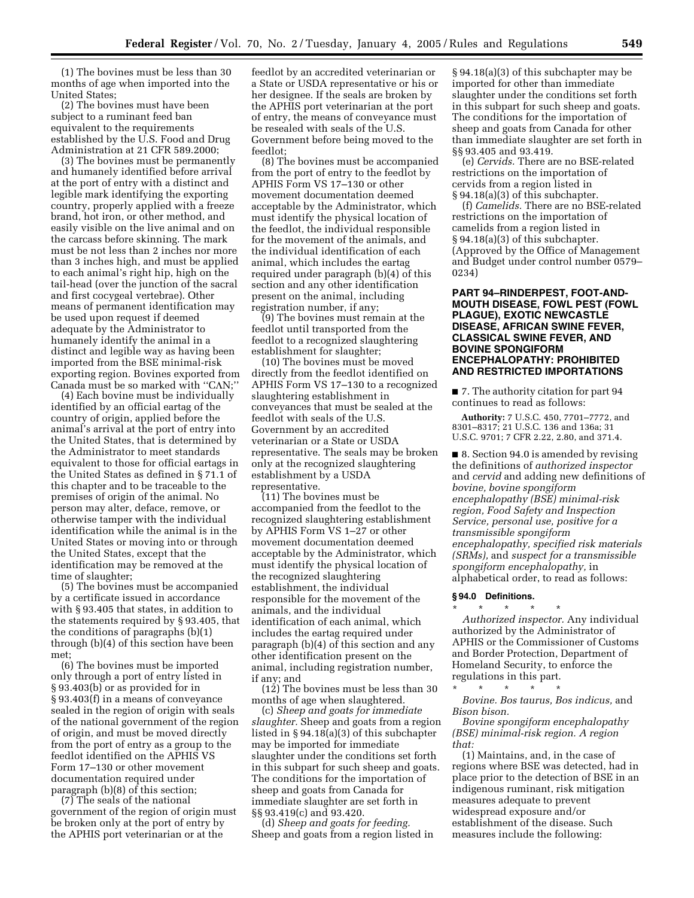(1) The bovines must be less than 30 months of age when imported into the United States;

(2) The bovines must have been subject to a ruminant feed ban equivalent to the requirements established by the U.S. Food and Drug Administration at 21 CFR 589.2000;

(3) The bovines must be permanently and humanely identified before arrival at the port of entry with a distinct and legible mark identifying the exporting country, properly applied with a freeze brand, hot iron, or other method, and easily visible on the live animal and on the carcass before skinning. The mark must be not less than 2 inches nor more than 3 inches high, and must be applied to each animal's right hip, high on the tail-head (over the junction of the sacral and first cocygeal vertebrae). Other means of permanent identification may be used upon request if deemed adequate by the Administrator to humanely identify the animal in a distinct and legible way as having been imported from the BSE minimal-risk exporting region. Bovines exported from Canada must be so marked with ''CΛN;''

(4) Each bovine must be individually identified by an official eartag of the country of origin, applied before the animal's arrival at the port of entry into the United States, that is determined by the Administrator to meet standards equivalent to those for official eartags in the United States as defined in § 71.1 of this chapter and to be traceable to the premises of origin of the animal. No person may alter, deface, remove, or otherwise tamper with the individual identification while the animal is in the United States or moving into or through the United States, except that the identification may be removed at the time of slaughter;

(5) The bovines must be accompanied by a certificate issued in accordance with § 93.405 that states, in addition to the statements required by § 93.405, that the conditions of paragraphs (b)(1) through (b)(4) of this section have been met;

(6) The bovines must be imported only through a port of entry listed in § 93.403(b) or as provided for in § 93.403(f) in a means of conveyance sealed in the region of origin with seals of the national government of the region of origin, and must be moved directly from the port of entry as a group to the feedlot identified on the APHIS VS Form 17–130 or other movement documentation required under paragraph (b)(8) of this section;

(7) The seals of the national government of the region of origin must be broken only at the port of entry by the APHIS port veterinarian or at the feedlot by an accredited veterinarian or a State or USDA representative or his or her designee. If the seals are broken by the APHIS port veterinarian at the port of entry, the means of conveyance must be resealed with seals of the U.S. Government before being moved to the feedlot;

(8) The bovines must be accompanied from the port of entry to the feedlot by APHIS Form VS 17–130 or other movement documentation deemed acceptable by the Administrator, which must identify the physical location of the feedlot, the individual responsible for the movement of the animals, and the individual identification of each animal, which includes the eartag required under paragraph (b)(4) of this section and any other identification present on the animal, including registration number, if any;

(9) The bovines must remain at the feedlot until transported from the feedlot to a recognized slaughtering establishment for slaughter;

(10) The bovines must be moved directly from the feedlot identified on APHIS Form VS 17–130 to a recognized slaughtering establishment in conveyances that must be sealed at the feedlot with seals of the U.S. Government by an accredited veterinarian or a State or USDA representative. The seals may be broken only at the recognized slaughtering establishment by a USDA representative.

(11) The bovines must be accompanied from the feedlot to the recognized slaughtering establishment by APHIS Form VS 1–27 or other movement documentation deemed acceptable by the Administrator, which must identify the physical location of the recognized slaughtering establishment, the individual responsible for the movement of the animals, and the individual identification of each animal, which includes the eartag required under paragraph (b)(4) of this section and any other identification present on the animal, including registration number, if any; and

(12) The bovines must be less than 30 months of age when slaughtered.

(c) *Sheep and goats for immediate slaughter.* Sheep and goats from a region listed in § 94.18(a)(3) of this subchapter may be imported for immediate slaughter under the conditions set forth in this subpart for such sheep and goats. The conditions for the importation of sheep and goats from Canada for immediate slaughter are set forth in §§ 93.419(c) and 93.420.

(d) *Sheep and goats for feeding.* Sheep and goats from a region listed in § 94.18(a)(3) of this subchapter may be imported for other than immediate slaughter under the conditions set forth in this subpart for such sheep and goats. The conditions for the importation of sheep and goats from Canada for other than immediate slaughter are set forth in §§ 93.405 and 93.419.

(e) *Cervids.* There are no BSE-related restrictions on the importation of cervids from a region listed in § 94.18(a)(3) of this subchapter.

(f) *Camelids.* There are no BSE-related restrictions on the importation of camelids from a region listed in § 94.18(a)(3) of this subchapter. (Approved by the Office of Management and Budget under control number 0579–0234)

## PART 94–RINDERPEST, FOOT-AND-MOUTH DISEASE, FOWL PEST (FOWL PLAGUE), EXOTIC NEWCASTLE DISEASE, AFRICAN SWINE FEVER, CLASSICAL SWINE FEVER, AND BOVINE SPONGIFORM ENCEPHALOPATHY: PROHIBITED AND RESTRICTED IMPORTATIONS

■ 7. The authority citation for part 94 continues to read as follows:

**Authority:** 7 U.S.C. 450, 7701–7772, and 8301–8317; 21 U.S.C. 136 and 136a; 31 U.S.C. 9701; 7 CFR 2.22, 2.80, and 371.4.

■ 8. Section 94.0 is amended by revising the definitions of *authorized inspector* and *cervid* and adding new definitions of *bovine, bovine spongiform encephalopathy (BSE) minimal-risk region, Food Safety and Inspection Service, personal use, positive for a transmissible spongiform encephalopathy, specified risk materials (SRMs),* and *suspect for a transmissible spongiform encephalopathy,* in alphabetical order, to read as follows:

### § 94.0 Definitions.

\* \* \* \* \*

*Authorized inspector.* Any individual authorized by the Administrator of APHIS or the Commissioner of Customs and Border Protection, Department of Homeland Security, to enforce the regulations in this part.

\* \* \* \* \*

*Bovine. Bos taurus, Bos indicus,* and *Bison bison.*

*Bovine spongiform encephalopathy (BSE) minimal-risk region. A region that:*

(1) Maintains, and, in the case of regions where BSE was detected, had in place prior to the detection of BSE in an indigenous ruminant, risk mitigation measures adequate to prevent widespread exposure and/or establishment of the disease. Such measures include the following: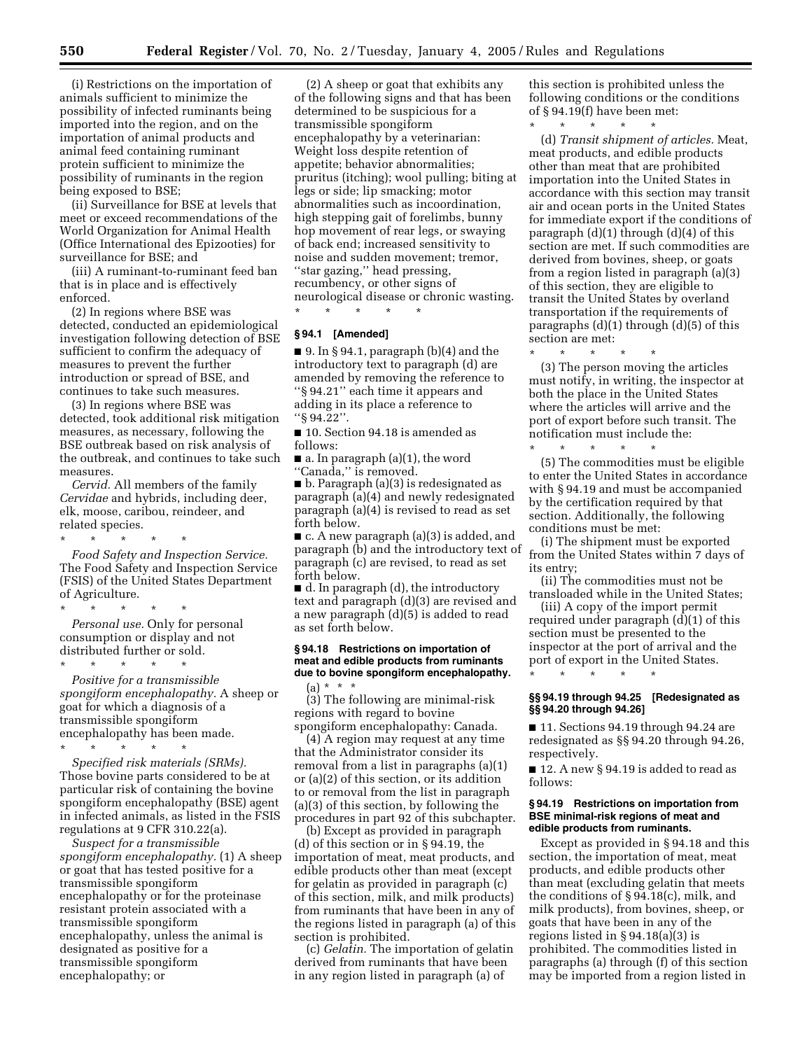(i) Restrictions on the importation of animals sufficient to minimize the possibility of infected ruminants being imported into the region, and on the importation of animal products and animal feed containing ruminant protein sufficient to minimize the possibility of ruminants in the region being exposed to BSE;

(ii) Surveillance for BSE at levels that meet or exceed recommendations of the World Organization for Animal Health (Office International des Epizooties) for surveillance for BSE; and

(iii) A ruminant-to-ruminant feed ban that is in place and is effectively enforced.

(2) In regions where BSE was detected, conducted an epidemiological investigation following detection of BSE sufficient to confirm the adequacy of measures to prevent the further introduction or spread of BSE, and continues to take such measures.

(3) In regions where BSE was detected, took additional risk mitigation measures, as necessary, following the BSE outbreak based on risk analysis of the outbreak, and continues to take such measures.

*Cervid.* All members of the family *Cervidae* and hybrids, including deer, elk, moose, caribou, reindeer, and related species.

\* \* \* \* \*

*Food Safety and Inspection Service.* The Food Safety and Inspection Service (FSIS) of the United States Department of Agriculture.

\* \* \* \* \*

*Personal use.* Only for personal consumption or display and not distributed further or sold.

\* \* \* \* \*

*Positive for a transmissible spongiform encephalopathy.* A sheep or goat for which a diagnosis of a transmissible spongiform encephalopathy has been made.

\* \* \* \* \*

*Specified risk materials (SRMs).* Those bovine parts considered to be at particular risk of containing the bovine spongiform encephalopathy (BSE) agent in infected animals, as listed in the FSIS regulations at 9 CFR 310.22(a).

*Suspect for a transmissible spongiform encephalopathy.* (1) A sheep or goat that has tested positive for a transmissible spongiform encephalopathy or for the proteinase resistant protein associated with a transmissible spongiform encephalopathy, unless the animal is designated as positive for a transmissible spongiform encephalopathy; or

(2) A sheep or goat that exhibits any of the following signs and that has been determined to be suspicious for a transmissible spongiform encephalopathy by a veterinarian: Weight loss despite retention of appetite; behavior abnormalities; pruritus (itching); wool pulling; biting at legs or side; lip smacking; motor abnormalities such as incoordination, high stepping gait of forelimbs, bunny hop movement of rear legs, or swaying of back end; increased sensitivity to noise and sudden movement; tremor, ''star gazing,'' head pressing, recumbency, or other signs of neurological disease or chronic wasting.

\* \* \* \* \*

**§ 94.1 [Amended]**

■ 9. In § 94.1, paragraph (b)(4) and the introductory text to paragraph (d) are amended by removing the reference to ''§ 94.21'' each time it appears and adding in its place a reference to ''§ 94.22''.

■ 10. Section 94.18 is amended as follows:

■ a. In paragraph (a)(1), the word ''Canada,'' is removed.

■ b. Paragraph (a)(3) is redesignated as paragraph (a)(4) and newly redesignated paragraph (a)(4) is revised to read as set forth below.

■ c. A new paragraph (a)(3) is added, and paragraph (b) and the introductory text of paragraph (c) are revised, to read as set forth below.

■ d. In paragraph (d), the introductory text and paragraph (d)(3) are revised and a new paragraph (d)(5) is added to read as set forth below.

**§ 94.18 Restrictions on importation of meat and edible products from ruminants due to bovine spongiform encephalopathy.**

(a) \* \* \*

(3) The following are minimal-risk regions with regard to bovine spongiform encephalopathy: Canada.

(4) A region may request at any time that the Administrator consider its removal from a list in paragraphs (a)(1) or (a)(2) of this section, or its addition to or removal from the list in paragraph (a)(3) of this section, by following the procedures in part 92 of this subchapter.

(b) Except as provided in paragraph (d) of this section or in § 94.19, the importation of meat, meat products, and edible products other than meat (except for gelatin as provided in paragraph (c) of this section, milk, and milk products) from ruminants that have been in any of the regions listed in paragraph (a) of this section is prohibited.

(c) *Gelatin.* The importation of gelatin derived from ruminants that have been in any region listed in paragraph (a) of this section is prohibited unless the following conditions or the conditions of § 94.19(f) have been met:

\* \* \* \* \*

(d) *Transit shipment of articles.* Meat, meat products, and edible products other than meat that are prohibited importation into the United States in accordance with this section may transit air and ocean ports in the United States for immediate export if the conditions of paragraph (d)(1) through (d)(4) of this section are met. If such commodities are derived from bovines, sheep, or goats from a region listed in paragraph (a)(3) of this section, they are eligible to transit the United States by overland transportation if the requirements of paragraphs (d)(1) through (d)(5) of this section are met:

\* \* \* \* \*

(3) The person moving the articles must notify, in writing, the inspector at both the place in the United States where the articles will arrive and the port of export before such transit. The notification must include the:

\* \* \* \* \*

(5) The commodities must be eligible to enter the United States in accordance with § 94.19 and must be accompanied by the certification required by that section. Additionally, the following conditions must be met:

(i) The shipment must be exported from the United States within 7 days of its entry;

(ii) The commodities must not be transloaded while in the United States;

(iii) A copy of the import permit required under paragraph (d)(1) of this section must be presented to the inspector at the port of arrival and the port of export in the United States.

\* \* \* \* \*

**§§ 94.19 through 94.25 [Redesignated as §§ 94.20 through 94.26]**

■ 11. Sections 94.19 through 94.24 are redesignated as §§ 94.20 through 94.26, respectively.

■ 12. A new § 94.19 is added to read as follows:

**§ 94.19 Restrictions on importation from BSE minimal-risk regions of meat and edible products from ruminants.**

Except as provided in § 94.18 and this section, the importation of meat, meat products, and edible products other than meat (excluding gelatin that meets the conditions of § 94.18(c), milk, and milk products), from bovines, sheep, or goats that have been in any of the regions listed in § 94.18(a)(3) is prohibited. The commodities listed in paragraphs (a) through (f) of this section may be imported from a region listed in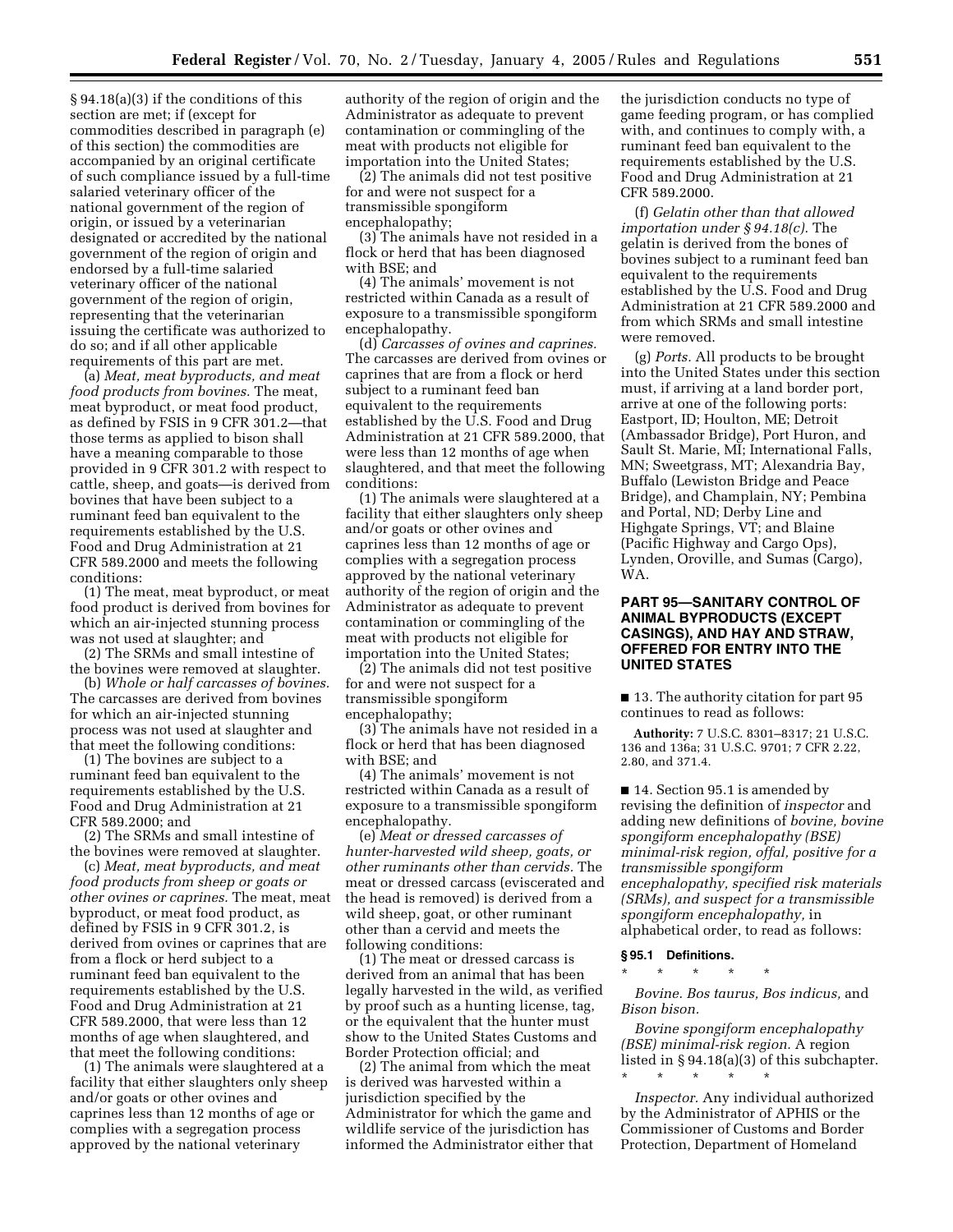§ 94.18(a)(3) if the conditions of this section are met; if (except for commodities described in paragraph (e) of this section) the commodities are accompanied by an original certificate of such compliance issued by a full-time salaried veterinary officer of the national government of the region of origin, or issued by a veterinarian designated or accredited by the national government of the region of origin and endorsed by a full-time salaried veterinary officer of the national government of the region of origin, representing that the veterinarian issuing the certificate was authorized to do so; and if all other applicable requirements of this part are met.

(a) *Meat, meat byproducts, and meat food products from bovines.* The meat, meat byproduct, or meat food product, as defined by FSIS in 9 CFR 301.2—that those terms as applied to bison shall have a meaning comparable to those provided in 9 CFR 301.2 with respect to cattle, sheep, and goats—is derived from bovines that have been subject to a ruminant feed ban equivalent to the requirements established by the U.S. Food and Drug Administration at 21 CFR 589.2000 and meets the following conditions:

(1) The meat, meat byproduct, or meat food product is derived from bovines for which an air-injected stunning process was not used at slaughter; and

(2) The SRMs and small intestine of the bovines were removed at slaughter.

(b) *Whole or half carcasses of bovines.* The carcasses are derived from bovines for which an air-injected stunning process was not used at slaughter and that meet the following conditions:

(1) The bovines are subject to a ruminant feed ban equivalent to the requirements established by the U.S. Food and Drug Administration at 21 CFR 589.2000; and

(2) The SRMs and small intestine of the bovines were removed at slaughter.

(c) *Meat, meat byproducts, and meat food products from sheep or goats or other ovines or caprines.* The meat, meat byproduct, or meat food product, as defined by FSIS in 9 CFR 301.2, is derived from ovines or caprines that are from a flock or herd subject to a ruminant feed ban equivalent to the requirements established by the U.S. Food and Drug Administration at 21 CFR 589.2000, that were less than 12 months of age when slaughtered, and that meet the following conditions:

(1) The animals were slaughtered at a facility that either slaughters only sheep and/or goats or other ovines and caprines less than 12 months of age or complies with a segregation process approved by the national veterinary authority of the region of origin and the Administrator as adequate to prevent contamination or commingling of the meat with products not eligible for importation into the United States;

(2) The animals did not test positive for and were not suspect for a transmissible spongiform encephalopathy;

(3) The animals have not resided in a flock or herd that has been diagnosed with BSE; and

(4) The animals' movement is not restricted within Canada as a result of exposure to a transmissible spongiform encephalopathy.

(d) *Carcasses of ovines and caprines.* The carcasses are derived from ovines or caprines that are from a flock or herd subject to a ruminant feed ban equivalent to the requirements established by the U.S. Food and Drug Administration at 21 CFR 589.2000, that were less than 12 months of age when slaughtered, and that meet the following conditions:

(1) The animals were slaughtered at a facility that either slaughters only sheep and/or goats or other ovines and caprines less than 12 months of age or complies with a segregation process approved by the national veterinary authority of the region of origin and the Administrator as adequate to prevent contamination or commingling of the meat with products not eligible for importation into the United States;

(2) The animals did not test positive for and were not suspect for a transmissible spongiform encephalopathy;

(3) The animals have not resided in a flock or herd that has been diagnosed with BSE; and

(4) The animals' movement is not restricted within Canada as a result of exposure to a transmissible spongiform encephalopathy.

(e) *Meat or dressed carcasses of hunter-harvested wild sheep, goats, or other ruminants other than cervids.* The meat or dressed carcass (eviscerated and the head is removed) is derived from a wild sheep, goat, or other ruminant other than a cervid and meets the following conditions:

(1) The meat or dressed carcass is derived from an animal that has been legally harvested in the wild, as verified by proof such as a hunting license, tag, or the equivalent that the hunter must show to the United States Customs and Border Protection official; and

(2) The animal from which the meat is derived was harvested within a jurisdiction specified by the Administrator for which the game and wildlife service of the jurisdiction has informed the Administrator either that the jurisdiction conducts no type of game feeding program, or has complied with, and continues to comply with, a ruminant feed ban equivalent to the requirements established by the U.S. Food and Drug Administration at 21 CFR 589.2000.

(f) *Gelatin other than that allowed importation under § 94.18(c).* The gelatin is derived from the bones of bovines subject to a ruminant feed ban equivalent to the requirements established by the U.S. Food and Drug Administration at 21 CFR 589.2000 and from which SRMs and small intestine were removed.

(g) *Ports.* All products to be brought into the United States under this section must, if arriving at a land border port, arrive at one of the following ports: Eastport, ID; Houlton, ME; Detroit (Ambassador Bridge), Port Huron, and Sault St. Marie, MI; International Falls, MN; Sweetgrass, MT; Alexandria Bay, Buffalo (Lewiston Bridge and Peace Bridge), and Champlain, NY; Pembina and Portal, ND; Derby Line and Highgate Springs, VT; and Blaine (Pacific Highway and Cargo Ops), Lynden, Oroville, and Sumas (Cargo), WA.

## PART 95—SANITARY CONTROL OF ANIMAL BYPRODUCTS (EXCEPT CASINGS), AND HAY AND STRAW, OFFERED FOR ENTRY INTO THE UNITED STATES

■ 13. The authority citation for part 95 continues to read as follows:

**Authority:** 7 U.S.C. 8301–8317; 21 U.S.C. 136 and 136a; 31 U.S.C. 9701; 7 CFR 2.22, 2.80, and 371.4.

■ 14. Section 95.1 is amended by revising the definition of *inspector* and adding new definitions of *bovine, bovine spongiform encephalopathy (BSE) minimal-risk region, offal, positive for a transmissible spongiform encephalopathy, specified risk materials (SRMs), and suspect for a transmissible spongiform encephalopathy,* in alphabetical order, to read as follows:

### § 95.1 Definitions.

\* \* \* \* \*

*Bovine. Bos taurus, Bos indicus,* and *Bison bison.*

*Bovine spongiform encephalopathy (BSE) minimal-risk region.* A region listed in § 94.18(a)(3) of this subchapter.

\* \* \* \* \*

*Inspector.* Any individual authorized by the Administrator of APHIS or the Commissioner of Customs and Border Protection, Department of Homeland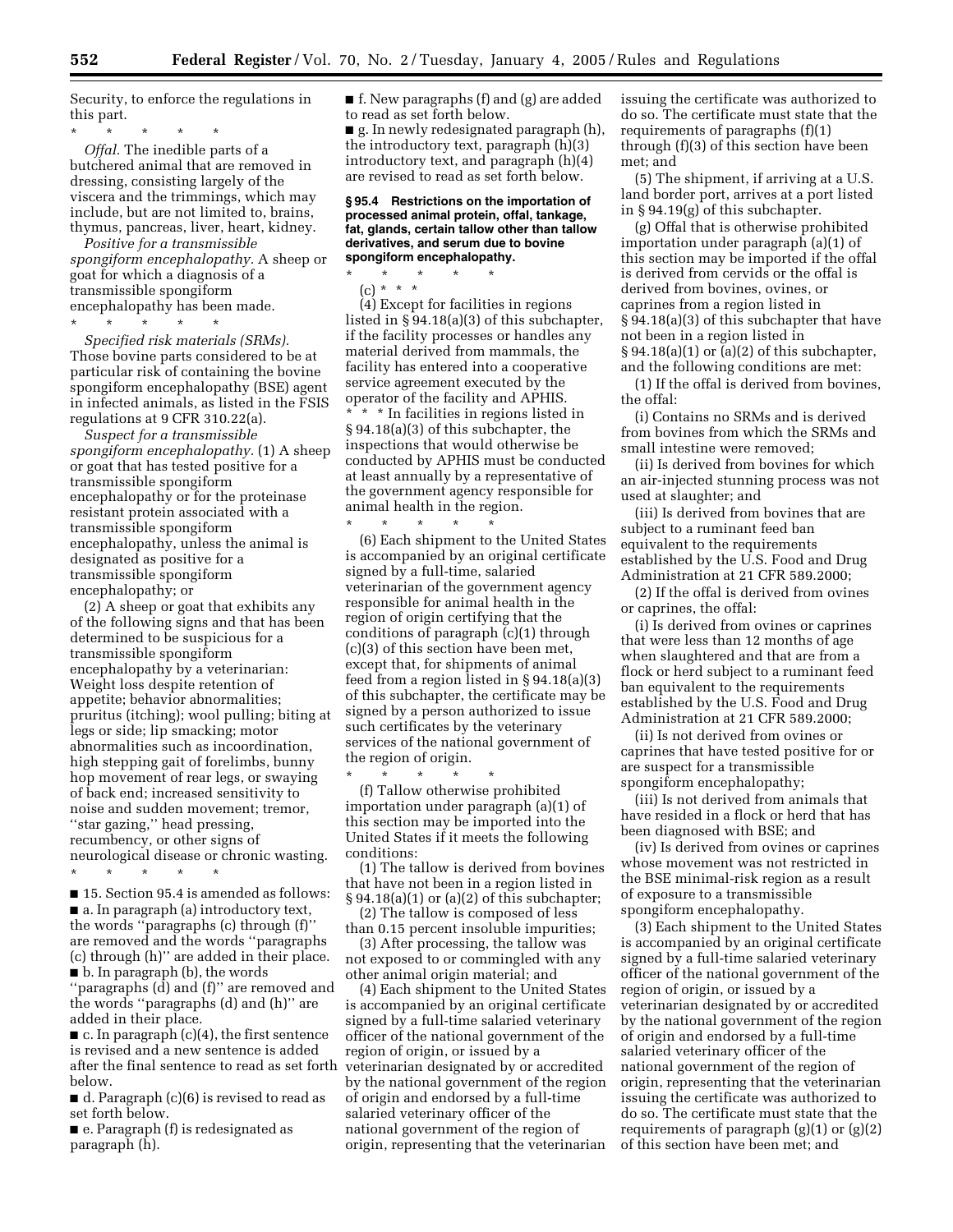Security, to enforce the regulations in this part.

\* \* \* \* \*

*Offal.* The inedible parts of a butchered animal that are removed in dressing, consisting largely of the viscera and the trimmings, which may include, but are not limited to, brains, thymus, pancreas, liver, heart, kidney.

*Positive for a transmissible spongiform encephalopathy.* A sheep or goat for which a diagnosis of a transmissible spongiform encephalopathy has been made.

\* \* \* \* \*

*Specified risk materials (SRMs).* Those bovine parts considered to be at particular risk of containing the bovine spongiform encephalopathy (BSE) agent in infected animals, as listed in the FSIS regulations at 9 CFR 310.22(a).

*Suspect for a transmissible spongiform encephalopathy.* (1) A sheep or goat that has tested positive for a transmissible spongiform encephalopathy or for the proteinase resistant protein associated with a transmissible spongiform encephalopathy, unless the animal is designated as positive for a transmissible spongiform encephalopathy; or

(2) A sheep or goat that exhibits any of the following signs and that has been determined to be suspicious for a transmissible spongiform encephalopathy by a veterinarian: Weight loss despite retention of appetite; behavior abnormalities; pruritus (itching); wool pulling; biting at legs or side; lip smacking; motor abnormalities such as incoordination, high stepping gait of forelimbs, bunny hop movement of rear legs, or swaying of back end; increased sensitivity to noise and sudden movement; tremor, ''star gazing,'' head pressing, recumbency, or other signs of neurological disease or chronic wasting.

\* \* \* \* \*

■ 15. Section 95.4 is amended as follows:

■ a. In paragraph (a) introductory text, the words ''paragraphs (c) through (f)'' are removed and the words ''paragraphs (c) through (h)'' are added in their place.

■ b. In paragraph (b), the words ''paragraphs (d) and (f)'' are removed and the words ''paragraphs (d) and (h)'' are added in their place.

■ c. In paragraph (c)(4), the first sentence is revised and a new sentence is added after the final sentence to read as set forth below.

■ d. Paragraph (c)(6) is revised to read as set forth below.

■ e. Paragraph (f) is redesignated as paragraph (h).

■ f. New paragraphs (f) and (g) are added to read as set forth below.

■ g. In newly redesignated paragraph (h), the introductory text, paragraph (h)(3) introductory text, and paragraph (h)(4) are revised to read as set forth below.

**§ 95.4 Restrictions on the importation of processed animal protein, offal, tankage, fat, glands, certain tallow other than tallow derivatives, and serum due to bovine spongiform encephalopathy.**

\* \* \* \* \*

(c) \* \* \*

(4) Except for facilities in regions listed in § 94.18(a)(3) of this subchapter, if the facility processes or handles any material derived from mammals, the facility has entered into a cooperative service agreement executed by the operator of the facility and APHIS. \* \* \* In facilities in regions listed in § 94.18(a)(3) of this subchapter, the inspections that would otherwise be conducted by APHIS must be conducted at least annually by a representative of the government agency responsible for animal health in the region.

\* \* \* \* \*

(6) Each shipment to the United States is accompanied by an original certificate signed by a full-time, salaried veterinarian of the government agency responsible for animal health in the region of origin certifying that the conditions of paragraph (c)(1) through (c)(3) of this section have been met, except that, for shipments of animal feed from a region listed in § 94.18(a)(3) of this subchapter, the certificate may be signed by a person authorized to issue such certificates by the veterinary services of the national government of the region of origin.

\* \* \* \* \*

(f) Tallow otherwise prohibited importation under paragraph (a)(1) of this section may be imported into the United States if it meets the following conditions:

(1) The tallow is derived from bovines that have not been in a region listed in § 94.18(a)(1) or (a)(2) of this subchapter;

(2) The tallow is composed of less than 0.15 percent insoluble impurities;

(3) After processing, the tallow was not exposed to or commingled with any other animal origin material; and

(4) Each shipment to the United States is accompanied by an original certificate signed by a full-time salaried veterinary officer of the national government of the region of origin, or issued by a veterinarian designated by or accredited by the national government of the region of origin and endorsed by a full-time salaried veterinary officer of the national government of the region of origin, representing that the veterinarian issuing the certificate was authorized to do so. The certificate must state that the requirements of paragraphs (f)(1) through (f)(3) of this section have been met; and

(5) The shipment, if arriving at a U.S. land border port, arrives at a port listed in § 94.19(g) of this subchapter.

(g) Offal that is otherwise prohibited importation under paragraph (a)(1) of this section may be imported if the offal is derived from cervids or the offal is derived from bovines, ovines, or caprines from a region listed in § 94.18(a)(3) of this subchapter that have not been in a region listed in § 94.18(a)(1) or (a)(2) of this subchapter, and the following conditions are met:

(1) If the offal is derived from bovines, the offal:

(i) Contains no SRMs and is derived from bovines from which the SRMs and small intestine were removed;

(ii) Is derived from bovines for which an air-injected stunning process was not used at slaughter; and

(iii) Is derived from bovines that are subject to a ruminant feed ban equivalent to the requirements established by the U.S. Food and Drug Administration at 21 CFR 589.2000;

(2) If the offal is derived from ovines or caprines, the offal:

(i) Is derived from ovines or caprines that were less than 12 months of age when slaughtered and that are from a flock or herd subject to a ruminant feed ban equivalent to the requirements established by the U.S. Food and Drug Administration at 21 CFR 589.2000;

(ii) Is not derived from ovines or caprines that have tested positive for or are suspect for a transmissible spongiform encephalopathy;

(iii) Is not derived from animals that have resided in a flock or herd that has been diagnosed with BSE; and

(iv) Is derived from ovines or caprines whose movement was not restricted in the BSE minimal-risk region as a result of exposure to a transmissible spongiform encephalopathy.

(3) Each shipment to the United States is accompanied by an original certificate signed by a full-time salaried veterinary officer of the national government of the region of origin, or issued by a veterinarian designated by or accredited by the national government of the region of origin and endorsed by a full-time salaried veterinary officer of the national government of the region of origin, representing that the veterinarian issuing the certificate was authorized to do so. The certificate must state that the requirements of paragraph (g)(1) or (g)(2) of this section have been met; and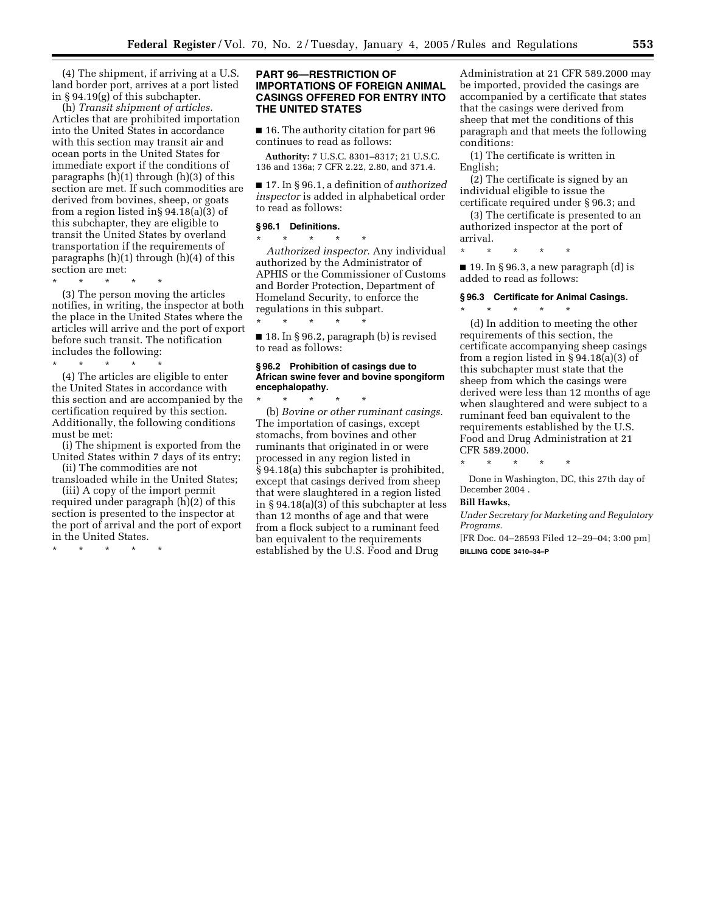(4) The shipment, if arriving at a U.S. land border port, arrives at a port listed in § 94.19(g) of this subchapter.

(h) *Transit shipment of articles.* Articles that are prohibited importation into the United States in accordance with this section may transit air and ocean ports in the United States for immediate export if the conditions of paragraphs (h)(1) through (h)(3) of this section are met. If such commodities are derived from bovines, sheep, or goats from a region listed in§ 94.18(a)(3) of this subchapter, they are eligible to transit the United States by overland transportation if the requirements of paragraphs (h)(1) through (h)(4) of this section are met:

\* \* \* \* \*

(3) The person moving the articles notifies, in writing, the inspector at both the place in the United States where the articles will arrive and the port of export before such transit. The notification includes the following:

\* \* \* \* \*

(4) The articles are eligible to enter the United States in accordance with this section and are accompanied by the certification required by this section. Additionally, the following conditions must be met:

(i) The shipment is exported from the United States within 7 days of its entry;

(ii) The commodities are not transloaded while in the United States;

(iii) A copy of the import permit required under paragraph (h)(2) of this section is presented to the inspector at the port of arrival and the port of export in the United States.

\* \* \* \* \*

## PART 96—RESTRICTION OF IMPORTATIONS OF FOREIGN ANIMAL CASINGS OFFERED FOR ENTRY INTO THE UNITED STATES

■ 16. The authority citation for part 96 continues to read as follows:

**Authority:** 7 U.S.C. 8301–8317; 21 U.S.C. 136 and 136a; 7 CFR 2.22, 2.80, and 371.4.

■ 17. In § 96.1, a definition of *authorized inspector* is added in alphabetical order to read as follows:

### § 96.1 Definitions.

\* \* \* \* \*

*Authorized inspector.* Any individual authorized by the Administrator of APHIS or the Commissioner of Customs and Border Protection, Department of Homeland Security, to enforce the regulations in this subpart.

\* \* \* \* \*

■ 18. In § 96.2, paragraph (b) is revised to read as follows:

### § 96.2 Prohibition of casings due to African swine fever and bovine spongiform encephalopathy.

\* \* \* \* \*

(b) *Bovine or other ruminant casings.* The importation of casings, except stomachs, from bovines and other ruminants that originated in or were processed in any region listed in § 94.18(a) this subchapter is prohibited, except that casings derived from sheep that were slaughtered in a region listed in § 94.18(a)(3) of this subchapter at less than 12 months of age and that were from a flock subject to a ruminant feed ban equivalent to the requirements established by the U.S. Food and Drug Administration at 21 CFR 589.2000 may be imported, provided the casings are accompanied by a certificate that states that the casings were derived from sheep that met the conditions of this paragraph and that meets the following conditions:

(1) The certificate is written in English;

(2) The certificate is signed by an individual eligible to issue the certificate required under § 96.3; and

(3) The certificate is presented to an authorized inspector at the port of arrival.

\* \* \* \* \*

■ 19. In § 96.3, a new paragraph (d) is added to read as follows:

### § 96.3 Certificate for Animal Casings.

\* \* \* \* \*

(d) In addition to meeting the other requirements of this section, the certificate accompanying sheep casings from a region listed in § 94.18(a)(3) of this subchapter must state that the sheep from which the casings were derived were less than 12 months of age when slaughtered and were subject to a ruminant feed ban equivalent to the requirements established by the U.S. Food and Drug Administration at 21 CFR 589.2000.

\* \* \* \* \*

Done in Washington, DC, this 27th day of December 2004 .

**Bill Hawks,**

*Under Secretary for Marketing and Regulatory Programs.*

[FR Doc. 04–28593 Filed 12–29–04; 3:00 pm]

**BILLING CODE 3410–34–P**